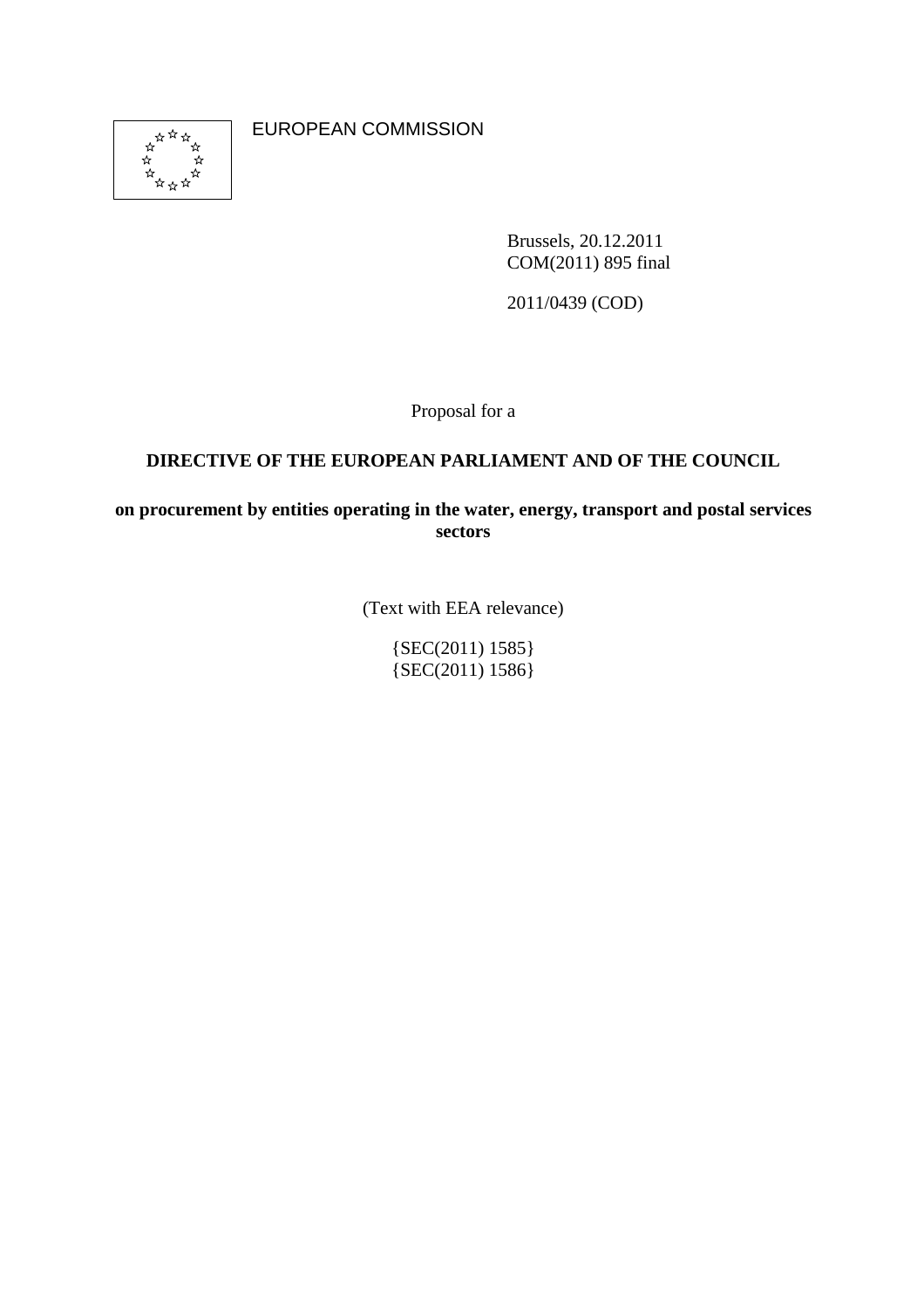EUROPEAN COMMISSION

Brussels, 20.12.2011
COM(2011) 895 final

2011/0439 (COD)

Proposal for a

**DIRECTIVE OF THE EUROPEAN PARLIAMENT AND OF THE COUNCIL**

**on procurement by entities operating in the water, energy, transport and postal services sectors**

(Text with EEA relevance)

{SEC(2011) 1585}
{SEC(2011) 1586}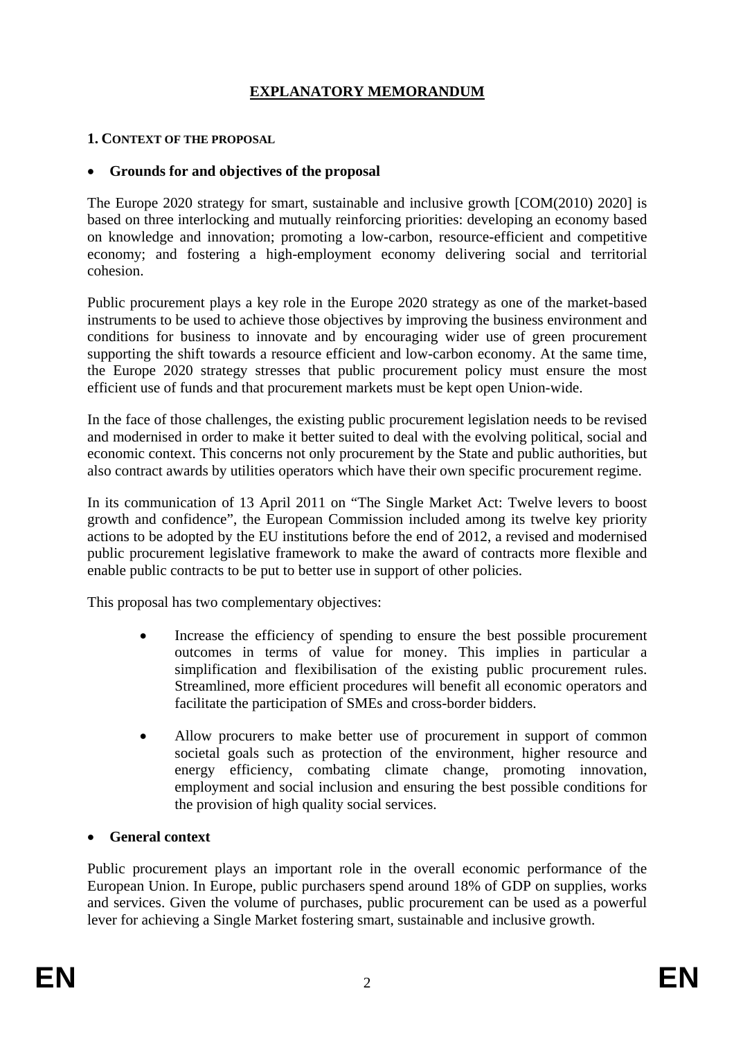# EXPLANATORY MEMORANDUM

## 1. CONTEXT OF THE PROPOSAL

- **Grounds for and objectives of the proposal**

The Europe 2020 strategy for smart, sustainable and inclusive growth [COM(2010) 2020] is based on three interlocking and mutually reinforcing priorities: developing an economy based on knowledge and innovation; promoting a low-carbon, resource-efficient and competitive economy; and fostering a high-employment economy delivering social and territorial cohesion.

Public procurement plays a key role in the Europe 2020 strategy as one of the market-based instruments to be used to achieve those objectives by improving the business environment and conditions for business to innovate and by encouraging wider use of green procurement supporting the shift towards a resource efficient and low-carbon economy. At the same time, the Europe 2020 strategy stresses that public procurement policy must ensure the most efficient use of funds and that procurement markets must be kept open Union-wide.

In the face of those challenges, the existing public procurement legislation needs to be revised and modernised in order to make it better suited to deal with the evolving political, social and economic context. This concerns not only procurement by the State and public authorities, but also contract awards by utilities operators which have their own specific procurement regime.

In its communication of 13 April 2011 on "The Single Market Act: Twelve levers to boost growth and confidence", the European Commission included among its twelve key priority actions to be adopted by the EU institutions before the end of 2012, a revised and modernised public procurement legislative framework to make the award of contracts more flexible and enable public contracts to be put to better use in support of other policies.

This proposal has two complementary objectives:

- Increase the efficiency of spending to ensure the best possible procurement outcomes in terms of value for money. This implies in particular a simplification and flexibilisation of the existing public procurement rules. Streamlined, more efficient procedures will benefit all economic operators and facilitate the participation of SMEs and cross-border bidders.
- Allow procurers to make better use of procurement in support of common societal goals such as protection of the environment, higher resource and energy efficiency, combating climate change, promoting innovation, employment and social inclusion and ensuring the best possible conditions for the provision of high quality social services.

- **General context**

Public procurement plays an important role in the overall economic performance of the European Union. In Europe, public purchasers spend around 18% of GDP on supplies, works and services. Given the volume of purchases, public procurement can be used as a powerful lever for achieving a Single Market fostering smart, sustainable and inclusive growth.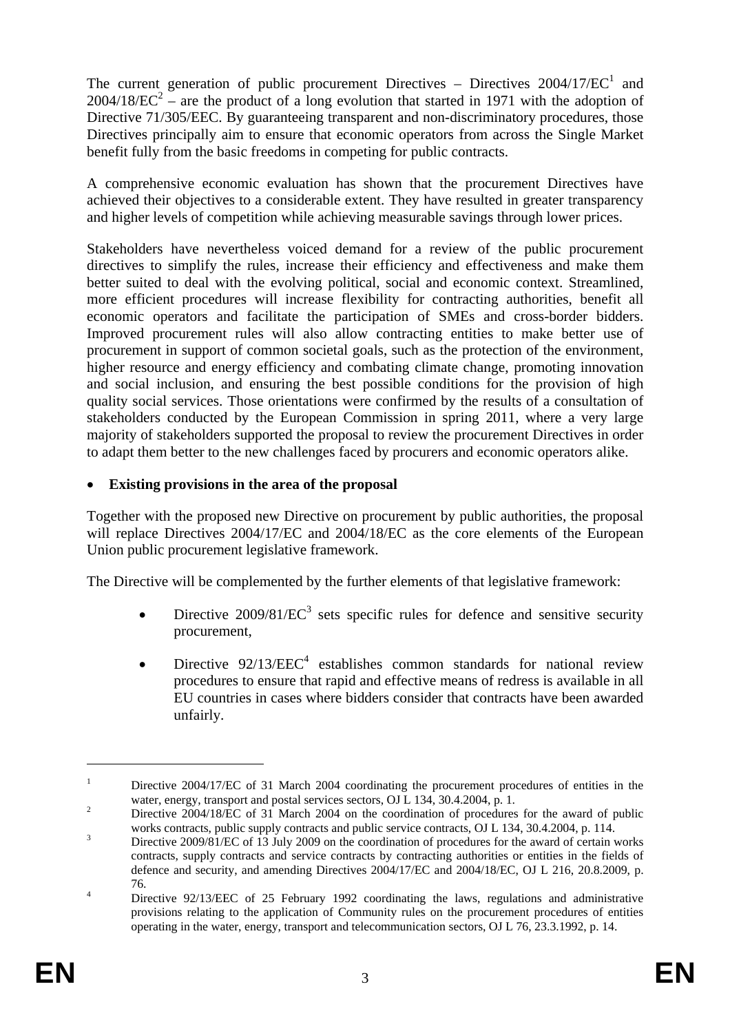The current generation of public procurement Directives – Directives 2004/17/EC[1] and 2004/18/EC[2] – are the product of a long evolution that started in 1971 with the adoption of Directive 71/305/EEC. By guaranteeing transparent and non-discriminatory procedures, those Directives principally aim to ensure that economic operators from across the Single Market benefit fully from the basic freedoms in competing for public contracts.

A comprehensive economic evaluation has shown that the procurement Directives have achieved their objectives to a considerable extent. They have resulted in greater transparency and higher levels of competition while achieving measurable savings through lower prices.

Stakeholders have nevertheless voiced demand for a review of the public procurement directives to simplify the rules, increase their efficiency and effectiveness and make them better suited to deal with the evolving political, social and economic context. Streamlined, more efficient procedures will increase flexibility for contracting authorities, benefit all economic operators and facilitate the participation of SMEs and cross-border bidders. Improved procurement rules will also allow contracting entities to make better use of procurement in support of common societal goals, such as the protection of the environment, higher resource and energy efficiency and combating climate change, promoting innovation and social inclusion, and ensuring the best possible conditions for the provision of high quality social services. Those orientations were confirmed by the results of a consultation of stakeholders conducted by the European Commission in spring 2011, where a very large majority of stakeholders supported the proposal to review the procurement Directives in order to adapt them better to the new challenges faced by procurers and economic operators alike.

- **Existing provisions in the area of the proposal**

Together with the proposed new Directive on procurement by public authorities, the proposal will replace Directives 2004/17/EC and 2004/18/EC as the core elements of the European Union public procurement legislative framework.

The Directive will be complemented by the further elements of that legislative framework:

- Directive 2009/81/EC[3] sets specific rules for defence and sensitive security procurement,
- Directive 92/13/EEC[4] establishes common standards for national review procedures to ensure that rapid and effective means of redress is available in all EU countries in cases where bidders consider that contracts have been awarded unfairly.

---

[1] Directive 2004/17/EC of 31 March 2004 coordinating the procurement procedures of entities in the water, energy, transport and postal services sectors, OJ L 134, 30.4.2004, p. 1.

[2] Directive 2004/18/EC of 31 March 2004 on the coordination of procedures for the award of public works contracts, public supply contracts and public service contracts, OJ L 134, 30.4.2004, p. 114.

[3] Directive 2009/81/EC of 13 July 2009 on the coordination of procedures for the award of certain works contracts, supply contracts and service contracts by contracting authorities or entities in the fields of defence and security, and amending Directives 2004/17/EC and 2004/18/EC, OJ L 216, 20.8.2009, p. 76.

[4] Directive 92/13/EEC of 25 February 1992 coordinating the laws, regulations and administrative provisions relating to the application of Community rules on the procurement procedures of entities operating in the water, energy, transport and telecommunication sectors, OJ L 76, 23.3.1992, p. 14.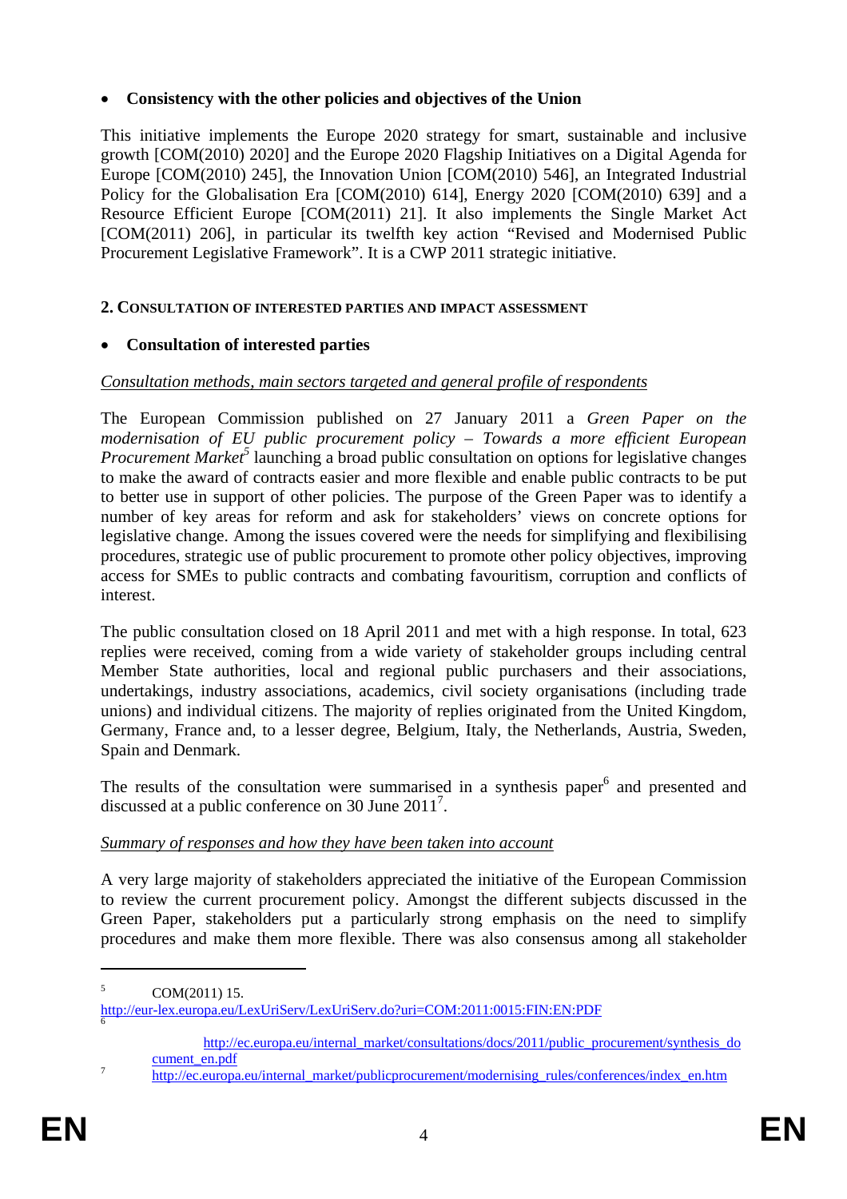- **Consistency with the other policies and objectives of the Union**

This initiative implements the Europe 2020 strategy for smart, sustainable and inclusive growth [COM(2010) 2020] and the Europe 2020 Flagship Initiatives on a Digital Agenda for Europe [COM(2010) 245], the Innovation Union [COM(2010) 546], an Integrated Industrial Policy for the Globalisation Era [COM(2010) 614], Energy 2020 [COM(2010) 639] and a Resource Efficient Europe [COM(2011) 21]. It also implements the Single Market Act [COM(2011) 206], in particular its twelfth key action "Revised and Modernised Public Procurement Legislative Framework". It is a CWP 2011 strategic initiative.

## 2. Consultation of interested parties and impact assessment

- **Consultation of interested parties**

Consultation methods, main sectors targeted and general profile of respondents

The European Commission published on 27 January 2011 a *Green Paper on the modernisation of EU public procurement policy – Towards a more efficient European Procurement Market*[5] launching a broad public consultation on options for legislative changes to make the award of contracts easier and more flexible and enable public contracts to be put to better use in support of other policies. The purpose of the Green Paper was to identify a number of key areas for reform and ask for stakeholders' views on concrete options for legislative change. Among the issues covered were the needs for simplifying and flexibilising procedures, strategic use of public procurement to promote other policy objectives, improving access for SMEs to public contracts and combating favouritism, corruption and conflicts of interest.

The public consultation closed on 18 April 2011 and met with a high response. In total, 623 replies were received, coming from a wide variety of stakeholder groups including central Member State authorities, local and regional public purchasers and their associations, undertakings, industry associations, academics, civil society organisations (including trade unions) and individual citizens. The majority of replies originated from the United Kingdom, Germany, France and, to a lesser degree, Belgium, Italy, the Netherlands, Austria, Sweden, Spain and Denmark.

The results of the consultation were summarised in a synthesis paper[6] and presented and discussed at a public conference on 30 June 2011[7].

Summary of responses and how they have been taken into account

A very large majority of stakeholders appreciated the initiative of the European Commission to review the current procurement policy. Amongst the different subjects discussed in the Green Paper, stakeholders put a particularly strong emphasis on the need to simplify procedures and make them more flexible. There was also consensus among all stakeholder

---

[5] COM(2011) 15. http://eur-lex.europa.eu/LexUriServ/LexUriServ.do?uri=COM:2011:0015:FIN:EN:PDF

[6] http://ec.europa.eu/internal_market/consultations/docs/2011/public_procurement/synthesis_document_en.pdf

[7] http://ec.europa.eu/internal_market/publicprocurement/modernising_rules/conferences/index_en.htm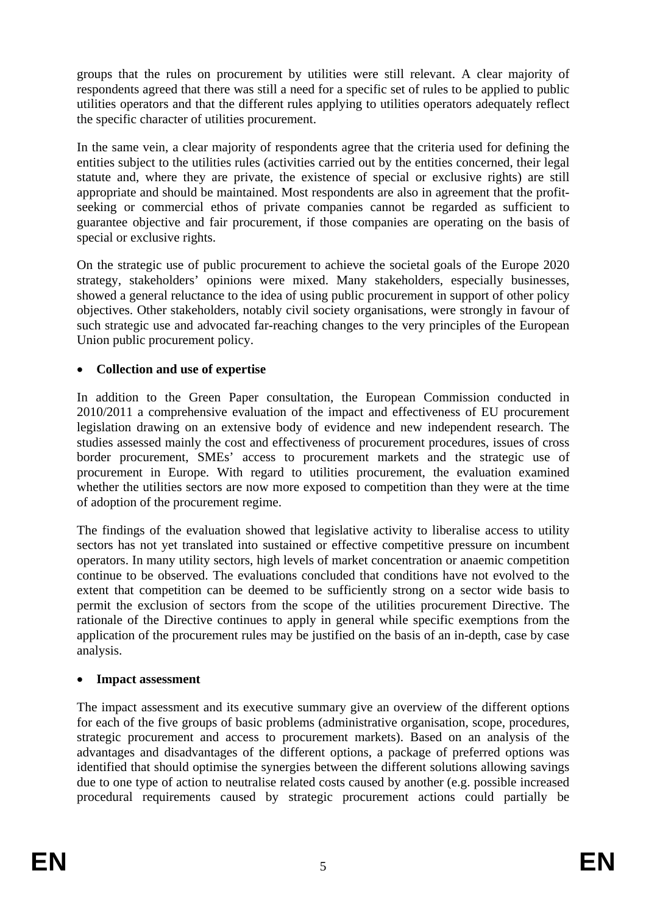groups that the rules on procurement by utilities were still relevant. A clear majority of respondents agreed that there was still a need for a specific set of rules to be applied to public utilities operators and that the different rules applying to utilities operators adequately reflect the specific character of utilities procurement.

In the same vein, a clear majority of respondents agree that the criteria used for defining the entities subject to the utilities rules (activities carried out by the entities concerned, their legal statute and, where they are private, the existence of special or exclusive rights) are still appropriate and should be maintained. Most respondents are also in agreement that the profit-seeking or commercial ethos of private companies cannot be regarded as sufficient to guarantee objective and fair procurement, if those companies are operating on the basis of special or exclusive rights.

On the strategic use of public procurement to achieve the societal goals of the Europe 2020 strategy, stakeholders' opinions were mixed. Many stakeholders, especially businesses, showed a general reluctance to the idea of using public procurement in support of other policy objectives. Other stakeholders, notably civil society organisations, were strongly in favour of such strategic use and advocated far-reaching changes to the very principles of the European Union public procurement policy.

- **Collection and use of expertise**

In addition to the Green Paper consultation, the European Commission conducted in 2010/2011 a comprehensive evaluation of the impact and effectiveness of EU procurement legislation drawing on an extensive body of evidence and new independent research. The studies assessed mainly the cost and effectiveness of procurement procedures, issues of cross border procurement, SMEs' access to procurement markets and the strategic use of procurement in Europe. With regard to utilities procurement, the evaluation examined whether the utilities sectors are now more exposed to competition than they were at the time of adoption of the procurement regime.

The findings of the evaluation showed that legislative activity to liberalise access to utility sectors has not yet translated into sustained or effective competitive pressure on incumbent operators. In many utility sectors, high levels of market concentration or anaemic competition continue to be observed. The evaluations concluded that conditions have not evolved to the extent that competition can be deemed to be sufficiently strong on a sector wide basis to permit the exclusion of sectors from the scope of the utilities procurement Directive. The rationale of the Directive continues to apply in general while specific exemptions from the application of the procurement rules may be justified on the basis of an in-depth, case by case analysis.

- **Impact assessment**

The impact assessment and its executive summary give an overview of the different options for each of the five groups of basic problems (administrative organisation, scope, procedures, strategic procurement and access to procurement markets). Based on an analysis of the advantages and disadvantages of the different options, a package of preferred options was identified that should optimise the synergies between the different solutions allowing savings due to one type of action to neutralise related costs caused by another (e.g. possible increased procedural requirements caused by strategic procurement actions could partially be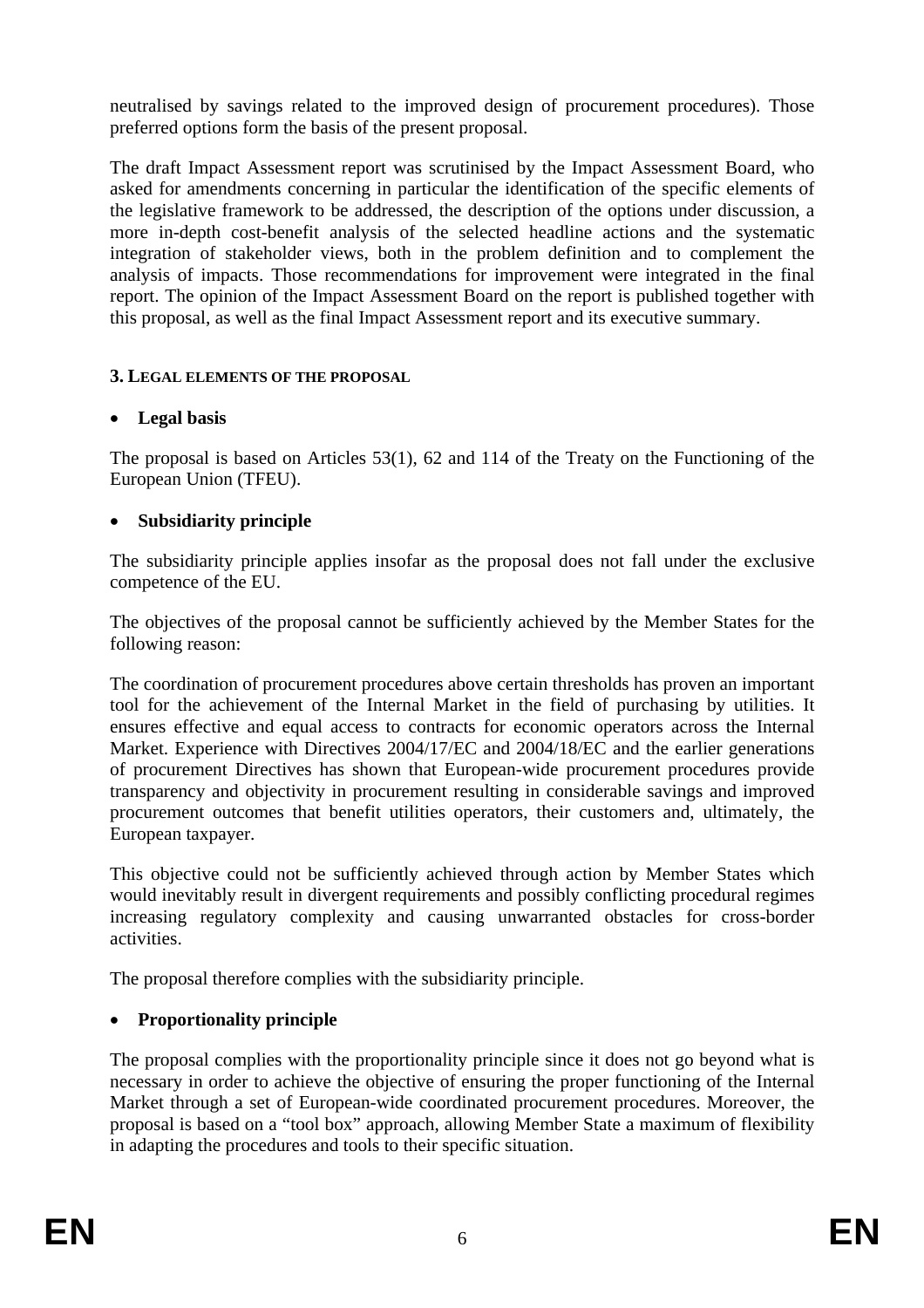neutralised by savings related to the improved design of procurement procedures). Those preferred options form the basis of the present proposal.

The draft Impact Assessment report was scrutinised by the Impact Assessment Board, who asked for amendments concerning in particular the identification of the specific elements of the legislative framework to be addressed, the description of the options under discussion, a more in-depth cost-benefit analysis of the selected headline actions and the systematic integration of stakeholder views, both in the problem definition and to complement the analysis of impacts. Those recommendations for improvement were integrated in the final report. The opinion of the Impact Assessment Board on the report is published together with this proposal, as well as the final Impact Assessment report and its executive summary.

## 3. LEGAL ELEMENTS OF THE PROPOSAL

- **Legal basis**

The proposal is based on Articles 53(1), 62 and 114 of the Treaty on the Functioning of the European Union (TFEU).

- **Subsidiarity principle**

The subsidiarity principle applies insofar as the proposal does not fall under the exclusive competence of the EU.

The objectives of the proposal cannot be sufficiently achieved by the Member States for the following reason:

The coordination of procurement procedures above certain thresholds has proven an important tool for the achievement of the Internal Market in the field of purchasing by utilities. It ensures effective and equal access to contracts for economic operators across the Internal Market. Experience with Directives 2004/17/EC and 2004/18/EC and the earlier generations of procurement Directives has shown that European-wide procurement procedures provide transparency and objectivity in procurement resulting in considerable savings and improved procurement outcomes that benefit utilities operators, their customers and, ultimately, the European taxpayer.

This objective could not be sufficiently achieved through action by Member States which would inevitably result in divergent requirements and possibly conflicting procedural regimes increasing regulatory complexity and causing unwarranted obstacles for cross-border activities.

The proposal therefore complies with the subsidiarity principle.

- **Proportionality principle**

The proposal complies with the proportionality principle since it does not go beyond what is necessary in order to achieve the objective of ensuring the proper functioning of the Internal Market through a set of European-wide coordinated procurement procedures. Moreover, the proposal is based on a "tool box" approach, allowing Member State a maximum of flexibility in adapting the procedures and tools to their specific situation.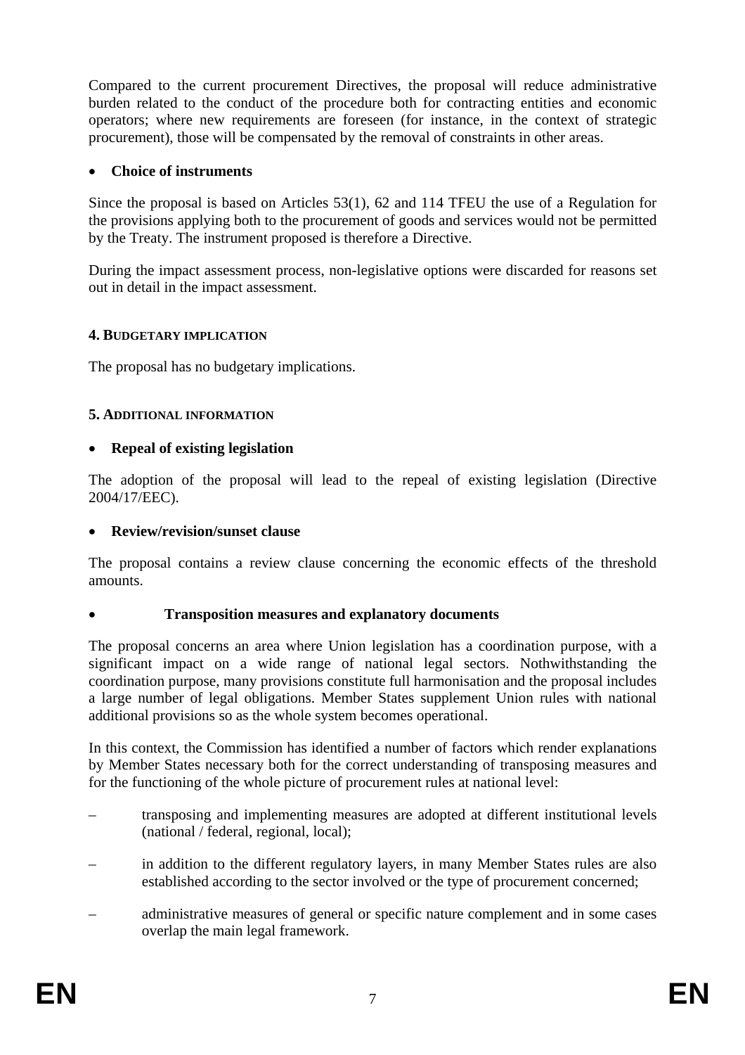Compared to the current procurement Directives, the proposal will reduce administrative burden related to the conduct of the procedure both for contracting entities and economic operators; where new requirements are foreseen (for instance, in the context of strategic procurement), those will be compensated by the removal of constraints in other areas.

- **Choice of instruments**

Since the proposal is based on Articles 53(1), 62 and 114 TFEU the use of a Regulation for the provisions applying both to the procurement of goods and services would not be permitted by the Treaty. The instrument proposed is therefore a Directive.

During the impact assessment process, non-legislative options were discarded for reasons set out in detail in the impact assessment.

#### 4. BUDGETARY IMPLICATION

The proposal has no budgetary implications.

#### 5. ADDITIONAL INFORMATION

- **Repeal of existing legislation**

The adoption of the proposal will lead to the repeal of existing legislation (Directive 2004/17/EEC).

- **Review/revision/sunset clause**

The proposal contains a review clause concerning the economic effects of the threshold amounts.

- **Transposition measures and explanatory documents**

The proposal concerns an area where Union legislation has a coordination purpose, with a significant impact on a wide range of national legal sectors. Nothwithstanding the coordination purpose, many provisions constitute full harmonisation and the proposal includes a large number of legal obligations. Member States supplement Union rules with national additional provisions so as the whole system becomes operational.

In this context, the Commission has identified a number of factors which render explanations by Member States necessary both for the correct understanding of transposing measures and for the functioning of the whole picture of procurement rules at national level:

– transposing and implementing measures are adopted at different institutional levels (national / federal, regional, local);

– in addition to the different regulatory layers, in many Member States rules are also established according to the sector involved or the type of procurement concerned;

– administrative measures of general or specific nature complement and in some cases overlap the main legal framework.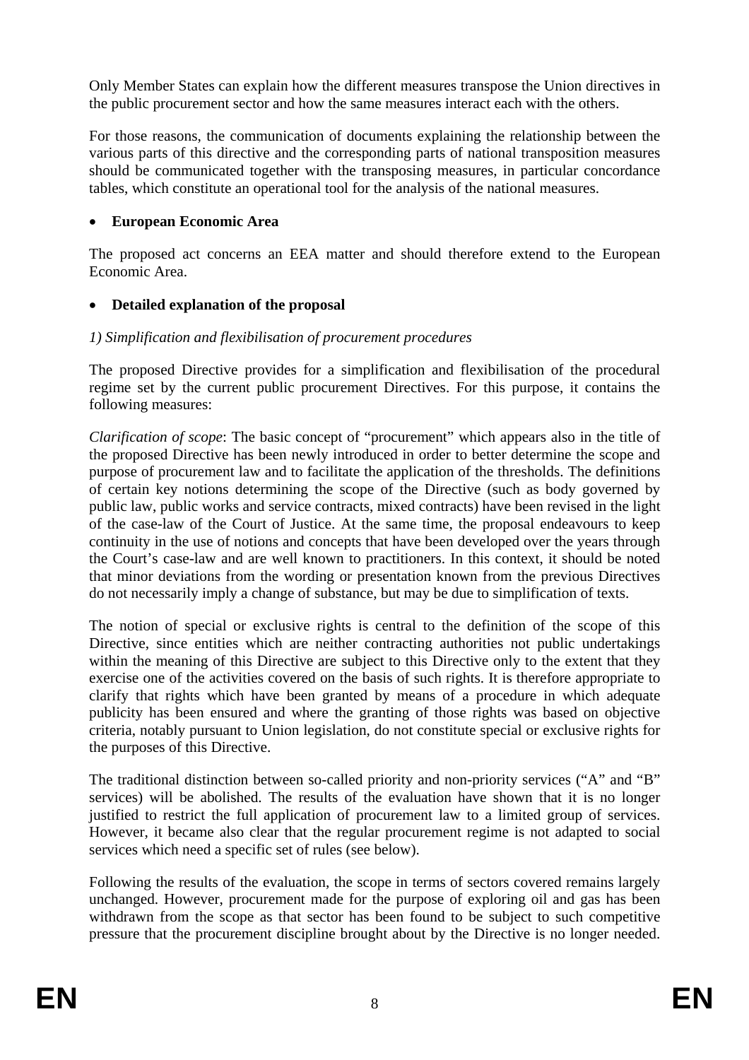Only Member States can explain how the different measures transpose the Union directives in the public procurement sector and how the same measures interact each with the others.

For those reasons, the communication of documents explaining the relationship between the various parts of this directive and the corresponding parts of national transposition measures should be communicated together with the transposing measures, in particular concordance tables, which constitute an operational tool for the analysis of the national measures.

- **European Economic Area**

The proposed act concerns an EEA matter and should therefore extend to the European Economic Area.

- **Detailed explanation of the proposal**

*1) Simplification and flexibilisation of procurement procedures*

The proposed Directive provides for a simplification and flexibilisation of the procedural regime set by the current public procurement Directives. For this purpose, it contains the following measures:

*Clarification of scope*: The basic concept of "procurement" which appears also in the title of the proposed Directive has been newly introduced in order to better determine the scope and purpose of procurement law and to facilitate the application of the thresholds. The definitions of certain key notions determining the scope of the Directive (such as body governed by public law, public works and service contracts, mixed contracts) have been revised in the light of the case-law of the Court of Justice. At the same time, the proposal endeavours to keep continuity in the use of notions and concepts that have been developed over the years through the Court's case-law and are well known to practitioners. In this context, it should be noted that minor deviations from the wording or presentation known from the previous Directives do not necessarily imply a change of substance, but may be due to simplification of texts.

The notion of special or exclusive rights is central to the definition of the scope of this Directive, since entities which are neither contracting authorities not public undertakings within the meaning of this Directive are subject to this Directive only to the extent that they exercise one of the activities covered on the basis of such rights. It is therefore appropriate to clarify that rights which have been granted by means of a procedure in which adequate publicity has been ensured and where the granting of those rights was based on objective criteria, notably pursuant to Union legislation, do not constitute special or exclusive rights for the purposes of this Directive.

The traditional distinction between so-called priority and non-priority services ("A" and "B" services) will be abolished. The results of the evaluation have shown that it is no longer justified to restrict the full application of procurement law to a limited group of services. However, it became also clear that the regular procurement regime is not adapted to social services which need a specific set of rules (see below).

Following the results of the evaluation, the scope in terms of sectors covered remains largely unchanged. However, procurement made for the purpose of exploring oil and gas has been withdrawn from the scope as that sector has been found to be subject to such competitive pressure that the procurement discipline brought about by the Directive is no longer needed.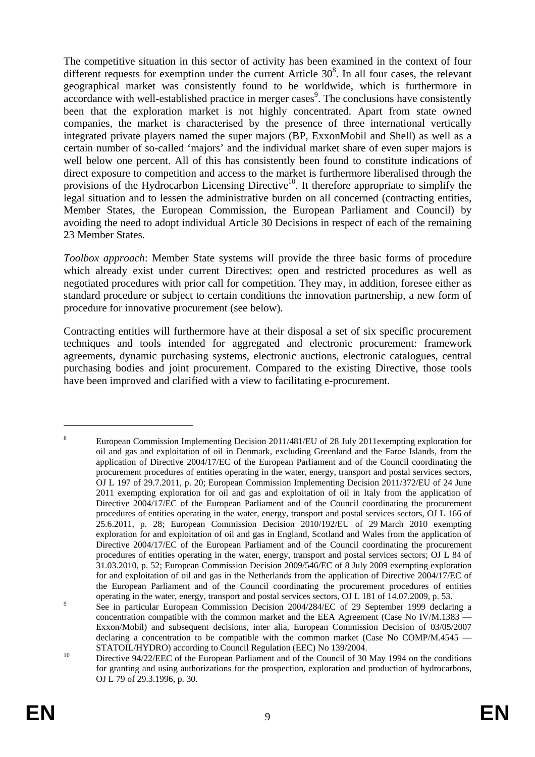The competitive situation in this sector of activity has been examined in the context of four different requests for exemption under the current Article 30[8]. In all four cases, the relevant geographical market was consistently found to be worldwide, which is furthermore in accordance with well-established practice in merger cases[9]. The conclusions have consistently been that the exploration market is not highly concentrated. Apart from state owned companies, the market is characterised by the presence of three international vertically integrated private players named the super majors (BP, ExxonMobil and Shell) as well as a certain number of so-called 'majors' and the individual market share of even super majors is well below one percent. All of this has consistently been found to constitute indications of direct exposure to competition and access to the market is furthermore liberalised through the provisions of the Hydrocarbon Licensing Directive[10]. It therefore appropriate to simplify the legal situation and to lessen the administrative burden on all concerned (contracting entities, Member States, the European Commission, the European Parliament and Council) by avoiding the need to adopt individual Article 30 Decisions in respect of each of the remaining 23 Member States.

*Toolbox approach*: Member State systems will provide the three basic forms of procedure which already exist under current Directives: open and restricted procedures as well as negotiated procedures with prior call for competition. They may, in addition, foresee either as standard procedure or subject to certain conditions the innovation partnership, a new form of procedure for innovative procurement (see below).

Contracting entities will furthermore have at their disposal a set of six specific procurement techniques and tools intended for aggregated and electronic procurement: framework agreements, dynamic purchasing systems, electronic auctions, electronic catalogues, central purchasing bodies and joint procurement. Compared to the existing Directive, those tools have been improved and clarified with a view to facilitating e-procurement.

---

[8] European Commission Implementing Decision 2011/481/EU of 28 July 2011exempting exploration for oil and gas and exploitation of oil in Denmark, excluding Greenland and the Faroe Islands, from the application of Directive 2004/17/EC of the European Parliament and of the Council coordinating the procurement procedures of entities operating in the water, energy, transport and postal services sectors, OJ L 197 of 29.7.2011, p. 20; European Commission Implementing Decision 2011/372/EU of 24 June 2011 exempting exploration for oil and gas and exploitation of oil in Italy from the application of Directive 2004/17/EC of the European Parliament and of the Council coordinating the procurement procedures of entities operating in the water, energy, transport and postal services sectors, OJ L 166 of 25.6.2011, p. 28; European Commission Decision 2010/192/EU of 29 March 2010 exempting exploration for and exploitation of oil and gas in England, Scotland and Wales from the application of Directive 2004/17/EC of the European Parliament and of the Council coordinating the procurement procedures of entities operating in the water, energy, transport and postal services sectors; OJ L 84 of 31.03.2010, p. 52; European Commission Decision 2009/546/EC of 8 July 2009 exempting exploration for and exploitation of oil and gas in the Netherlands from the application of Directive 2004/17/EC of the European Parliament and of the Council coordinating the procurement procedures of entities operating in the water, energy, transport and postal services sectors, OJ L 181 of 14.07.2009, p. 53.

[9] See in particular European Commission Decision 2004/284/EC of 29 September 1999 declaring a concentration compatible with the common market and the EEA Agreement (Case No IV/M.1383 — Exxon/Mobil) and subsequent decisions, inter alia, European Commission Decision of 03/05/2007 declaring a concentration to be compatible with the common market (Case No COMP/M.4545 — STATOIL/HYDRO) according to Council Regulation (EEC) No 139/2004.

[10] Directive 94/22/EEC of the European Parliament and of the Council of 30 May 1994 on the conditions for granting and using authorizations for the prospection, exploration and production of hydrocarbons, OJ L 79 of 29.3.1996, p. 30.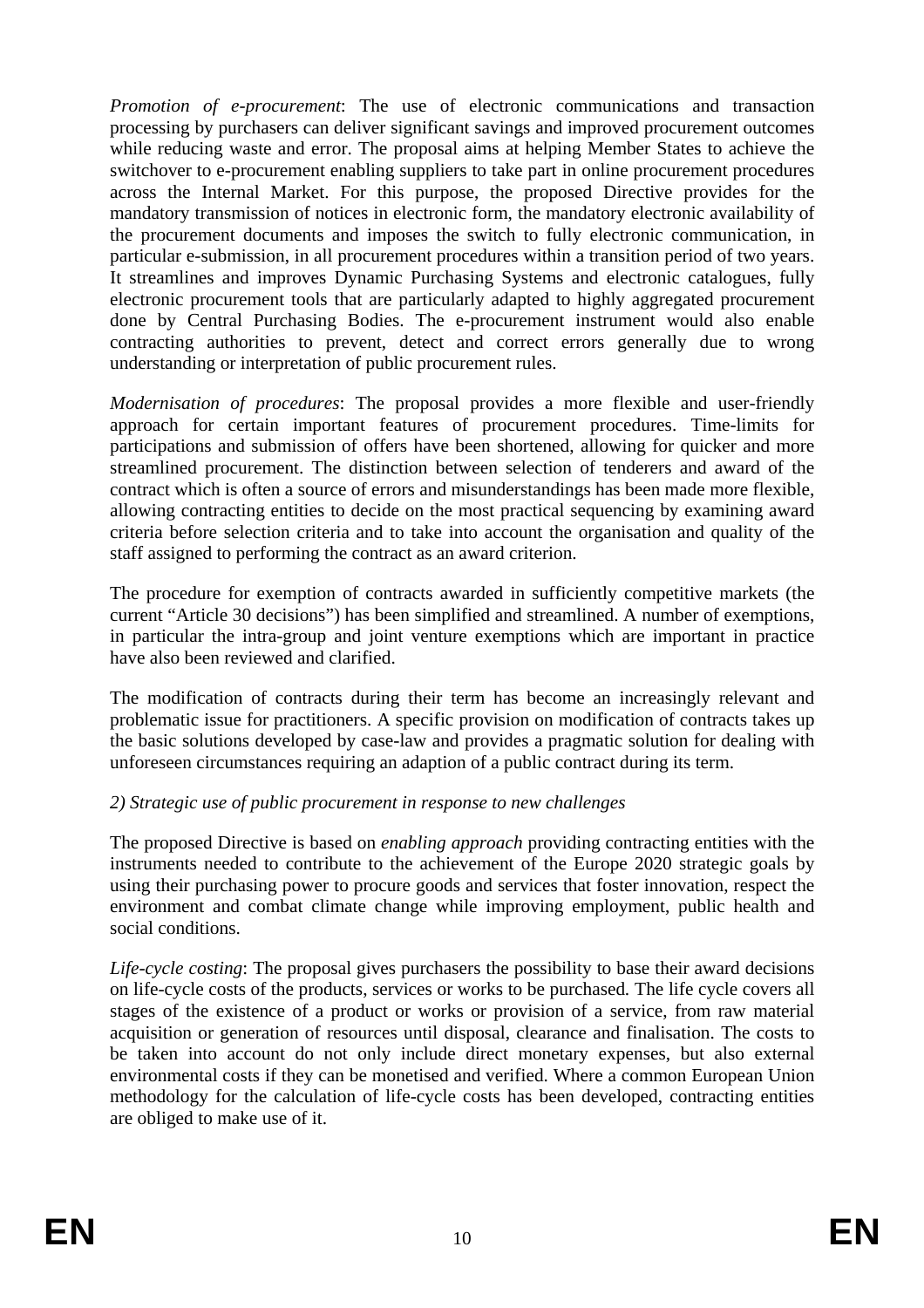*Promotion of e-procurement*: The use of electronic communications and transaction processing by purchasers can deliver significant savings and improved procurement outcomes while reducing waste and error. The proposal aims at helping Member States to achieve the switchover to e-procurement enabling suppliers to take part in online procurement procedures across the Internal Market. For this purpose, the proposed Directive provides for the mandatory transmission of notices in electronic form, the mandatory electronic availability of the procurement documents and imposes the switch to fully electronic communication, in particular e-submission, in all procurement procedures within a transition period of two years. It streamlines and improves Dynamic Purchasing Systems and electronic catalogues, fully electronic procurement tools that are particularly adapted to highly aggregated procurement done by Central Purchasing Bodies. The e-procurement instrument would also enable contracting authorities to prevent, detect and correct errors generally due to wrong understanding or interpretation of public procurement rules.

*Modernisation of procedures*: The proposal provides a more flexible and user-friendly approach for certain important features of procurement procedures. Time-limits for participations and submission of offers have been shortened, allowing for quicker and more streamlined procurement. The distinction between selection of tenderers and award of the contract which is often a source of errors and misunderstandings has been made more flexible, allowing contracting entities to decide on the most practical sequencing by examining award criteria before selection criteria and to take into account the organisation and quality of the staff assigned to performing the contract as an award criterion.

The procedure for exemption of contracts awarded in sufficiently competitive markets (the current "Article 30 decisions") has been simplified and streamlined. A number of exemptions, in particular the intra-group and joint venture exemptions which are important in practice have also been reviewed and clarified.

The modification of contracts during their term has become an increasingly relevant and problematic issue for practitioners. A specific provision on modification of contracts takes up the basic solutions developed by case-law and provides a pragmatic solution for dealing with unforeseen circumstances requiring an adaption of a public contract during its term.

*2) Strategic use of public procurement in response to new challenges*

The proposed Directive is based on *enabling approach* providing contracting entities with the instruments needed to contribute to the achievement of the Europe 2020 strategic goals by using their purchasing power to procure goods and services that foster innovation, respect the environment and combat climate change while improving employment, public health and social conditions.

*Life-cycle costing*: The proposal gives purchasers the possibility to base their award decisions on life-cycle costs of the products, services or works to be purchased. The life cycle covers all stages of the existence of a product or works or provision of a service, from raw material acquisition or generation of resources until disposal, clearance and finalisation. The costs to be taken into account do not only include direct monetary expenses, but also external environmental costs if they can be monetised and verified. Where a common European Union methodology for the calculation of life-cycle costs has been developed, contracting entities are obliged to make use of it.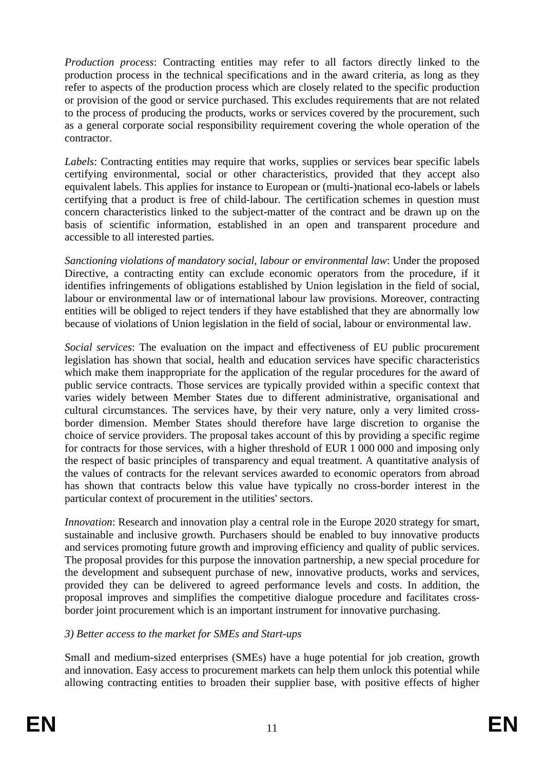*Production process*: Contracting entities may refer to all factors directly linked to the production process in the technical specifications and in the award criteria, as long as they refer to aspects of the production process which are closely related to the specific production or provision of the good or service purchased. This excludes requirements that are not related to the process of producing the products, works or services covered by the procurement, such as a general corporate social responsibility requirement covering the whole operation of the contractor.

*Labels*: Contracting entities may require that works, supplies or services bear specific labels certifying environmental, social or other characteristics, provided that they accept also equivalent labels. This applies for instance to European or (multi-)national eco-labels or labels certifying that a product is free of child-labour. The certification schemes in question must concern characteristics linked to the subject-matter of the contract and be drawn up on the basis of scientific information, established in an open and transparent procedure and accessible to all interested parties.

*Sanctioning violations of mandatory social, labour or environmental law*: Under the proposed Directive, a contracting entity can exclude economic operators from the procedure, if it identifies infringements of obligations established by Union legislation in the field of social, labour or environmental law or of international labour law provisions. Moreover, contracting entities will be obliged to reject tenders if they have established that they are abnormally low because of violations of Union legislation in the field of social, labour or environmental law.

*Social services*: The evaluation on the impact and effectiveness of EU public procurement legislation has shown that social, health and education services have specific characteristics which make them inappropriate for the application of the regular procedures for the award of public service contracts. Those services are typically provided within a specific context that varies widely between Member States due to different administrative, organisational and cultural circumstances. The services have, by their very nature, only a very limited cross-border dimension. Member States should therefore have large discretion to organise the choice of service providers. The proposal takes account of this by providing a specific regime for contracts for those services, with a higher threshold of EUR 1 000 000 and imposing only the respect of basic principles of transparency and equal treatment. A quantitative analysis of the values of contracts for the relevant services awarded to economic operators from abroad has shown that contracts below this value have typically no cross-border interest in the particular context of procurement in the utilities' sectors.

*Innovation*: Research and innovation play a central role in the Europe 2020 strategy for smart, sustainable and inclusive growth. Purchasers should be enabled to buy innovative products and services promoting future growth and improving efficiency and quality of public services. The proposal provides for this purpose the innovation partnership, a new special procedure for the development and subsequent purchase of new, innovative products, works and services, provided they can be delivered to agreed performance levels and costs. In addition, the proposal improves and simplifies the competitive dialogue procedure and facilitates cross-border joint procurement which is an important instrument for innovative purchasing.

*3) Better access to the market for SMEs and Start-ups*

Small and medium-sized enterprises (SMEs) have a huge potential for job creation, growth and innovation. Easy access to procurement markets can help them unlock this potential while allowing contracting entities to broaden their supplier base, with positive effects of higher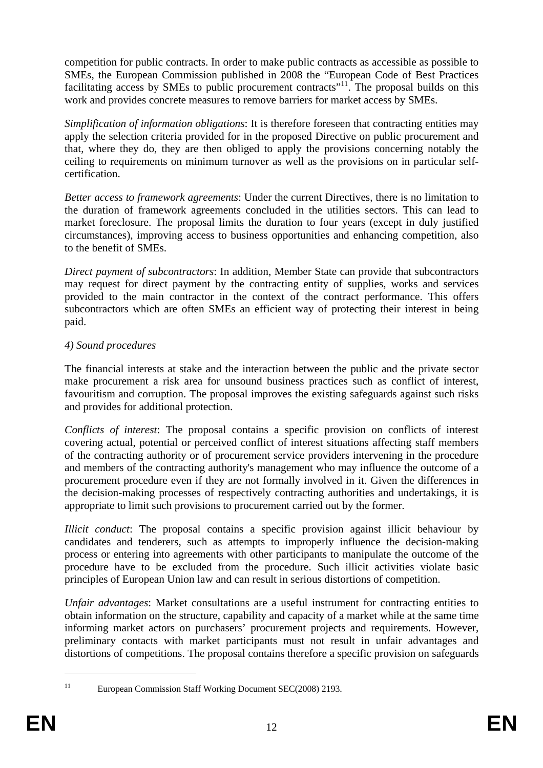competition for public contracts. In order to make public contracts as accessible as possible to SMEs, the European Commission published in 2008 the "European Code of Best Practices facilitating access by SMEs to public procurement contracts"[11]. The proposal builds on this work and provides concrete measures to remove barriers for market access by SMEs.

*Simplification of information obligations*: It is therefore foreseen that contracting entities may apply the selection criteria provided for in the proposed Directive on public procurement and that, where they do, they are then obliged to apply the provisions concerning notably the ceiling to requirements on minimum turnover as well as the provisions on in particular self-certification.

*Better access to framework agreements*: Under the current Directives, there is no limitation to the duration of framework agreements concluded in the utilities sectors. This can lead to market foreclosure. The proposal limits the duration to four years (except in duly justified circumstances), improving access to business opportunities and enhancing competition, also to the benefit of SMEs.

*Direct payment of subcontractors*: In addition, Member State can provide that subcontractors may request for direct payment by the contracting entity of supplies, works and services provided to the main contractor in the context of the contract performance. This offers subcontractors which are often SMEs an efficient way of protecting their interest in being paid.

*4) Sound procedures*

The financial interests at stake and the interaction between the public and the private sector make procurement a risk area for unsound business practices such as conflict of interest, favouritism and corruption. The proposal improves the existing safeguards against such risks and provides for additional protection.

*Conflicts of interest*: The proposal contains a specific provision on conflicts of interest covering actual, potential or perceived conflict of interest situations affecting staff members of the contracting authority or of procurement service providers intervening in the procedure and members of the contracting authority's management who may influence the outcome of a procurement procedure even if they are not formally involved in it. Given the differences in the decision-making processes of respectively contracting authorities and undertakings, it is appropriate to limit such provisions to procurement carried out by the former.

*Illicit conduct*: The proposal contains a specific provision against illicit behaviour by candidates and tenderers, such as attempts to improperly influence the decision-making process or entering into agreements with other participants to manipulate the outcome of the procedure have to be excluded from the procedure. Such illicit activities violate basic principles of European Union law and can result in serious distortions of competition.

*Unfair advantages*: Market consultations are a useful instrument for contracting entities to obtain information on the structure, capability and capacity of a market while at the same time informing market actors on purchasers' procurement projects and requirements. However, preliminary contacts with market participants must not result in unfair advantages and distortions of competitions. The proposal contains therefore a specific provision on safeguards

[11] European Commission Staff Working Document SEC(2008) 2193.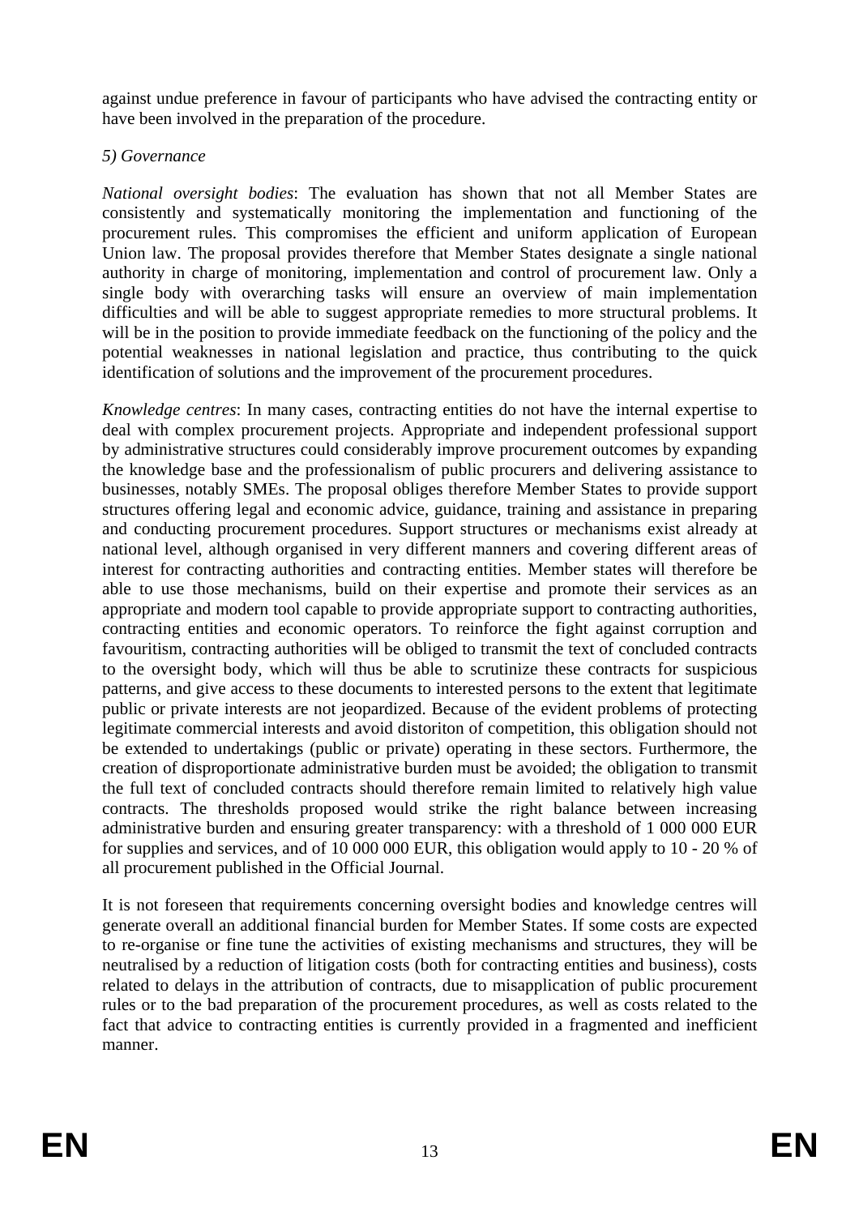against undue preference in favour of participants who have advised the contracting entity or have been involved in the preparation of the procedure.

*5) Governance*

*National oversight bodies*: The evaluation has shown that not all Member States are consistently and systematically monitoring the implementation and functioning of the procurement rules. This compromises the efficient and uniform application of European Union law. The proposal provides therefore that Member States designate a single national authority in charge of monitoring, implementation and control of procurement law. Only a single body with overarching tasks will ensure an overview of main implementation difficulties and will be able to suggest appropriate remedies to more structural problems. It will be in the position to provide immediate feedback on the functioning of the policy and the potential weaknesses in national legislation and practice, thus contributing to the quick identification of solutions and the improvement of the procurement procedures.

*Knowledge centres*: In many cases, contracting entities do not have the internal expertise to deal with complex procurement projects. Appropriate and independent professional support by administrative structures could considerably improve procurement outcomes by expanding the knowledge base and the professionalism of public procurers and delivering assistance to businesses, notably SMEs. The proposal obliges therefore Member States to provide support structures offering legal and economic advice, guidance, training and assistance in preparing and conducting procurement procedures. Support structures or mechanisms exist already at national level, although organised in very different manners and covering different areas of interest for contracting authorities and contracting entities. Member states will therefore be able to use those mechanisms, build on their expertise and promote their services as an appropriate and modern tool capable to provide appropriate support to contracting authorities, contracting entities and economic operators. To reinforce the fight against corruption and favouritism, contracting authorities will be obliged to transmit the text of concluded contracts to the oversight body, which will thus be able to scrutinize these contracts for suspicious patterns, and give access to these documents to interested persons to the extent that legitimate public or private interests are not jeopardized. Because of the evident problems of protecting legitimate commercial interests and avoid distoriton of competition, this obligation should not be extended to undertakings (public or private) operating in these sectors. Furthermore, the creation of disproportionate administrative burden must be avoided; the obligation to transmit the full text of concluded contracts should therefore remain limited to relatively high value contracts. The thresholds proposed would strike the right balance between increasing administrative burden and ensuring greater transparency: with a threshold of 1 000 000 EUR for supplies and services, and of 10 000 000 EUR, this obligation would apply to 10 - 20 % of all procurement published in the Official Journal.

It is not foreseen that requirements concerning oversight bodies and knowledge centres will generate overall an additional financial burden for Member States. If some costs are expected to re-organise or fine tune the activities of existing mechanisms and structures, they will be neutralised by a reduction of litigation costs (both for contracting entities and business), costs related to delays in the attribution of contracts, due to misapplication of public procurement rules or to the bad preparation of the procurement procedures, as well as costs related to the fact that advice to contracting entities is currently provided in a fragmented and inefficient manner.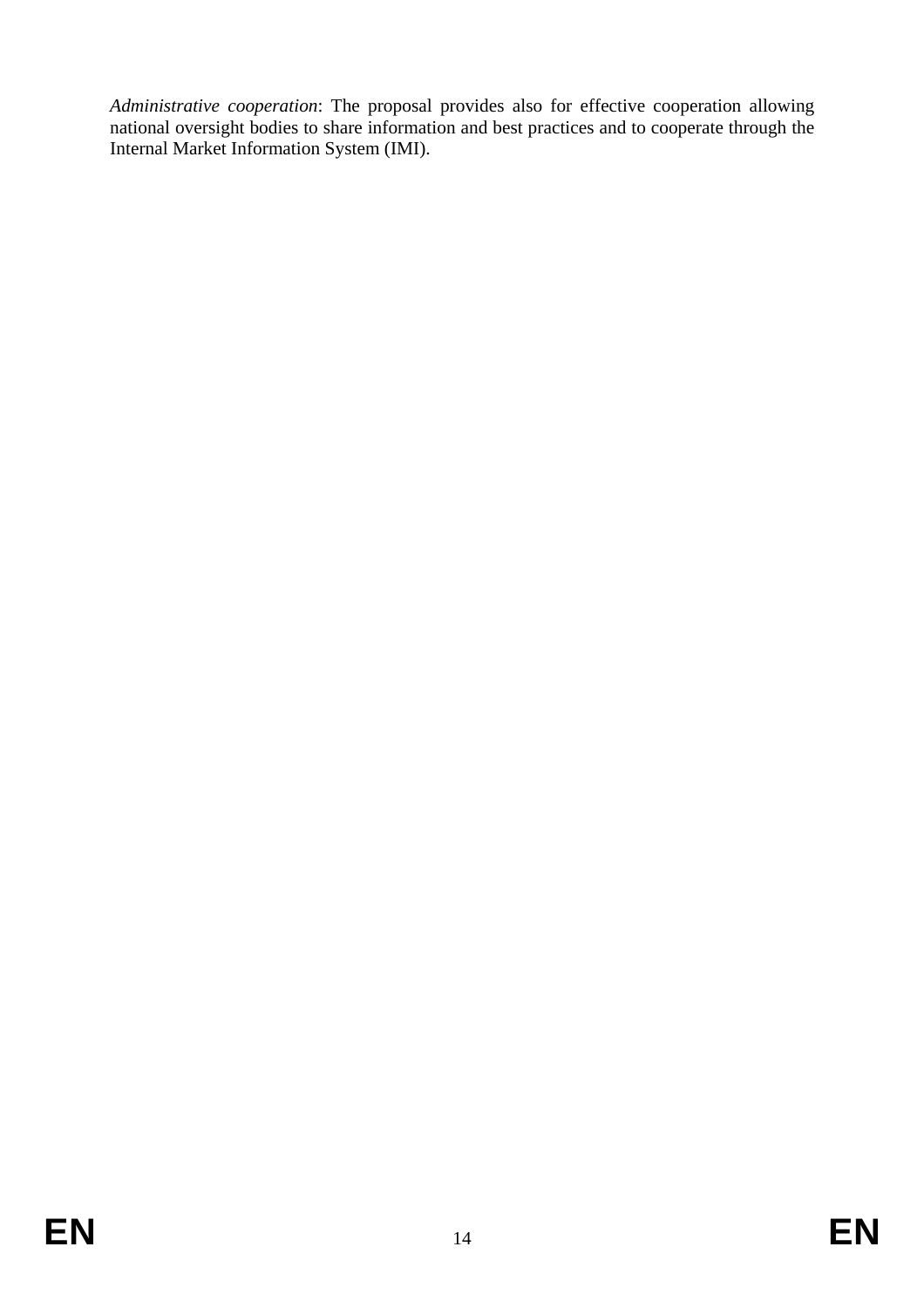*Administrative cooperation*: The proposal provides also for effective cooperation allowing national oversight bodies to share information and best practices and to cooperate through the Internal Market Information System (IMI).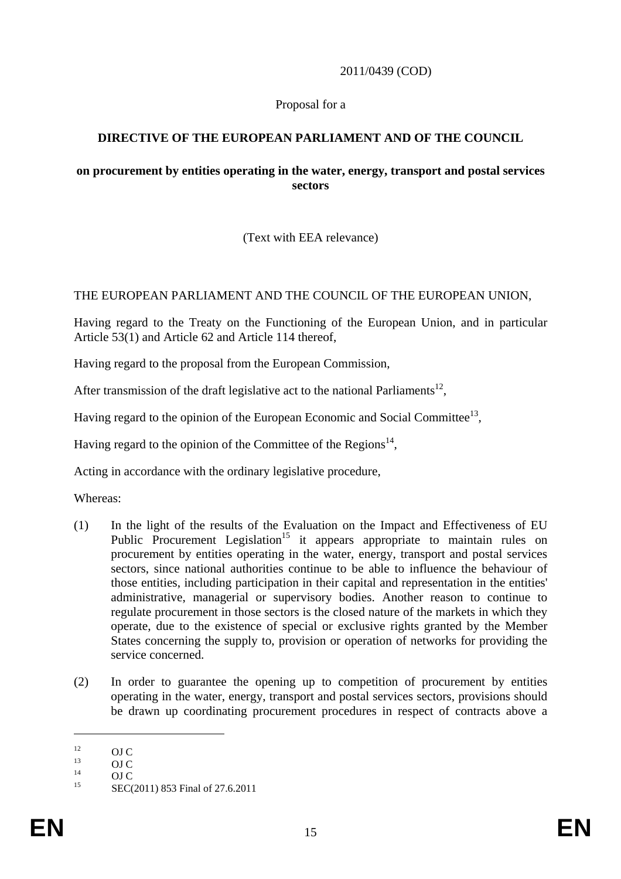2011/0439 (COD)

Proposal for a

**DIRECTIVE OF THE EUROPEAN PARLIAMENT AND OF THE COUNCIL**

**on procurement by entities operating in the water, energy, transport and postal services sectors**

(Text with EEA relevance)

THE EUROPEAN PARLIAMENT AND THE COUNCIL OF THE EUROPEAN UNION,

Having regard to the Treaty on the Functioning of the European Union, and in particular Article 53(1) and Article 62 and Article 114 thereof,

Having regard to the proposal from the European Commission,

After transmission of the draft legislative act to the national Parliaments[12],

Having regard to the opinion of the European Economic and Social Committee[13],

Having regard to the opinion of the Committee of the Regions[14],

Acting in accordance with the ordinary legislative procedure,

Whereas:

(1) In the light of the results of the Evaluation on the Impact and Effectiveness of EU Public Procurement Legislation[15] it appears appropriate to maintain rules on procurement by entities operating in the water, energy, transport and postal services sectors, since national authorities continue to be able to influence the behaviour of those entities, including participation in their capital and representation in the entities' administrative, managerial or supervisory bodies. Another reason to continue to regulate procurement in those sectors is the closed nature of the markets in which they operate, due to the existence of special or exclusive rights granted by the Member States concerning the supply to, provision or operation of networks for providing the service concerned.

(2) In order to guarantee the opening up to competition of procurement by entities operating in the water, energy, transport and postal services sectors, provisions should be drawn up coordinating procurement procedures in respect of contracts above a

---

12 OJ C

13 OJ C

14 OJ C

15 SEC(2011) 853 Final of 27.6.2011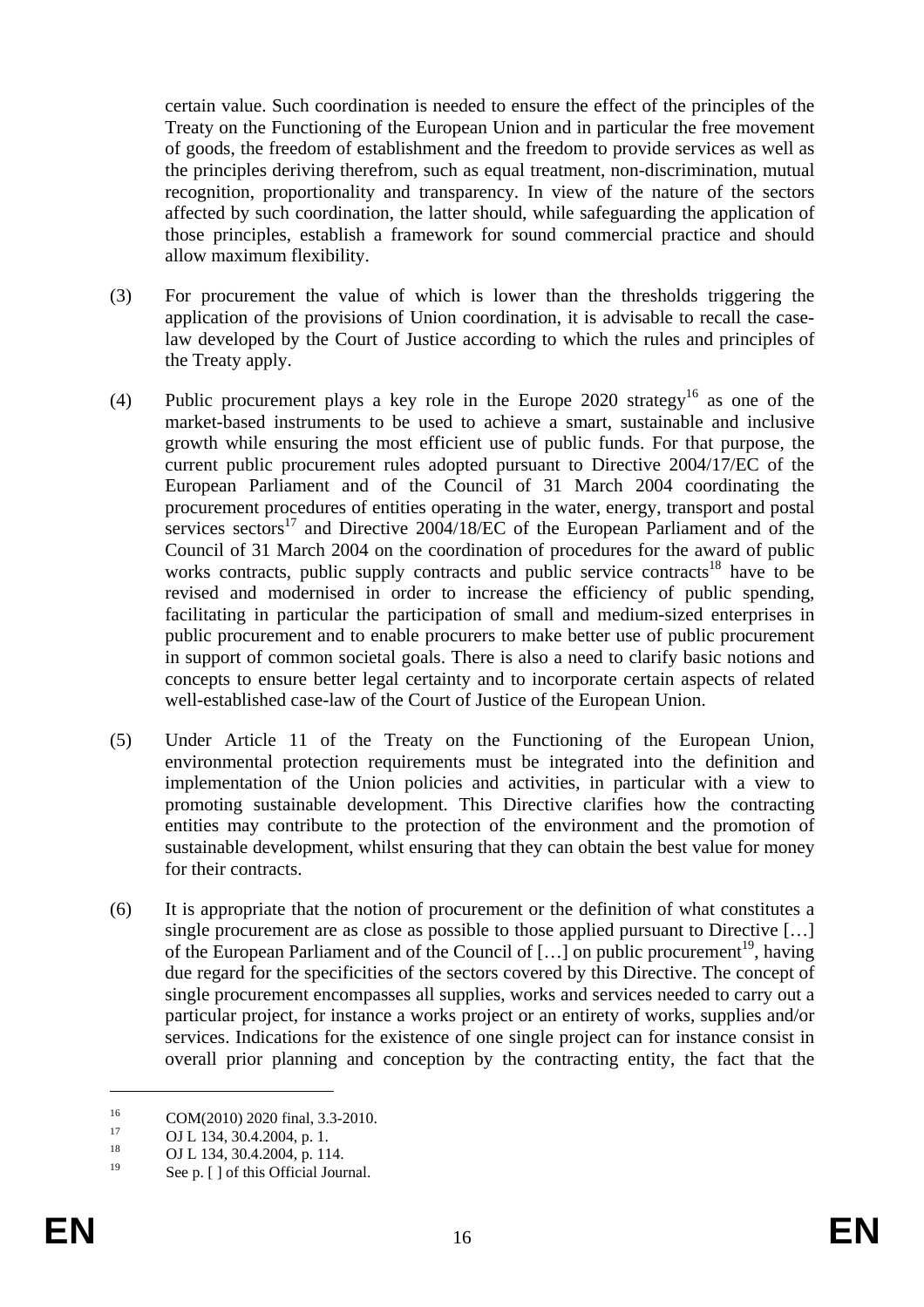certain value. Such coordination is needed to ensure the effect of the principles of the Treaty on the Functioning of the European Union and in particular the free movement of goods, the freedom of establishment and the freedom to provide services as well as the principles deriving therefrom, such as equal treatment, non-discrimination, mutual recognition, proportionality and transparency. In view of the nature of the sectors affected by such coordination, the latter should, while safeguarding the application of those principles, establish a framework for sound commercial practice and should allow maximum flexibility.

(3) For procurement the value of which is lower than the thresholds triggering the application of the provisions of Union coordination, it is advisable to recall the case-law developed by the Court of Justice according to which the rules and principles of the Treaty apply.

(4) Public procurement plays a key role in the Europe 2020 strategy[16] as one of the market-based instruments to be used to achieve a smart, sustainable and inclusive growth while ensuring the most efficient use of public funds. For that purpose, the current public procurement rules adopted pursuant to Directive 2004/17/EC of the European Parliament and of the Council of 31 March 2004 coordinating the procurement procedures of entities operating in the water, energy, transport and postal services sectors[17] and Directive 2004/18/EC of the European Parliament and of the Council of 31 March 2004 on the coordination of procedures for the award of public works contracts, public supply contracts and public service contracts[18] have to be revised and modernised in order to increase the efficiency of public spending, facilitating in particular the participation of small and medium-sized enterprises in public procurement and to enable procurers to make better use of public procurement in support of common societal goals. There is also a need to clarify basic notions and concepts to ensure better legal certainty and to incorporate certain aspects of related well-established case-law of the Court of Justice of the European Union.

(5) Under Article 11 of the Treaty on the Functioning of the European Union, environmental protection requirements must be integrated into the definition and implementation of the Union policies and activities, in particular with a view to promoting sustainable development. This Directive clarifies how the contracting entities may contribute to the protection of the environment and the promotion of sustainable development, whilst ensuring that they can obtain the best value for money for their contracts.

(6) It is appropriate that the notion of procurement or the definition of what constitutes a single procurement are as close as possible to those applied pursuant to Directive […] of the European Parliament and of the Council of […] on public procurement[19], having due regard for the specificities of the sectors covered by this Directive. The concept of single procurement encompasses all supplies, works and services needed to carry out a particular project, for instance a works project or an entirety of works, supplies and/or services. Indications for the existence of one single project can for instance consist in overall prior planning and conception by the contracting entity, the fact that the

---

[16] COM(2010) 2020 final, 3.3-2010.

[17] OJ L 134, 30.4.2004, p. 1.

[18] OJ L 134, 30.4.2004, p. 114.

[19] See p. [ ] of this Official Journal.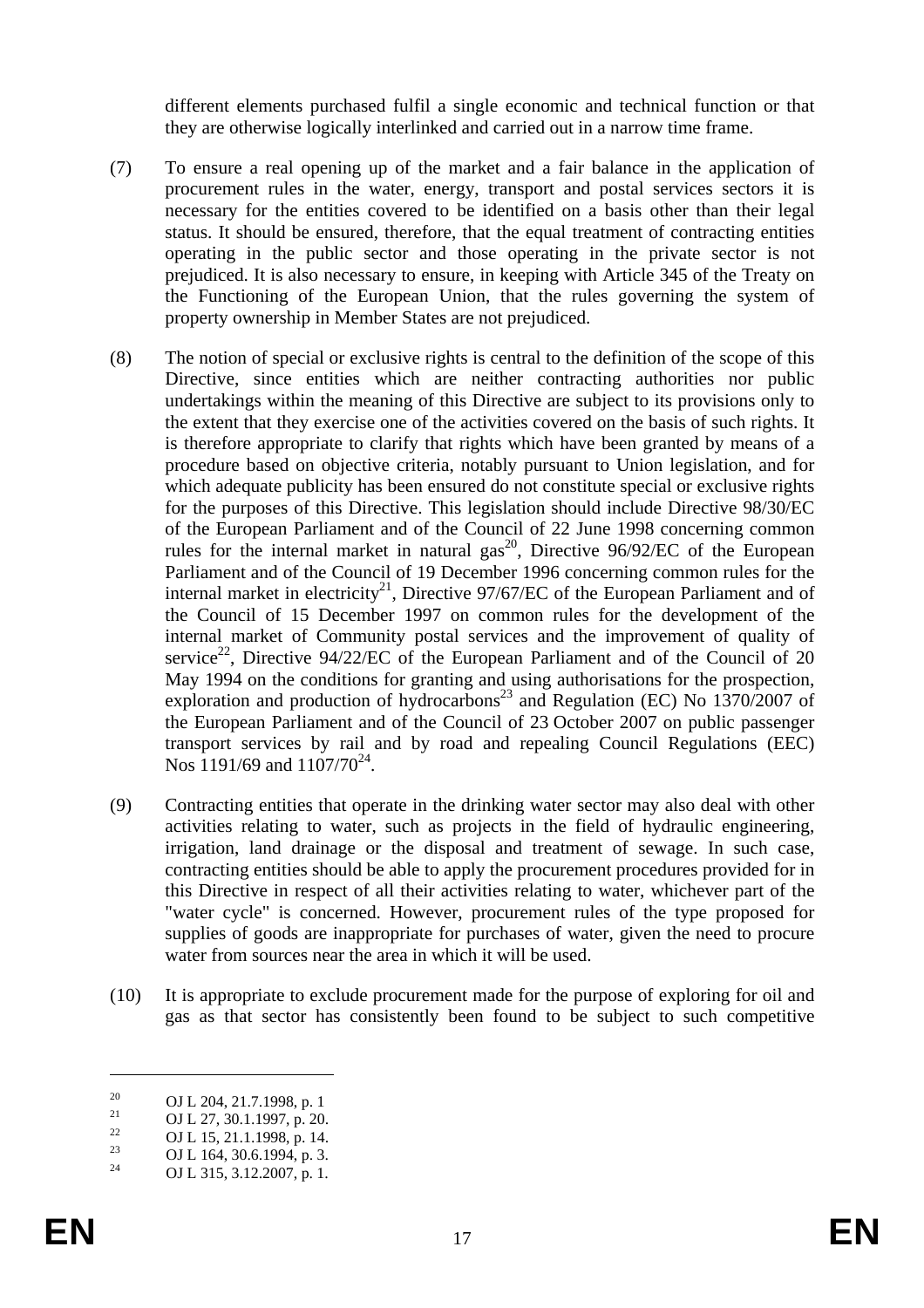different elements purchased fulfil a single economic and technical function or that they are otherwise logically interlinked and carried out in a narrow time frame.

(7) To ensure a real opening up of the market and a fair balance in the application of procurement rules in the water, energy, transport and postal services sectors it is necessary for the entities covered to be identified on a basis other than their legal status. It should be ensured, therefore, that the equal treatment of contracting entities operating in the public sector and those operating in the private sector is not prejudiced. It is also necessary to ensure, in keeping with Article 345 of the Treaty on the Functioning of the European Union, that the rules governing the system of property ownership in Member States are not prejudiced.

(8) The notion of special or exclusive rights is central to the definition of the scope of this Directive, since entities which are neither contracting authorities nor public undertakings within the meaning of this Directive are subject to its provisions only to the extent that they exercise one of the activities covered on the basis of such rights. It is therefore appropriate to clarify that rights which have been granted by means of a procedure based on objective criteria, notably pursuant to Union legislation, and for which adequate publicity has been ensured do not constitute special or exclusive rights for the purposes of this Directive. This legislation should include Directive 98/30/EC of the European Parliament and of the Council of 22 June 1998 concerning common rules for the internal market in natural gas[20], Directive 96/92/EC of the European Parliament and of the Council of 19 December 1996 concerning common rules for the internal market in electricity[21], Directive 97/67/EC of the European Parliament and of the Council of 15 December 1997 on common rules for the development of the internal market of Community postal services and the improvement of quality of service[22], Directive 94/22/EC of the European Parliament and of the Council of 20 May 1994 on the conditions for granting and using authorisations for the prospection, exploration and production of hydrocarbons[23] and Regulation (EC) No 1370/2007 of the European Parliament and of the Council of 23 October 2007 on public passenger transport services by rail and by road and repealing Council Regulations (EEC) Nos 1191/69 and 1107/70[24].

(9) Contracting entities that operate in the drinking water sector may also deal with other activities relating to water, such as projects in the field of hydraulic engineering, irrigation, land drainage or the disposal and treatment of sewage. In such case, contracting entities should be able to apply the procurement procedures provided for in this Directive in respect of all their activities relating to water, whichever part of the "water cycle" is concerned. However, procurement rules of the type proposed for supplies of goods are inappropriate for purchases of water, given the need to procure water from sources near the area in which it will be used.

(10) It is appropriate to exclude procurement made for the purpose of exploring for oil and gas as that sector has consistently been found to be subject to such competitive

---

[20] OJ L 204, 21.7.1998, p. 1

[21] OJ L 27, 30.1.1997, p. 20.

[22] OJ L 15, 21.1.1998, p. 14.

[23] OJ L 164, 30.6.1994, p. 3.

[24] OJ L 315, 3.12.2007, p. 1.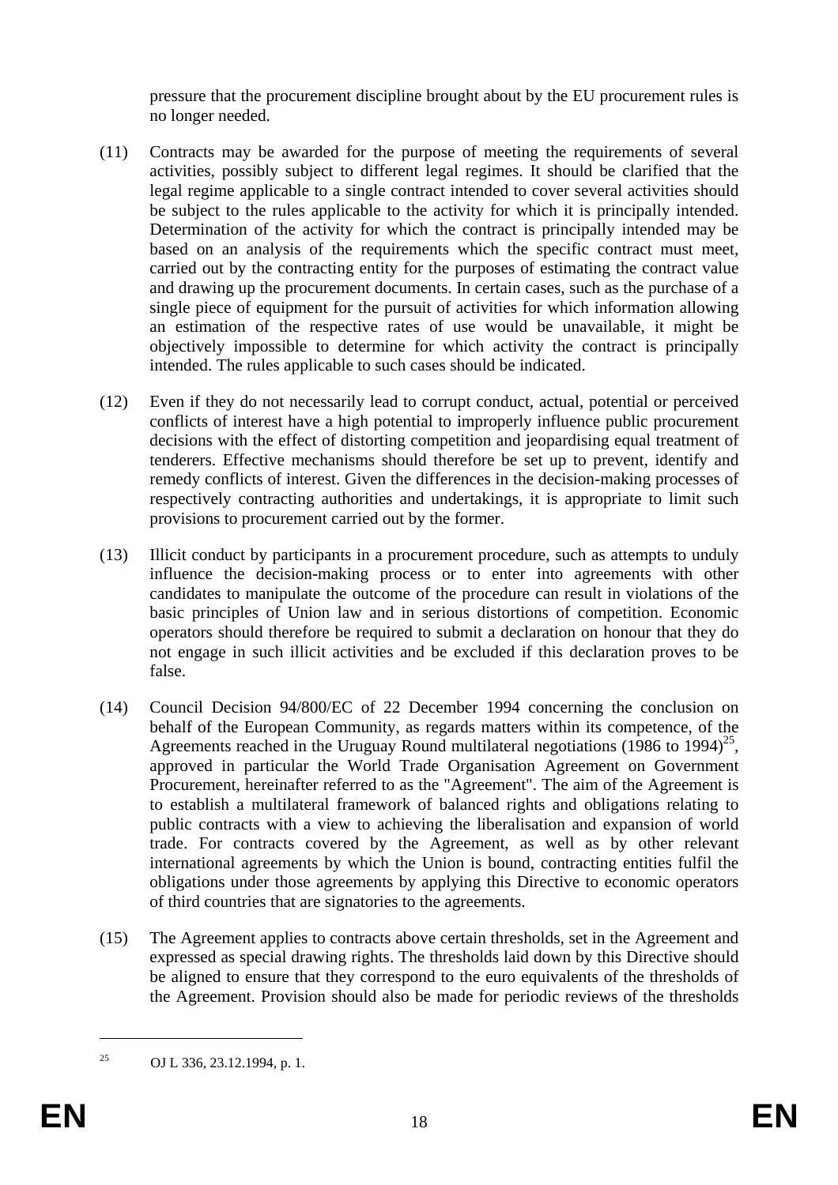pressure that the procurement discipline brought about by the EU procurement rules is no longer needed.

(11) Contracts may be awarded for the purpose of meeting the requirements of several activities, possibly subject to different legal regimes. It should be clarified that the legal regime applicable to a single contract intended to cover several activities should be subject to the rules applicable to the activity for which it is principally intended. Determination of the activity for which the contract is principally intended may be based on an analysis of the requirements which the specific contract must meet, carried out by the contracting entity for the purposes of estimating the contract value and drawing up the procurement documents. In certain cases, such as the purchase of a single piece of equipment for the pursuit of activities for which information allowing an estimation of the respective rates of use would be unavailable, it might be objectively impossible to determine for which activity the contract is principally intended. The rules applicable to such cases should be indicated.

(12) Even if they do not necessarily lead to corrupt conduct, actual, potential or perceived conflicts of interest have a high potential to improperly influence public procurement decisions with the effect of distorting competition and jeopardising equal treatment of tenderers. Effective mechanisms should therefore be set up to prevent, identify and remedy conflicts of interest. Given the differences in the decision-making processes of respectively contracting authorities and undertakings, it is appropriate to limit such provisions to procurement carried out by the former.

(13) Illicit conduct by participants in a procurement procedure, such as attempts to unduly influence the decision-making process or to enter into agreements with other candidates to manipulate the outcome of the procedure can result in violations of the basic principles of Union law and in serious distortions of competition. Economic operators should therefore be required to submit a declaration on honour that they do not engage in such illicit activities and be excluded if this declaration proves to be false.

(14) Council Decision 94/800/EC of 22 December 1994 concerning the conclusion on behalf of the European Community, as regards matters within its competence, of the Agreements reached in the Uruguay Round multilateral negotiations (1986 to 1994)[25], approved in particular the World Trade Organisation Agreement on Government Procurement, hereinafter referred to as the "Agreement". The aim of the Agreement is to establish a multilateral framework of balanced rights and obligations relating to public contracts with a view to achieving the liberalisation and expansion of world trade. For contracts covered by the Agreement, as well as by other relevant international agreements by which the Union is bound, contracting entities fulfil the obligations under those agreements by applying this Directive to economic operators of third countries that are signatories to the agreements.

(15) The Agreement applies to contracts above certain thresholds, set in the Agreement and expressed as special drawing rights. The thresholds laid down by this Directive should be aligned to ensure that they correspond to the euro equivalents of the thresholds of the Agreement. Provision should also be made for periodic reviews of the thresholds

---

[25] OJ L 336, 23.12.1994, p. 1.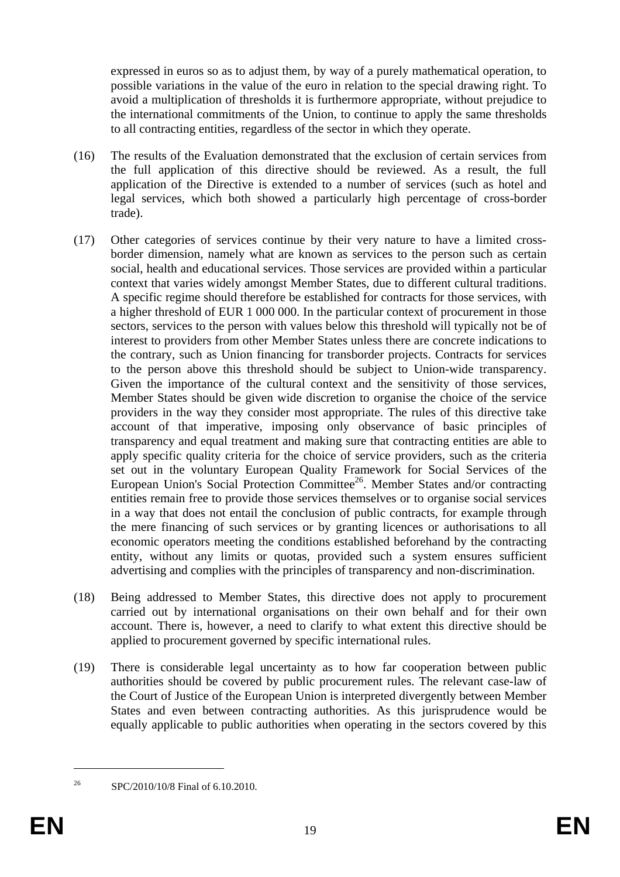expressed in euros so as to adjust them, by way of a purely mathematical operation, to possible variations in the value of the euro in relation to the special drawing right. To avoid a multiplication of thresholds it is furthermore appropriate, without prejudice to the international commitments of the Union, to continue to apply the same thresholds to all contracting entities, regardless of the sector in which they operate.

(16) The results of the Evaluation demonstrated that the exclusion of certain services from the full application of this directive should be reviewed. As a result, the full application of the Directive is extended to a number of services (such as hotel and legal services, which both showed a particularly high percentage of cross-border trade).

(17) Other categories of services continue by their very nature to have a limited cross-border dimension, namely what are known as services to the person such as certain social, health and educational services. Those services are provided within a particular context that varies widely amongst Member States, due to different cultural traditions. A specific regime should therefore be established for contracts for those services, with a higher threshold of EUR 1 000 000. In the particular context of procurement in those sectors, services to the person with values below this threshold will typically not be of interest to providers from other Member States unless there are concrete indications to the contrary, such as Union financing for transborder projects. Contracts for services to the person above this threshold should be subject to Union-wide transparency. Given the importance of the cultural context and the sensitivity of those services, Member States should be given wide discretion to organise the choice of the service providers in the way they consider most appropriate. The rules of this directive take account of that imperative, imposing only observance of basic principles of transparency and equal treatment and making sure that contracting entities are able to apply specific quality criteria for the choice of service providers, such as the criteria set out in the voluntary European Quality Framework for Social Services of the European Union's Social Protection Committee[26]. Member States and/or contracting entities remain free to provide those services themselves or to organise social services in a way that does not entail the conclusion of public contracts, for example through the mere financing of such services or by granting licences or authorisations to all economic operators meeting the conditions established beforehand by the contracting entity, without any limits or quotas, provided such a system ensures sufficient advertising and complies with the principles of transparency and non-discrimination.

(18) Being addressed to Member States, this directive does not apply to procurement carried out by international organisations on their own behalf and for their own account. There is, however, a need to clarify to what extent this directive should be applied to procurement governed by specific international rules.

(19) There is considerable legal uncertainty as to how far cooperation between public authorities should be covered by public procurement rules. The relevant case-law of the Court of Justice of the European Union is interpreted divergently between Member States and even between contracting authorities. As this jurisprudence would be equally applicable to public authorities when operating in the sectors covered by this

[26] SPC/2010/10/8 Final of 6.10.2010.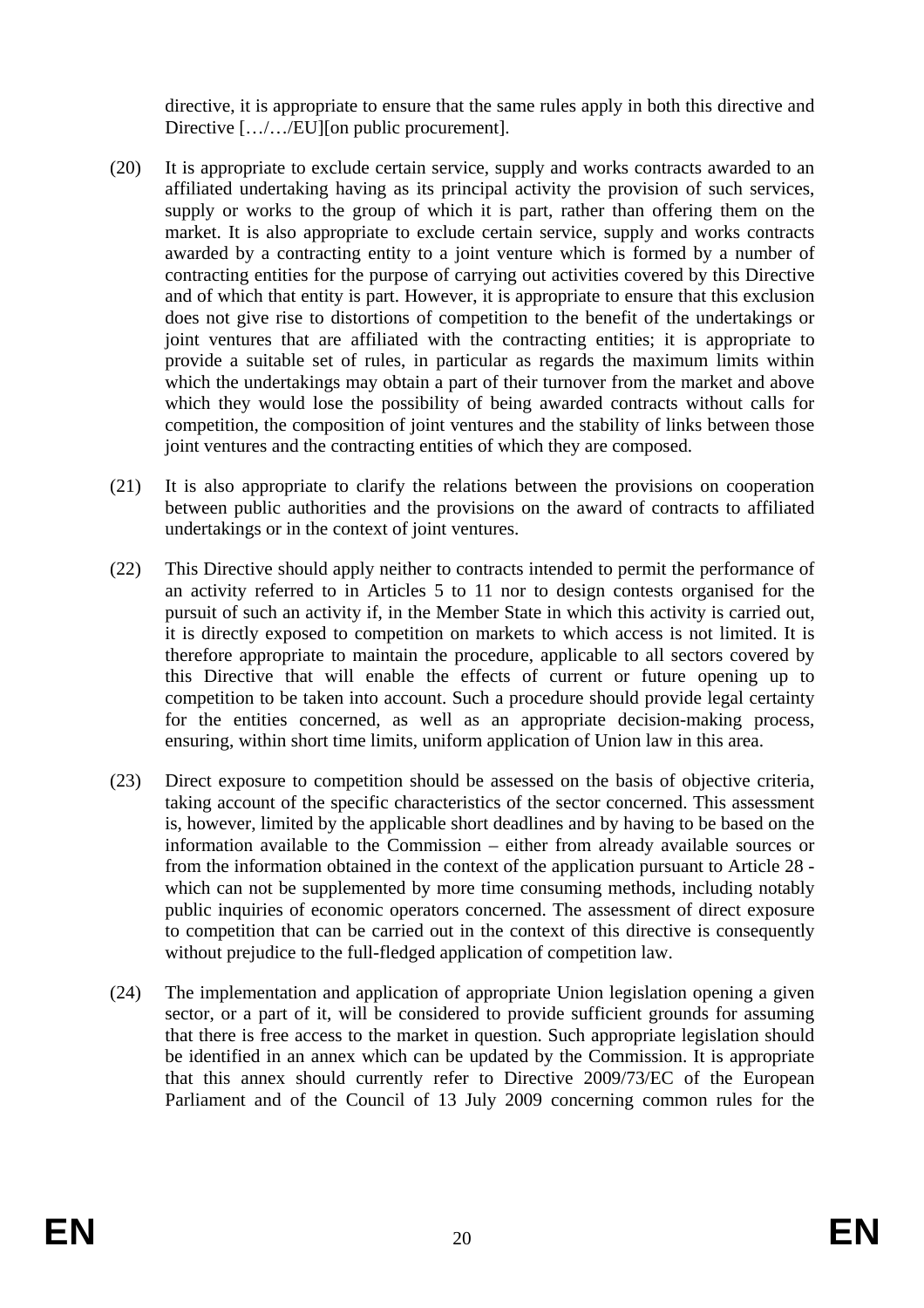directive, it is appropriate to ensure that the same rules apply in both this directive and Directive […/…/EU][on public procurement].

(20) It is appropriate to exclude certain service, supply and works contracts awarded to an affiliated undertaking having as its principal activity the provision of such services, supply or works to the group of which it is part, rather than offering them on the market. It is also appropriate to exclude certain service, supply and works contracts awarded by a contracting entity to a joint venture which is formed by a number of contracting entities for the purpose of carrying out activities covered by this Directive and of which that entity is part. However, it is appropriate to ensure that this exclusion does not give rise to distortions of competition to the benefit of the undertakings or joint ventures that are affiliated with the contracting entities; it is appropriate to provide a suitable set of rules, in particular as regards the maximum limits within which the undertakings may obtain a part of their turnover from the market and above which they would lose the possibility of being awarded contracts without calls for competition, the composition of joint ventures and the stability of links between those joint ventures and the contracting entities of which they are composed.

(21) It is also appropriate to clarify the relations between the provisions on cooperation between public authorities and the provisions on the award of contracts to affiliated undertakings or in the context of joint ventures.

(22) This Directive should apply neither to contracts intended to permit the performance of an activity referred to in Articles 5 to 11 nor to design contests organised for the pursuit of such an activity if, in the Member State in which this activity is carried out, it is directly exposed to competition on markets to which access is not limited. It is therefore appropriate to maintain the procedure, applicable to all sectors covered by this Directive that will enable the effects of current or future opening up to competition to be taken into account. Such a procedure should provide legal certainty for the entities concerned, as well as an appropriate decision-making process, ensuring, within short time limits, uniform application of Union law in this area.

(23) Direct exposure to competition should be assessed on the basis of objective criteria, taking account of the specific characteristics of the sector concerned. This assessment is, however, limited by the applicable short deadlines and by having to be based on the information available to the Commission – either from already available sources or from the information obtained in the context of the application pursuant to Article 28 - which can not be supplemented by more time consuming methods, including notably public inquiries of economic operators concerned. The assessment of direct exposure to competition that can be carried out in the context of this directive is consequently without prejudice to the full-fledged application of competition law.

(24) The implementation and application of appropriate Union legislation opening a given sector, or a part of it, will be considered to provide sufficient grounds for assuming that there is free access to the market in question. Such appropriate legislation should be identified in an annex which can be updated by the Commission. It is appropriate that this annex should currently refer to Directive 2009/73/EC of the European Parliament and of the Council of 13 July 2009 concerning common rules for the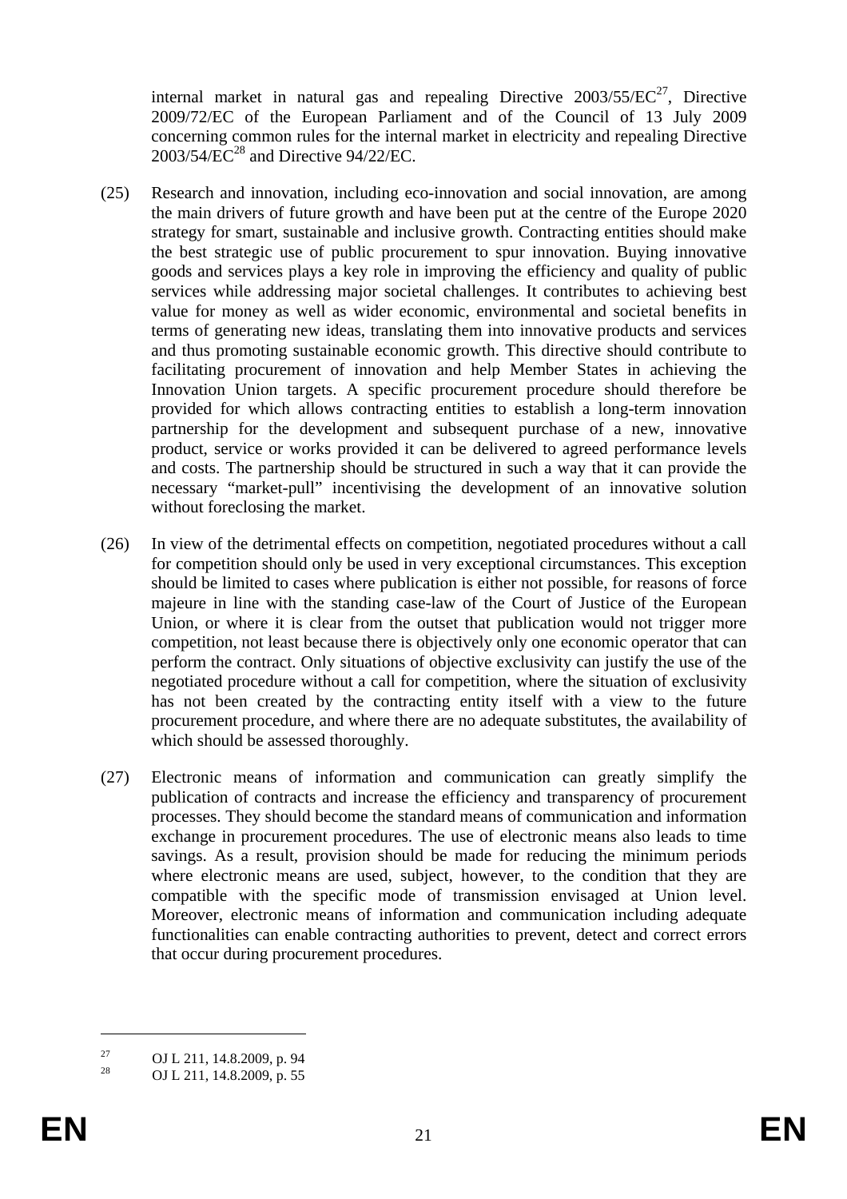internal market in natural gas and repealing Directive 2003/55/EC[27], Directive 2009/72/EC of the European Parliament and of the Council of 13 July 2009 concerning common rules for the internal market in electricity and repealing Directive 2003/54/EC[28] and Directive 94/22/EC.

(25) Research and innovation, including eco-innovation and social innovation, are among the main drivers of future growth and have been put at the centre of the Europe 2020 strategy for smart, sustainable and inclusive growth. Contracting entities should make the best strategic use of public procurement to spur innovation. Buying innovative goods and services plays a key role in improving the efficiency and quality of public services while addressing major societal challenges. It contributes to achieving best value for money as well as wider economic, environmental and societal benefits in terms of generating new ideas, translating them into innovative products and services and thus promoting sustainable economic growth. This directive should contribute to facilitating procurement of innovation and help Member States in achieving the Innovation Union targets. A specific procurement procedure should therefore be provided for which allows contracting entities to establish a long-term innovation partnership for the development and subsequent purchase of a new, innovative product, service or works provided it can be delivered to agreed performance levels and costs. The partnership should be structured in such a way that it can provide the necessary "market-pull" incentivising the development of an innovative solution without foreclosing the market.

(26) In view of the detrimental effects on competition, negotiated procedures without a call for competition should only be used in very exceptional circumstances. This exception should be limited to cases where publication is either not possible, for reasons of force majeure in line with the standing case-law of the Court of Justice of the European Union, or where it is clear from the outset that publication would not trigger more competition, not least because there is objectively only one economic operator that can perform the contract. Only situations of objective exclusivity can justify the use of the negotiated procedure without a call for competition, where the situation of exclusivity has not been created by the contracting entity itself with a view to the future procurement procedure, and where there are no adequate substitutes, the availability of which should be assessed thoroughly.

(27) Electronic means of information and communication can greatly simplify the publication of contracts and increase the efficiency and transparency of procurement processes. They should become the standard means of communication and information exchange in procurement procedures. The use of electronic means also leads to time savings. As a result, provision should be made for reducing the minimum periods where electronic means are used, subject, however, to the condition that they are compatible with the specific mode of transmission envisaged at Union level. Moreover, electronic means of information and communication including adequate functionalities can enable contracting authorities to prevent, detect and correct errors that occur during procurement procedures.

---

[27] OJ L 211, 14.8.2009, p. 94

[28] OJ L 211, 14.8.2009, p. 55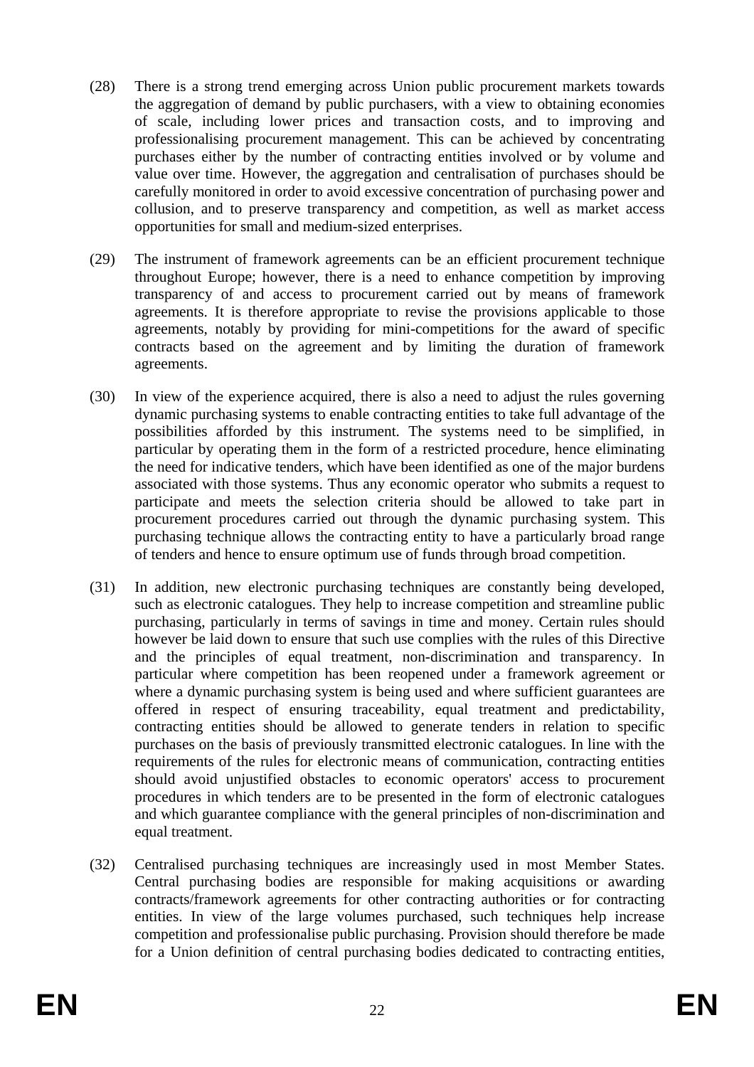(28) There is a strong trend emerging across Union public procurement markets towards the aggregation of demand by public purchasers, with a view to obtaining economies of scale, including lower prices and transaction costs, and to improving and professionalising procurement management. This can be achieved by concentrating purchases either by the number of contracting entities involved or by volume and value over time. However, the aggregation and centralisation of purchases should be carefully monitored in order to avoid excessive concentration of purchasing power and collusion, and to preserve transparency and competition, as well as market access opportunities for small and medium-sized enterprises.

(29) The instrument of framework agreements can be an efficient procurement technique throughout Europe; however, there is a need to enhance competition by improving transparency of and access to procurement carried out by means of framework agreements. It is therefore appropriate to revise the provisions applicable to those agreements, notably by providing for mini-competitions for the award of specific contracts based on the agreement and by limiting the duration of framework agreements.

(30) In view of the experience acquired, there is also a need to adjust the rules governing dynamic purchasing systems to enable contracting entities to take full advantage of the possibilities afforded by this instrument. The systems need to be simplified, in particular by operating them in the form of a restricted procedure, hence eliminating the need for indicative tenders, which have been identified as one of the major burdens associated with those systems. Thus any economic operator who submits a request to participate and meets the selection criteria should be allowed to take part in procurement procedures carried out through the dynamic purchasing system. This purchasing technique allows the contracting entity to have a particularly broad range of tenders and hence to ensure optimum use of funds through broad competition.

(31) In addition, new electronic purchasing techniques are constantly being developed, such as electronic catalogues. They help to increase competition and streamline public purchasing, particularly in terms of savings in time and money. Certain rules should however be laid down to ensure that such use complies with the rules of this Directive and the principles of equal treatment, non-discrimination and transparency. In particular where competition has been reopened under a framework agreement or where a dynamic purchasing system is being used and where sufficient guarantees are offered in respect of ensuring traceability, equal treatment and predictability, contracting entities should be allowed to generate tenders in relation to specific purchases on the basis of previously transmitted electronic catalogues. In line with the requirements of the rules for electronic means of communication, contracting entities should avoid unjustified obstacles to economic operators' access to procurement procedures in which tenders are to be presented in the form of electronic catalogues and which guarantee compliance with the general principles of non-discrimination and equal treatment.

(32) Centralised purchasing techniques are increasingly used in most Member States. Central purchasing bodies are responsible for making acquisitions or awarding contracts/framework agreements for other contracting authorities or for contracting entities. In view of the large volumes purchased, such techniques help increase competition and professionalise public purchasing. Provision should therefore be made for a Union definition of central purchasing bodies dedicated to contracting entities,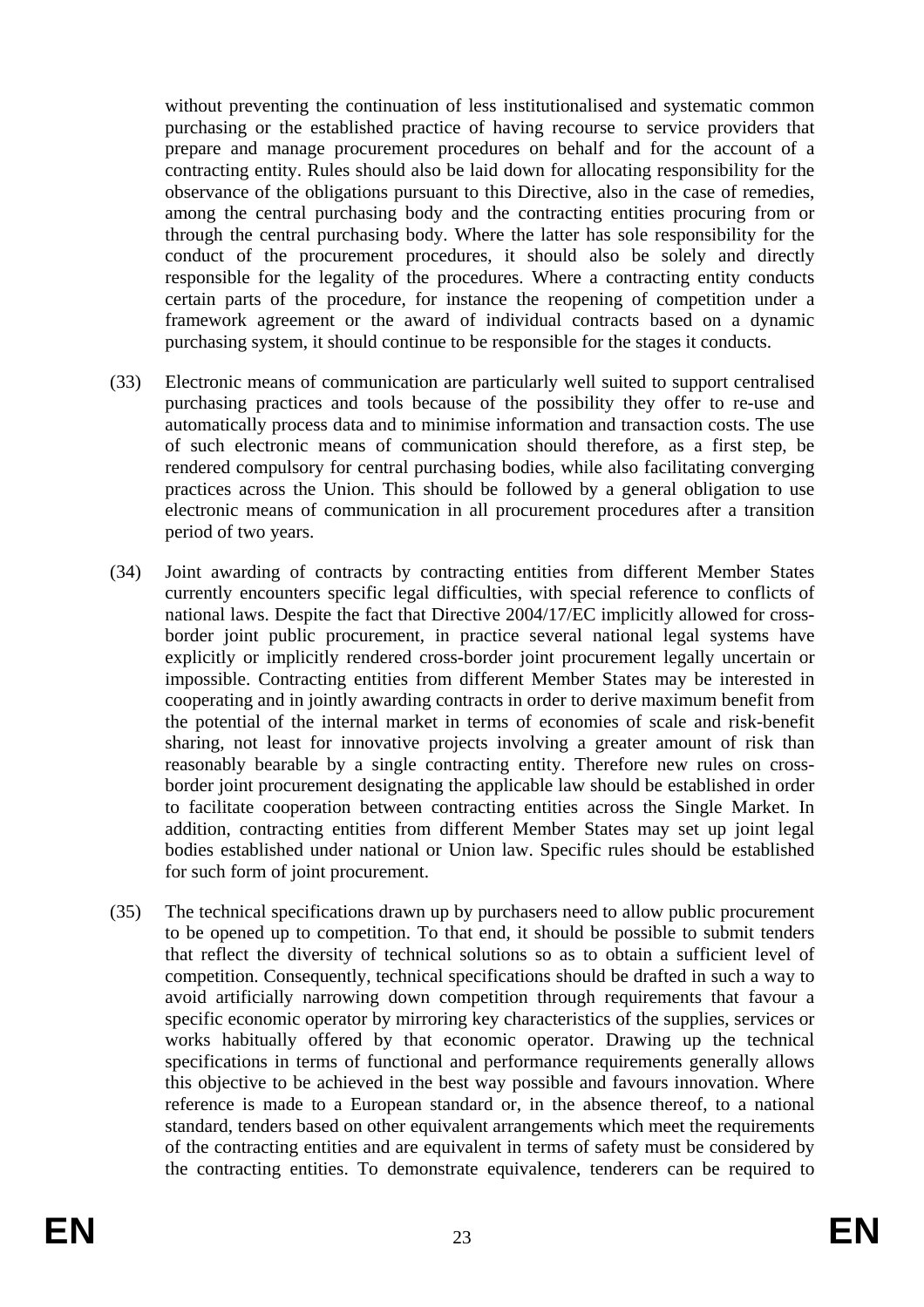without preventing the continuation of less institutionalised and systematic common purchasing or the established practice of having recourse to service providers that prepare and manage procurement procedures on behalf and for the account of a contracting entity. Rules should also be laid down for allocating responsibility for the observance of the obligations pursuant to this Directive, also in the case of remedies, among the central purchasing body and the contracting entities procuring from or through the central purchasing body. Where the latter has sole responsibility for the conduct of the procurement procedures, it should also be solely and directly responsible for the legality of the procedures. Where a contracting entity conducts certain parts of the procedure, for instance the reopening of competition under a framework agreement or the award of individual contracts based on a dynamic purchasing system, it should continue to be responsible for the stages it conducts.

(33) Electronic means of communication are particularly well suited to support centralised purchasing practices and tools because of the possibility they offer to re-use and automatically process data and to minimise information and transaction costs. The use of such electronic means of communication should therefore, as a first step, be rendered compulsory for central purchasing bodies, while also facilitating converging practices across the Union. This should be followed by a general obligation to use electronic means of communication in all procurement procedures after a transition period of two years.

(34) Joint awarding of contracts by contracting entities from different Member States currently encounters specific legal difficulties, with special reference to conflicts of national laws. Despite the fact that Directive 2004/17/EC implicitly allowed for cross-border joint public procurement, in practice several national legal systems have explicitly or implicitly rendered cross-border joint procurement legally uncertain or impossible. Contracting entities from different Member States may be interested in cooperating and in jointly awarding contracts in order to derive maximum benefit from the potential of the internal market in terms of economies of scale and risk-benefit sharing, not least for innovative projects involving a greater amount of risk than reasonably bearable by a single contracting entity. Therefore new rules on cross-border joint procurement designating the applicable law should be established in order to facilitate cooperation between contracting entities across the Single Market. In addition, contracting entities from different Member States may set up joint legal bodies established under national or Union law. Specific rules should be established for such form of joint procurement.

(35) The technical specifications drawn up by purchasers need to allow public procurement to be opened up to competition. To that end, it should be possible to submit tenders that reflect the diversity of technical solutions so as to obtain a sufficient level of competition. Consequently, technical specifications should be drafted in such a way to avoid artificially narrowing down competition through requirements that favour a specific economic operator by mirroring key characteristics of the supplies, services or works habitually offered by that economic operator. Drawing up the technical specifications in terms of functional and performance requirements generally allows this objective to be achieved in the best way possible and favours innovation. Where reference is made to a European standard or, in the absence thereof, to a national standard, tenders based on other equivalent arrangements which meet the requirements of the contracting entities and are equivalent in terms of safety must be considered by the contracting entities. To demonstrate equivalence, tenderers can be required to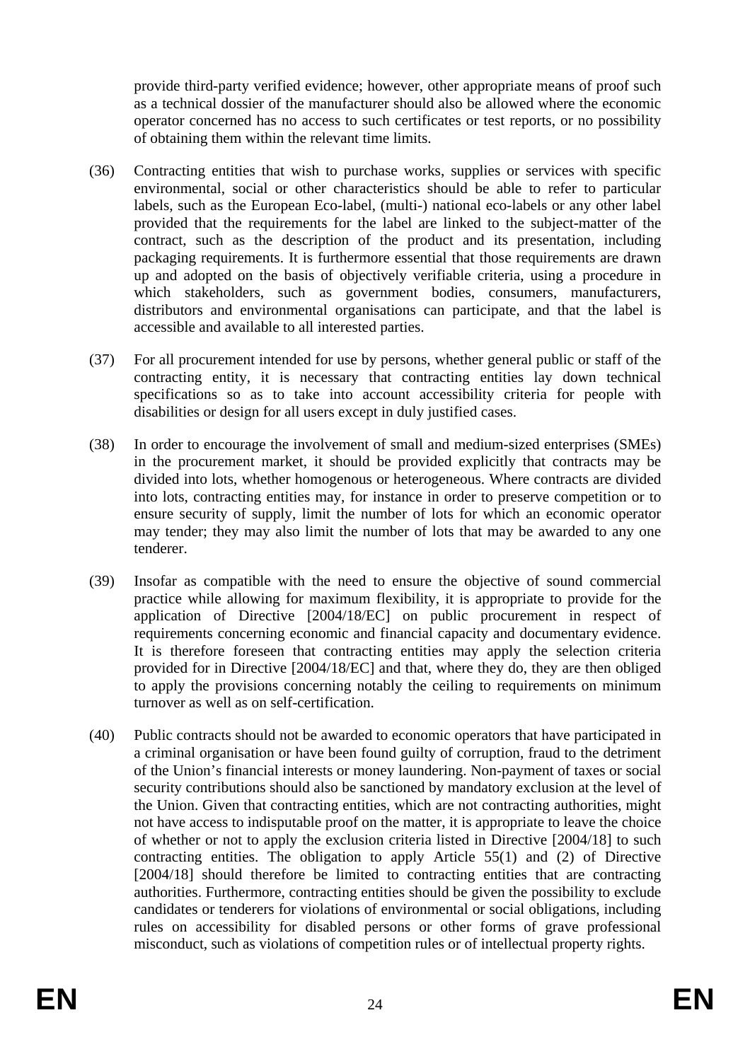provide third-party verified evidence; however, other appropriate means of proof such as a technical dossier of the manufacturer should also be allowed where the economic operator concerned has no access to such certificates or test reports, or no possibility of obtaining them within the relevant time limits.

(36) Contracting entities that wish to purchase works, supplies or services with specific environmental, social or other characteristics should be able to refer to particular labels, such as the European Eco-label, (multi-) national eco-labels or any other label provided that the requirements for the label are linked to the subject-matter of the contract, such as the description of the product and its presentation, including packaging requirements. It is furthermore essential that those requirements are drawn up and adopted on the basis of objectively verifiable criteria, using a procedure in which stakeholders, such as government bodies, consumers, manufacturers, distributors and environmental organisations can participate, and that the label is accessible and available to all interested parties.

(37) For all procurement intended for use by persons, whether general public or staff of the contracting entity, it is necessary that contracting entities lay down technical specifications so as to take into account accessibility criteria for people with disabilities or design for all users except in duly justified cases.

(38) In order to encourage the involvement of small and medium-sized enterprises (SMEs) in the procurement market, it should be provided explicitly that contracts may be divided into lots, whether homogenous or heterogeneous. Where contracts are divided into lots, contracting entities may, for instance in order to preserve competition or to ensure security of supply, limit the number of lots for which an economic operator may tender; they may also limit the number of lots that may be awarded to any one tenderer.

(39) Insofar as compatible with the need to ensure the objective of sound commercial practice while allowing for maximum flexibility, it is appropriate to provide for the application of Directive [2004/18/EC] on public procurement in respect of requirements concerning economic and financial capacity and documentary evidence. It is therefore foreseen that contracting entities may apply the selection criteria provided for in Directive [2004/18/EC] and that, where they do, they are then obliged to apply the provisions concerning notably the ceiling to requirements on minimum turnover as well as on self-certification.

(40) Public contracts should not be awarded to economic operators that have participated in a criminal organisation or have been found guilty of corruption, fraud to the detriment of the Union's financial interests or money laundering. Non-payment of taxes or social security contributions should also be sanctioned by mandatory exclusion at the level of the Union. Given that contracting entities, which are not contracting authorities, might not have access to indisputable proof on the matter, it is appropriate to leave the choice of whether or not to apply the exclusion criteria listed in Directive [2004/18] to such contracting entities. The obligation to apply Article 55(1) and (2) of Directive [2004/18] should therefore be limited to contracting entities that are contracting authorities. Furthermore, contracting entities should be given the possibility to exclude candidates or tenderers for violations of environmental or social obligations, including rules on accessibility for disabled persons or other forms of grave professional misconduct, such as violations of competition rules or of intellectual property rights.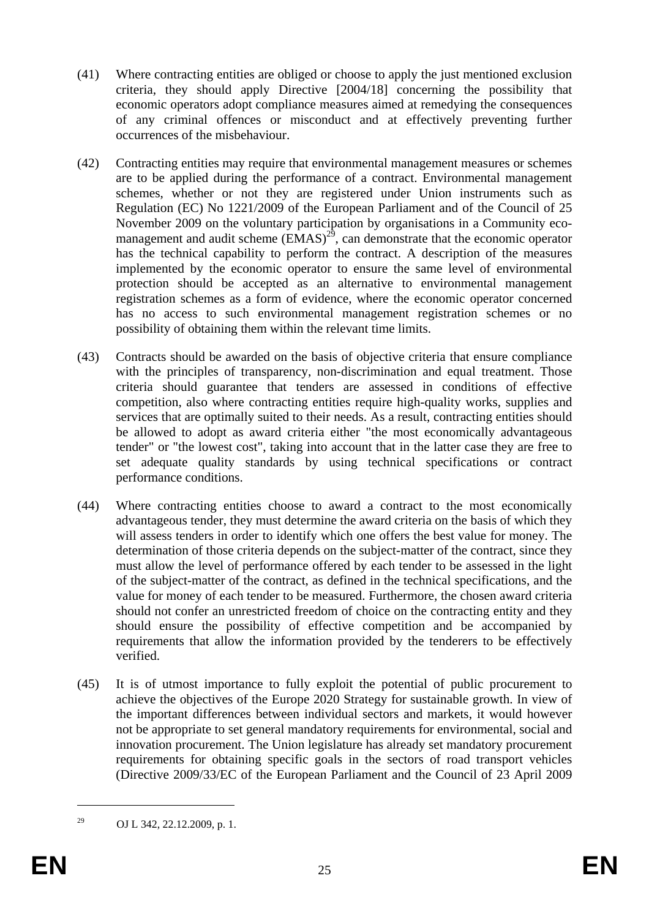(41) Where contracting entities are obliged or choose to apply the just mentioned exclusion criteria, they should apply Directive [2004/18] concerning the possibility that economic operators adopt compliance measures aimed at remedying the consequences of any criminal offences or misconduct and at effectively preventing further occurrences of the misbehaviour.

(42) Contracting entities may require that environmental management measures or schemes are to be applied during the performance of a contract. Environmental management schemes, whether or not they are registered under Union instruments such as Regulation (EC) No 1221/2009 of the European Parliament and of the Council of 25 November 2009 on the voluntary participation by organisations in a Community eco-management and audit scheme (EMAS)[29], can demonstrate that the economic operator has the technical capability to perform the contract. A description of the measures implemented by the economic operator to ensure the same level of environmental protection should be accepted as an alternative to environmental management registration schemes as a form of evidence, where the economic operator concerned has no access to such environmental management registration schemes or no possibility of obtaining them within the relevant time limits.

(43) Contracts should be awarded on the basis of objective criteria that ensure compliance with the principles of transparency, non-discrimination and equal treatment. Those criteria should guarantee that tenders are assessed in conditions of effective competition, also where contracting entities require high-quality works, supplies and services that are optimally suited to their needs. As a result, contracting entities should be allowed to adopt as award criteria either "the most economically advantageous tender" or "the lowest cost", taking into account that in the latter case they are free to set adequate quality standards by using technical specifications or contract performance conditions.

(44) Where contracting entities choose to award a contract to the most economically advantageous tender, they must determine the award criteria on the basis of which they will assess tenders in order to identify which one offers the best value for money. The determination of those criteria depends on the subject-matter of the contract, since they must allow the level of performance offered by each tender to be assessed in the light of the subject-matter of the contract, as defined in the technical specifications, and the value for money of each tender to be measured. Furthermore, the chosen award criteria should not confer an unrestricted freedom of choice on the contracting entity and they should ensure the possibility of effective competition and be accompanied by requirements that allow the information provided by the tenderers to be effectively verified.

(45) It is of utmost importance to fully exploit the potential of public procurement to achieve the objectives of the Europe 2020 Strategy for sustainable growth. In view of the important differences between individual sectors and markets, it would however not be appropriate to set general mandatory requirements for environmental, social and innovation procurement. The Union legislature has already set mandatory procurement requirements for obtaining specific goals in the sectors of road transport vehicles (Directive 2009/33/EC of the European Parliament and the Council of 23 April 2009

---

[29] OJ L 342, 22.12.2009, p. 1.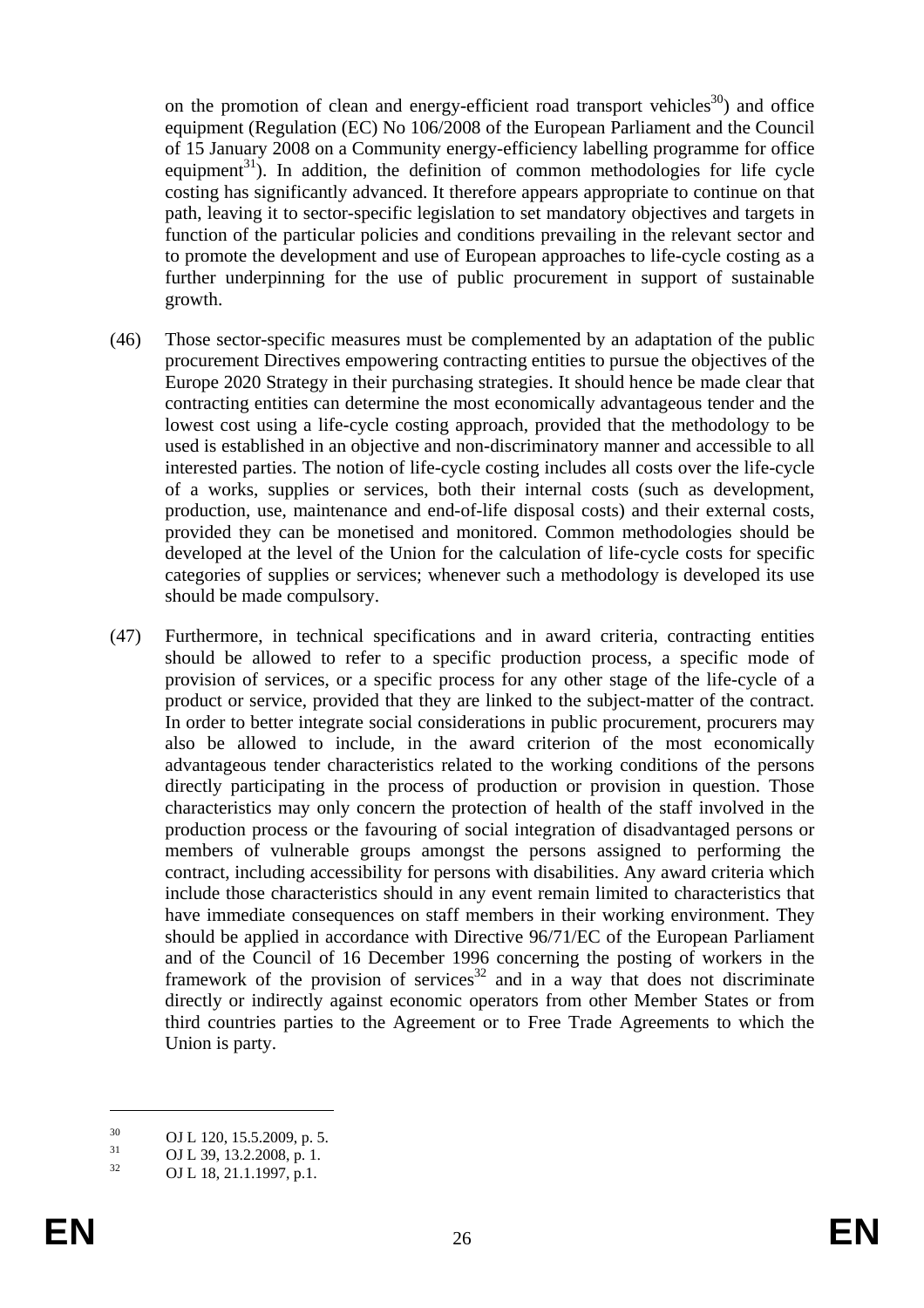on the promotion of clean and energy-efficient road transport vehicles[30]) and office equipment (Regulation (EC) No 106/2008 of the European Parliament and the Council of 15 January 2008 on a Community energy-efficiency labelling programme for office equipment[31]). In addition, the definition of common methodologies for life cycle costing has significantly advanced. It therefore appears appropriate to continue on that path, leaving it to sector-specific legislation to set mandatory objectives and targets in function of the particular policies and conditions prevailing in the relevant sector and to promote the development and use of European approaches to life-cycle costing as a further underpinning for the use of public procurement in support of sustainable growth.

(46) Those sector-specific measures must be complemented by an adaptation of the public procurement Directives empowering contracting entities to pursue the objectives of the Europe 2020 Strategy in their purchasing strategies. It should hence be made clear that contracting entities can determine the most economically advantageous tender and the lowest cost using a life-cycle costing approach, provided that the methodology to be used is established in an objective and non-discriminatory manner and accessible to all interested parties. The notion of life-cycle costing includes all costs over the life-cycle of a works, supplies or services, both their internal costs (such as development, production, use, maintenance and end-of-life disposal costs) and their external costs, provided they can be monetised and monitored. Common methodologies should be developed at the level of the Union for the calculation of life-cycle costs for specific categories of supplies or services; whenever such a methodology is developed its use should be made compulsory.

(47) Furthermore, in technical specifications and in award criteria, contracting entities should be allowed to refer to a specific production process, a specific mode of provision of services, or a specific process for any other stage of the life-cycle of a product or service, provided that they are linked to the subject-matter of the contract. In order to better integrate social considerations in public procurement, procurers may also be allowed to include, in the award criterion of the most economically advantageous tender characteristics related to the working conditions of the persons directly participating in the process of production or provision in question. Those characteristics may only concern the protection of health of the staff involved in the production process or the favouring of social integration of disadvantaged persons or members of vulnerable groups amongst the persons assigned to performing the contract, including accessibility for persons with disabilities. Any award criteria which include those characteristics should in any event remain limited to characteristics that have immediate consequences on staff members in their working environment. They should be applied in accordance with Directive 96/71/EC of the European Parliament and of the Council of 16 December 1996 concerning the posting of workers in the framework of the provision of services[32] and in a way that does not discriminate directly or indirectly against economic operators from other Member States or from third countries parties to the Agreement or to Free Trade Agreements to which the Union is party.

---

[30] OJ L 120, 15.5.2009, p. 5.

[31] OJ L 39, 13.2.2008, p. 1.

[32] OJ L 18, 21.1.1997, p.1.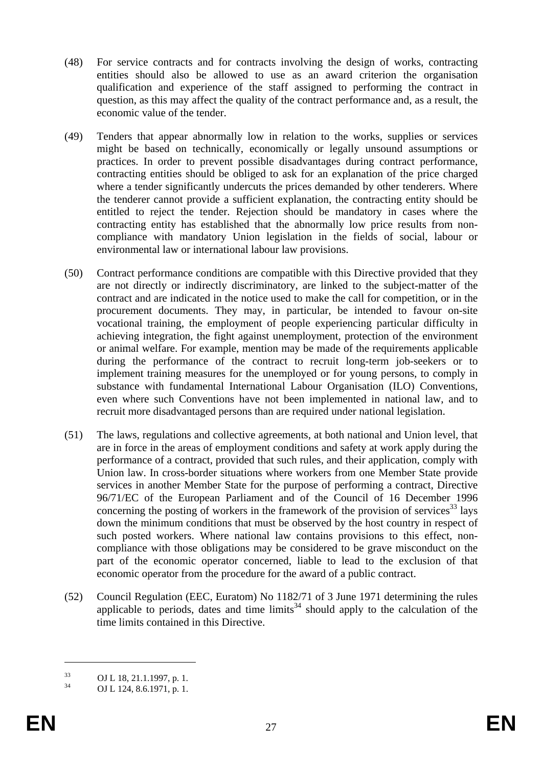(48) For service contracts and for contracts involving the design of works, contracting entities should also be allowed to use as an award criterion the organisation qualification and experience of the staff assigned to performing the contract in question, as this may affect the quality of the contract performance and, as a result, the economic value of the tender.

(49) Tenders that appear abnormally low in relation to the works, supplies or services might be based on technically, economically or legally unsound assumptions or practices. In order to prevent possible disadvantages during contract performance, contracting entities should be obliged to ask for an explanation of the price charged where a tender significantly undercuts the prices demanded by other tenderers. Where the tenderer cannot provide a sufficient explanation, the contracting entity should be entitled to reject the tender. Rejection should be mandatory in cases where the contracting entity has established that the abnormally low price results from non-compliance with mandatory Union legislation in the fields of social, labour or environmental law or international labour law provisions.

(50) Contract performance conditions are compatible with this Directive provided that they are not directly or indirectly discriminatory, are linked to the subject-matter of the contract and are indicated in the notice used to make the call for competition, or in the procurement documents. They may, in particular, be intended to favour on-site vocational training, the employment of people experiencing particular difficulty in achieving integration, the fight against unemployment, protection of the environment or animal welfare. For example, mention may be made of the requirements applicable during the performance of the contract to recruit long-term job-seekers or to implement training measures for the unemployed or for young persons, to comply in substance with fundamental International Labour Organisation (ILO) Conventions, even where such Conventions have not been implemented in national law, and to recruit more disadvantaged persons than are required under national legislation.

(51) The laws, regulations and collective agreements, at both national and Union level, that are in force in the areas of employment conditions and safety at work apply during the performance of a contract, provided that such rules, and their application, comply with Union law. In cross-border situations where workers from one Member State provide services in another Member State for the purpose of performing a contract, Directive 96/71/EC of the European Parliament and of the Council of 16 December 1996 concerning the posting of workers in the framework of the provision of services[33] lays down the minimum conditions that must be observed by the host country in respect of such posted workers. Where national law contains provisions to this effect, non-compliance with those obligations may be considered to be grave misconduct on the part of the economic operator concerned, liable to lead to the exclusion of that economic operator from the procedure for the award of a public contract.

(52) Council Regulation (EEC, Euratom) No 1182/71 of 3 June 1971 determining the rules applicable to periods, dates and time limits[34] should apply to the calculation of the time limits contained in this Directive.

---

[33] OJ L 18, 21.1.1997, p. 1.

[34] OJ L 124, 8.6.1971, p. 1.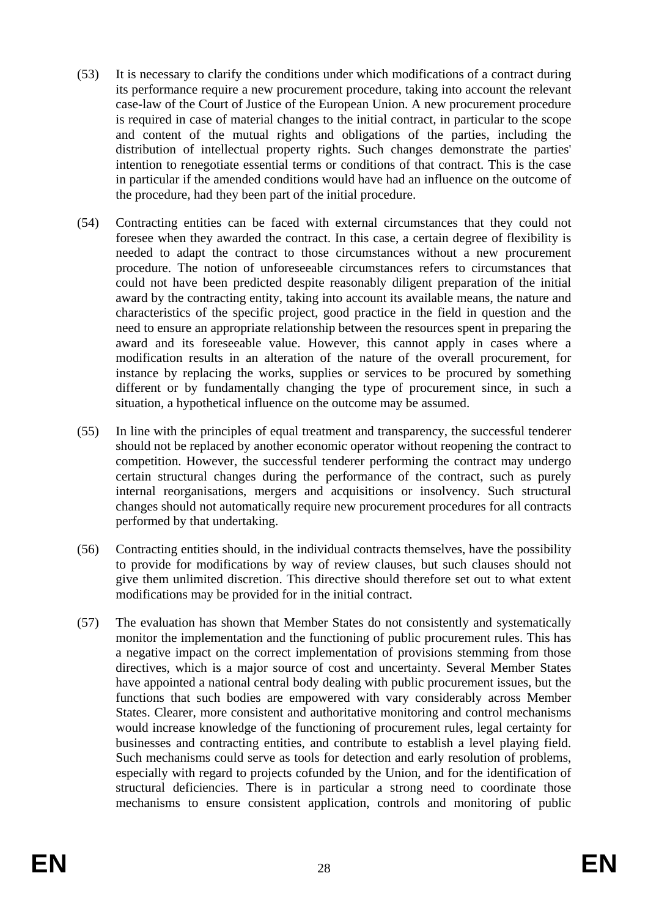(53) It is necessary to clarify the conditions under which modifications of a contract during its performance require a new procurement procedure, taking into account the relevant case-law of the Court of Justice of the European Union. A new procurement procedure is required in case of material changes to the initial contract, in particular to the scope and content of the mutual rights and obligations of the parties, including the distribution of intellectual property rights. Such changes demonstrate the parties' intention to renegotiate essential terms or conditions of that contract. This is the case in particular if the amended conditions would have had an influence on the outcome of the procedure, had they been part of the initial procedure.

(54) Contracting entities can be faced with external circumstances that they could not foresee when they awarded the contract. In this case, a certain degree of flexibility is needed to adapt the contract to those circumstances without a new procurement procedure. The notion of unforeseeable circumstances refers to circumstances that could not have been predicted despite reasonably diligent preparation of the initial award by the contracting entity, taking into account its available means, the nature and characteristics of the specific project, good practice in the field in question and the need to ensure an appropriate relationship between the resources spent in preparing the award and its foreseeable value. However, this cannot apply in cases where a modification results in an alteration of the nature of the overall procurement, for instance by replacing the works, supplies or services to be procured by something different or by fundamentally changing the type of procurement since, in such a situation, a hypothetical influence on the outcome may be assumed.

(55) In line with the principles of equal treatment and transparency, the successful tenderer should not be replaced by another economic operator without reopening the contract to competition. However, the successful tenderer performing the contract may undergo certain structural changes during the performance of the contract, such as purely internal reorganisations, mergers and acquisitions or insolvency. Such structural changes should not automatically require new procurement procedures for all contracts performed by that undertaking.

(56) Contracting entities should, in the individual contracts themselves, have the possibility to provide for modifications by way of review clauses, but such clauses should not give them unlimited discretion. This directive should therefore set out to what extent modifications may be provided for in the initial contract.

(57) The evaluation has shown that Member States do not consistently and systematically monitor the implementation and the functioning of public procurement rules. This has a negative impact on the correct implementation of provisions stemming from those directives, which is a major source of cost and uncertainty. Several Member States have appointed a national central body dealing with public procurement issues, but the functions that such bodies are empowered with vary considerably across Member States. Clearer, more consistent and authoritative monitoring and control mechanisms would increase knowledge of the functioning of procurement rules, legal certainty for businesses and contracting entities, and contribute to establish a level playing field. Such mechanisms could serve as tools for detection and early resolution of problems, especially with regard to projects cofunded by the Union, and for the identification of structural deficiencies. There is in particular a strong need to coordinate those mechanisms to ensure consistent application, controls and monitoring of public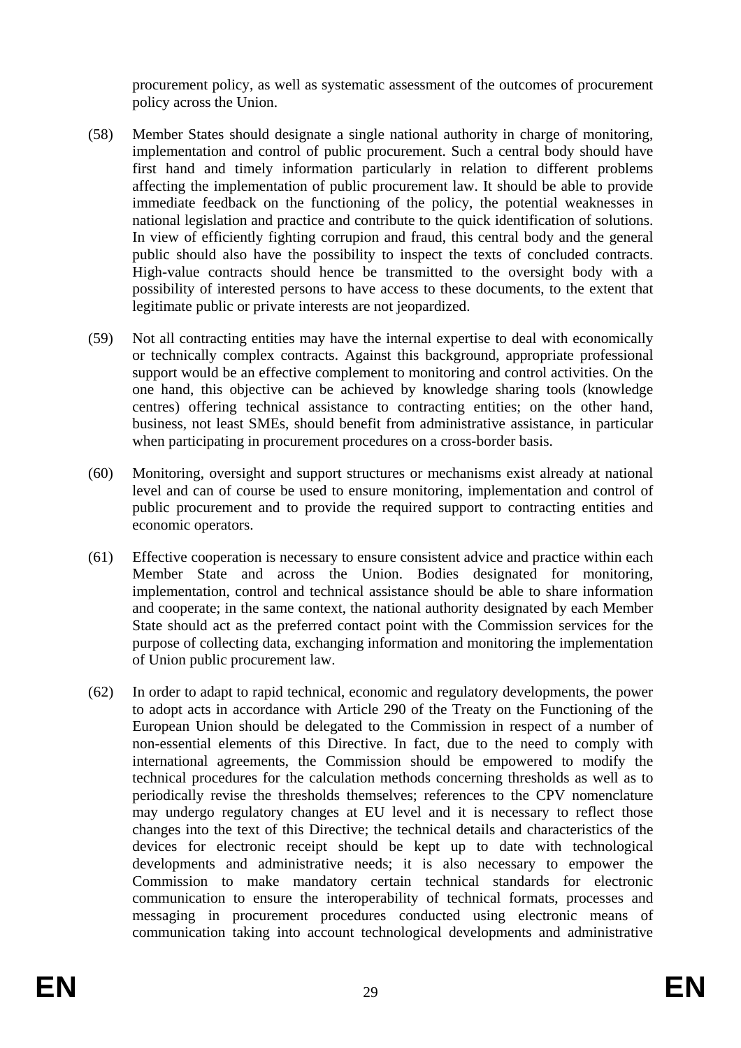procurement policy, as well as systematic assessment of the outcomes of procurement policy across the Union.

(58) Member States should designate a single national authority in charge of monitoring, implementation and control of public procurement. Such a central body should have first hand and timely information particularly in relation to different problems affecting the implementation of public procurement law. It should be able to provide immediate feedback on the functioning of the policy, the potential weaknesses in national legislation and practice and contribute to the quick identification of solutions. In view of efficiently fighting corrupion and fraud, this central body and the general public should also have the possibility to inspect the texts of concluded contracts. High-value contracts should hence be transmitted to the oversight body with a possibility of interested persons to have access to these documents, to the extent that legitimate public or private interests are not jeopardized.

(59) Not all contracting entities may have the internal expertise to deal with economically or technically complex contracts. Against this background, appropriate professional support would be an effective complement to monitoring and control activities. On the one hand, this objective can be achieved by knowledge sharing tools (knowledge centres) offering technical assistance to contracting entities; on the other hand, business, not least SMEs, should benefit from administrative assistance, in particular when participating in procurement procedures on a cross-border basis.

(60) Monitoring, oversight and support structures or mechanisms exist already at national level and can of course be used to ensure monitoring, implementation and control of public procurement and to provide the required support to contracting entities and economic operators.

(61) Effective cooperation is necessary to ensure consistent advice and practice within each Member State and across the Union. Bodies designated for monitoring, implementation, control and technical assistance should be able to share information and cooperate; in the same context, the national authority designated by each Member State should act as the preferred contact point with the Commission services for the purpose of collecting data, exchanging information and monitoring the implementation of Union public procurement law.

(62) In order to adapt to rapid technical, economic and regulatory developments, the power to adopt acts in accordance with Article 290 of the Treaty on the Functioning of the European Union should be delegated to the Commission in respect of a number of non-essential elements of this Directive. In fact, due to the need to comply with international agreements, the Commission should be empowered to modify the technical procedures for the calculation methods concerning thresholds as well as to periodically revise the thresholds themselves; references to the CPV nomenclature may undergo regulatory changes at EU level and it is necessary to reflect those changes into the text of this Directive; the technical details and characteristics of the devices for electronic receipt should be kept up to date with technological developments and administrative needs; it is also necessary to empower the Commission to make mandatory certain technical standards for electronic communication to ensure the interoperability of technical formats, processes and messaging in procurement procedures conducted using electronic means of communication taking into account technological developments and administrative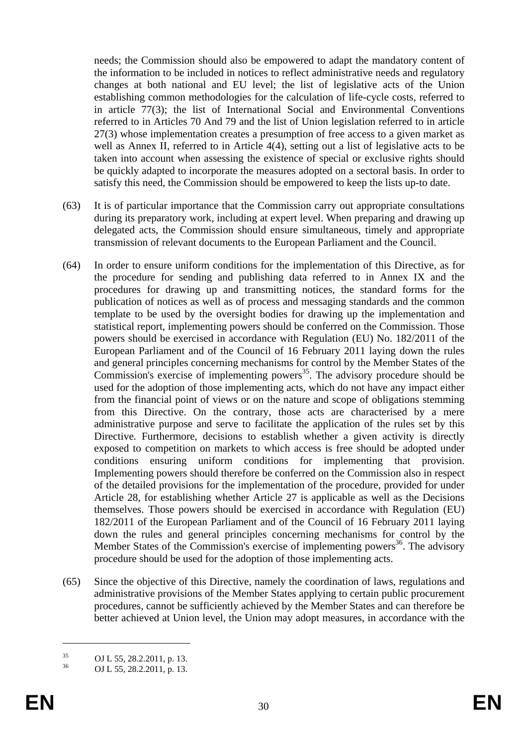needs; the Commission should also be empowered to adapt the mandatory content of the information to be included in notices to reflect administrative needs and regulatory changes at both national and EU level; the list of legislative acts of the Union establishing common methodologies for the calculation of life-cycle costs, referred to in article 77(3); the list of International Social and Environmental Conventions referred to in Articles 70 And 79 and the list of Union legislation referred to in article 27(3) whose implementation creates a presumption of free access to a given market as well as Annex II, referred to in Article 4(4), setting out a list of legislative acts to be taken into account when assessing the existence of special or exclusive rights should be quickly adapted to incorporate the measures adopted on a sectoral basis. In order to satisfy this need, the Commission should be empowered to keep the lists up-to date.

(63) It is of particular importance that the Commission carry out appropriate consultations during its preparatory work, including at expert level. When preparing and drawing up delegated acts, the Commission should ensure simultaneous, timely and appropriate transmission of relevant documents to the European Parliament and the Council.

(64) In order to ensure uniform conditions for the implementation of this Directive, as for the procedure for sending and publishing data referred to in Annex IX and the procedures for drawing up and transmitting notices, the standard forms for the publication of notices as well as of process and messaging standards and the common template to be used by the oversight bodies for drawing up the implementation and statistical report, implementing powers should be conferred on the Commission. Those powers should be exercised in accordance with Regulation (EU) No. 182/2011 of the European Parliament and of the Council of 16 February 2011 laying down the rules and general principles concerning mechanisms for control by the Member States of the Commission's exercise of implementing powers[35]. The advisory procedure should be used for the adoption of those implementing acts, which do not have any impact either from the financial point of views or on the nature and scope of obligations stemming from this Directive. On the contrary, those acts are characterised by a mere administrative purpose and serve to facilitate the application of the rules set by this Directive. Furthermore, decisions to establish whether a given activity is directly exposed to competition on markets to which access is free should be adopted under conditions ensuring uniform conditions for implementing that provision. Implementing powers should therefore be conferred on the Commission also in respect of the detailed provisions for the implementation of the procedure, provided for under Article 28, for establishing whether Article 27 is applicable as well as the Decisions themselves. Those powers should be exercised in accordance with Regulation (EU) 182/2011 of the European Parliament and of the Council of 16 February 2011 laying down the rules and general principles concerning mechanisms for control by the Member States of the Commission's exercise of implementing powers[36]. The advisory procedure should be used for the adoption of those implementing acts.

(65) Since the objective of this Directive, namely the coordination of laws, regulations and administrative provisions of the Member States applying to certain public procurement procedures, cannot be sufficiently achieved by the Member States and can therefore be better achieved at Union level, the Union may adopt measures, in accordance with the

---

[35] OJ L 55, 28.2.2011, p. 13.

[36] OJ L 55, 28.2.2011, p. 13.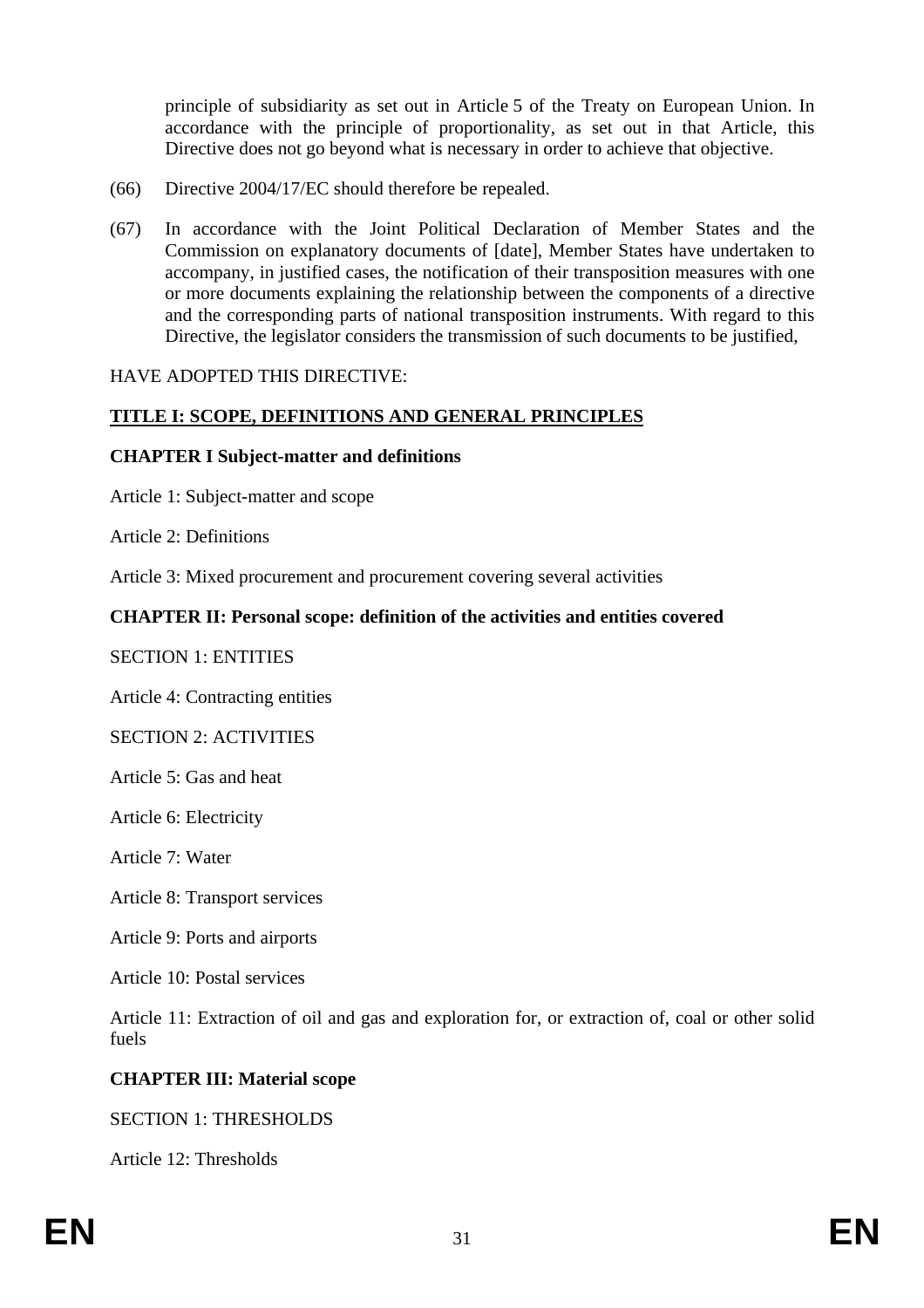principle of subsidiarity as set out in Article 5 of the Treaty on European Union. In accordance with the principle of proportionality, as set out in that Article, this Directive does not go beyond what is necessary in order to achieve that objective.

(66) Directive 2004/17/EC should therefore be repealed.

(67) In accordance with the Joint Political Declaration of Member States and the Commission on explanatory documents of [date], Member States have undertaken to accompany, in justified cases, the notification of their transposition measures with one or more documents explaining the relationship between the components of a directive and the corresponding parts of national transposition instruments. With regard to this Directive, the legislator considers the transmission of such documents to be justified,

HAVE ADOPTED THIS DIRECTIVE:

## TITLE I: SCOPE, DEFINITIONS AND GENERAL PRINCIPLES

### CHAPTER I Subject-matter and definitions

Article 1: Subject-matter and scope

Article 2: Definitions

Article 3: Mixed procurement and procurement covering several activities

### CHAPTER II: Personal scope: definition of the activities and entities covered

SECTION 1: ENTITIES

Article 4: Contracting entities

SECTION 2: ACTIVITIES

Article 5: Gas and heat

Article 6: Electricity

Article 7: Water

Article 8: Transport services

Article 9: Ports and airports

Article 10: Postal services

Article 11: Extraction of oil and gas and exploration for, or extraction of, coal or other solid fuels

### CHAPTER III: Material scope

SECTION 1: THRESHOLDS

Article 12: Thresholds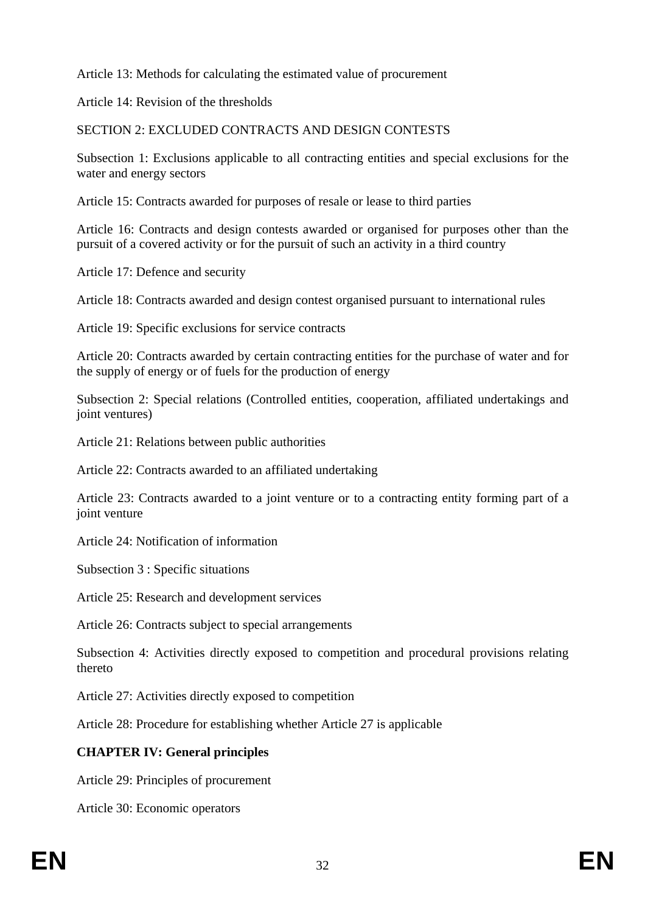Article 13: Methods for calculating the estimated value of procurement

Article 14: Revision of the thresholds

SECTION 2: EXCLUDED CONTRACTS AND DESIGN CONTESTS

Subsection 1: Exclusions applicable to all contracting entities and special exclusions for the water and energy sectors

Article 15: Contracts awarded for purposes of resale or lease to third parties

Article 16: Contracts and design contests awarded or organised for purposes other than the pursuit of a covered activity or for the pursuit of such an activity in a third country

Article 17: Defence and security

Article 18: Contracts awarded and design contest organised pursuant to international rules

Article 19: Specific exclusions for service contracts

Article 20: Contracts awarded by certain contracting entities for the purchase of water and for the supply of energy or of fuels for the production of energy

Subsection 2: Special relations (Controlled entities, cooperation, affiliated undertakings and joint ventures)

Article 21: Relations between public authorities

Article 22: Contracts awarded to an affiliated undertaking

Article 23: Contracts awarded to a joint venture or to a contracting entity forming part of a joint venture

Article 24: Notification of information

Subsection 3 : Specific situations

Article 25: Research and development services

Article 26: Contracts subject to special arrangements

Subsection 4: Activities directly exposed to competition and procedural provisions relating thereto

Article 27: Activities directly exposed to competition

Article 28: Procedure for establishing whether Article 27 is applicable

**CHAPTER IV: General principles**

Article 29: Principles of procurement

Article 30: Economic operators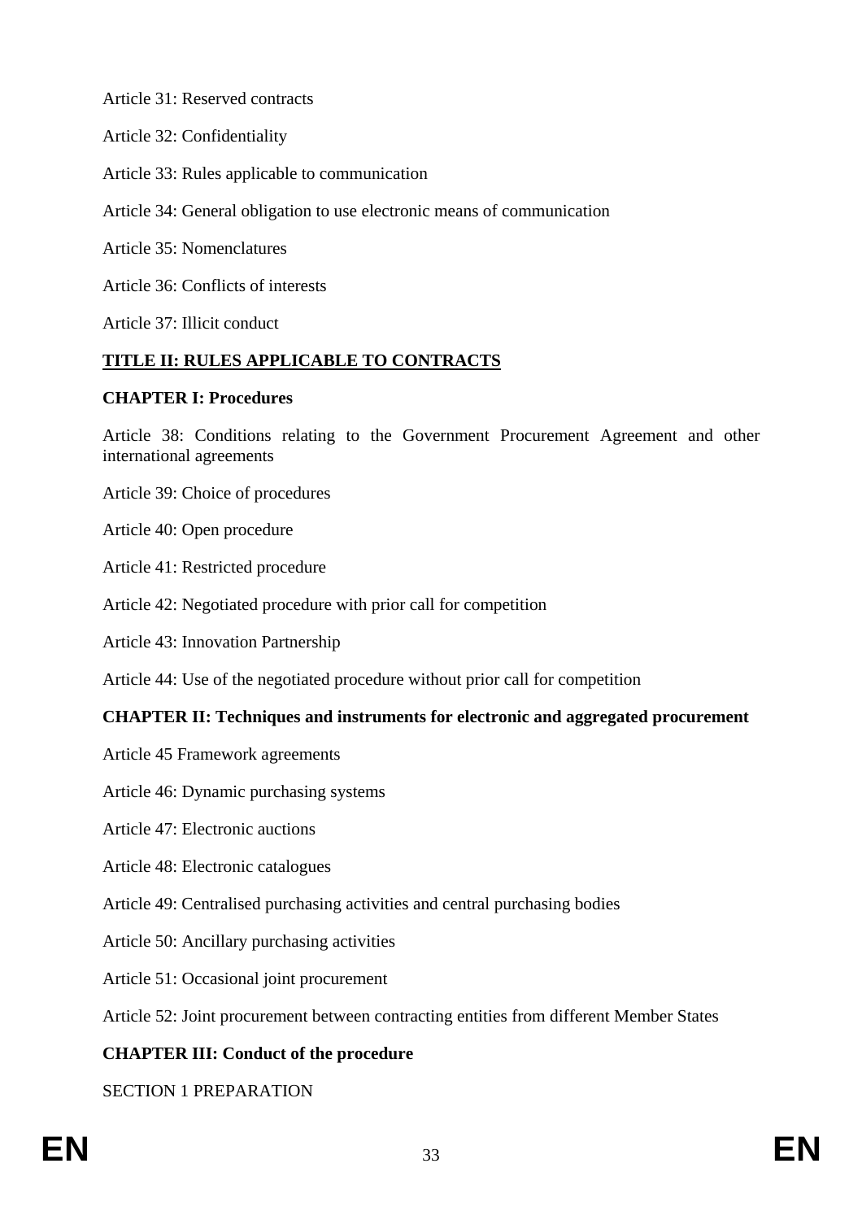Article 31: Reserved contracts

Article 32: Confidentiality

Article 33: Rules applicable to communication

Article 34: General obligation to use electronic means of communication

Article 35: Nomenclatures

Article 36: Conflicts of interests

Article 37: Illicit conduct

**TITLE II: RULES APPLICABLE TO CONTRACTS**

**CHAPTER I: Procedures**

Article 38: Conditions relating to the Government Procurement Agreement and other international agreements

Article 39: Choice of procedures

Article 40: Open procedure

Article 41: Restricted procedure

Article 42: Negotiated procedure with prior call for competition

Article 43: Innovation Partnership

Article 44: Use of the negotiated procedure without prior call for competition

**CHAPTER II: Techniques and instruments for electronic and aggregated procurement**

Article 45 Framework agreements

Article 46: Dynamic purchasing systems

Article 47: Electronic auctions

Article 48: Electronic catalogues

Article 49: Centralised purchasing activities and central purchasing bodies

Article 50: Ancillary purchasing activities

Article 51: Occasional joint procurement

Article 52: Joint procurement between contracting entities from different Member States

**CHAPTER III: Conduct of the procedure**

SECTION 1 PREPARATION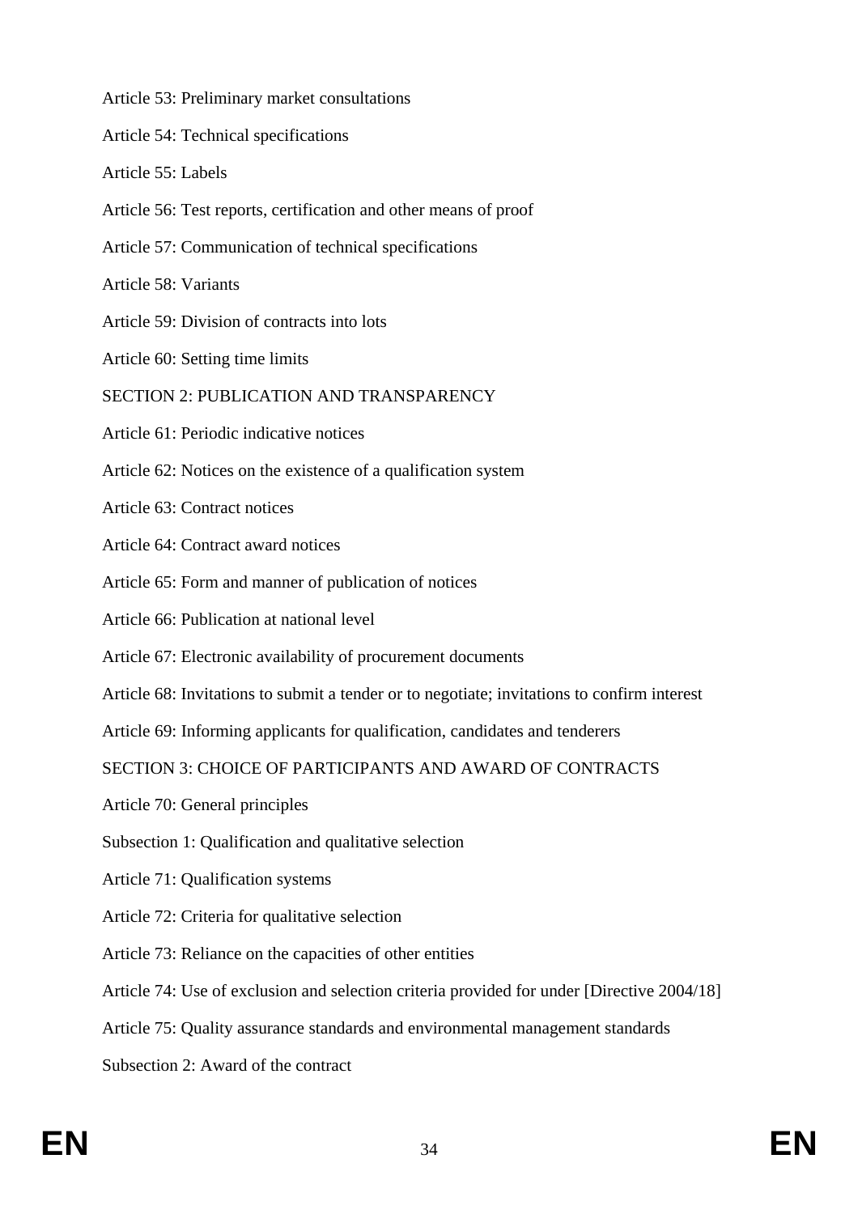Article 53: Preliminary market consultations

Article 54: Technical specifications

Article 55: Labels

Article 56: Test reports, certification and other means of proof

Article 57: Communication of technical specifications

Article 58: Variants

Article 59: Division of contracts into lots

Article 60: Setting time limits

SECTION 2: PUBLICATION AND TRANSPARENCY

Article 61: Periodic indicative notices

Article 62: Notices on the existence of a qualification system

Article 63: Contract notices

Article 64: Contract award notices

Article 65: Form and manner of publication of notices

Article 66: Publication at national level

Article 67: Electronic availability of procurement documents

Article 68: Invitations to submit a tender or to negotiate; invitations to confirm interest

Article 69: Informing applicants for qualification, candidates and tenderers

SECTION 3: CHOICE OF PARTICIPANTS AND AWARD OF CONTRACTS

Article 70: General principles

Subsection 1: Qualification and qualitative selection

Article 71: Qualification systems

Article 72: Criteria for qualitative selection

Article 73: Reliance on the capacities of other entities

Article 74: Use of exclusion and selection criteria provided for under [Directive 2004/18]

Article 75: Quality assurance standards and environmental management standards

Subsection 2: Award of the contract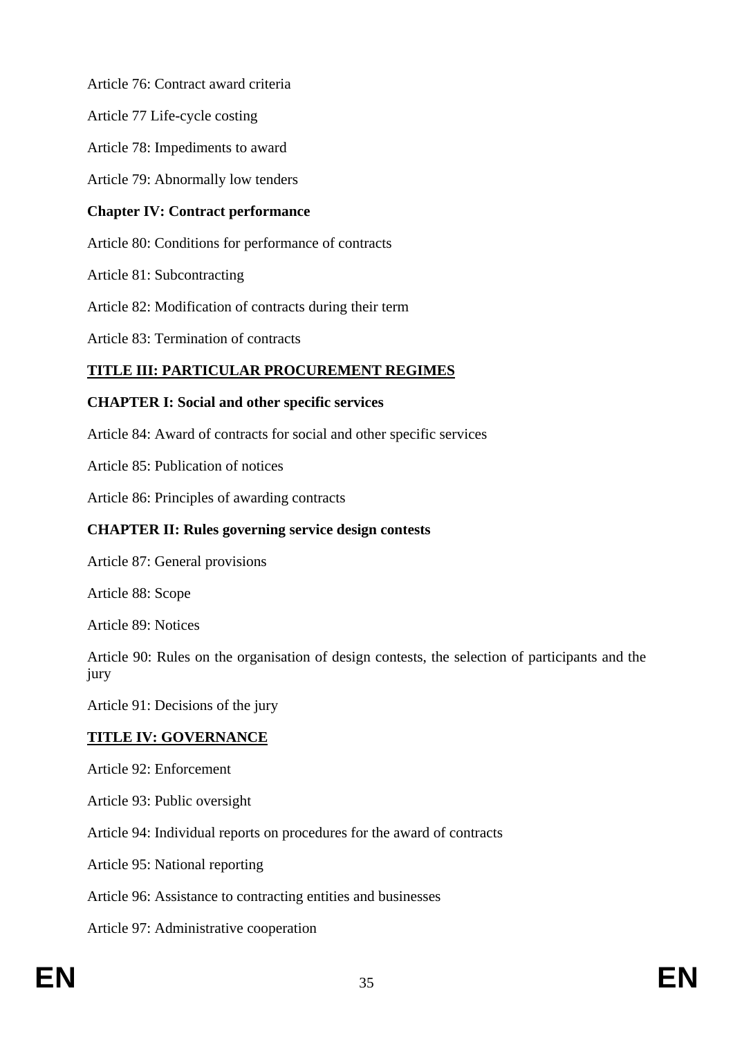Article 76: Contract award criteria

Article 77 Life-cycle costing

Article 78: Impediments to award

Article 79: Abnormally low tenders

**Chapter IV: Contract performance**

Article 80: Conditions for performance of contracts

Article 81: Subcontracting

Article 82: Modification of contracts during their term

Article 83: Termination of contracts

**TITLE III: PARTICULAR PROCUREMENT REGIMES**

**CHAPTER I: Social and other specific services**

Article 84: Award of contracts for social and other specific services

Article 85: Publication of notices

Article 86: Principles of awarding contracts

**CHAPTER II: Rules governing service design contests**

Article 87: General provisions

Article 88: Scope

Article 89: Notices

Article 90: Rules on the organisation of design contests, the selection of participants and the jury

Article 91: Decisions of the jury

**TITLE IV: GOVERNANCE**

Article 92: Enforcement

Article 93: Public oversight

Article 94: Individual reports on procedures for the award of contracts

Article 95: National reporting

Article 96: Assistance to contracting entities and businesses

Article 97: Administrative cooperation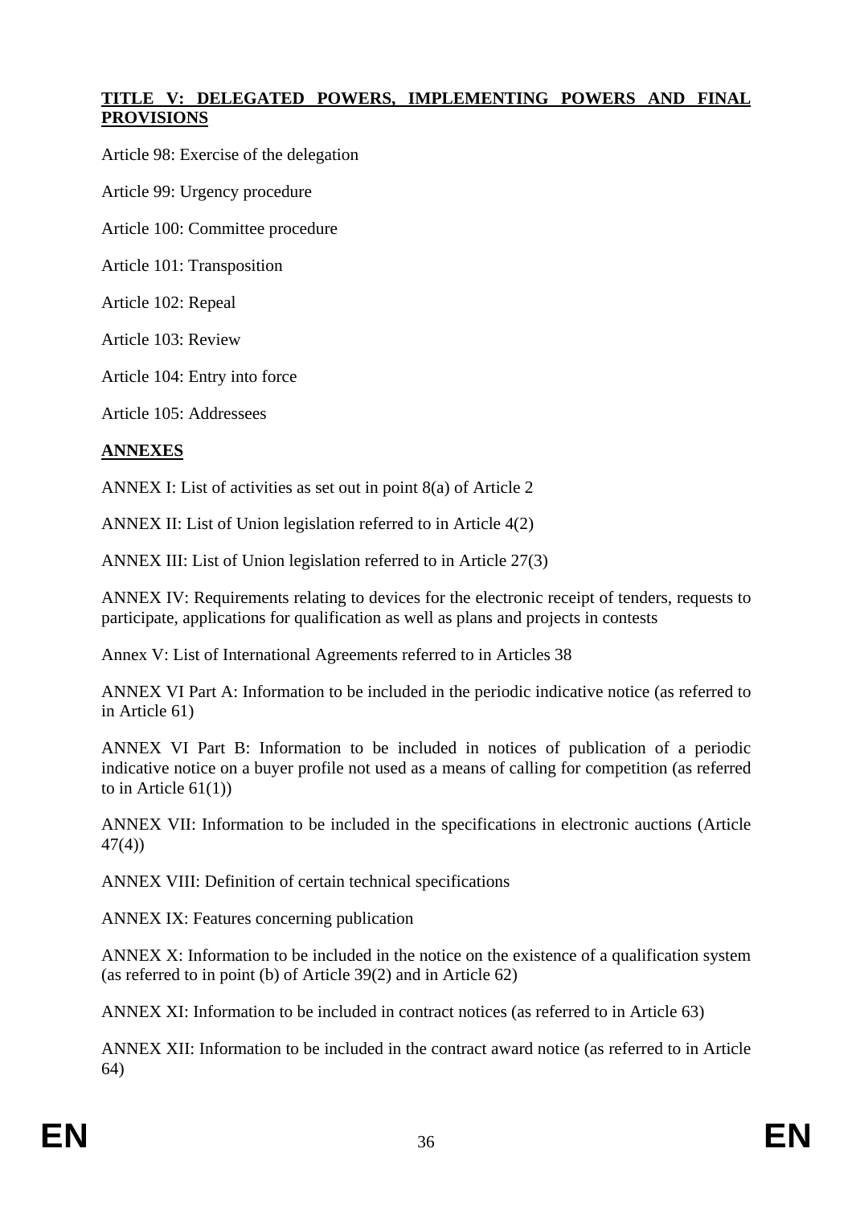**TITLE V: DELEGATED POWERS, IMPLEMENTING POWERS AND FINAL PROVISIONS**

Article 98: Exercise of the delegation

Article 99: Urgency procedure

Article 100: Committee procedure

Article 101: Transposition

Article 102: Repeal

Article 103: Review

Article 104: Entry into force

Article 105: Addressees

**ANNEXES**

ANNEX I: List of activities as set out in point 8(a) of Article 2

ANNEX II: List of Union legislation referred to in Article 4(2)

ANNEX III: List of Union legislation referred to in Article 27(3)

ANNEX IV: Requirements relating to devices for the electronic receipt of tenders, requests to participate, applications for qualification as well as plans and projects in contests

Annex V: List of International Agreements referred to in Articles 38

ANNEX VI Part A: Information to be included in the periodic indicative notice (as referred to in Article 61)

ANNEX VI Part B: Information to be included in notices of publication of a periodic indicative notice on a buyer profile not used as a means of calling for competition (as referred to in Article 61(1))

ANNEX VII: Information to be included in the specifications in electronic auctions (Article 47(4))

ANNEX VIII: Definition of certain technical specifications

ANNEX IX: Features concerning publication

ANNEX X: Information to be included in the notice on the existence of a qualification system (as referred to in point (b) of Article 39(2) and in Article 62)

ANNEX XI: Information to be included in contract notices (as referred to in Article 63)

ANNEX XII: Information to be included in the contract award notice (as referred to in Article 64)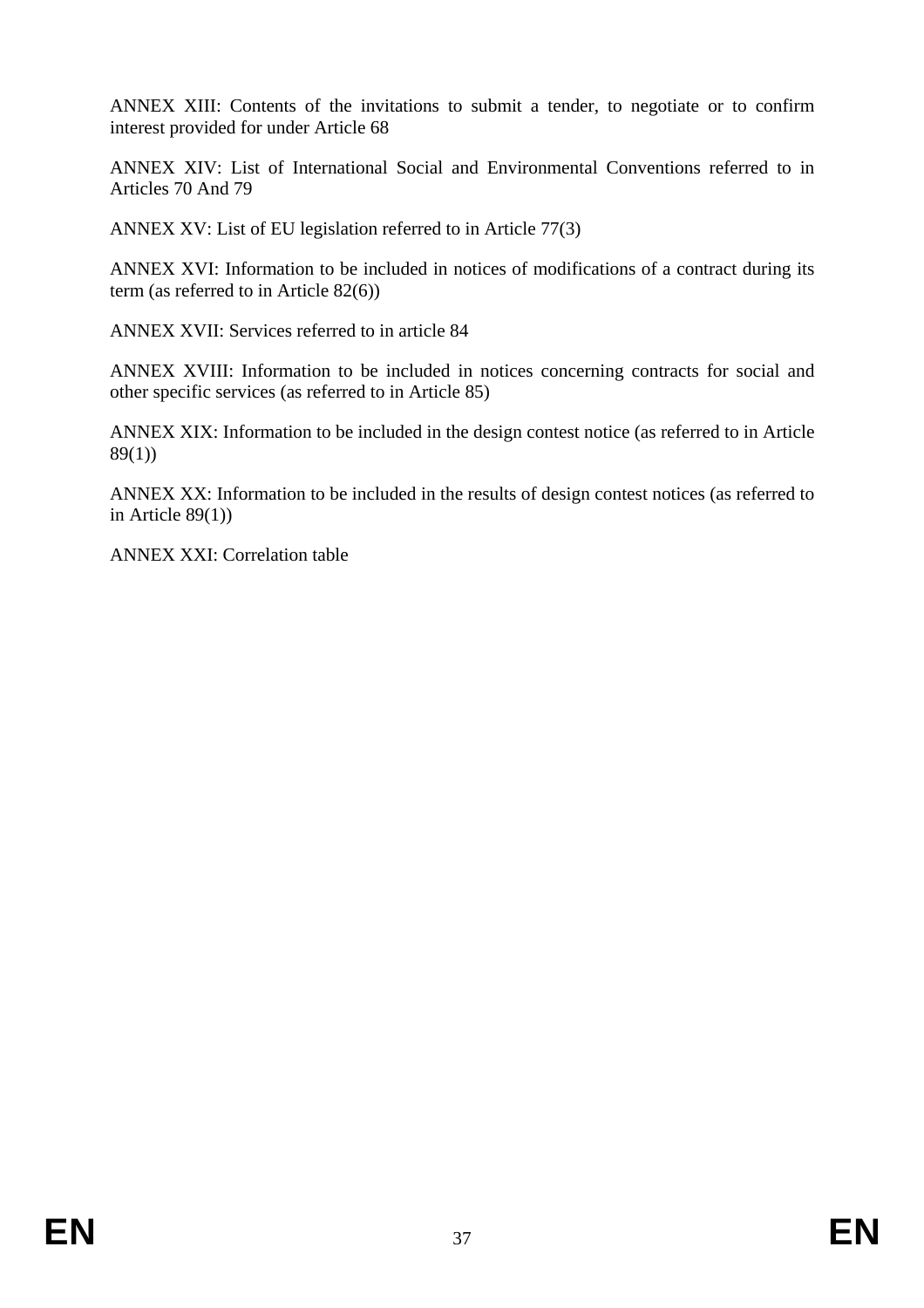ANNEX XIII: Contents of the invitations to submit a tender, to negotiate or to confirm interest provided for under Article 68

ANNEX XIV: List of International Social and Environmental Conventions referred to in Articles 70 And 79

ANNEX XV: List of EU legislation referred to in Article 77(3)

ANNEX XVI: Information to be included in notices of modifications of a contract during its term (as referred to in Article 82(6))

ANNEX XVII: Services referred to in article 84

ANNEX XVIII: Information to be included in notices concerning contracts for social and other specific services (as referred to in Article 85)

ANNEX XIX: Information to be included in the design contest notice (as referred to in Article 89(1))

ANNEX XX: Information to be included in the results of design contest notices (as referred to in Article 89(1))

ANNEX XXI: Correlation table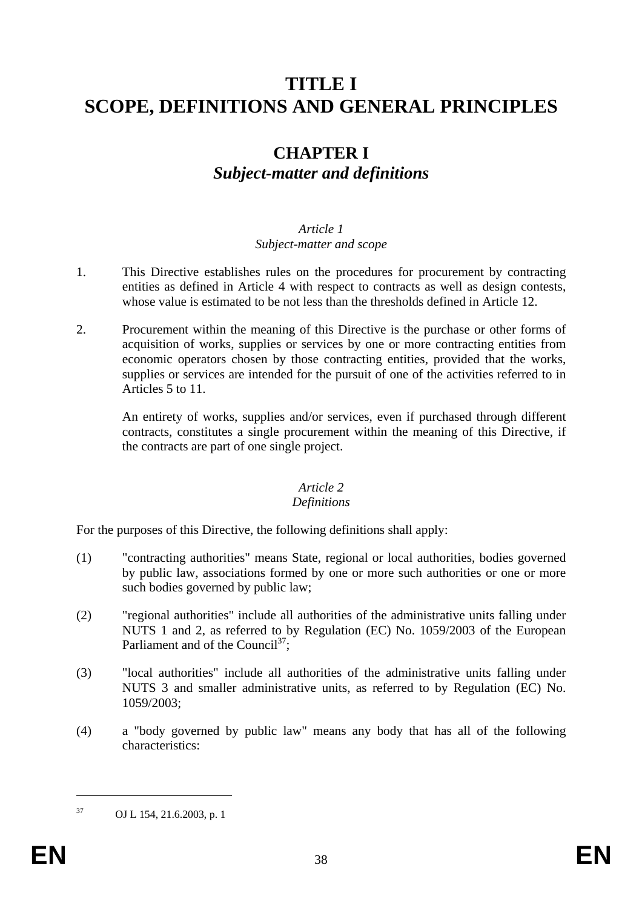# TITLE I
# SCOPE, DEFINITIONS AND GENERAL PRINCIPLES

## CHAPTER I
## *Subject-matter and definitions*

*Article 1*
*Subject-matter and scope*

1. This Directive establishes rules on the procedures for procurement by contracting entities as defined in Article 4 with respect to contracts as well as design contests, whose value is estimated to be not less than the thresholds defined in Article 12.

2. Procurement within the meaning of this Directive is the purchase or other forms of acquisition of works, supplies or services by one or more contracting entities from economic operators chosen by those contracting entities, provided that the works, supplies or services are intended for the pursuit of one of the activities referred to in Articles 5 to 11.

   An entirety of works, supplies and/or services, even if purchased through different contracts, constitutes a single procurement within the meaning of this Directive, if the contracts are part of one single project.

*Article 2*
*Definitions*

For the purposes of this Directive, the following definitions shall apply:

(1) "contracting authorities" means State, regional or local authorities, bodies governed by public law, associations formed by one or more such authorities or one or more such bodies governed by public law;

(2) "regional authorities" include all authorities of the administrative units falling under NUTS 1 and 2, as referred to by Regulation (EC) No. 1059/2003 of the European Parliament and of the Council[37];

(3) "local authorities" include all authorities of the administrative units falling under NUTS 3 and smaller administrative units, as referred to by Regulation (EC) No. 1059/2003;

(4) a "body governed by public law" means any body that has all of the following characteristics:

---

[37] OJ L 154, 21.6.2003, p. 1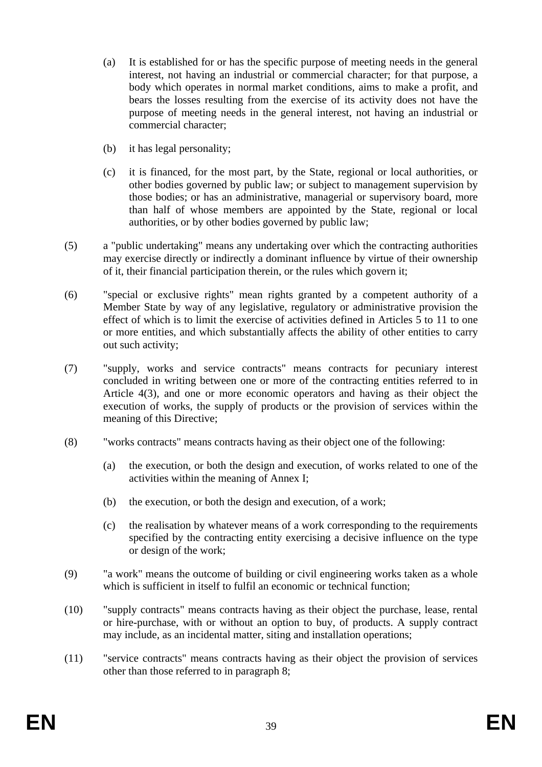(a) It is established for or has the specific purpose of meeting needs in the general interest, not having an industrial or commercial character; for that purpose, a body which operates in normal market conditions, aims to make a profit, and bears the losses resulting from the exercise of its activity does not have the purpose of meeting needs in the general interest, not having an industrial or commercial character;

(b) it has legal personality;

(c) it is financed, for the most part, by the State, regional or local authorities, or other bodies governed by public law; or subject to management supervision by those bodies; or has an administrative, managerial or supervisory board, more than half of whose members are appointed by the State, regional or local authorities, or by other bodies governed by public law;

(5) a "public undertaking" means any undertaking over which the contracting authorities may exercise directly or indirectly a dominant influence by virtue of their ownership of it, their financial participation therein, or the rules which govern it;

(6) "special or exclusive rights" mean rights granted by a competent authority of a Member State by way of any legislative, regulatory or administrative provision the effect of which is to limit the exercise of activities defined in Articles 5 to 11 to one or more entities, and which substantially affects the ability of other entities to carry out such activity;

(7) "supply, works and service contracts" means contracts for pecuniary interest concluded in writing between one or more of the contracting entities referred to in Article 4(3), and one or more economic operators and having as their object the execution of works, the supply of products or the provision of services within the meaning of this Directive;

(8) "works contracts" means contracts having as their object one of the following:

(a) the execution, or both the design and execution, of works related to one of the activities within the meaning of Annex I;

(b) the execution, or both the design and execution, of a work;

(c) the realisation by whatever means of a work corresponding to the requirements specified by the contracting entity exercising a decisive influence on the type or design of the work;

(9) "a work" means the outcome of building or civil engineering works taken as a whole which is sufficient in itself to fulfil an economic or technical function;

(10) "supply contracts" means contracts having as their object the purchase, lease, rental or hire-purchase, with or without an option to buy, of products. A supply contract may include, as an incidental matter, siting and installation operations;

(11) "service contracts" means contracts having as their object the provision of services other than those referred to in paragraph 8;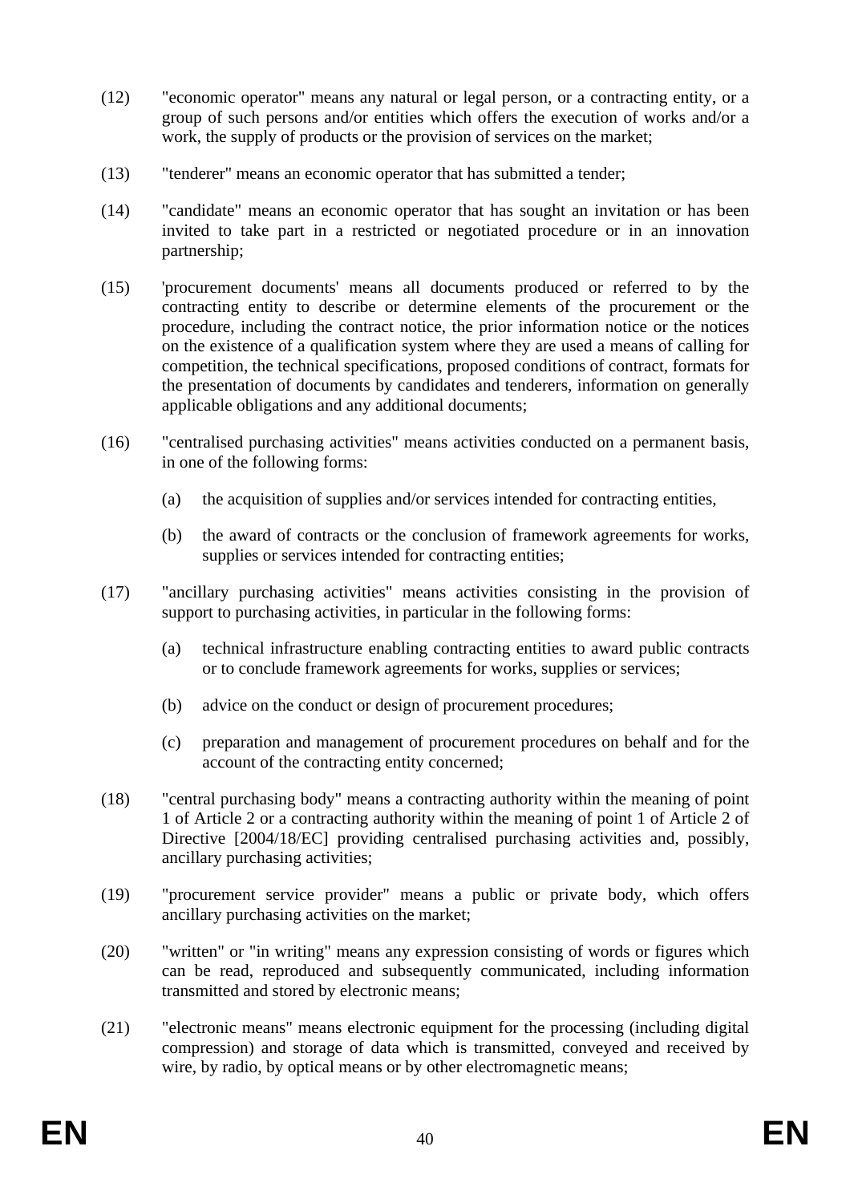(12) "economic operator" means any natural or legal person, or a contracting entity, or a group of such persons and/or entities which offers the execution of works and/or a work, the supply of products or the provision of services on the market;

(13) "tenderer" means an economic operator that has submitted a tender;

(14) "candidate" means an economic operator that has sought an invitation or has been invited to take part in a restricted or negotiated procedure or in an innovation partnership;

(15) 'procurement documents' means all documents produced or referred to by the contracting entity to describe or determine elements of the procurement or the procedure, including the contract notice, the prior information notice or the notices on the existence of a qualification system where they are used a means of calling for competition, the technical specifications, proposed conditions of contract, formats for the presentation of documents by candidates and tenderers, information on generally applicable obligations and any additional documents;

(16) "centralised purchasing activities" means activities conducted on a permanent basis, in one of the following forms:

(a) the acquisition of supplies and/or services intended for contracting entities,

(b) the award of contracts or the conclusion of framework agreements for works, supplies or services intended for contracting entities;

(17) "ancillary purchasing activities" means activities consisting in the provision of support to purchasing activities, in particular in the following forms:

(a) technical infrastructure enabling contracting entities to award public contracts or to conclude framework agreements for works, supplies or services;

(b) advice on the conduct or design of procurement procedures;

(c) preparation and management of procurement procedures on behalf and for the account of the contracting entity concerned;

(18) "central purchasing body" means a contracting authority within the meaning of point 1 of Article 2 or a contracting authority within the meaning of point 1 of Article 2 of Directive [2004/18/EC] providing centralised purchasing activities and, possibly, ancillary purchasing activities;

(19) "procurement service provider" means a public or private body, which offers ancillary purchasing activities on the market;

(20) "written" or "in writing" means any expression consisting of words or figures which can be read, reproduced and subsequently communicated, including information transmitted and stored by electronic means;

(21) "electronic means" means electronic equipment for the processing (including digital compression) and storage of data which is transmitted, conveyed and received by wire, by radio, by optical means or by other electromagnetic means;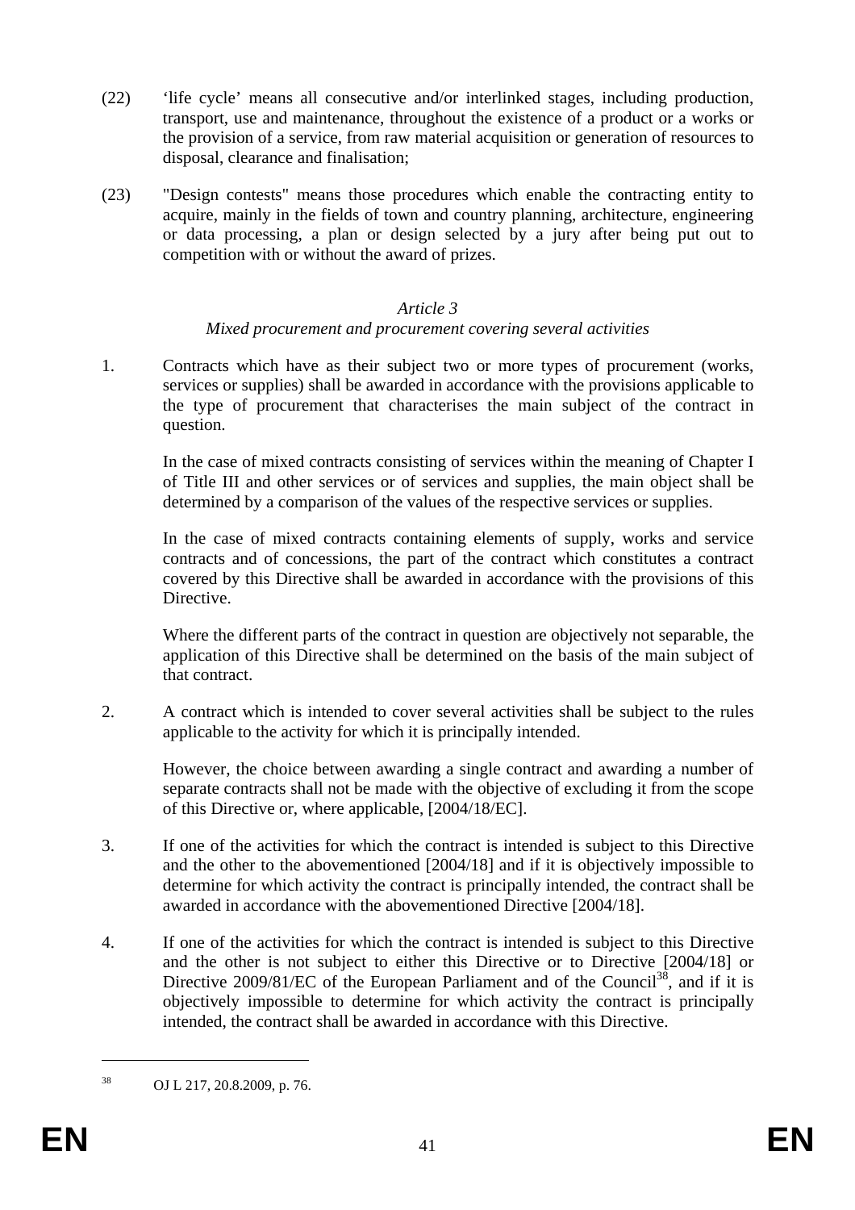(22) 'life cycle' means all consecutive and/or interlinked stages, including production, transport, use and maintenance, throughout the existence of a product or a works or the provision of a service, from raw material acquisition or generation of resources to disposal, clearance and finalisation;

(23) "Design contests" means those procedures which enable the contracting entity to acquire, mainly in the fields of town and country planning, architecture, engineering or data processing, a plan or design selected by a jury after being put out to competition with or without the award of prizes.

*Article 3*

*Mixed procurement and procurement covering several activities*

1. Contracts which have as their subject two or more types of procurement (works, services or supplies) shall be awarded in accordance with the provisions applicable to the type of procurement that characterises the main subject of the contract in question.

   In the case of mixed contracts consisting of services within the meaning of Chapter I of Title III and other services or of services and supplies, the main object shall be determined by a comparison of the values of the respective services or supplies.

   In the case of mixed contracts containing elements of supply, works and service contracts and of concessions, the part of the contract which constitutes a contract covered by this Directive shall be awarded in accordance with the provisions of this Directive.

   Where the different parts of the contract in question are objectively not separable, the application of this Directive shall be determined on the basis of the main subject of that contract.

2. A contract which is intended to cover several activities shall be subject to the rules applicable to the activity for which it is principally intended.

   However, the choice between awarding a single contract and awarding a number of separate contracts shall not be made with the objective of excluding it from the scope of this Directive or, where applicable, [2004/18/EC].

3. If one of the activities for which the contract is intended is subject to this Directive and the other to the abovementioned [2004/18] and if it is objectively impossible to determine for which activity the contract is principally intended, the contract shall be awarded in accordance with the abovementioned Directive [2004/18].

4. If one of the activities for which the contract is intended is subject to this Directive and the other is not subject to either this Directive or to Directive [2004/18] or Directive 2009/81/EC of the European Parliament and of the Council[38], and if it is objectively impossible to determine for which activity the contract is principally intended, the contract shall be awarded in accordance with this Directive.

---

[38] OJ L 217, 20.8.2009, p. 76.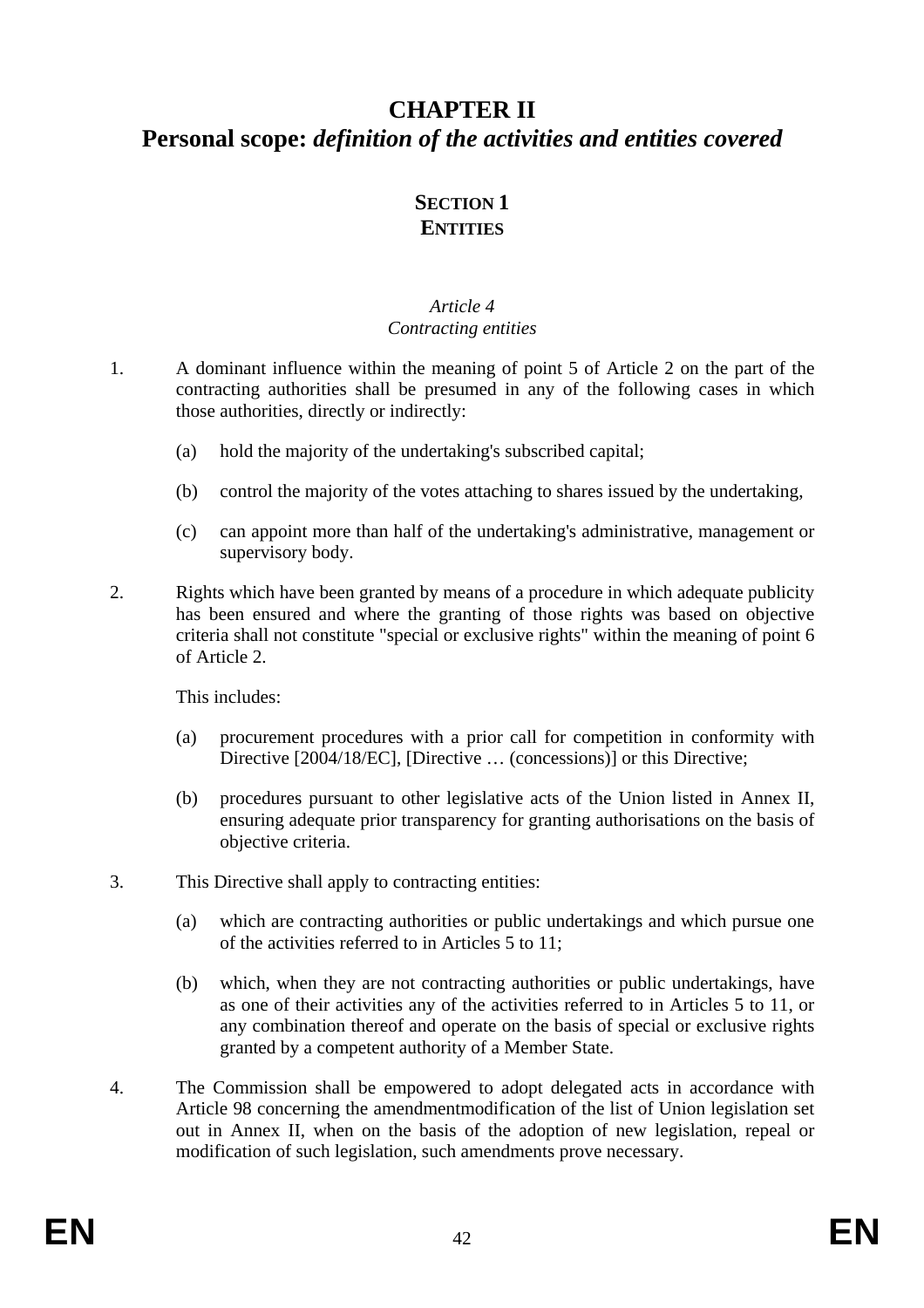# CHAPTER II
# Personal scope: *definition of the activities and entities covered*

## SECTION 1
## ENTITIES

*Article 4*
*Contracting entities*

1. A dominant influence within the meaning of point 5 of Article 2 on the part of the contracting authorities shall be presumed in any of the following cases in which those authorities, directly or indirectly:

   (a) hold the majority of the undertaking's subscribed capital;

   (b) control the majority of the votes attaching to shares issued by the undertaking,

   (c) can appoint more than half of the undertaking's administrative, management or supervisory body.

2. Rights which have been granted by means of a procedure in which adequate publicity has been ensured and where the granting of those rights was based on objective criteria shall not constitute "special or exclusive rights" within the meaning of point 6 of Article 2.

   This includes:

   (a) procurement procedures with a prior call for competition in conformity with Directive [2004/18/EC], [Directive … (concessions)] or this Directive;

   (b) procedures pursuant to other legislative acts of the Union listed in Annex II, ensuring adequate prior transparency for granting authorisations on the basis of objective criteria.

3. This Directive shall apply to contracting entities:

   (a) which are contracting authorities or public undertakings and which pursue one of the activities referred to in Articles 5 to 11;

   (b) which, when they are not contracting authorities or public undertakings, have as one of their activities any of the activities referred to in Articles 5 to 11, or any combination thereof and operate on the basis of special or exclusive rights granted by a competent authority of a Member State.

4. The Commission shall be empowered to adopt delegated acts in accordance with Article 98 concerning the amendmentmodification of the list of Union legislation set out in Annex II, when on the basis of the adoption of new legislation, repeal or modification of such legislation, such amendments prove necessary.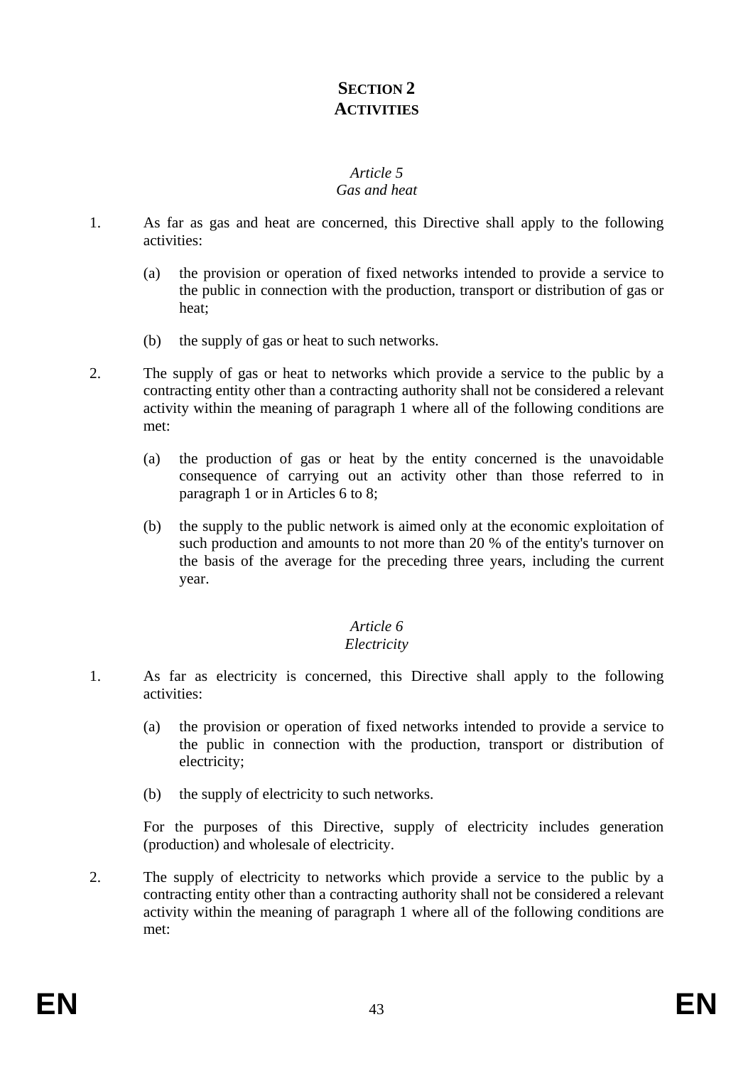## SECTION 2
## ACTIVITIES

### *Article 5*
### *Gas and heat*

1. As far as gas and heat are concerned, this Directive shall apply to the following activities:

   (a) the provision or operation of fixed networks intended to provide a service to the public in connection with the production, transport or distribution of gas or heat;

   (b) the supply of gas or heat to such networks.

2. The supply of gas or heat to networks which provide a service to the public by a contracting entity other than a contracting authority shall not be considered a relevant activity within the meaning of paragraph 1 where all of the following conditions are met:

   (a) the production of gas or heat by the entity concerned is the unavoidable consequence of carrying out an activity other than those referred to in paragraph 1 or in Articles 6 to 8;

   (b) the supply to the public network is aimed only at the economic exploitation of such production and amounts to not more than 20 % of the entity's turnover on the basis of the average for the preceding three years, including the current year.

### *Article 6*
### *Electricity*

1. As far as electricity is concerned, this Directive shall apply to the following activities:

   (a) the provision or operation of fixed networks intended to provide a service to the public in connection with the production, transport or distribution of electricity;

   (b) the supply of electricity to such networks.

   For the purposes of this Directive, supply of electricity includes generation (production) and wholesale of electricity.

2. The supply of electricity to networks which provide a service to the public by a contracting entity other than a contracting authority shall not be considered a relevant activity within the meaning of paragraph 1 where all of the following conditions are met: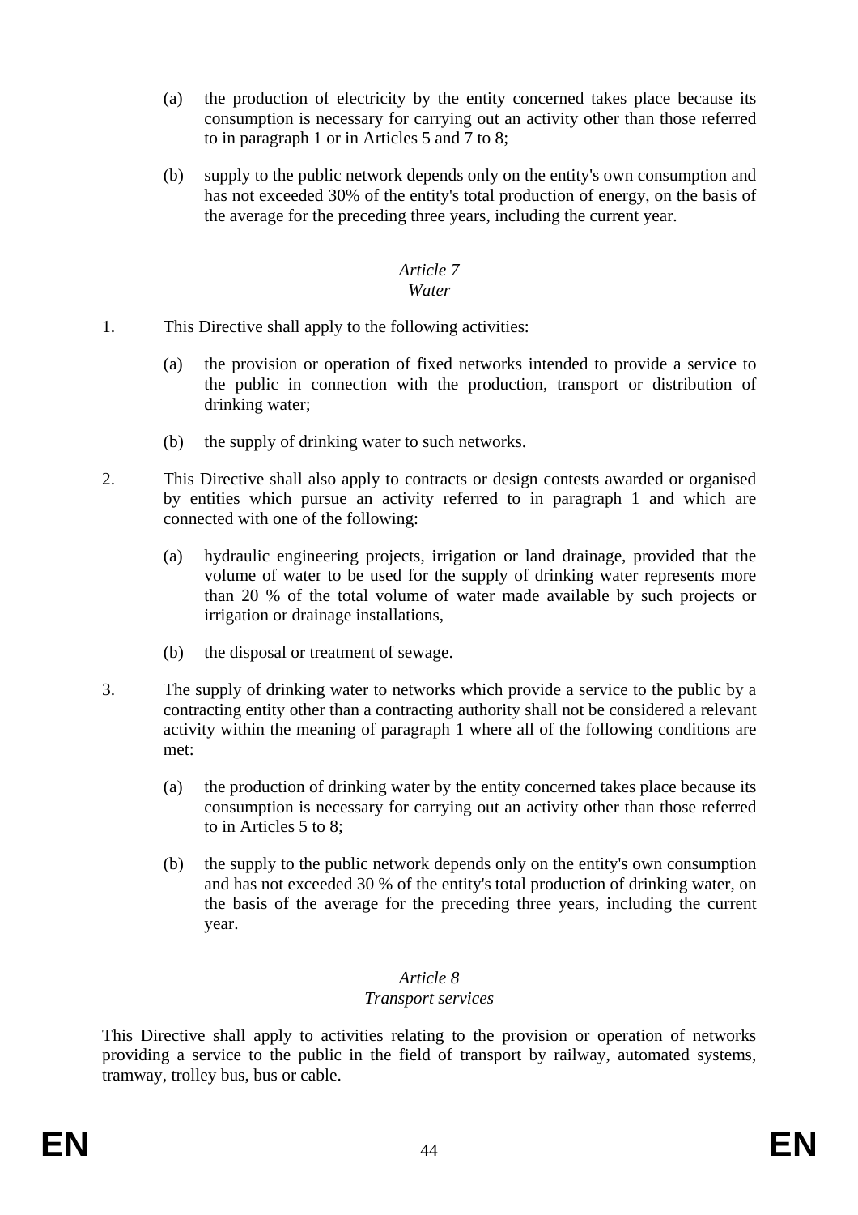(a) the production of electricity by the entity concerned takes place because its consumption is necessary for carrying out an activity other than those referred to in paragraph 1 or in Articles 5 and 7 to 8;

(b) supply to the public network depends only on the entity's own consumption and has not exceeded 30% of the entity's total production of energy, on the basis of the average for the preceding three years, including the current year.

*Article 7*
*Water*

1. This Directive shall apply to the following activities:

   (a) the provision or operation of fixed networks intended to provide a service to the public in connection with the production, transport or distribution of drinking water;

   (b) the supply of drinking water to such networks.

2. This Directive shall also apply to contracts or design contests awarded or organised by entities which pursue an activity referred to in paragraph 1 and which are connected with one of the following:

   (a) hydraulic engineering projects, irrigation or land drainage, provided that the volume of water to be used for the supply of drinking water represents more than 20 % of the total volume of water made available by such projects or irrigation or drainage installations,

   (b) the disposal or treatment of sewage.

3. The supply of drinking water to networks which provide a service to the public by a contracting entity other than a contracting authority shall not be considered a relevant activity within the meaning of paragraph 1 where all of the following conditions are met:

   (a) the production of drinking water by the entity concerned takes place because its consumption is necessary for carrying out an activity other than those referred to in Articles 5 to 8;

   (b) the supply to the public network depends only on the entity's own consumption and has not exceeded 30 % of the entity's total production of drinking water, on the basis of the average for the preceding three years, including the current year.

*Article 8*
*Transport services*

This Directive shall apply to activities relating to the provision or operation of networks providing a service to the public in the field of transport by railway, automated systems, tramway, trolley bus, bus or cable.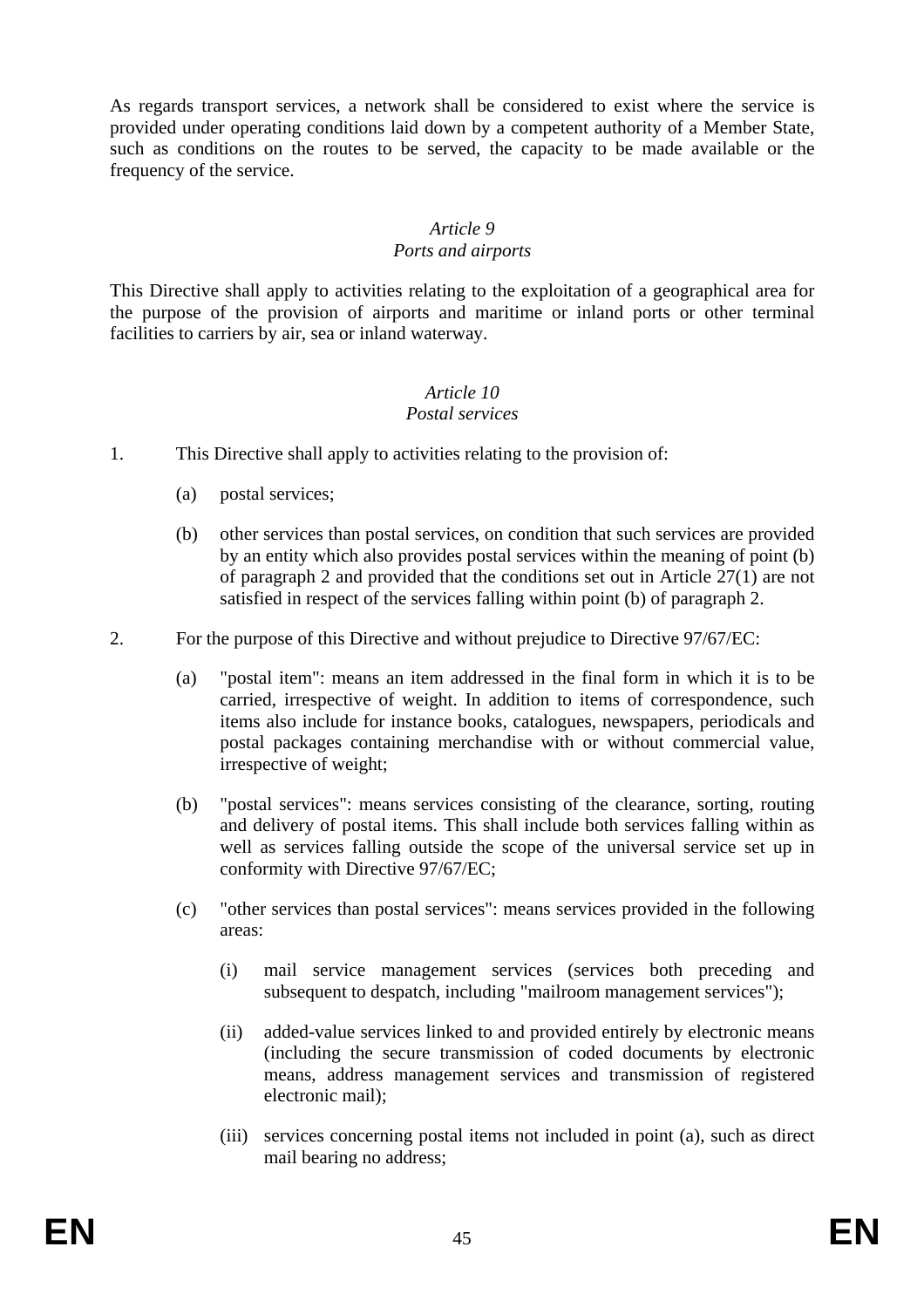As regards transport services, a network shall be considered to exist where the service is provided under operating conditions laid down by a competent authority of a Member State, such as conditions on the routes to be served, the capacity to be made available or the frequency of the service.

*Article 9*
*Ports and airports*

This Directive shall apply to activities relating to the exploitation of a geographical area for the purpose of the provision of airports and maritime or inland ports or other terminal facilities to carriers by air, sea or inland waterway.

*Article 10*
*Postal services*

1. This Directive shall apply to activities relating to the provision of:

   (a) postal services;

   (b) other services than postal services, on condition that such services are provided by an entity which also provides postal services within the meaning of point (b) of paragraph 2 and provided that the conditions set out in Article 27(1) are not satisfied in respect of the services falling within point (b) of paragraph 2.

2. For the purpose of this Directive and without prejudice to Directive 97/67/EC:

   (a) "postal item": means an item addressed in the final form in which it is to be carried, irrespective of weight. In addition to items of correspondence, such items also include for instance books, catalogues, newspapers, periodicals and postal packages containing merchandise with or without commercial value, irrespective of weight;

   (b) "postal services": means services consisting of the clearance, sorting, routing and delivery of postal items. This shall include both services falling within as well as services falling outside the scope of the universal service set up in conformity with Directive 97/67/EC;

   (c) "other services than postal services": means services provided in the following areas:

      (i) mail service management services (services both preceding and subsequent to despatch, including "mailroom management services");

      (ii) added-value services linked to and provided entirely by electronic means (including the secure transmission of coded documents by electronic means, address management services and transmission of registered electronic mail);

      (iii) services concerning postal items not included in point (a), such as direct mail bearing no address;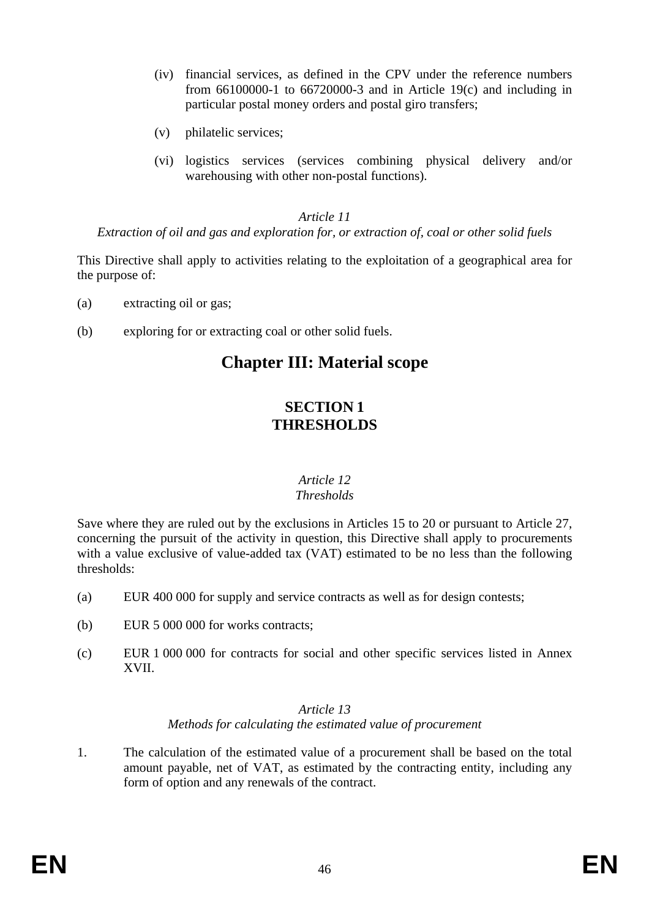(iv) financial services, as defined in the CPV under the reference numbers from 66100000-1 to 66720000-3 and in Article 19(c) and including in particular postal money orders and postal giro transfers;

(v) philatelic services;

(vi) logistics services (services combining physical delivery and/or warehousing with other non-postal functions).

*Article 11*
*Extraction of oil and gas and exploration for, or extraction of, coal or other solid fuels*

This Directive shall apply to activities relating to the exploitation of a geographical area for the purpose of:

(a) extracting oil or gas;

(b) exploring for or extracting coal or other solid fuels.

# Chapter III: Material scope

## SECTION 1 THRESHOLDS

*Article 12*
*Thresholds*

Save where they are ruled out by the exclusions in Articles 15 to 20 or pursuant to Article 27, concerning the pursuit of the activity in question, this Directive shall apply to procurements with a value exclusive of value-added tax (VAT) estimated to be no less than the following thresholds:

(a) EUR 400 000 for supply and service contracts as well as for design contests;

(b) EUR 5 000 000 for works contracts;

(c) EUR 1 000 000 for contracts for social and other specific services listed in Annex XVII.

*Article 13*
*Methods for calculating the estimated value of procurement*

1. The calculation of the estimated value of a procurement shall be based on the total amount payable, net of VAT, as estimated by the contracting entity, including any form of option and any renewals of the contract.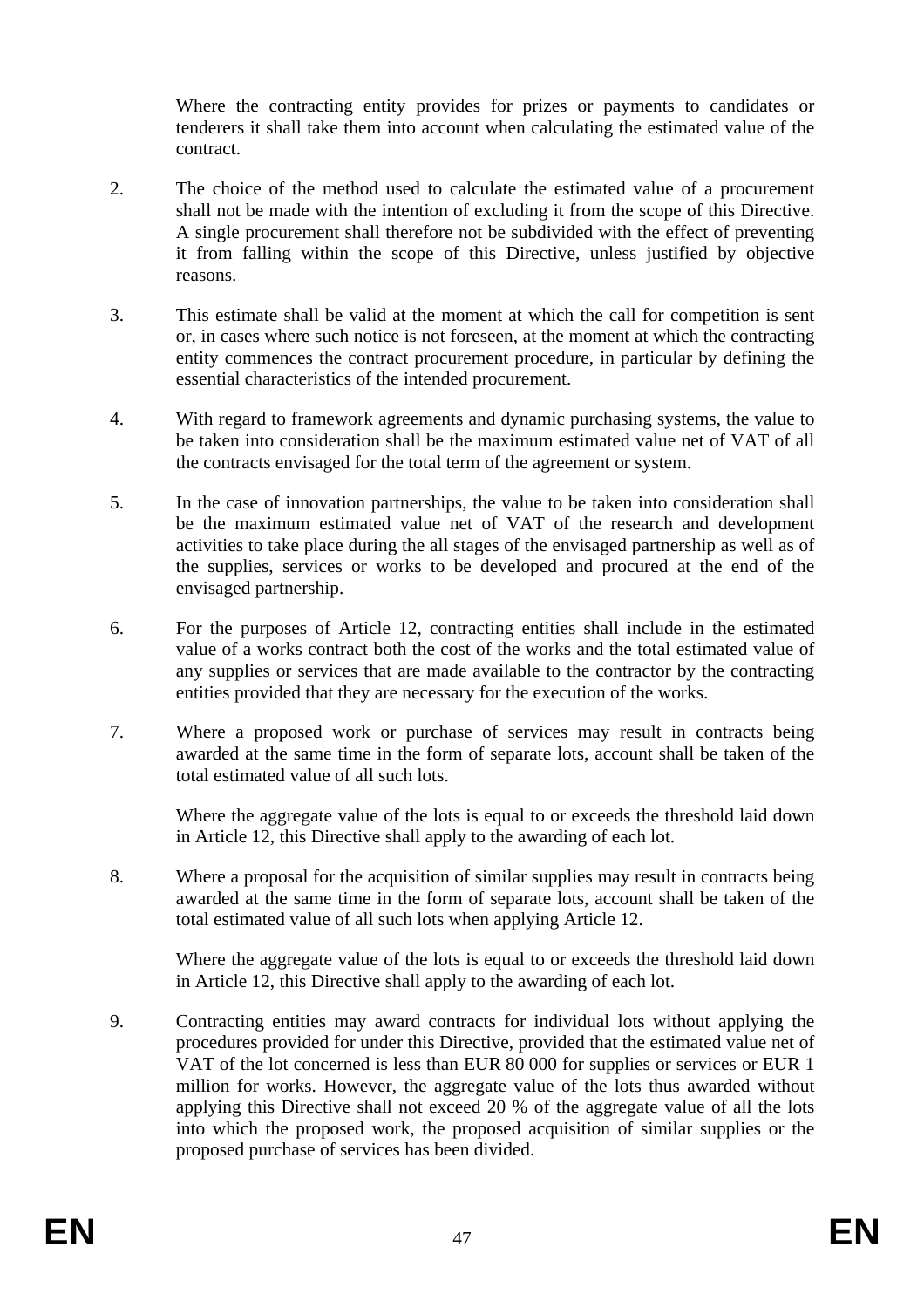Where the contracting entity provides for prizes or payments to candidates or tenderers it shall take them into account when calculating the estimated value of the contract.

2. The choice of the method used to calculate the estimated value of a procurement shall not be made with the intention of excluding it from the scope of this Directive. A single procurement shall therefore not be subdivided with the effect of preventing it from falling within the scope of this Directive, unless justified by objective reasons.

3. This estimate shall be valid at the moment at which the call for competition is sent or, in cases where such notice is not foreseen, at the moment at which the contracting entity commences the contract procurement procedure, in particular by defining the essential characteristics of the intended procurement.

4. With regard to framework agreements and dynamic purchasing systems, the value to be taken into consideration shall be the maximum estimated value net of VAT of all the contracts envisaged for the total term of the agreement or system.

5. In the case of innovation partnerships, the value to be taken into consideration shall be the maximum estimated value net of VAT of the research and development activities to take place during the all stages of the envisaged partnership as well as of the supplies, services or works to be developed and procured at the end of the envisaged partnership.

6. For the purposes of Article 12, contracting entities shall include in the estimated value of a works contract both the cost of the works and the total estimated value of any supplies or services that are made available to the contractor by the contracting entities provided that they are necessary for the execution of the works.

7. Where a proposed work or purchase of services may result in contracts being awarded at the same time in the form of separate lots, account shall be taken of the total estimated value of all such lots.

   Where the aggregate value of the lots is equal to or exceeds the threshold laid down in Article 12, this Directive shall apply to the awarding of each lot.

8. Where a proposal for the acquisition of similar supplies may result in contracts being awarded at the same time in the form of separate lots, account shall be taken of the total estimated value of all such lots when applying Article 12.

   Where the aggregate value of the lots is equal to or exceeds the threshold laid down in Article 12, this Directive shall apply to the awarding of each lot.

9. Contracting entities may award contracts for individual lots without applying the procedures provided for under this Directive, provided that the estimated value net of VAT of the lot concerned is less than EUR 80 000 for supplies or services or EUR 1 million for works. However, the aggregate value of the lots thus awarded without applying this Directive shall not exceed 20 % of the aggregate value of all the lots into which the proposed work, the proposed acquisition of similar supplies or the proposed purchase of services has been divided.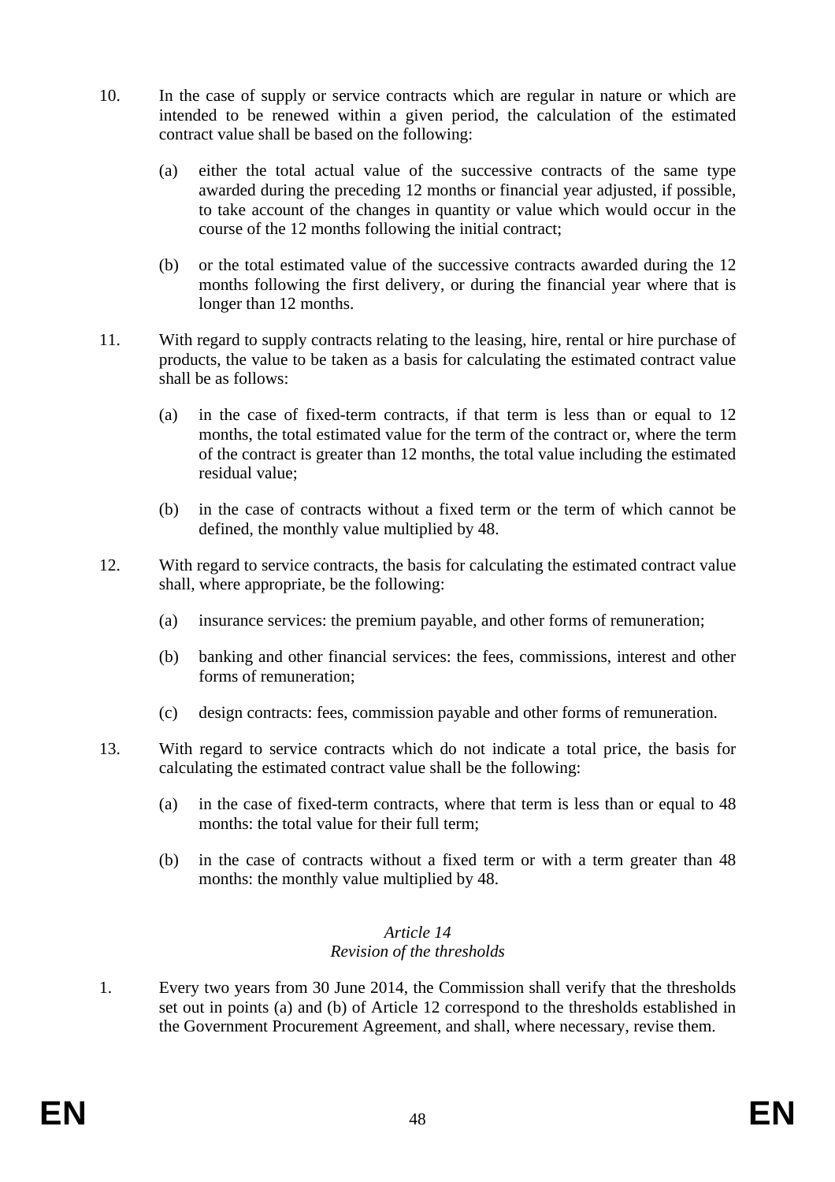10. In the case of supply or service contracts which are regular in nature or which are intended to be renewed within a given period, the calculation of the estimated contract value shall be based on the following:

    (a) either the total actual value of the successive contracts of the same type awarded during the preceding 12 months or financial year adjusted, if possible, to take account of the changes in quantity or value which would occur in the course of the 12 months following the initial contract;

    (b) or the total estimated value of the successive contracts awarded during the 12 months following the first delivery, or during the financial year where that is longer than 12 months.

11. With regard to supply contracts relating to the leasing, hire, rental or hire purchase of products, the value to be taken as a basis for calculating the estimated contract value shall be as follows:

    (a) in the case of fixed-term contracts, if that term is less than or equal to 12 months, the total estimated value for the term of the contract or, where the term of the contract is greater than 12 months, the total value including the estimated residual value;

    (b) in the case of contracts without a fixed term or the term of which cannot be defined, the monthly value multiplied by 48.

12. With regard to service contracts, the basis for calculating the estimated contract value shall, where appropriate, be the following:

    (a) insurance services: the premium payable, and other forms of remuneration;

    (b) banking and other financial services: the fees, commissions, interest and other forms of remuneration;

    (c) design contracts: fees, commission payable and other forms of remuneration.

13. With regard to service contracts which do not indicate a total price, the basis for calculating the estimated contract value shall be the following:

    (a) in the case of fixed-term contracts, where that term is less than or equal to 48 months: the total value for their full term;

    (b) in the case of contracts without a fixed term or with a term greater than 48 months: the monthly value multiplied by 48.

*Article 14*
*Revision of the thresholds*

1. Every two years from 30 June 2014, the Commission shall verify that the thresholds set out in points (a) and (b) of Article 12 correspond to the thresholds established in the Government Procurement Agreement, and shall, where necessary, revise them.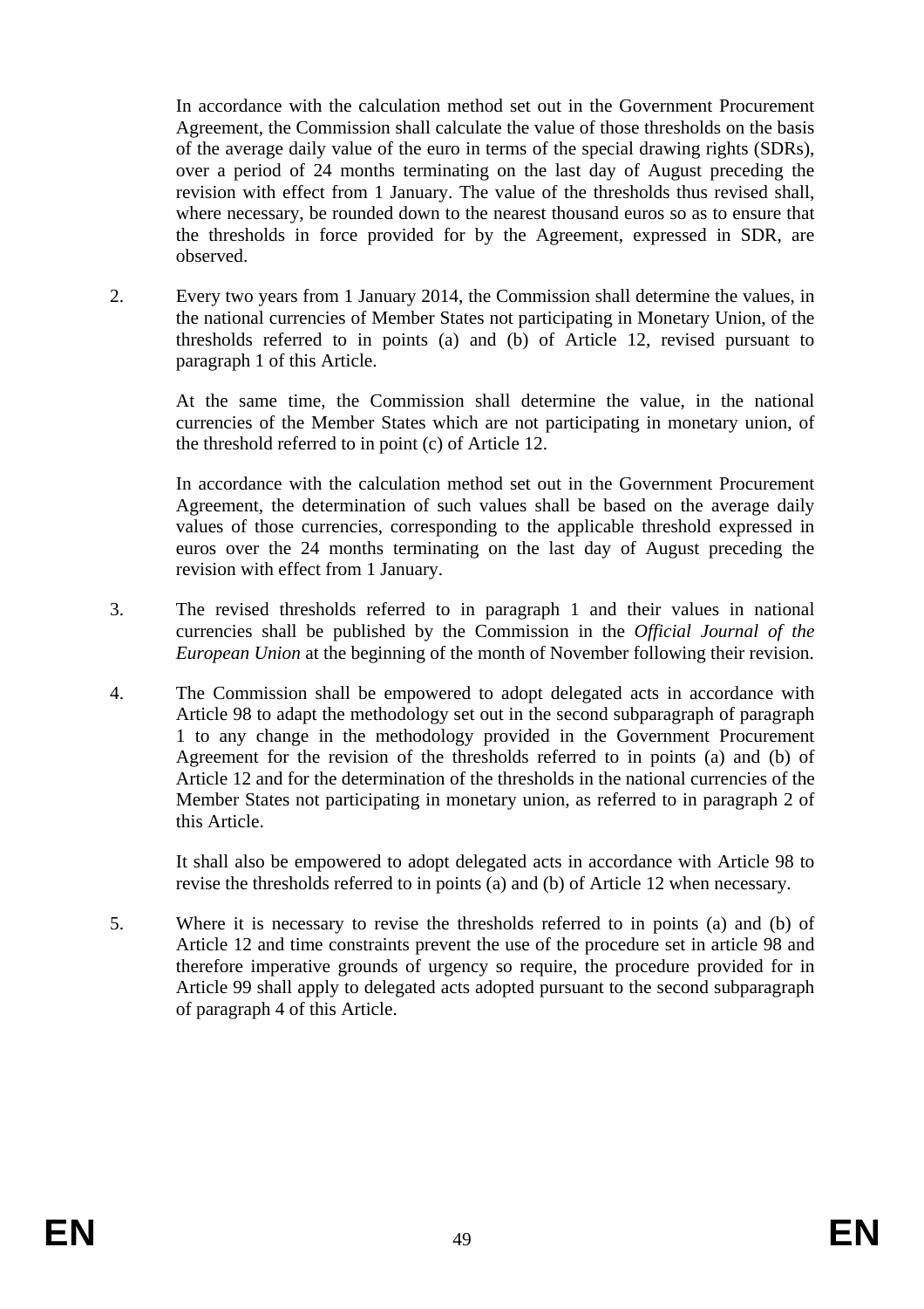In accordance with the calculation method set out in the Government Procurement Agreement, the Commission shall calculate the value of those thresholds on the basis of the average daily value of the euro in terms of the special drawing rights (SDRs), over a period of 24 months terminating on the last day of August preceding the revision with effect from 1 January. The value of the thresholds thus revised shall, where necessary, be rounded down to the nearest thousand euros so as to ensure that the thresholds in force provided for by the Agreement, expressed in SDR, are observed.

2. Every two years from 1 January 2014, the Commission shall determine the values, in the national currencies of Member States not participating in Monetary Union, of the thresholds referred to in points (a) and (b) of Article 12, revised pursuant to paragraph 1 of this Article.

   At the same time, the Commission shall determine the value, in the national currencies of the Member States which are not participating in monetary union, of the threshold referred to in point (c) of Article 12.

   In accordance with the calculation method set out in the Government Procurement Agreement, the determination of such values shall be based on the average daily values of those currencies, corresponding to the applicable threshold expressed in euros over the 24 months terminating on the last day of August preceding the revision with effect from 1 January.

3. The revised thresholds referred to in paragraph 1 and their values in national currencies shall be published by the Commission in the *Official Journal of the European Union* at the beginning of the month of November following their revision.

4. The Commission shall be empowered to adopt delegated acts in accordance with Article 98 to adapt the methodology set out in the second subparagraph of paragraph 1 to any change in the methodology provided in the Government Procurement Agreement for the revision of the thresholds referred to in points (a) and (b) of Article 12 and for the determination of the thresholds in the national currencies of the Member States not participating in monetary union, as referred to in paragraph 2 of this Article.

   It shall also be empowered to adopt delegated acts in accordance with Article 98 to revise the thresholds referred to in points (a) and (b) of Article 12 when necessary.

5. Where it is necessary to revise the thresholds referred to in points (a) and (b) of Article 12 and time constraints prevent the use of the procedure set in article 98 and therefore imperative grounds of urgency so require, the procedure provided for in Article 99 shall apply to delegated acts adopted pursuant to the second subparagraph of paragraph 4 of this Article.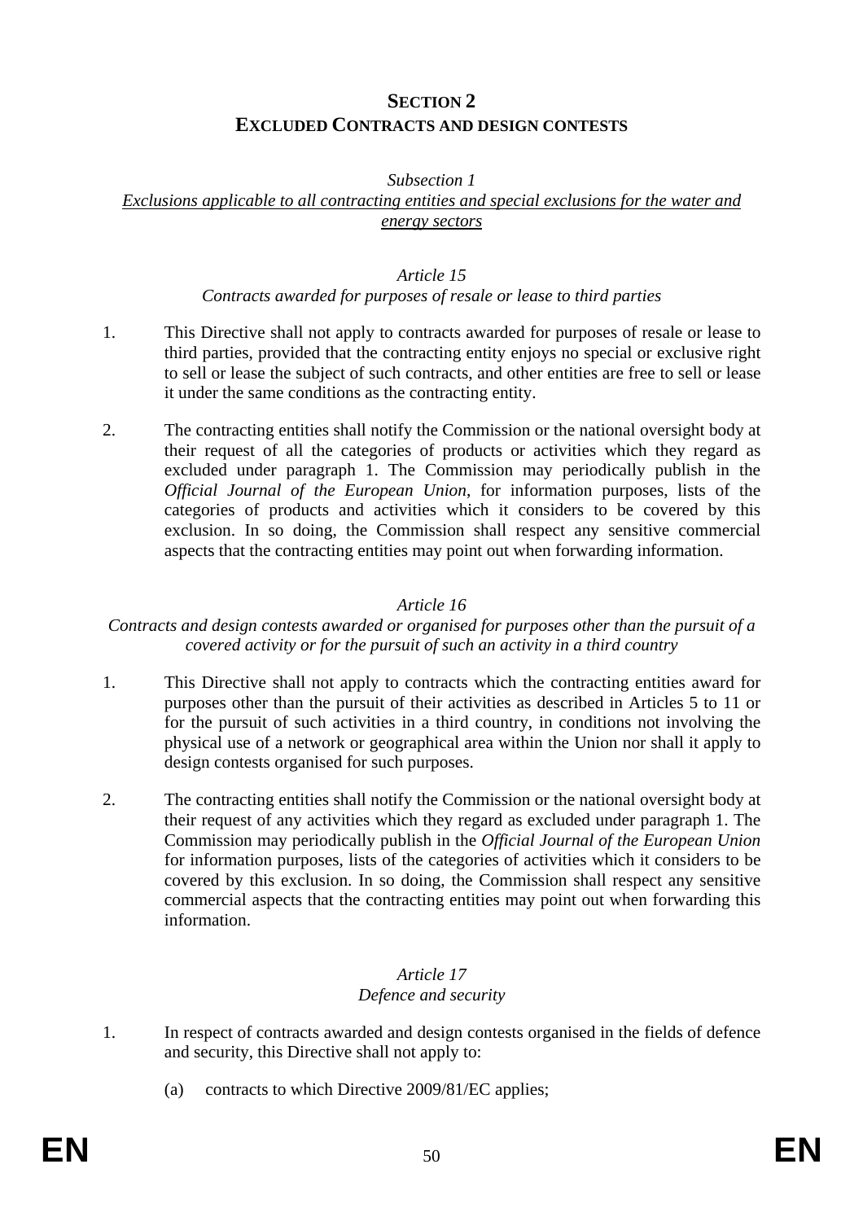## SECTION 2
## EXCLUDED CONTRACTS AND DESIGN CONTESTS

*Subsection 1*
*Exclusions applicable to all contracting entities and special exclusions for the water and energy sectors*

*Article 15*
*Contracts awarded for purposes of resale or lease to third parties*

1. This Directive shall not apply to contracts awarded for purposes of resale or lease to third parties, provided that the contracting entity enjoys no special or exclusive right to sell or lease the subject of such contracts, and other entities are free to sell or lease it under the same conditions as the contracting entity.

2. The contracting entities shall notify the Commission or the national oversight body at their request of all the categories of products or activities which they regard as excluded under paragraph 1. The Commission may periodically publish in the *Official Journal of the European Union*, for information purposes, lists of the categories of products and activities which it considers to be covered by this exclusion. In so doing, the Commission shall respect any sensitive commercial aspects that the contracting entities may point out when forwarding information.

*Article 16*
*Contracts and design contests awarded or organised for purposes other than the pursuit of a covered activity or for the pursuit of such an activity in a third country*

1. This Directive shall not apply to contracts which the contracting entities award for purposes other than the pursuit of their activities as described in Articles 5 to 11 or for the pursuit of such activities in a third country, in conditions not involving the physical use of a network or geographical area within the Union nor shall it apply to design contests organised for such purposes.

2. The contracting entities shall notify the Commission or the national oversight body at their request of any activities which they regard as excluded under paragraph 1. The Commission may periodically publish in the *Official Journal of the European Union* for information purposes, lists of the categories of activities which it considers to be covered by this exclusion. In so doing, the Commission shall respect any sensitive commercial aspects that the contracting entities may point out when forwarding this information.

*Article 17*
*Defence and security*

1. In respect of contracts awarded and design contests organised in the fields of defence and security, this Directive shall not apply to:

   (a) contracts to which Directive 2009/81/EC applies;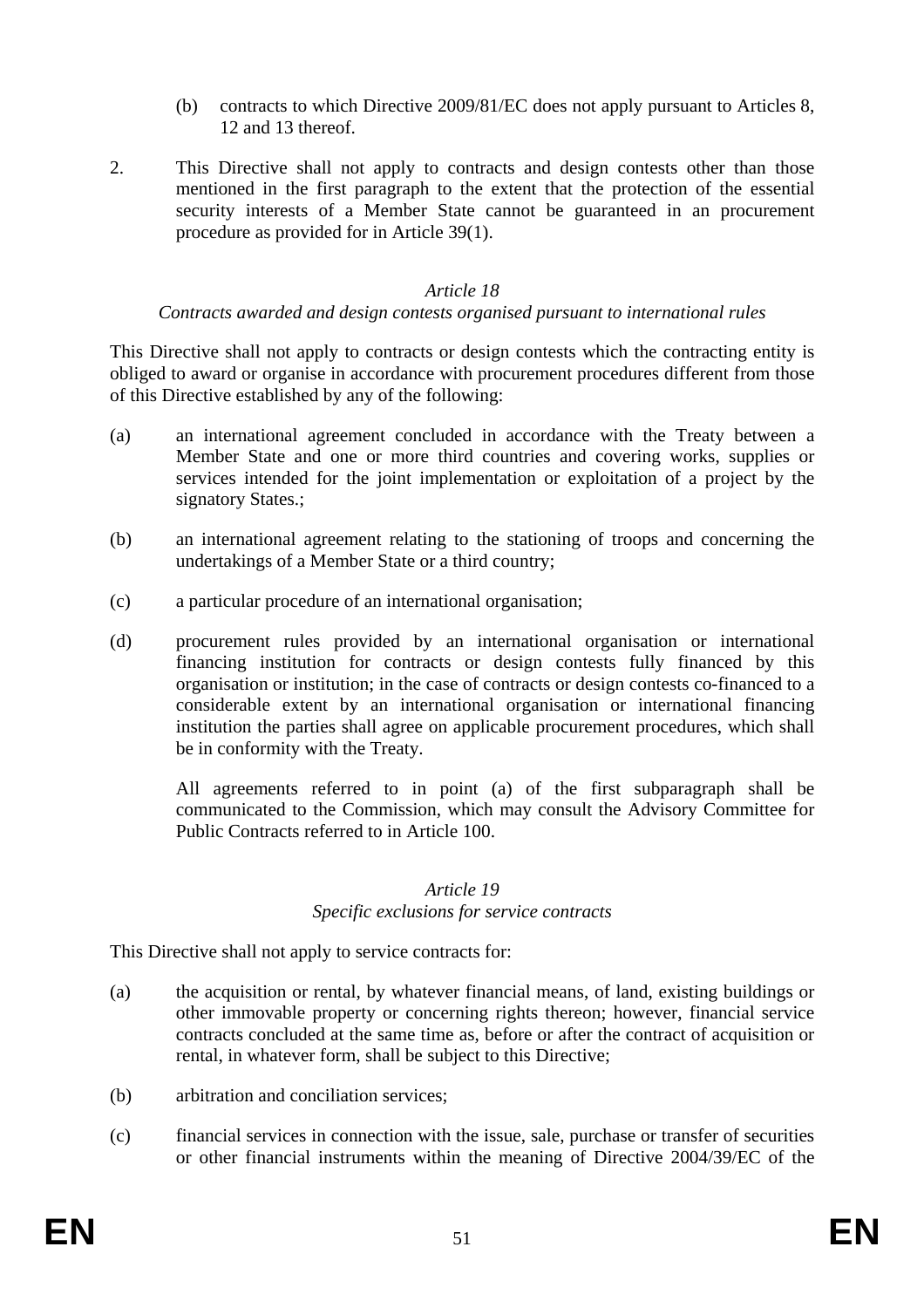(b) contracts to which Directive 2009/81/EC does not apply pursuant to Articles 8, 12 and 13 thereof.

2. This Directive shall not apply to contracts and design contests other than those mentioned in the first paragraph to the extent that the protection of the essential security interests of a Member State cannot be guaranteed in an procurement procedure as provided for in Article 39(1).

*Article 18*

*Contracts awarded and design contests organised pursuant to international rules*

This Directive shall not apply to contracts or design contests which the contracting entity is obliged to award or organise in accordance with procurement procedures different from those of this Directive established by any of the following:

(a) an international agreement concluded in accordance with the Treaty between a Member State and one or more third countries and covering works, supplies or services intended for the joint implementation or exploitation of a project by the signatory States.;

(b) an international agreement relating to the stationing of troops and concerning the undertakings of a Member State or a third country;

(c) a particular procedure of an international organisation;

(d) procurement rules provided by an international organisation or international financing institution for contracts or design contests fully financed by this organisation or institution; in the case of contracts or design contests co-financed to a considerable extent by an international organisation or international financing institution the parties shall agree on applicable procurement procedures, which shall be in conformity with the Treaty.

All agreements referred to in point (a) of the first subparagraph shall be communicated to the Commission, which may consult the Advisory Committee for Public Contracts referred to in Article 100.

*Article 19*

*Specific exclusions for service contracts*

This Directive shall not apply to service contracts for:

(a) the acquisition or rental, by whatever financial means, of land, existing buildings or other immovable property or concerning rights thereon; however, financial service contracts concluded at the same time as, before or after the contract of acquisition or rental, in whatever form, shall be subject to this Directive;

(b) arbitration and conciliation services;

(c) financial services in connection with the issue, sale, purchase or transfer of securities or other financial instruments within the meaning of Directive 2004/39/EC of the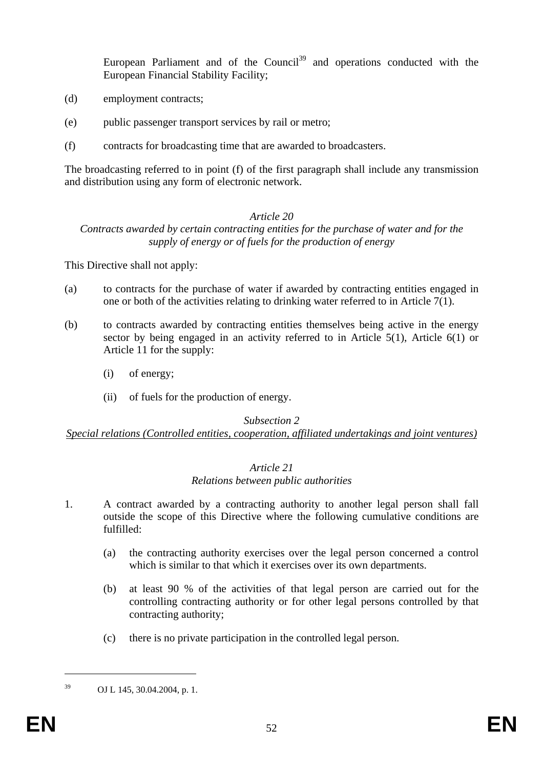European Parliament and of the Council[39] and operations conducted with the European Financial Stability Facility;

(d) employment contracts;

(e) public passenger transport services by rail or metro;

(f) contracts for broadcasting time that are awarded to broadcasters.

The broadcasting referred to in point (f) of the first paragraph shall include any transmission and distribution using any form of electronic network.

*Article 20*

*Contracts awarded by certain contracting entities for the purchase of water and for the supply of energy or of fuels for the production of energy*

This Directive shall not apply:

(a) to contracts for the purchase of water if awarded by contracting entities engaged in one or both of the activities relating to drinking water referred to in Article 7(1).

(b) to contracts awarded by contracting entities themselves being active in the energy sector by being engaged in an activity referred to in Article 5(1), Article 6(1) or Article 11 for the supply:

- (i) of energy;
- (ii) of fuels for the production of energy.

*Subsection 2*

*<u>Special relations (Controlled entities, cooperation, affiliated undertakings and joint ventures)</u>*

*Article 21*

*Relations between public authorities*

1. A contract awarded by a contracting authority to another legal person shall fall outside the scope of this Directive where the following cumulative conditions are fulfilled:

   (a) the contracting authority exercises over the legal person concerned a control which is similar to that which it exercises over its own departments.

   (b) at least 90 % of the activities of that legal person are carried out for the controlling contracting authority or for other legal persons controlled by that contracting authority;

   (c) there is no private participation in the controlled legal person.

---

[39] OJ L 145, 30.04.2004, p. 1.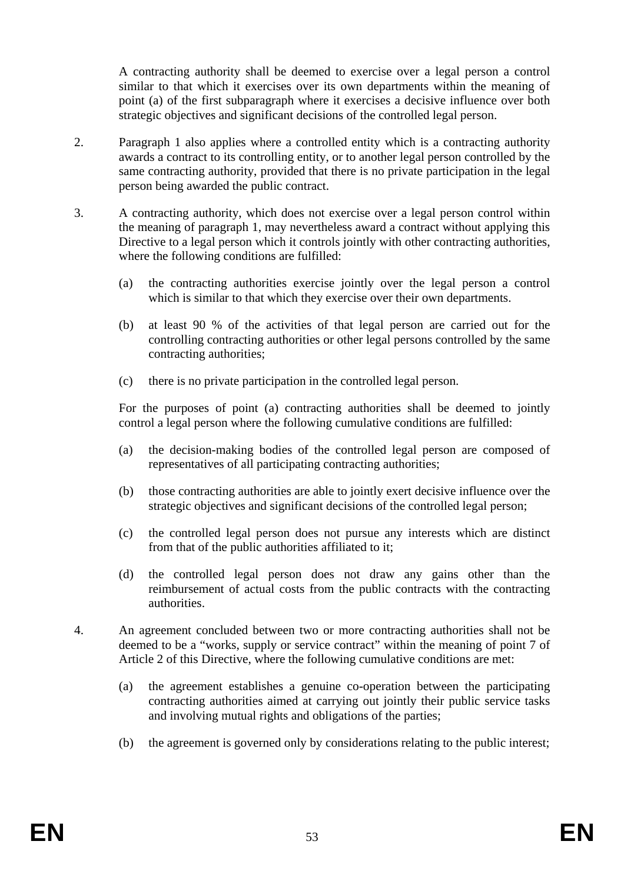A contracting authority shall be deemed to exercise over a legal person a control similar to that which it exercises over its own departments within the meaning of point (a) of the first subparagraph where it exercises a decisive influence over both strategic objectives and significant decisions of the controlled legal person.

2. Paragraph 1 also applies where a controlled entity which is a contracting authority awards a contract to its controlling entity, or to another legal person controlled by the same contracting authority, provided that there is no private participation in the legal person being awarded the public contract.

3. A contracting authority, which does not exercise over a legal person control within the meaning of paragraph 1, may nevertheless award a contract without applying this Directive to a legal person which it controls jointly with other contracting authorities, where the following conditions are fulfilled:

   (a) the contracting authorities exercise jointly over the legal person a control which is similar to that which they exercise over their own departments.

   (b) at least 90 % of the activities of that legal person are carried out for the controlling contracting authorities or other legal persons controlled by the same contracting authorities;

   (c) there is no private participation in the controlled legal person.

   For the purposes of point (a) contracting authorities shall be deemed to jointly control a legal person where the following cumulative conditions are fulfilled:

   (a) the decision-making bodies of the controlled legal person are composed of representatives of all participating contracting authorities;

   (b) those contracting authorities are able to jointly exert decisive influence over the strategic objectives and significant decisions of the controlled legal person;

   (c) the controlled legal person does not pursue any interests which are distinct from that of the public authorities affiliated to it;

   (d) the controlled legal person does not draw any gains other than the reimbursement of actual costs from the public contracts with the contracting authorities.

4. An agreement concluded between two or more contracting authorities shall not be deemed to be a "works, supply or service contract" within the meaning of point 7 of Article 2 of this Directive, where the following cumulative conditions are met:

   (a) the agreement establishes a genuine co-operation between the participating contracting authorities aimed at carrying out jointly their public service tasks and involving mutual rights and obligations of the parties;

   (b) the agreement is governed only by considerations relating to the public interest;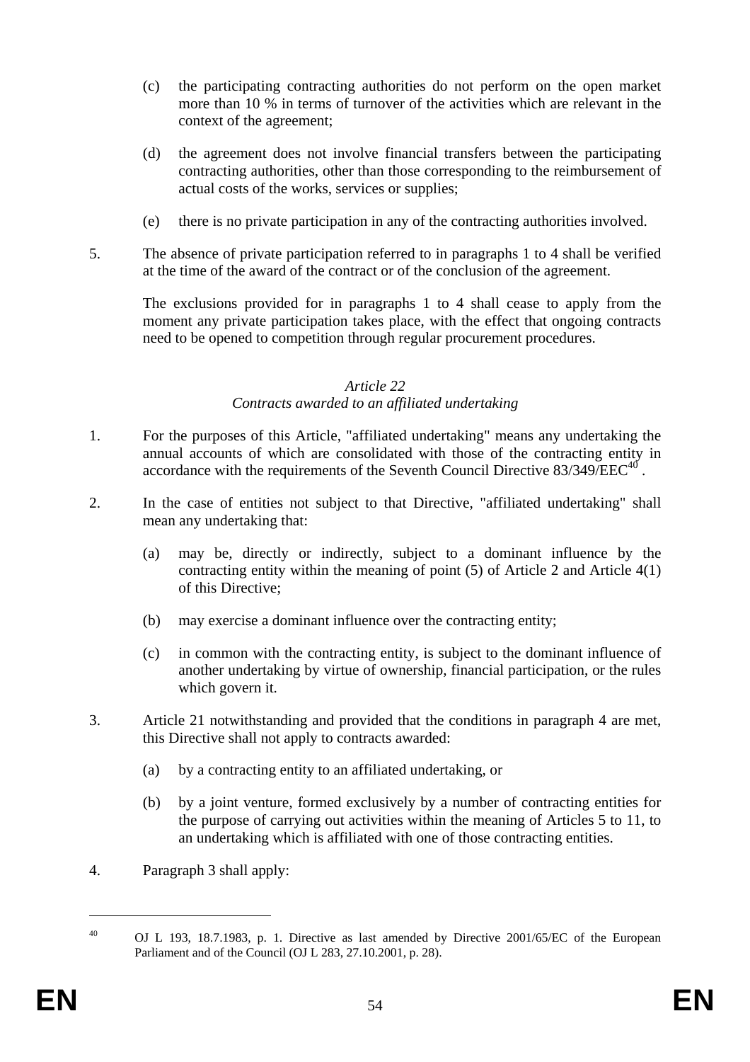(c) the participating contracting authorities do not perform on the open market more than 10 % in terms of turnover of the activities which are relevant in the context of the agreement;

(d) the agreement does not involve financial transfers between the participating contracting authorities, other than those corresponding to the reimbursement of actual costs of the works, services or supplies;

(e) there is no private participation in any of the contracting authorities involved.

5. The absence of private participation referred to in paragraphs 1 to 4 shall be verified at the time of the award of the contract or of the conclusion of the agreement.

The exclusions provided for in paragraphs 1 to 4 shall cease to apply from the moment any private participation takes place, with the effect that ongoing contracts need to be opened to competition through regular procurement procedures.

*Article 22*

*Contracts awarded to an affiliated undertaking*

1. For the purposes of this Article, "affiliated undertaking" means any undertaking the annual accounts of which are consolidated with those of the contracting entity in accordance with the requirements of the Seventh Council Directive 83/349/EEC[40] .

2. In the case of entities not subject to that Directive, "affiliated undertaking" shall mean any undertaking that:

(a) may be, directly or indirectly, subject to a dominant influence by the contracting entity within the meaning of point (5) of Article 2 and Article 4(1) of this Directive;

(b) may exercise a dominant influence over the contracting entity;

(c) in common with the contracting entity, is subject to the dominant influence of another undertaking by virtue of ownership, financial participation, or the rules which govern it.

3. Article 21 notwithstanding and provided that the conditions in paragraph 4 are met, this Directive shall not apply to contracts awarded:

(a) by a contracting entity to an affiliated undertaking, or

(b) by a joint venture, formed exclusively by a number of contracting entities for the purpose of carrying out activities within the meaning of Articles 5 to 11, to an undertaking which is affiliated with one of those contracting entities.

4. Paragraph 3 shall apply:

---

[40] OJ L 193, 18.7.1983, p. 1. Directive as last amended by Directive 2001/65/EC of the European Parliament and of the Council (OJ L 283, 27.10.2001, p. 28).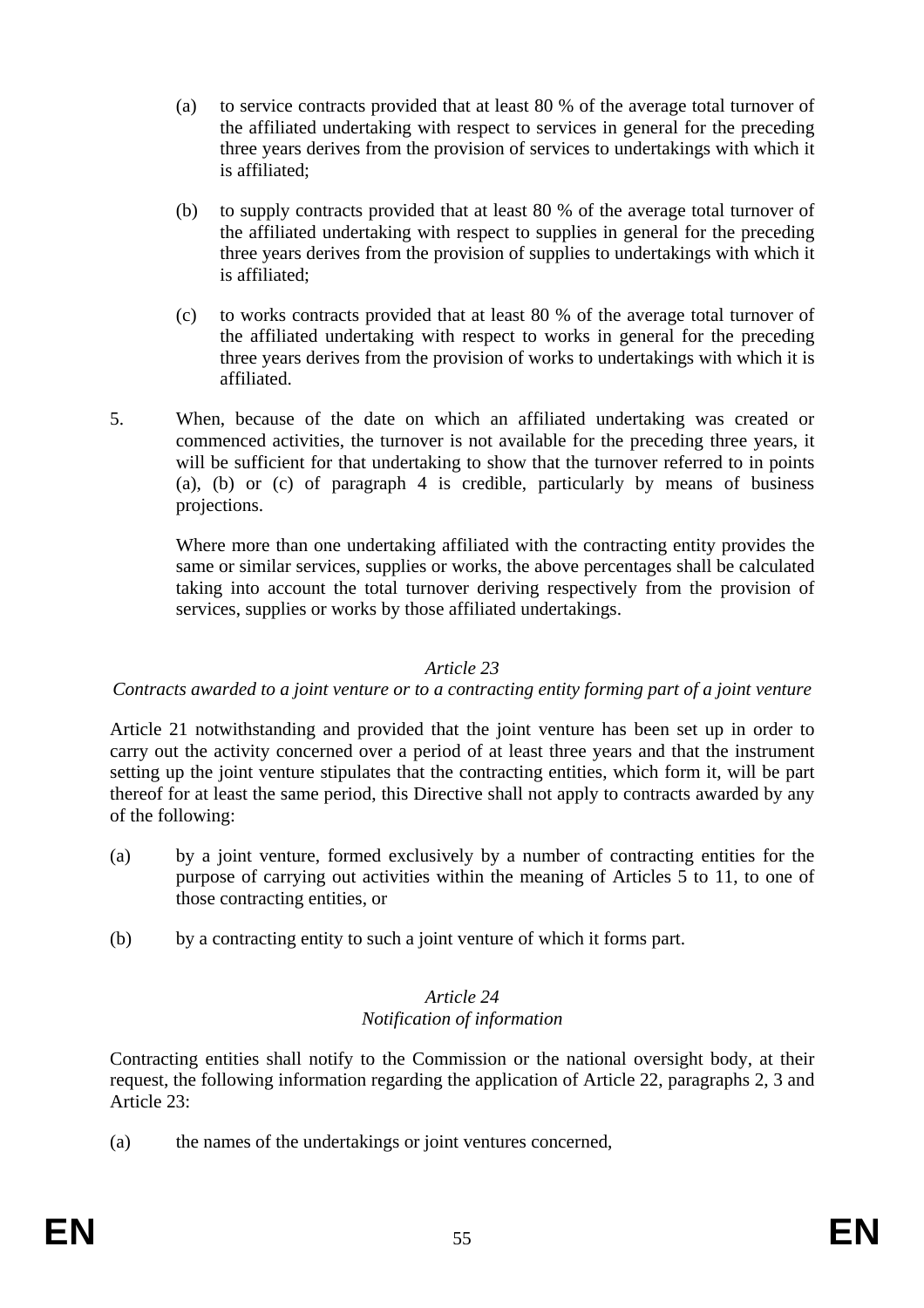(a) to service contracts provided that at least 80 % of the average total turnover of the affiliated undertaking with respect to services in general for the preceding three years derives from the provision of services to undertakings with which it is affiliated;

(b) to supply contracts provided that at least 80 % of the average total turnover of the affiliated undertaking with respect to supplies in general for the preceding three years derives from the provision of supplies to undertakings with which it is affiliated;

(c) to works contracts provided that at least 80 % of the average total turnover of the affiliated undertaking with respect to works in general for the preceding three years derives from the provision of works to undertakings with which it is affiliated.

5. When, because of the date on which an affiliated undertaking was created or commenced activities, the turnover is not available for the preceding three years, it will be sufficient for that undertaking to show that the turnover referred to in points (a), (b) or (c) of paragraph 4 is credible, particularly by means of business projections.

Where more than one undertaking affiliated with the contracting entity provides the same or similar services, supplies or works, the above percentages shall be calculated taking into account the total turnover deriving respectively from the provision of services, supplies or works by those affiliated undertakings.

*Article 23*

*Contracts awarded to a joint venture or to a contracting entity forming part of a joint venture*

Article 21 notwithstanding and provided that the joint venture has been set up in order to carry out the activity concerned over a period of at least three years and that the instrument setting up the joint venture stipulates that the contracting entities, which form it, will be part thereof for at least the same period, this Directive shall not apply to contracts awarded by any of the following:

(a) by a joint venture, formed exclusively by a number of contracting entities for the purpose of carrying out activities within the meaning of Articles 5 to 11, to one of those contracting entities, or

(b) by a contracting entity to such a joint venture of which it forms part.

*Article 24*

*Notification of information*

Contracting entities shall notify to the Commission or the national oversight body, at their request, the following information regarding the application of Article 22, paragraphs 2, 3 and Article 23:

(a) the names of the undertakings or joint ventures concerned,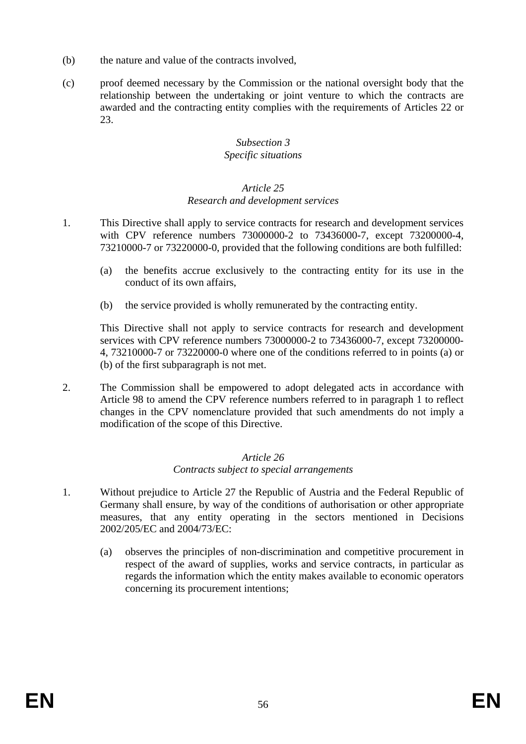(b) the nature and value of the contracts involved,

(c) proof deemed necessary by the Commission or the national oversight body that the relationship between the undertaking or joint venture to which the contracts are awarded and the contracting entity complies with the requirements of Articles 22 or 23.

*Subsection 3*
*Specific situations*

*Article 25*
*Research and development services*

1. This Directive shall apply to service contracts for research and development services with CPV reference numbers 73000000-2 to 73436000-7, except 73200000-4, 73210000-7 or 73220000-0, provided that the following conditions are both fulfilled:

   (a) the benefits accrue exclusively to the contracting entity for its use in the conduct of its own affairs,

   (b) the service provided is wholly remunerated by the contracting entity.

   This Directive shall not apply to service contracts for research and development services with CPV reference numbers 73000000-2 to 73436000-7, except 73200000-4, 73210000-7 or 73220000-0 where one of the conditions referred to in points (a) or (b) of the first subparagraph is not met.

2. The Commission shall be empowered to adopt delegated acts in accordance with Article 98 to amend the CPV reference numbers referred to in paragraph 1 to reflect changes in the CPV nomenclature provided that such amendments do not imply a modification of the scope of this Directive.

*Article 26*
*Contracts subject to special arrangements*

1. Without prejudice to Article 27 the Republic of Austria and the Federal Republic of Germany shall ensure, by way of the conditions of authorisation or other appropriate measures, that any entity operating in the sectors mentioned in Decisions 2002/205/EC and 2004/73/EC:

   (a) observes the principles of non-discrimination and competitive procurement in respect of the award of supplies, works and service contracts, in particular as regards the information which the entity makes available to economic operators concerning its procurement intentions;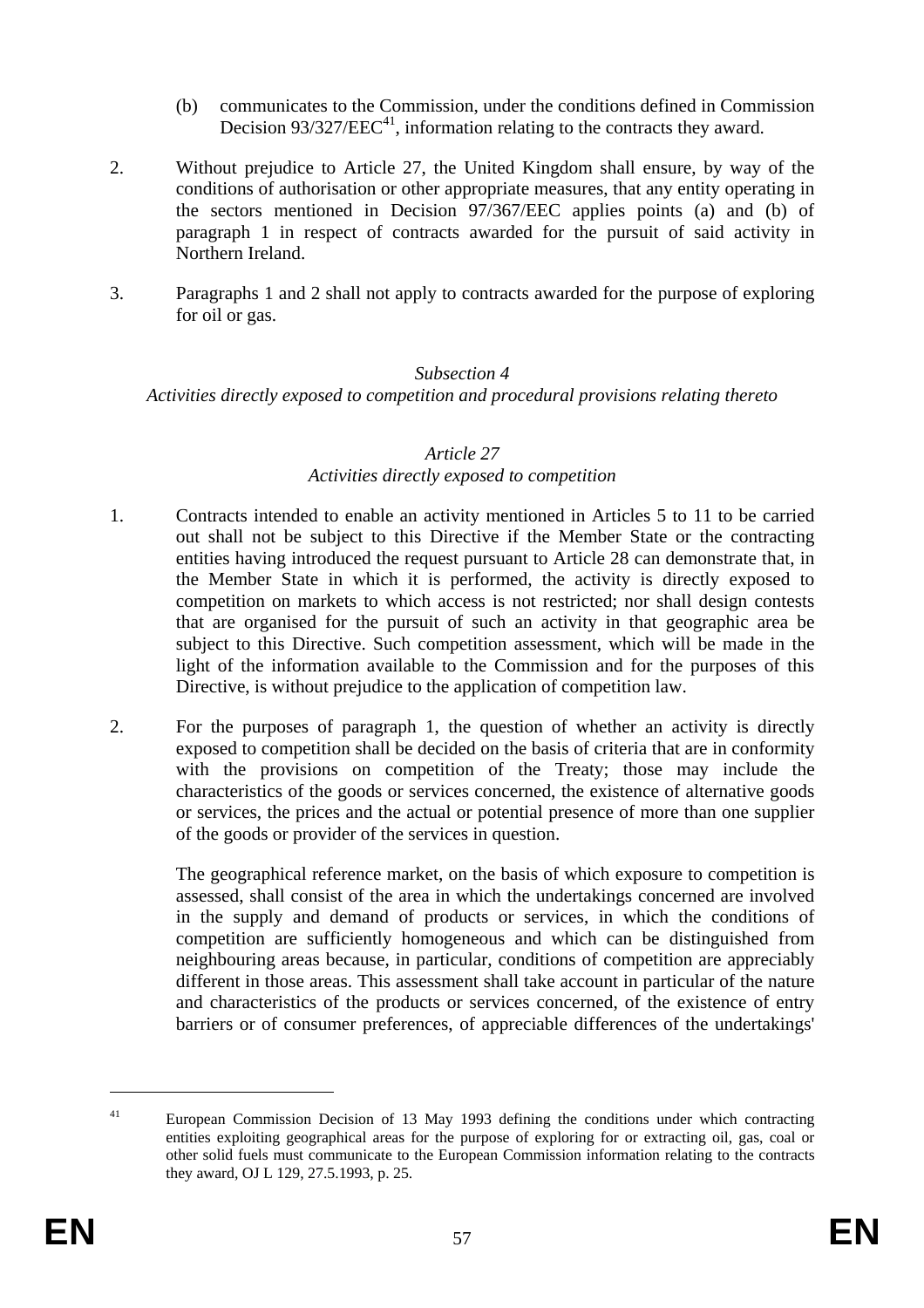(b) communicates to the Commission, under the conditions defined in Commission Decision 93/327/EEC[41], information relating to the contracts they award.

2. Without prejudice to Article 27, the United Kingdom shall ensure, by way of the conditions of authorisation or other appropriate measures, that any entity operating in the sectors mentioned in Decision 97/367/EEC applies points (a) and (b) of paragraph 1 in respect of contracts awarded for the pursuit of said activity in Northern Ireland.

3. Paragraphs 1 and 2 shall not apply to contracts awarded for the purpose of exploring for oil or gas.

*Subsection 4*
*Activities directly exposed to competition and procedural provisions relating thereto*

*Article 27*
*Activities directly exposed to competition*

1. Contracts intended to enable an activity mentioned in Articles 5 to 11 to be carried out shall not be subject to this Directive if the Member State or the contracting entities having introduced the request pursuant to Article 28 can demonstrate that, in the Member State in which it is performed, the activity is directly exposed to competition on markets to which access is not restricted; nor shall design contests that are organised for the pursuit of such an activity in that geographic area be subject to this Directive. Such competition assessment, which will be made in the light of the information available to the Commission and for the purposes of this Directive, is without prejudice to the application of competition law.

2. For the purposes of paragraph 1, the question of whether an activity is directly exposed to competition shall be decided on the basis of criteria that are in conformity with the provisions on competition of the Treaty; those may include the characteristics of the goods or services concerned, the existence of alternative goods or services, the prices and the actual or potential presence of more than one supplier of the goods or provider of the services in question.

   The geographical reference market, on the basis of which exposure to competition is assessed, shall consist of the area in which the undertakings concerned are involved in the supply and demand of products or services, in which the conditions of competition are sufficiently homogeneous and which can be distinguished from neighbouring areas because, in particular, conditions of competition are appreciably different in those areas. This assessment shall take account in particular of the nature and characteristics of the products or services concerned, of the existence of entry barriers or of consumer preferences, of appreciable differences of the undertakings'

[41] European Commission Decision of 13 May 1993 defining the conditions under which contracting entities exploiting geographical areas for the purpose of exploring for or extracting oil, gas, coal or other solid fuels must communicate to the European Commission information relating to the contracts they award, OJ L 129, 27.5.1993, p. 25.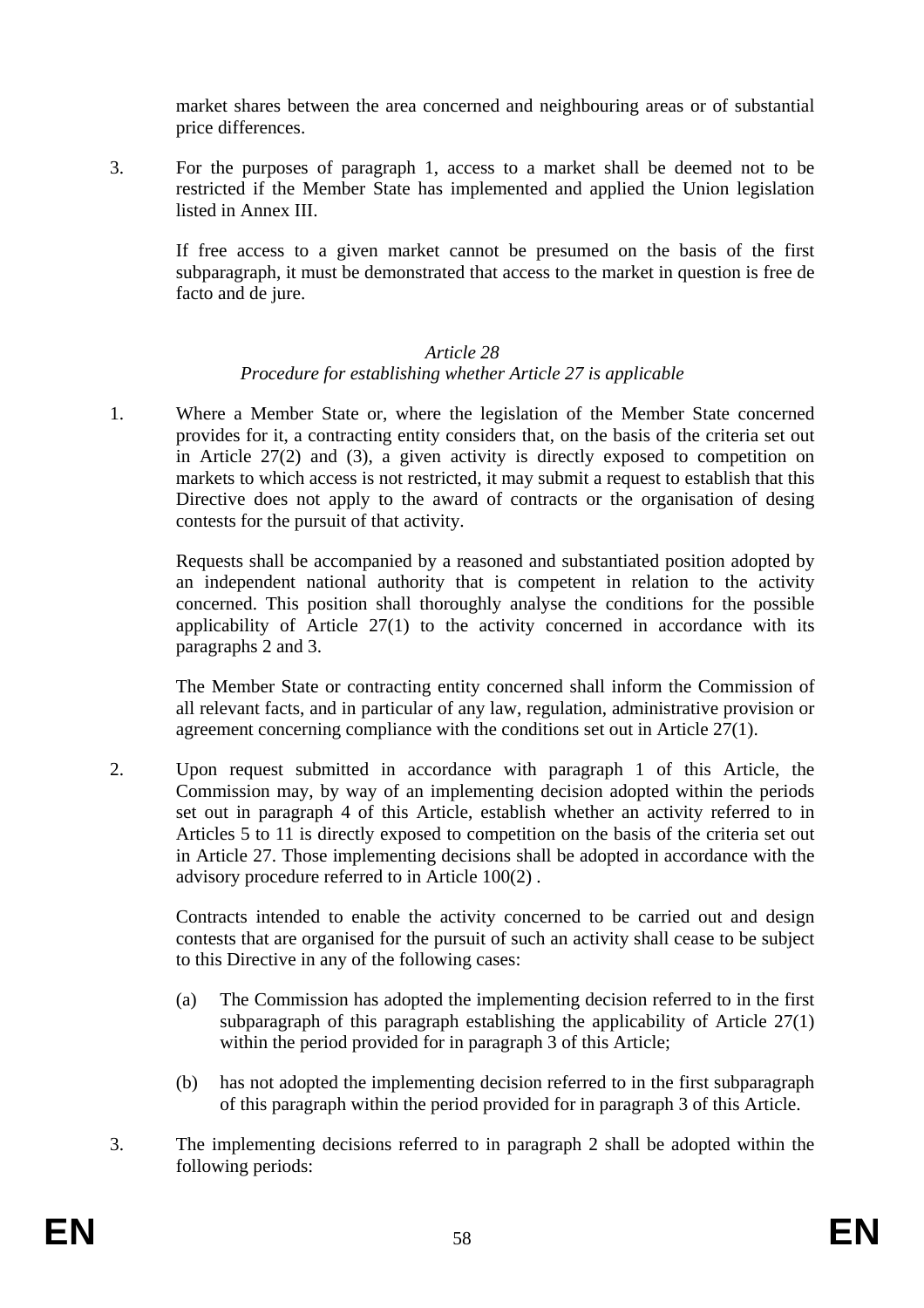market shares between the area concerned and neighbouring areas or of substantial price differences.

3. For the purposes of paragraph 1, access to a market shall be deemed not to be restricted if the Member State has implemented and applied the Union legislation listed in Annex III.

   If free access to a given market cannot be presumed on the basis of the first subparagraph, it must be demonstrated that access to the market in question is free de facto and de jure.

*Article 28*
*Procedure for establishing whether Article 27 is applicable*

1. Where a Member State or, where the legislation of the Member State concerned provides for it, a contracting entity considers that, on the basis of the criteria set out in Article 27(2) and (3), a given activity is directly exposed to competition on markets to which access is not restricted, it may submit a request to establish that this Directive does not apply to the award of contracts or the organisation of desing contests for the pursuit of that activity.

   Requests shall be accompanied by a reasoned and substantiated position adopted by an independent national authority that is competent in relation to the activity concerned. This position shall thoroughly analyse the conditions for the possible applicability of Article 27(1) to the activity concerned in accordance with its paragraphs 2 and 3.

   The Member State or contracting entity concerned shall inform the Commission of all relevant facts, and in particular of any law, regulation, administrative provision or agreement concerning compliance with the conditions set out in Article 27(1).

2. Upon request submitted in accordance with paragraph 1 of this Article, the Commission may, by way of an implementing decision adopted within the periods set out in paragraph 4 of this Article, establish whether an activity referred to in Articles 5 to 11 is directly exposed to competition on the basis of the criteria set out in Article 27. Those implementing decisions shall be adopted in accordance with the advisory procedure referred to in Article 100(2) .

   Contracts intended to enable the activity concerned to be carried out and design contests that are organised for the pursuit of such an activity shall cease to be subject to this Directive in any of the following cases:

   (a) The Commission has adopted the implementing decision referred to in the first subparagraph of this paragraph establishing the applicability of Article 27(1) within the period provided for in paragraph 3 of this Article;

   (b) has not adopted the implementing decision referred to in the first subparagraph of this paragraph within the period provided for in paragraph 3 of this Article.

3. The implementing decisions referred to in paragraph 2 shall be adopted within the following periods: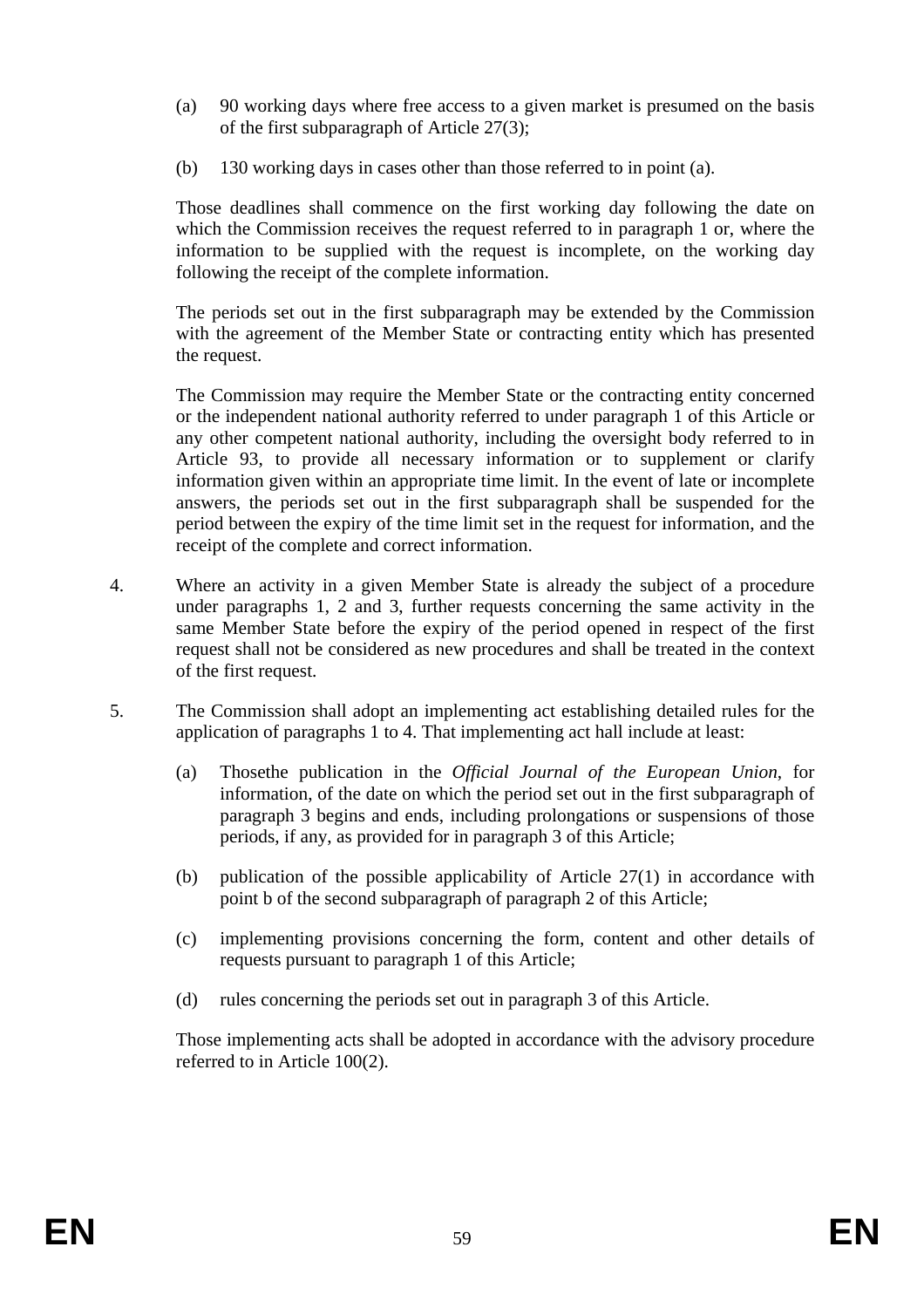(a) 90 working days where free access to a given market is presumed on the basis of the first subparagraph of Article 27(3);

(b) 130 working days in cases other than those referred to in point (a).

Those deadlines shall commence on the first working day following the date on which the Commission receives the request referred to in paragraph 1 or, where the information to be supplied with the request is incomplete, on the working day following the receipt of the complete information.

The periods set out in the first subparagraph may be extended by the Commission with the agreement of the Member State or contracting entity which has presented the request.

The Commission may require the Member State or the contracting entity concerned or the independent national authority referred to under paragraph 1 of this Article or any other competent national authority, including the oversight body referred to in Article 93, to provide all necessary information or to supplement or clarify information given within an appropriate time limit. In the event of late or incomplete answers, the periods set out in the first subparagraph shall be suspended for the period between the expiry of the time limit set in the request for information, and the receipt of the complete and correct information.

4. Where an activity in a given Member State is already the subject of a procedure under paragraphs 1, 2 and 3, further requests concerning the same activity in the same Member State before the expiry of the period opened in respect of the first request shall not be considered as new procedures and shall be treated in the context of the first request.

5. The Commission shall adopt an implementing act establishing detailed rules for the application of paragraphs 1 to 4. That implementing act hall include at least:

(a) Thosethe publication in the *Official Journal of the European Union*, for information, of the date on which the period set out in the first subparagraph of paragraph 3 begins and ends, including prolongations or suspensions of those periods, if any, as provided for in paragraph 3 of this Article;

(b) publication of the possible applicability of Article 27(1) in accordance with point b of the second subparagraph of paragraph 2 of this Article;

(c) implementing provisions concerning the form, content and other details of requests pursuant to paragraph 1 of this Article;

(d) rules concerning the periods set out in paragraph 3 of this Article.

Those implementing acts shall be adopted in accordance with the advisory procedure referred to in Article 100(2).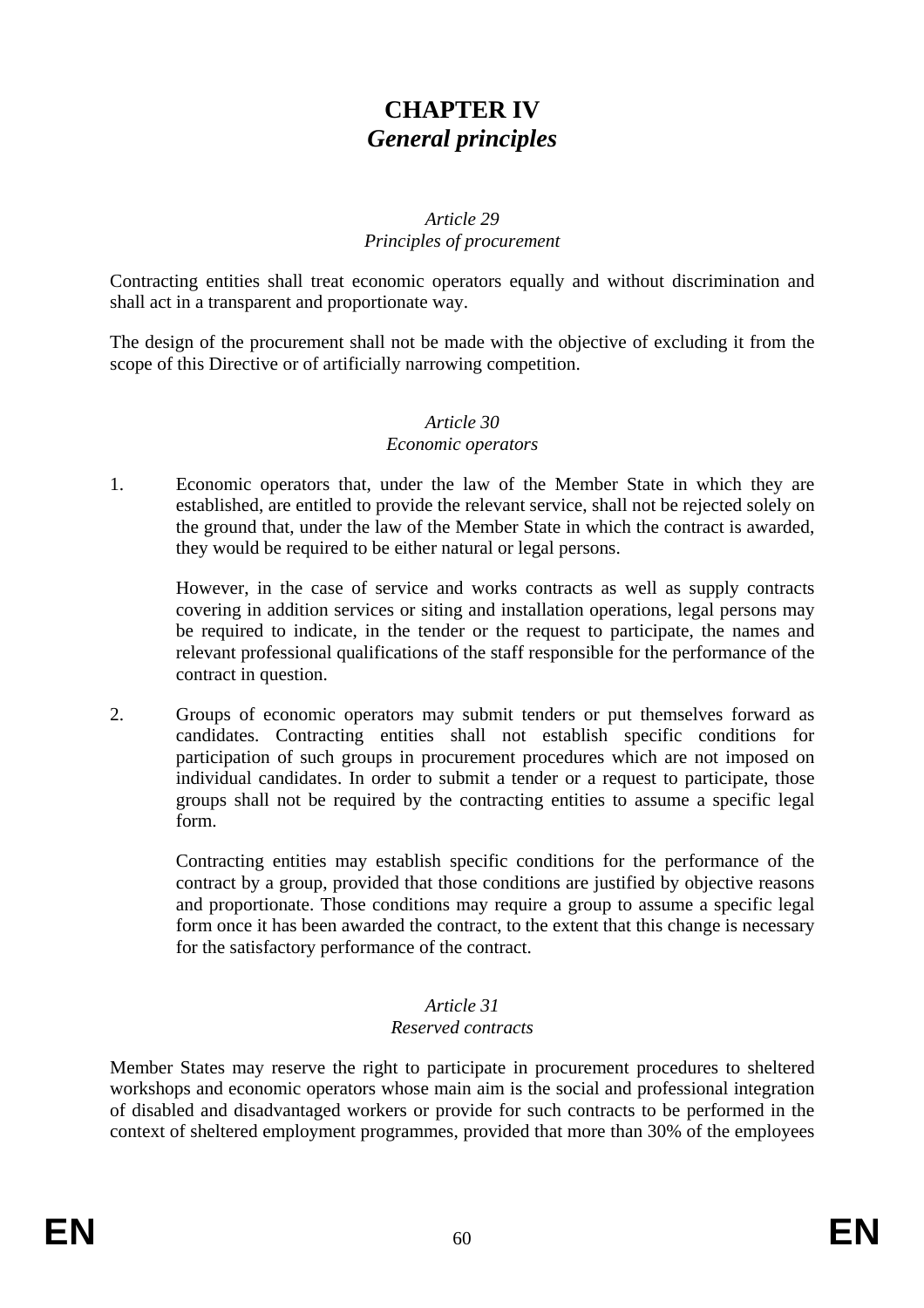# CHAPTER IV
## *General principles*

*Article 29*
*Principles of procurement*

Contracting entities shall treat economic operators equally and without discrimination and shall act in a transparent and proportionate way.

The design of the procurement shall not be made with the objective of excluding it from the scope of this Directive or of artificially narrowing competition.

*Article 30*
*Economic operators*

1. Economic operators that, under the law of the Member State in which they are established, are entitled to provide the relevant service, shall not be rejected solely on the ground that, under the law of the Member State in which the contract is awarded, they would be required to be either natural or legal persons.

   However, in the case of service and works contracts as well as supply contracts covering in addition services or siting and installation operations, legal persons may be required to indicate, in the tender or the request to participate, the names and relevant professional qualifications of the staff responsible for the performance of the contract in question.

2. Groups of economic operators may submit tenders or put themselves forward as candidates. Contracting entities shall not establish specific conditions for participation of such groups in procurement procedures which are not imposed on individual candidates. In order to submit a tender or a request to participate, those groups shall not be required by the contracting entities to assume a specific legal form.

   Contracting entities may establish specific conditions for the performance of the contract by a group, provided that those conditions are justified by objective reasons and proportionate. Those conditions may require a group to assume a specific legal form once it has been awarded the contract, to the extent that this change is necessary for the satisfactory performance of the contract.

*Article 31*
*Reserved contracts*

Member States may reserve the right to participate in procurement procedures to sheltered workshops and economic operators whose main aim is the social and professional integration of disabled and disadvantaged workers or provide for such contracts to be performed in the context of sheltered employment programmes, provided that more than 30% of the employees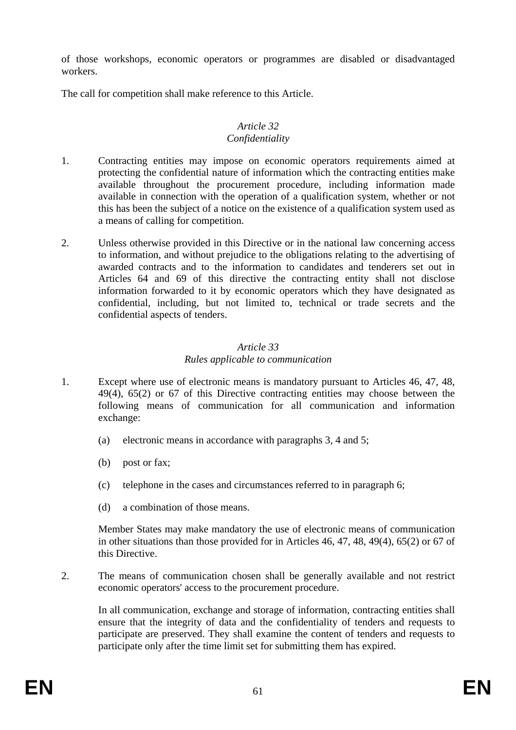of those workshops, economic operators or programmes are disabled or disadvantaged workers.

The call for competition shall make reference to this Article.

### *Article 32*
### *Confidentiality*

1. Contracting entities may impose on economic operators requirements aimed at protecting the confidential nature of information which the contracting entities make available throughout the procurement procedure, including information made available in connection with the operation of a qualification system, whether or not this has been the subject of a notice on the existence of a qualification system used as a means of calling for competition.

2. Unless otherwise provided in this Directive or in the national law concerning access to information, and without prejudice to the obligations relating to the advertising of awarded contracts and to the information to candidates and tenderers set out in Articles 64 and 69 of this directive the contracting entity shall not disclose information forwarded to it by economic operators which they have designated as confidential, including, but not limited to, technical or trade secrets and the confidential aspects of tenders.

### *Article 33*
### *Rules applicable to communication*

1. Except where use of electronic means is mandatory pursuant to Articles 46, 47, 48, 49(4), 65(2) or 67 of this Directive contracting entities may choose between the following means of communication for all communication and information exchange:

   (a) electronic means in accordance with paragraphs 3, 4 and 5;

   (b) post or fax;

   (c) telephone in the cases and circumstances referred to in paragraph 6;

   (d) a combination of those means.

   Member States may make mandatory the use of electronic means of communication in other situations than those provided for in Articles 46, 47, 48, 49(4), 65(2) or 67 of this Directive.

2. The means of communication chosen shall be generally available and not restrict economic operators' access to the procurement procedure.

   In all communication, exchange and storage of information, contracting entities shall ensure that the integrity of data and the confidentiality of tenders and requests to participate are preserved. They shall examine the content of tenders and requests to participate only after the time limit set for submitting them has expired.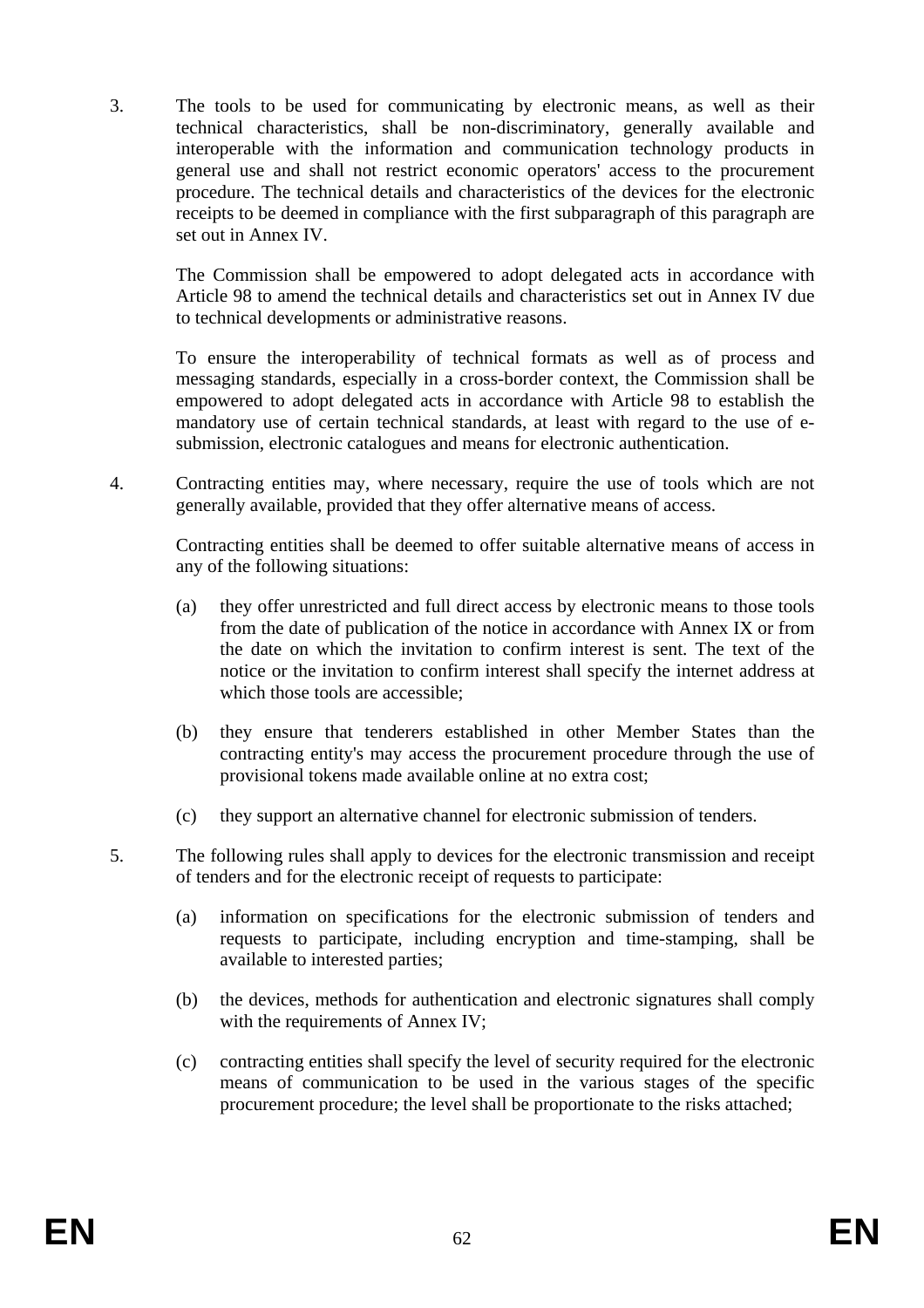3. The tools to be used for communicating by electronic means, as well as their technical characteristics, shall be non-discriminatory, generally available and interoperable with the information and communication technology products in general use and shall not restrict economic operators' access to the procurement procedure. The technical details and characteristics of the devices for the electronic receipts to be deemed in compliance with the first subparagraph of this paragraph are set out in Annex IV.

   The Commission shall be empowered to adopt delegated acts in accordance with Article 98 to amend the technical details and characteristics set out in Annex IV due to technical developments or administrative reasons.

   To ensure the interoperability of technical formats as well as of process and messaging standards, especially in a cross-border context, the Commission shall be empowered to adopt delegated acts in accordance with Article 98 to establish the mandatory use of certain technical standards, at least with regard to the use of e-submission, electronic catalogues and means for electronic authentication.

4. Contracting entities may, where necessary, require the use of tools which are not generally available, provided that they offer alternative means of access.

   Contracting entities shall be deemed to offer suitable alternative means of access in any of the following situations:

   (a) they offer unrestricted and full direct access by electronic means to those tools from the date of publication of the notice in accordance with Annex IX or from the date on which the invitation to confirm interest is sent. The text of the notice or the invitation to confirm interest shall specify the internet address at which those tools are accessible;

   (b) they ensure that tenderers established in other Member States than the contracting entity's may access the procurement procedure through the use of provisional tokens made available online at no extra cost;

   (c) they support an alternative channel for electronic submission of tenders.

5. The following rules shall apply to devices for the electronic transmission and receipt of tenders and for the electronic receipt of requests to participate:

   (a) information on specifications for the electronic submission of tenders and requests to participate, including encryption and time-stamping, shall be available to interested parties;

   (b) the devices, methods for authentication and electronic signatures shall comply with the requirements of Annex IV;

   (c) contracting entities shall specify the level of security required for the electronic means of communication to be used in the various stages of the specific procurement procedure; the level shall be proportionate to the risks attached;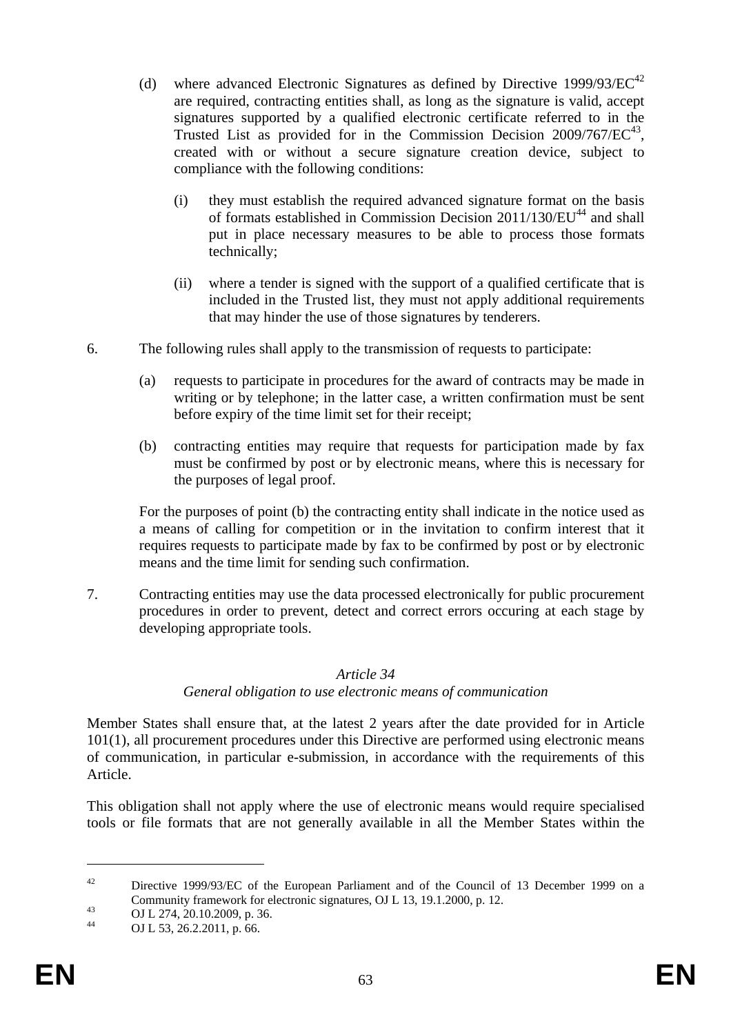(d) where advanced Electronic Signatures as defined by Directive 1999/93/EC[42] are required, contracting entities shall, as long as the signature is valid, accept signatures supported by a qualified electronic certificate referred to in the Trusted List as provided for in the Commission Decision 2009/767/EC[43], created with or without a secure signature creation device, subject to compliance with the following conditions:

   (i) they must establish the required advanced signature format on the basis of formats established in Commission Decision 2011/130/EU[44] and shall put in place necessary measures to be able to process those formats technically;

   (ii) where a tender is signed with the support of a qualified certificate that is included in the Trusted list, they must not apply additional requirements that may hinder the use of those signatures by tenderers.

6. The following rules shall apply to the transmission of requests to participate:

   (a) requests to participate in procedures for the award of contracts may be made in writing or by telephone; in the latter case, a written confirmation must be sent before expiry of the time limit set for their receipt;

   (b) contracting entities may require that requests for participation made by fax must be confirmed by post or by electronic means, where this is necessary for the purposes of legal proof.

   For the purposes of point (b) the contracting entity shall indicate in the notice used as a means of calling for competition or in the invitation to confirm interest that it requires requests to participate made by fax to be confirmed by post or by electronic means and the time limit for sending such confirmation.

7. Contracting entities may use the data processed electronically for public procurement procedures in order to prevent, detect and correct errors occuring at each stage by developing appropriate tools.

*Article 34*

*General obligation to use electronic means of communication*

Member States shall ensure that, at the latest 2 years after the date provided for in Article 101(1), all procurement procedures under this Directive are performed using electronic means of communication, in particular e-submission, in accordance with the requirements of this Article.

This obligation shall not apply where the use of electronic means would require specialised tools or file formats that are not generally available in all the Member States within the

---

[42] Directive 1999/93/EC of the European Parliament and of the Council of 13 December 1999 on a Community framework for electronic signatures, OJ L 13, 19.1.2000, p. 12.

[43] OJ L 274, 20.10.2009, p. 36.

[44] OJ L 53, 26.2.2011, p. 66.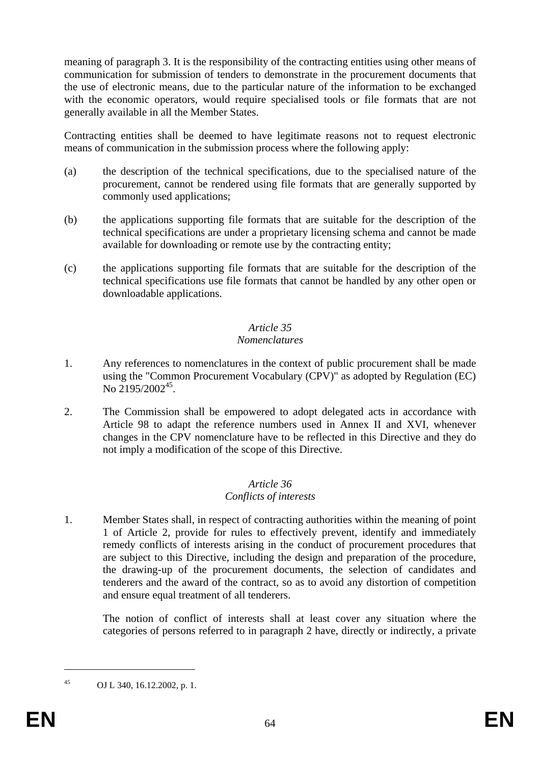meaning of paragraph 3. It is the responsibility of the contracting entities using other means of communication for submission of tenders to demonstrate in the procurement documents that the use of electronic means, due to the particular nature of the information to be exchanged with the economic operators, would require specialised tools or file formats that are not generally available in all the Member States.

Contracting entities shall be deemed to have legitimate reasons not to request electronic means of communication in the submission process where the following apply:

(a) the description of the technical specifications, due to the specialised nature of the procurement, cannot be rendered using file formats that are generally supported by commonly used applications;

(b) the applications supporting file formats that are suitable for the description of the technical specifications are under a proprietary licensing schema and cannot be made available for downloading or remote use by the contracting entity;

(c) the applications supporting file formats that are suitable for the description of the technical specifications use file formats that cannot be handled by any other open or downloadable applications.

*Article 35*
*Nomenclatures*

1. Any references to nomenclatures in the context of public procurement shall be made using the "Common Procurement Vocabulary (CPV)" as adopted by Regulation (EC) No 2195/2002[45].

2. The Commission shall be empowered to adopt delegated acts in accordance with Article 98 to adapt the reference numbers used in Annex II and XVI, whenever changes in the CPV nomenclature have to be reflected in this Directive and they do not imply a modification of the scope of this Directive.

*Article 36*
*Conflicts of interests*

1. Member States shall, in respect of contracting authorities within the meaning of point 1 of Article 2, provide for rules to effectively prevent, identify and immediately remedy conflicts of interests arising in the conduct of procurement procedures that are subject to this Directive, including the design and preparation of the procedure, the drawing-up of the procurement documents, the selection of candidates and tenderers and the award of the contract, so as to avoid any distortion of competition and ensure equal treatment of all tenderers.

   The notion of conflict of interests shall at least cover any situation where the categories of persons referred to in paragraph 2 have, directly or indirectly, a private

---

[45] OJ L 340, 16.12.2002, p. 1.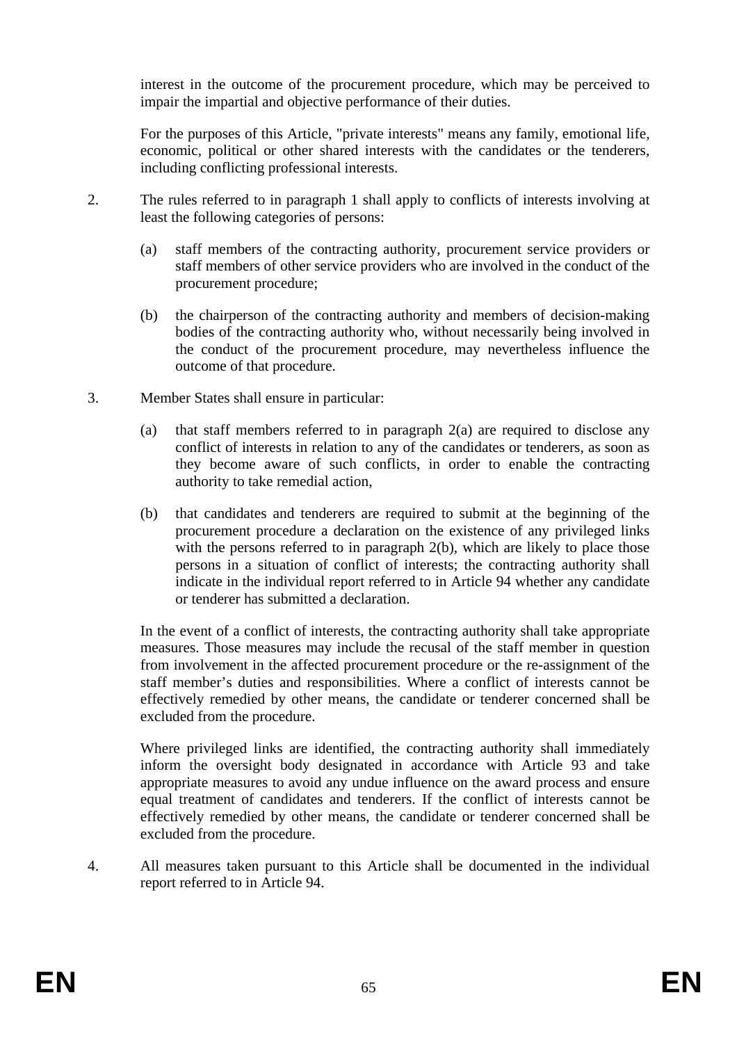interest in the outcome of the procurement procedure, which may be perceived to impair the impartial and objective performance of their duties.

For the purposes of this Article, "private interests" means any family, emotional life, economic, political or other shared interests with the candidates or the tenderers, including conflicting professional interests.

2. The rules referred to in paragraph 1 shall apply to conflicts of interests involving at least the following categories of persons:

   (a) staff members of the contracting authority, procurement service providers or staff members of other service providers who are involved in the conduct of the procurement procedure;

   (b) the chairperson of the contracting authority and members of decision-making bodies of the contracting authority who, without necessarily being involved in the conduct of the procurement procedure, may nevertheless influence the outcome of that procedure.

3. Member States shall ensure in particular:

   (a) that staff members referred to in paragraph 2(a) are required to disclose any conflict of interests in relation to any of the candidates or tenderers, as soon as they become aware of such conflicts, in order to enable the contracting authority to take remedial action,

   (b) that candidates and tenderers are required to submit at the beginning of the procurement procedure a declaration on the existence of any privileged links with the persons referred to in paragraph 2(b), which are likely to place those persons in a situation of conflict of interests; the contracting authority shall indicate in the individual report referred to in Article 94 whether any candidate or tenderer has submitted a declaration.

   In the event of a conflict of interests, the contracting authority shall take appropriate measures. Those measures may include the recusal of the staff member in question from involvement in the affected procurement procedure or the re-assignment of the staff member's duties and responsibilities. Where a conflict of interests cannot be effectively remedied by other means, the candidate or tenderer concerned shall be excluded from the procedure.

   Where privileged links are identified, the contracting authority shall immediately inform the oversight body designated in accordance with Article 93 and take appropriate measures to avoid any undue influence on the award process and ensure equal treatment of candidates and tenderers. If the conflict of interests cannot be effectively remedied by other means, the candidate or tenderer concerned shall be excluded from the procedure.

4. All measures taken pursuant to this Article shall be documented in the individual report referred to in Article 94.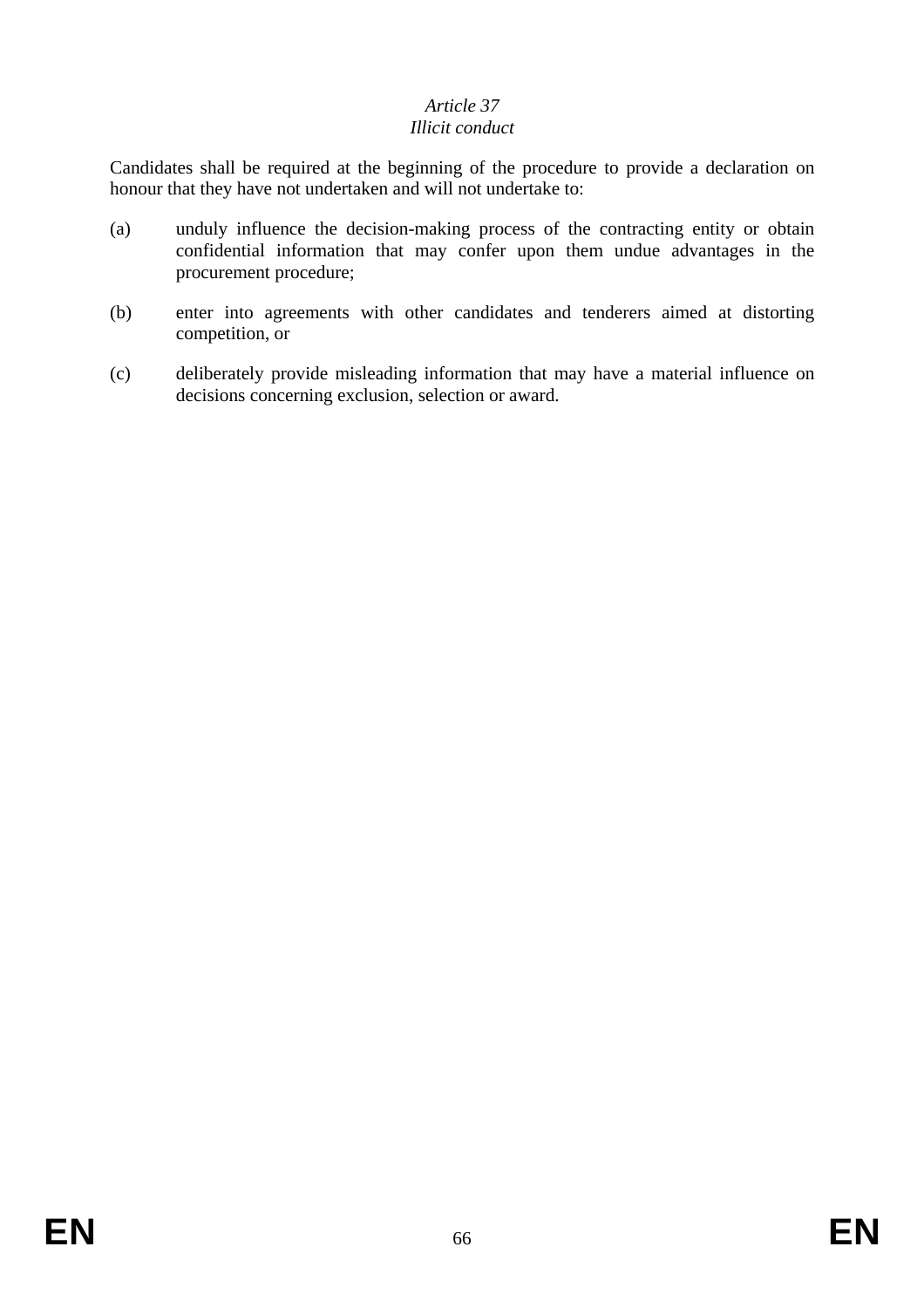*Article 37*
*Illicit conduct*

Candidates shall be required at the beginning of the procedure to provide a declaration on honour that they have not undertaken and will not undertake to:

(a) unduly influence the decision-making process of the contracting entity or obtain confidential information that may confer upon them undue advantages in the procurement procedure;

(b) enter into agreements with other candidates and tenderers aimed at distorting competition, or

(c) deliberately provide misleading information that may have a material influence on decisions concerning exclusion, selection or award.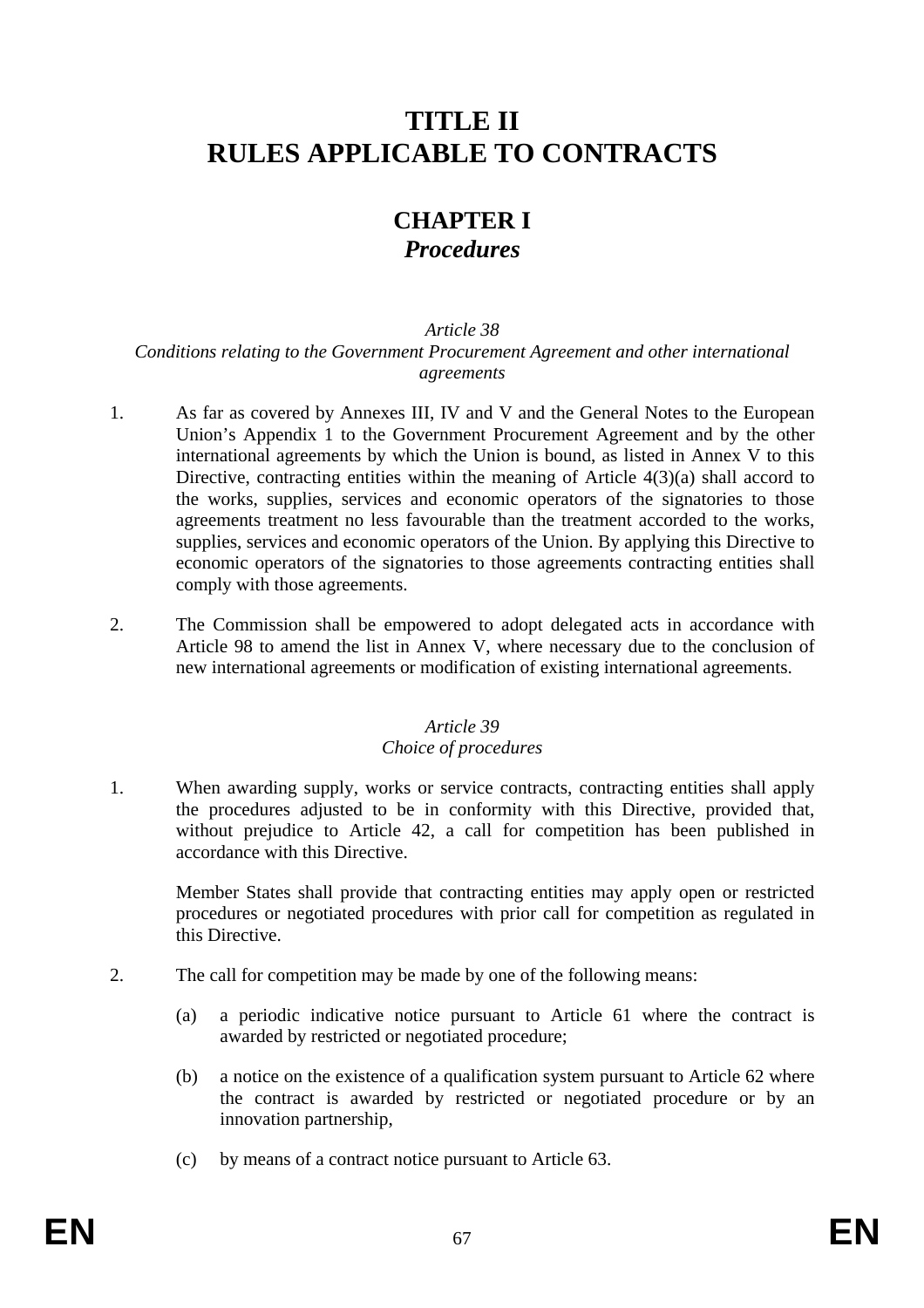# TITLE II
# RULES APPLICABLE TO CONTRACTS

## CHAPTER I
## *Procedures*

*Article 38*
*Conditions relating to the Government Procurement Agreement and other international agreements*

1. As far as covered by Annexes III, IV and V and the General Notes to the European Union's Appendix 1 to the Government Procurement Agreement and by the other international agreements by which the Union is bound, as listed in Annex V to this Directive, contracting entities within the meaning of Article 4(3)(a) shall accord to the works, supplies, services and economic operators of the signatories to those agreements treatment no less favourable than the treatment accorded to the works, supplies, services and economic operators of the Union. By applying this Directive to economic operators of the signatories to those agreements contracting entities shall comply with those agreements.

2. The Commission shall be empowered to adopt delegated acts in accordance with Article 98 to amend the list in Annex V, where necessary due to the conclusion of new international agreements or modification of existing international agreements.

*Article 39*
*Choice of procedures*

1. When awarding supply, works or service contracts, contracting entities shall apply the procedures adjusted to be in conformity with this Directive, provided that, without prejudice to Article 42, a call for competition has been published in accordance with this Directive.

   Member States shall provide that contracting entities may apply open or restricted procedures or negotiated procedures with prior call for competition as regulated in this Directive.

2. The call for competition may be made by one of the following means:

   (a) a periodic indicative notice pursuant to Article 61 where the contract is awarded by restricted or negotiated procedure;

   (b) a notice on the existence of a qualification system pursuant to Article 62 where the contract is awarded by restricted or negotiated procedure or by an innovation partnership,

   (c) by means of a contract notice pursuant to Article 63.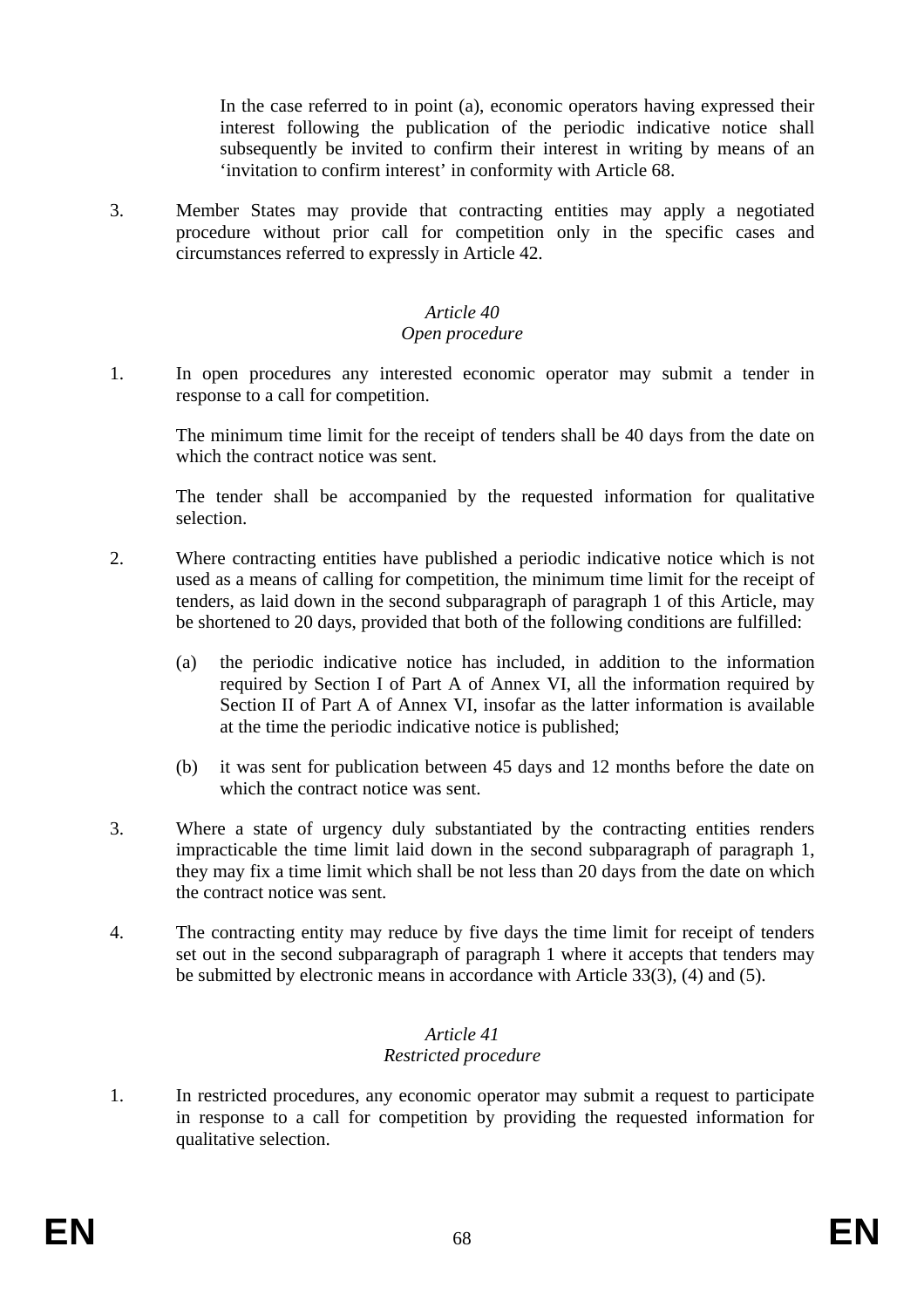In the case referred to in point (a), economic operators having expressed their interest following the publication of the periodic indicative notice shall subsequently be invited to confirm their interest in writing by means of an 'invitation to confirm interest' in conformity with Article 68.

3. Member States may provide that contracting entities may apply a negotiated procedure without prior call for competition only in the specific cases and circumstances referred to expressly in Article 42.

*Article 40*
*Open procedure*

1. In open procedures any interested economic operator may submit a tender in response to a call for competition.

   The minimum time limit for the receipt of tenders shall be 40 days from the date on which the contract notice was sent.

   The tender shall be accompanied by the requested information for qualitative selection.

2. Where contracting entities have published a periodic indicative notice which is not used as a means of calling for competition, the minimum time limit for the receipt of tenders, as laid down in the second subparagraph of paragraph 1 of this Article, may be shortened to 20 days, provided that both of the following conditions are fulfilled:

   (a) the periodic indicative notice has included, in addition to the information required by Section I of Part A of Annex VI, all the information required by Section II of Part A of Annex VI, insofar as the latter information is available at the time the periodic indicative notice is published;

   (b) it was sent for publication between 45 days and 12 months before the date on which the contract notice was sent.

3. Where a state of urgency duly substantiated by the contracting entities renders impracticable the time limit laid down in the second subparagraph of paragraph 1, they may fix a time limit which shall be not less than 20 days from the date on which the contract notice was sent.

4. The contracting entity may reduce by five days the time limit for receipt of tenders set out in the second subparagraph of paragraph 1 where it accepts that tenders may be submitted by electronic means in accordance with Article 33(3), (4) and (5).

*Article 41*
*Restricted procedure*

1. In restricted procedures, any economic operator may submit a request to participate in response to a call for competition by providing the requested information for qualitative selection.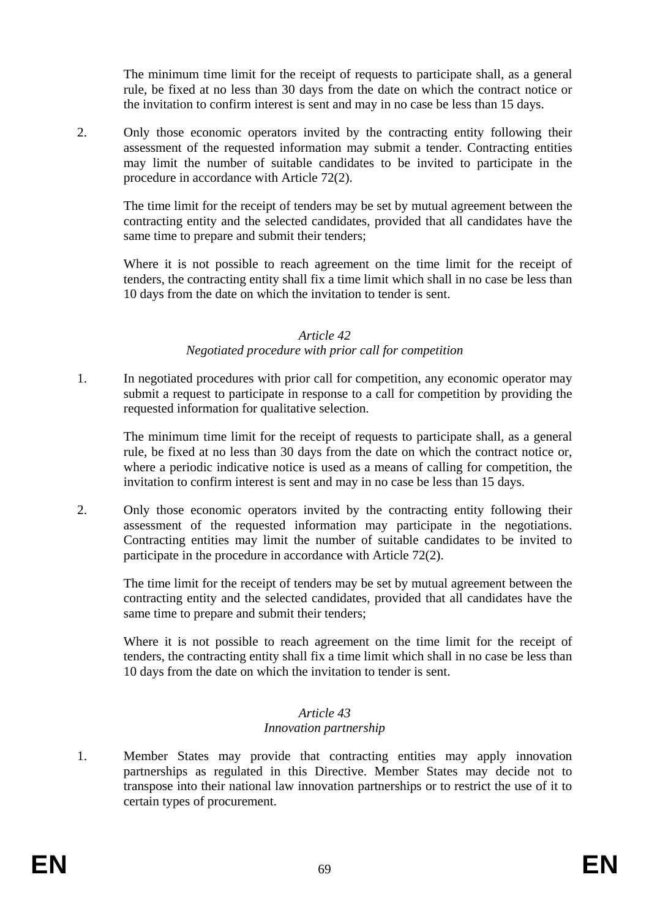The minimum time limit for the receipt of requests to participate shall, as a general rule, be fixed at no less than 30 days from the date on which the contract notice or the invitation to confirm interest is sent and may in no case be less than 15 days.

2. Only those economic operators invited by the contracting entity following their assessment of the requested information may submit a tender. Contracting entities may limit the number of suitable candidates to be invited to participate in the procedure in accordance with Article 72(2).

The time limit for the receipt of tenders may be set by mutual agreement between the contracting entity and the selected candidates, provided that all candidates have the same time to prepare and submit their tenders;

Where it is not possible to reach agreement on the time limit for the receipt of tenders, the contracting entity shall fix a time limit which shall in no case be less than 10 days from the date on which the invitation to tender is sent.

*Article 42*
*Negotiated procedure with prior call for competition*

1. In negotiated procedures with prior call for competition, any economic operator may submit a request to participate in response to a call for competition by providing the requested information for qualitative selection.

The minimum time limit for the receipt of requests to participate shall, as a general rule, be fixed at no less than 30 days from the date on which the contract notice or, where a periodic indicative notice is used as a means of calling for competition, the invitation to confirm interest is sent and may in no case be less than 15 days.

2. Only those economic operators invited by the contracting entity following their assessment of the requested information may participate in the negotiations. Contracting entities may limit the number of suitable candidates to be invited to participate in the procedure in accordance with Article 72(2).

The time limit for the receipt of tenders may be set by mutual agreement between the contracting entity and the selected candidates, provided that all candidates have the same time to prepare and submit their tenders;

Where it is not possible to reach agreement on the time limit for the receipt of tenders, the contracting entity shall fix a time limit which shall in no case be less than 10 days from the date on which the invitation to tender is sent.

*Article 43*
*Innovation partnership*

1. Member States may provide that contracting entities may apply innovation partnerships as regulated in this Directive. Member States may decide not to transpose into their national law innovation partnerships or to restrict the use of it to certain types of procurement.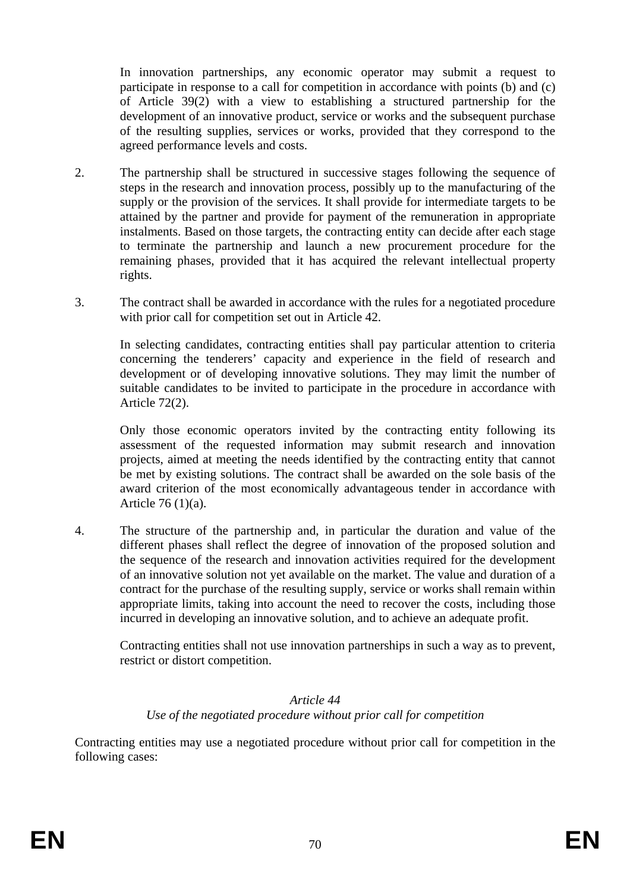In innovation partnerships, any economic operator may submit a request to participate in response to a call for competition in accordance with points (b) and (c) of Article 39(2) with a view to establishing a structured partnership for the development of an innovative product, service or works and the subsequent purchase of the resulting supplies, services or works, provided that they correspond to the agreed performance levels and costs.

2. The partnership shall be structured in successive stages following the sequence of steps in the research and innovation process, possibly up to the manufacturing of the supply or the provision of the services. It shall provide for intermediate targets to be attained by the partner and provide for payment of the remuneration in appropriate instalments. Based on those targets, the contracting entity can decide after each stage to terminate the partnership and launch a new procurement procedure for the remaining phases, provided that it has acquired the relevant intellectual property rights.

3. The contract shall be awarded in accordance with the rules for a negotiated procedure with prior call for competition set out in Article 42.

   In selecting candidates, contracting entities shall pay particular attention to criteria concerning the tenderers' capacity and experience in the field of research and development or of developing innovative solutions. They may limit the number of suitable candidates to be invited to participate in the procedure in accordance with Article 72(2).

   Only those economic operators invited by the contracting entity following its assessment of the requested information may submit research and innovation projects, aimed at meeting the needs identified by the contracting entity that cannot be met by existing solutions. The contract shall be awarded on the sole basis of the award criterion of the most economically advantageous tender in accordance with Article 76 (1)(a).

4. The structure of the partnership and, in particular the duration and value of the different phases shall reflect the degree of innovation of the proposed solution and the sequence of the research and innovation activities required for the development of an innovative solution not yet available on the market. The value and duration of a contract for the purchase of the resulting supply, service or works shall remain within appropriate limits, taking into account the need to recover the costs, including those incurred in developing an innovative solution, and to achieve an adequate profit.

   Contracting entities shall not use innovation partnerships in such a way as to prevent, restrict or distort competition.

*Article 44*
*Use of the negotiated procedure without prior call for competition*

Contracting entities may use a negotiated procedure without prior call for competition in the following cases: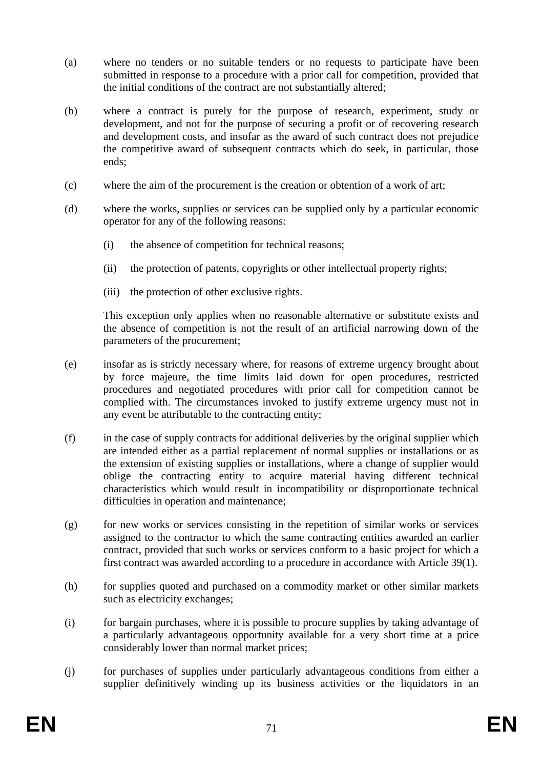(a) where no tenders or no suitable tenders or no requests to participate have been submitted in response to a procedure with a prior call for competition, provided that the initial conditions of the contract are not substantially altered;

(b) where a contract is purely for the purpose of research, experiment, study or development, and not for the purpose of securing a profit or of recovering research and development costs, and insofar as the award of such contract does not prejudice the competitive award of subsequent contracts which do seek, in particular, those ends;

(c) where the aim of the procurement is the creation or obtention of a work of art;

(d) where the works, supplies or services can be supplied only by a particular economic operator for any of the following reasons:

   (i) the absence of competition for technical reasons;

   (ii) the protection of patents, copyrights or other intellectual property rights;

   (iii) the protection of other exclusive rights.

   This exception only applies when no reasonable alternative or substitute exists and the absence of competition is not the result of an artificial narrowing down of the parameters of the procurement;

(e) insofar as is strictly necessary where, for reasons of extreme urgency brought about by force majeure, the time limits laid down for open procedures, restricted procedures and negotiated procedures with prior call for competition cannot be complied with. The circumstances invoked to justify extreme urgency must not in any event be attributable to the contracting entity;

(f) in the case of supply contracts for additional deliveries by the original supplier which are intended either as a partial replacement of normal supplies or installations or as the extension of existing supplies or installations, where a change of supplier would oblige the contracting entity to acquire material having different technical characteristics which would result in incompatibility or disproportionate technical difficulties in operation and maintenance;

(g) for new works or services consisting in the repetition of similar works or services assigned to the contractor to which the same contracting entities awarded an earlier contract, provided that such works or services conform to a basic project for which a first contract was awarded according to a procedure in accordance with Article 39(1).

(h) for supplies quoted and purchased on a commodity market or other similar markets such as electricity exchanges;

(i) for bargain purchases, where it is possible to procure supplies by taking advantage of a particularly advantageous opportunity available for a very short time at a price considerably lower than normal market prices;

(j) for purchases of supplies under particularly advantageous conditions from either a supplier definitively winding up its business activities or the liquidators in an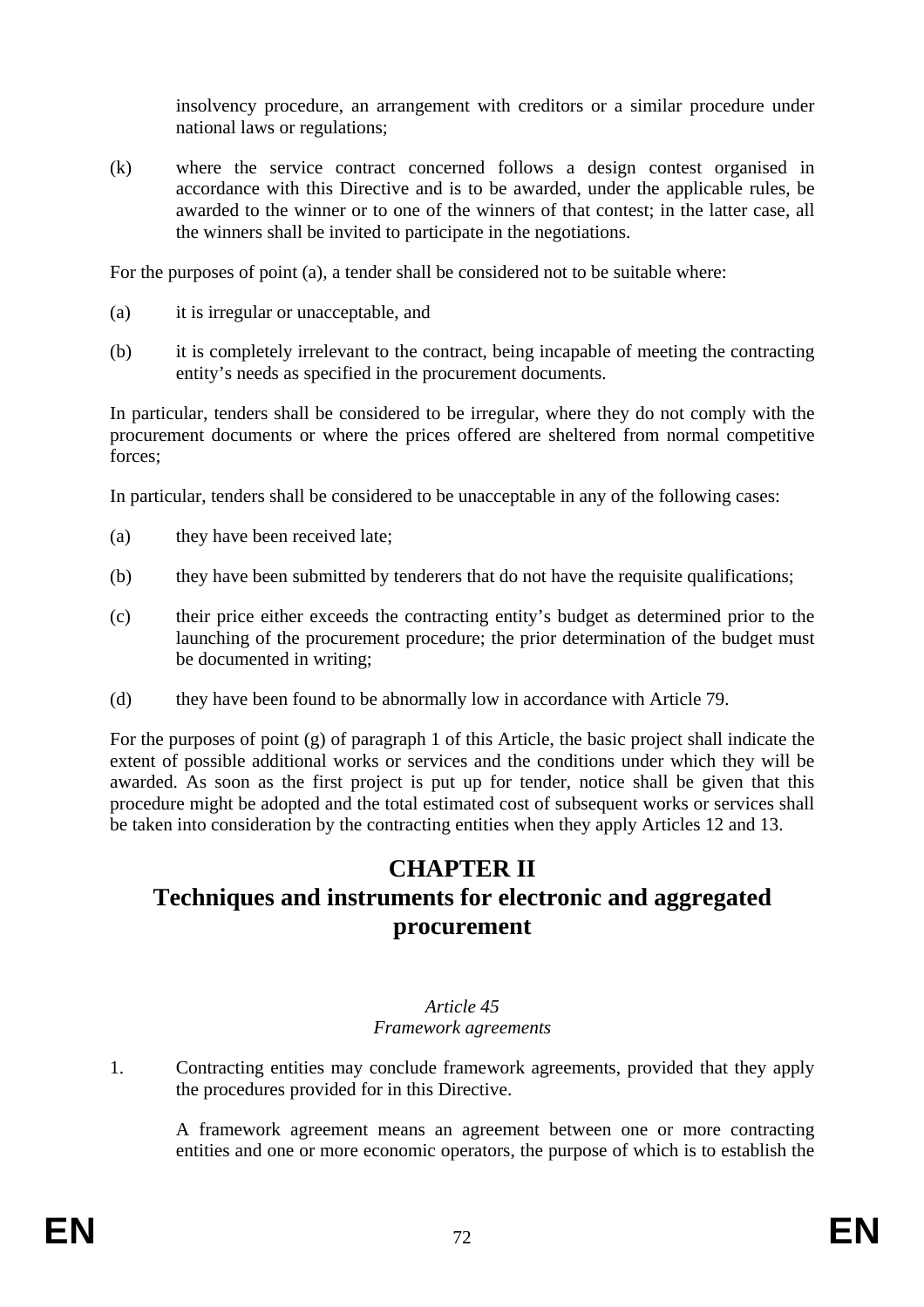insolvency procedure, an arrangement with creditors or a similar procedure under national laws or regulations;

(k) where the service contract concerned follows a design contest organised in accordance with this Directive and is to be awarded, under the applicable rules, be awarded to the winner or to one of the winners of that contest; in the latter case, all the winners shall be invited to participate in the negotiations.

For the purposes of point (a), a tender shall be considered not to be suitable where:

(a) it is irregular or unacceptable, and

(b) it is completely irrelevant to the contract, being incapable of meeting the contracting entity's needs as specified in the procurement documents.

In particular, tenders shall be considered to be irregular, where they do not comply with the procurement documents or where the prices offered are sheltered from normal competitive forces;

In particular, tenders shall be considered to be unacceptable in any of the following cases:

(a) they have been received late;

(b) they have been submitted by tenderers that do not have the requisite qualifications;

(c) their price either exceeds the contracting entity's budget as determined prior to the launching of the procurement procedure; the prior determination of the budget must be documented in writing;

(d) they have been found to be abnormally low in accordance with Article 79.

For the purposes of point (g) of paragraph 1 of this Article, the basic project shall indicate the extent of possible additional works or services and the conditions under which they will be awarded. As soon as the first project is put up for tender, notice shall be given that this procedure might be adopted and the total estimated cost of subsequent works or services shall be taken into consideration by the contracting entities when they apply Articles 12 and 13.

# CHAPTER II
# Techniques and instruments for electronic and aggregated procurement

*Article 45*
*Framework agreements*

1. Contracting entities may conclude framework agreements, provided that they apply the procedures provided for in this Directive.

   A framework agreement means an agreement between one or more contracting entities and one or more economic operators, the purpose of which is to establish the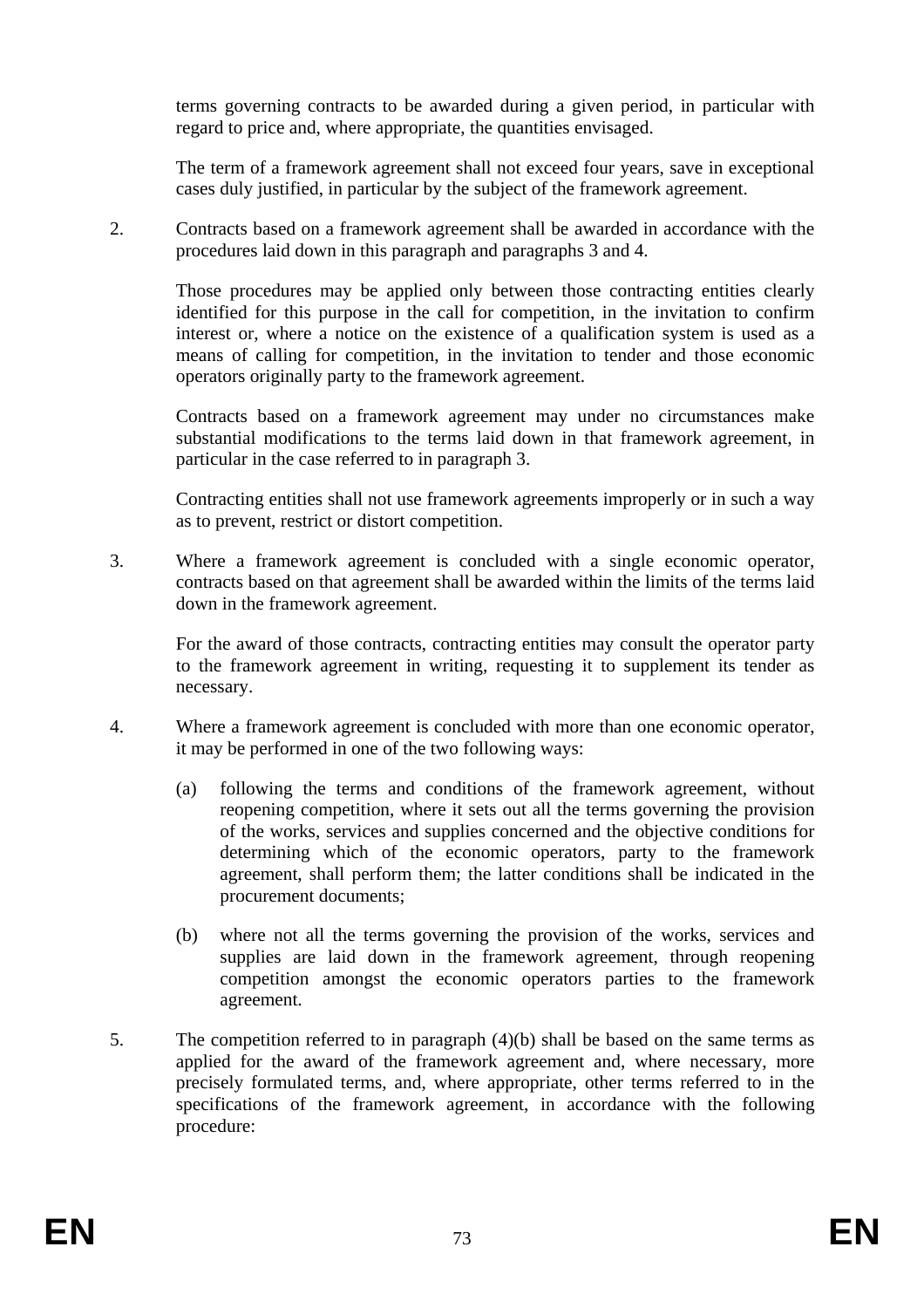terms governing contracts to be awarded during a given period, in particular with regard to price and, where appropriate, the quantities envisaged.

The term of a framework agreement shall not exceed four years, save in exceptional cases duly justified, in particular by the subject of the framework agreement.

2. Contracts based on a framework agreement shall be awarded in accordance with the procedures laid down in this paragraph and paragraphs 3 and 4.

   Those procedures may be applied only between those contracting entities clearly identified for this purpose in the call for competition, in the invitation to confirm interest or, where a notice on the existence of a qualification system is used as a means of calling for competition, in the invitation to tender and those economic operators originally party to the framework agreement.

   Contracts based on a framework agreement may under no circumstances make substantial modifications to the terms laid down in that framework agreement, in particular in the case referred to in paragraph 3.

   Contracting entities shall not use framework agreements improperly or in such a way as to prevent, restrict or distort competition.

3. Where a framework agreement is concluded with a single economic operator, contracts based on that agreement shall be awarded within the limits of the terms laid down in the framework agreement.

   For the award of those contracts, contracting entities may consult the operator party to the framework agreement in writing, requesting it to supplement its tender as necessary.

4. Where a framework agreement is concluded with more than one economic operator, it may be performed in one of the two following ways:

   (a) following the terms and conditions of the framework agreement, without reopening competition, where it sets out all the terms governing the provision of the works, services and supplies concerned and the objective conditions for determining which of the economic operators, party to the framework agreement, shall perform them; the latter conditions shall be indicated in the procurement documents;

   (b) where not all the terms governing the provision of the works, services and supplies are laid down in the framework agreement, through reopening competition amongst the economic operators parties to the framework agreement.

5. The competition referred to in paragraph (4)(b) shall be based on the same terms as applied for the award of the framework agreement and, where necessary, more precisely formulated terms, and, where appropriate, other terms referred to in the specifications of the framework agreement, in accordance with the following procedure: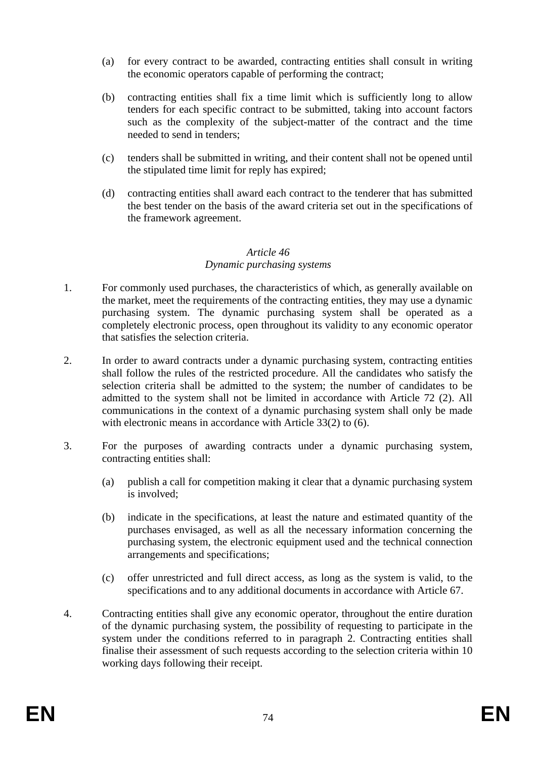(a) for every contract to be awarded, contracting entities shall consult in writing the economic operators capable of performing the contract;

(b) contracting entities shall fix a time limit which is sufficiently long to allow tenders for each specific contract to be submitted, taking into account factors such as the complexity of the subject-matter of the contract and the time needed to send in tenders;

(c) tenders shall be submitted in writing, and their content shall not be opened until the stipulated time limit for reply has expired;

(d) contracting entities shall award each contract to the tenderer that has submitted the best tender on the basis of the award criteria set out in the specifications of the framework agreement.

*Article 46*
*Dynamic purchasing systems*

1. For commonly used purchases, the characteristics of which, as generally available on the market, meet the requirements of the contracting entities, they may use a dynamic purchasing system. The dynamic purchasing system shall be operated as a completely electronic process, open throughout its validity to any economic operator that satisfies the selection criteria.

2. In order to award contracts under a dynamic purchasing system, contracting entities shall follow the rules of the restricted procedure. All the candidates who satisfy the selection criteria shall be admitted to the system; the number of candidates to be admitted to the system shall not be limited in accordance with Article 72 (2). All communications in the context of a dynamic purchasing system shall only be made with electronic means in accordance with Article 33(2) to (6).

3. For the purposes of awarding contracts under a dynamic purchasing system, contracting entities shall:

   (a) publish a call for competition making it clear that a dynamic purchasing system is involved;

   (b) indicate in the specifications, at least the nature and estimated quantity of the purchases envisaged, as well as all the necessary information concerning the purchasing system, the electronic equipment used and the technical connection arrangements and specifications;

   (c) offer unrestricted and full direct access, as long as the system is valid, to the specifications and to any additional documents in accordance with Article 67.

4. Contracting entities shall give any economic operator, throughout the entire duration of the dynamic purchasing system, the possibility of requesting to participate in the system under the conditions referred to in paragraph 2. Contracting entities shall finalise their assessment of such requests according to the selection criteria within 10 working days following their receipt.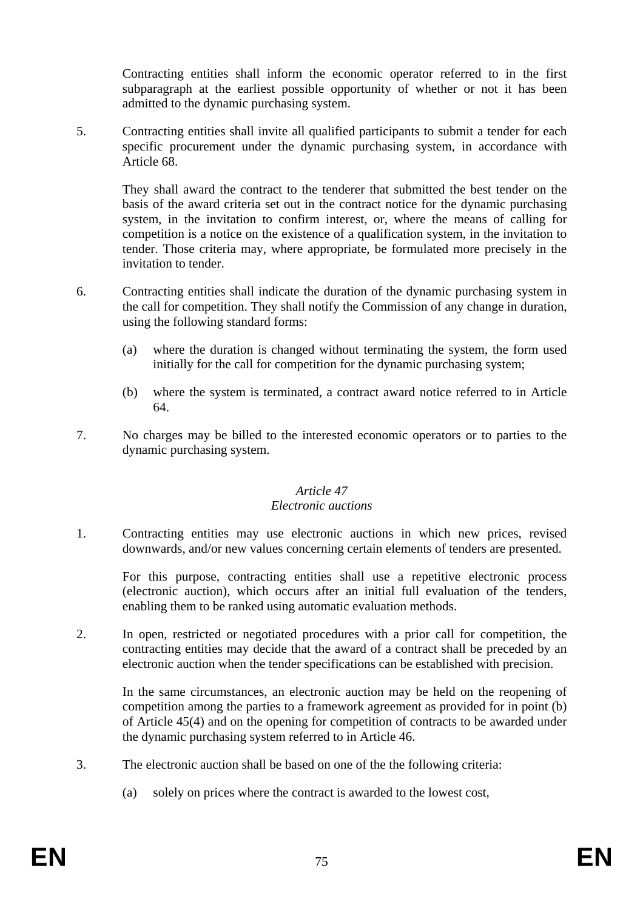Contracting entities shall inform the economic operator referred to in the first subparagraph at the earliest possible opportunity of whether or not it has been admitted to the dynamic purchasing system.

5. Contracting entities shall invite all qualified participants to submit a tender for each specific procurement under the dynamic purchasing system, in accordance with Article 68.

   They shall award the contract to the tenderer that submitted the best tender on the basis of the award criteria set out in the contract notice for the dynamic purchasing system, in the invitation to confirm interest, or, where the means of calling for competition is a notice on the existence of a qualification system, in the invitation to tender. Those criteria may, where appropriate, be formulated more precisely in the invitation to tender.

6. Contracting entities shall indicate the duration of the dynamic purchasing system in the call for competition. They shall notify the Commission of any change in duration, using the following standard forms:

   (a) where the duration is changed without terminating the system, the form used initially for the call for competition for the dynamic purchasing system;

   (b) where the system is terminated, a contract award notice referred to in Article 64.

7. No charges may be billed to the interested economic operators or to parties to the dynamic purchasing system.

### *Article 47*
### *Electronic auctions*

1. Contracting entities may use electronic auctions in which new prices, revised downwards, and/or new values concerning certain elements of tenders are presented.

   For this purpose, contracting entities shall use a repetitive electronic process (electronic auction), which occurs after an initial full evaluation of the tenders, enabling them to be ranked using automatic evaluation methods.

2. In open, restricted or negotiated procedures with a prior call for competition, the contracting entities may decide that the award of a contract shall be preceded by an electronic auction when the tender specifications can be established with precision.

   In the same circumstances, an electronic auction may be held on the reopening of competition among the parties to a framework agreement as provided for in point (b) of Article 45(4) and on the opening for competition of contracts to be awarded under the dynamic purchasing system referred to in Article 46.

3. The electronic auction shall be based on one of the the following criteria:

   (a) solely on prices where the contract is awarded to the lowest cost,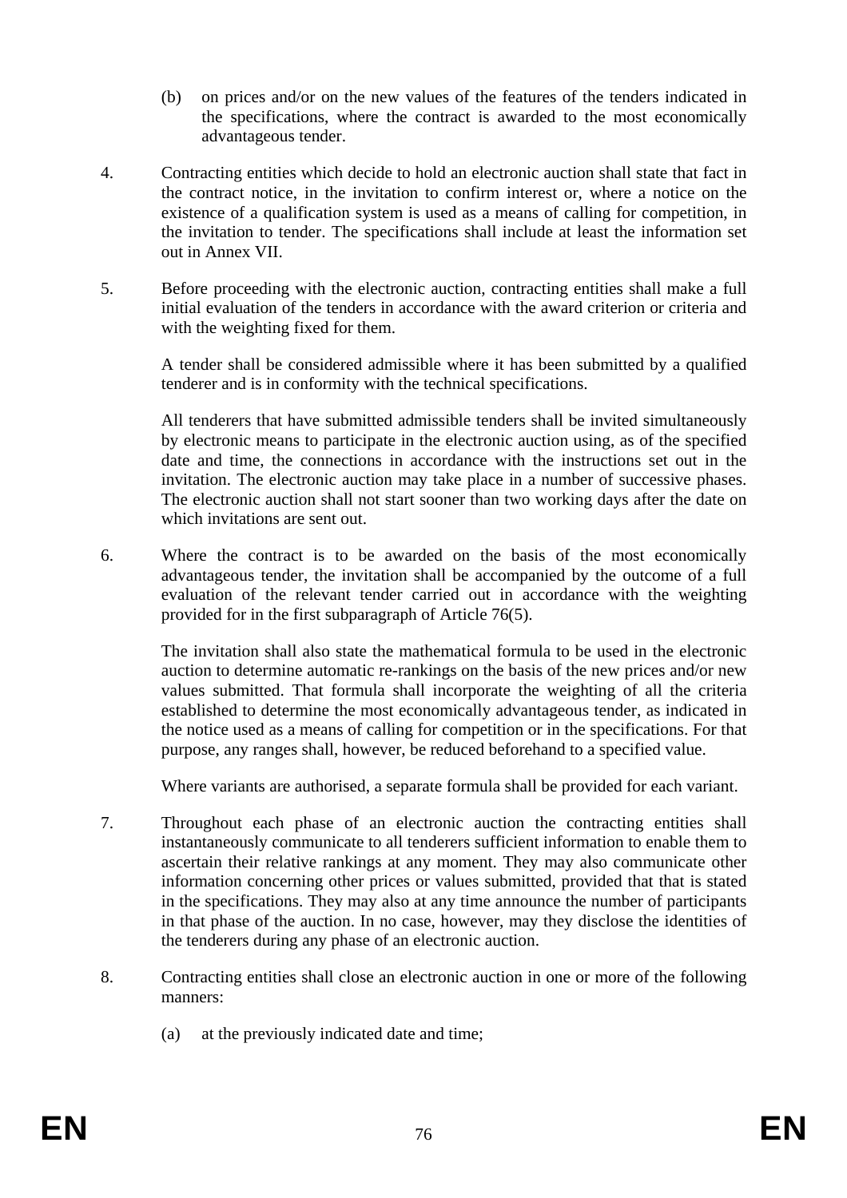(b) on prices and/or on the new values of the features of the tenders indicated in the specifications, where the contract is awarded to the most economically advantageous tender.

4. Contracting entities which decide to hold an electronic auction shall state that fact in the contract notice, in the invitation to confirm interest or, where a notice on the existence of a qualification system is used as a means of calling for competition, in the invitation to tender. The specifications shall include at least the information set out in Annex VII.

5. Before proceeding with the electronic auction, contracting entities shall make a full initial evaluation of the tenders in accordance with the award criterion or criteria and with the weighting fixed for them.

   A tender shall be considered admissible where it has been submitted by a qualified tenderer and is in conformity with the technical specifications.

   All tenderers that have submitted admissible tenders shall be invited simultaneously by electronic means to participate in the electronic auction using, as of the specified date and time, the connections in accordance with the instructions set out in the invitation. The electronic auction may take place in a number of successive phases. The electronic auction shall not start sooner than two working days after the date on which invitations are sent out.

6. Where the contract is to be awarded on the basis of the most economically advantageous tender, the invitation shall be accompanied by the outcome of a full evaluation of the relevant tender carried out in accordance with the weighting provided for in the first subparagraph of Article 76(5).

   The invitation shall also state the mathematical formula to be used in the electronic auction to determine automatic re-rankings on the basis of the new prices and/or new values submitted. That formula shall incorporate the weighting of all the criteria established to determine the most economically advantageous tender, as indicated in the notice used as a means of calling for competition or in the specifications. For that purpose, any ranges shall, however, be reduced beforehand to a specified value.

   Where variants are authorised, a separate formula shall be provided for each variant.

7. Throughout each phase of an electronic auction the contracting entities shall instantaneously communicate to all tenderers sufficient information to enable them to ascertain their relative rankings at any moment. They may also communicate other information concerning other prices or values submitted, provided that that is stated in the specifications. They may also at any time announce the number of participants in that phase of the auction. In no case, however, may they disclose the identities of the tenderers during any phase of an electronic auction.

8. Contracting entities shall close an electronic auction in one or more of the following manners:

   (a) at the previously indicated date and time;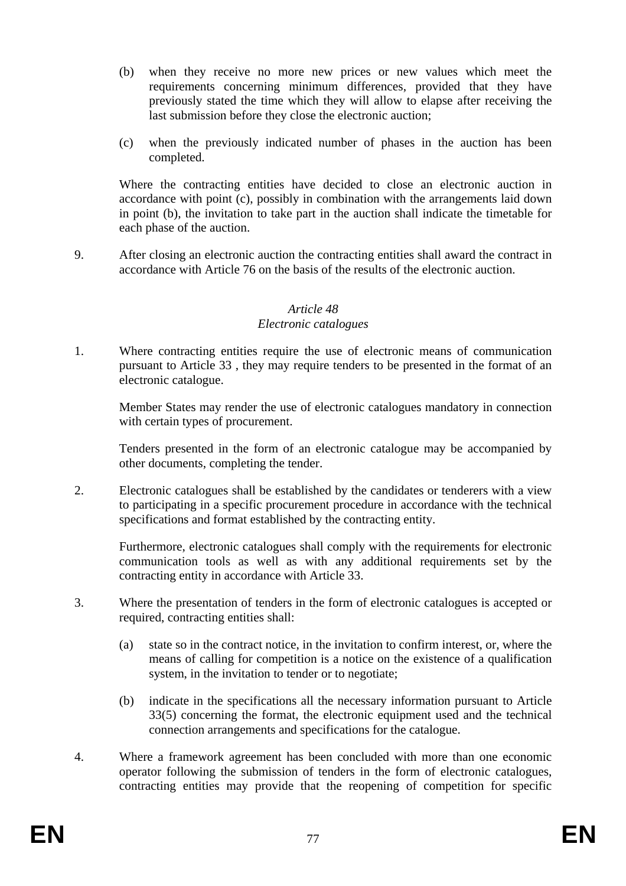(b) when they receive no more new prices or new values which meet the requirements concerning minimum differences, provided that they have previously stated the time which they will allow to elapse after receiving the last submission before they close the electronic auction;

(c) when the previously indicated number of phases in the auction has been completed.

Where the contracting entities have decided to close an electronic auction in accordance with point (c), possibly in combination with the arrangements laid down in point (b), the invitation to take part in the auction shall indicate the timetable for each phase of the auction.

9. After closing an electronic auction the contracting entities shall award the contract in accordance with Article 76 on the basis of the results of the electronic auction.

*Article 48*
*Electronic catalogues*

1. Where contracting entities require the use of electronic means of communication pursuant to Article 33 , they may require tenders to be presented in the format of an electronic catalogue.

   Member States may render the use of electronic catalogues mandatory in connection with certain types of procurement.

   Tenders presented in the form of an electronic catalogue may be accompanied by other documents, completing the tender.

2. Electronic catalogues shall be established by the candidates or tenderers with a view to participating in a specific procurement procedure in accordance with the technical specifications and format established by the contracting entity.

   Furthermore, electronic catalogues shall comply with the requirements for electronic communication tools as well as with any additional requirements set by the contracting entity in accordance with Article 33.

3. Where the presentation of tenders in the form of electronic catalogues is accepted or required, contracting entities shall:

   (a) state so in the contract notice, in the invitation to confirm interest, or, where the means of calling for competition is a notice on the existence of a qualification system, in the invitation to tender or to negotiate;

   (b) indicate in the specifications all the necessary information pursuant to Article 33(5) concerning the format, the electronic equipment used and the technical connection arrangements and specifications for the catalogue.

4. Where a framework agreement has been concluded with more than one economic operator following the submission of tenders in the form of electronic catalogues, contracting entities may provide that the reopening of competition for specific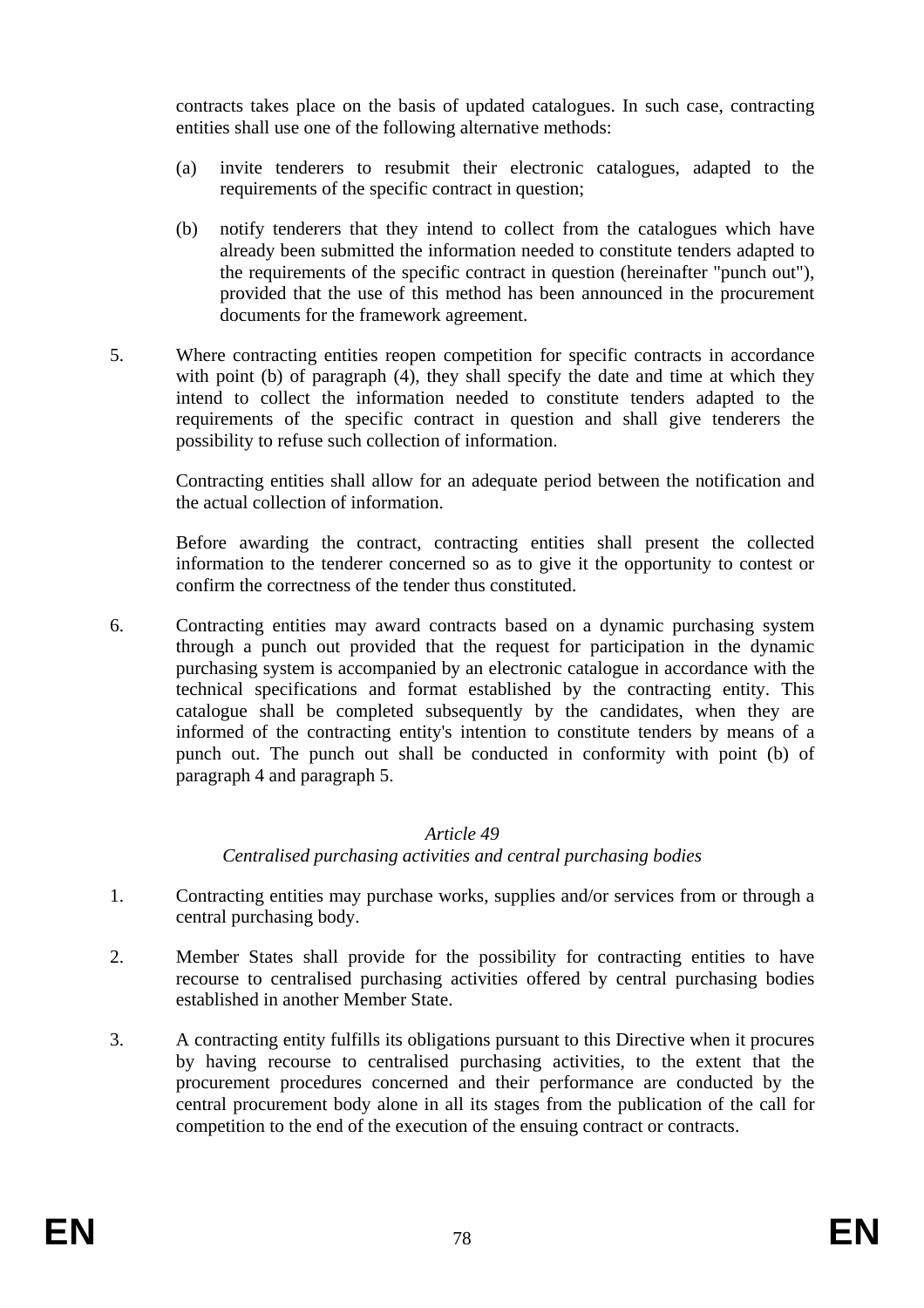contracts takes place on the basis of updated catalogues. In such case, contracting entities shall use one of the following alternative methods:

(a) invite tenderers to resubmit their electronic catalogues, adapted to the requirements of the specific contract in question;

(b) notify tenderers that they intend to collect from the catalogues which have already been submitted the information needed to constitute tenders adapted to the requirements of the specific contract in question (hereinafter "punch out"), provided that the use of this method has been announced in the procurement documents for the framework agreement.

5. Where contracting entities reopen competition for specific contracts in accordance with point (b) of paragraph (4), they shall specify the date and time at which they intend to collect the information needed to constitute tenders adapted to the requirements of the specific contract in question and shall give tenderers the possibility to refuse such collection of information.

Contracting entities shall allow for an adequate period between the notification and the actual collection of information.

Before awarding the contract, contracting entities shall present the collected information to the tenderer concerned so as to give it the opportunity to contest or confirm the correctness of the tender thus constituted.

6. Contracting entities may award contracts based on a dynamic purchasing system through a punch out provided that the request for participation in the dynamic purchasing system is accompanied by an electronic catalogue in accordance with the technical specifications and format established by the contracting entity. This catalogue shall be completed subsequently by the candidates, when they are informed of the contracting entity's intention to constitute tenders by means of a punch out. The punch out shall be conducted in conformity with point (b) of paragraph 4 and paragraph 5.

### *Article 49*
### *Centralised purchasing activities and central purchasing bodies*

1. Contracting entities may purchase works, supplies and/or services from or through a central purchasing body.

2. Member States shall provide for the possibility for contracting entities to have recourse to centralised purchasing activities offered by central purchasing bodies established in another Member State.

3. A contracting entity fulfills its obligations pursuant to this Directive when it procures by having recourse to centralised purchasing activities, to the extent that the procurement procedures concerned and their performance are conducted by the central procurement body alone in all its stages from the publication of the call for competition to the end of the execution of the ensuing contract or contracts.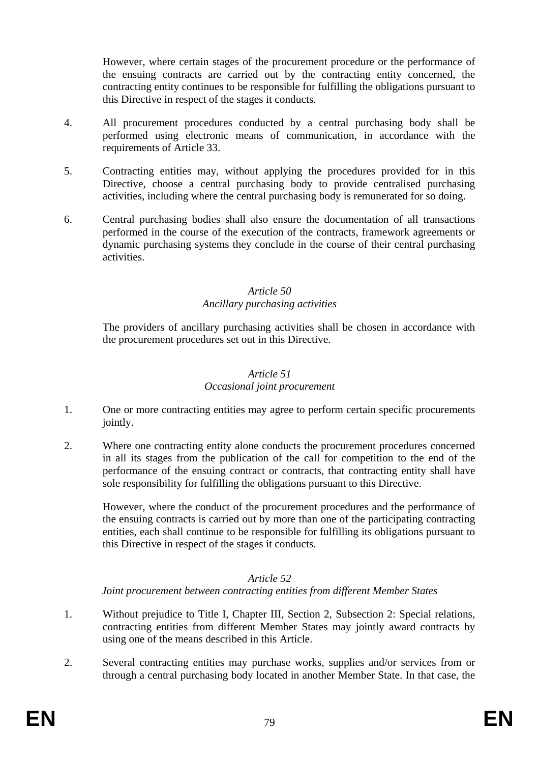However, where certain stages of the procurement procedure or the performance of the ensuing contracts are carried out by the contracting entity concerned, the contracting entity continues to be responsible for fulfilling the obligations pursuant to this Directive in respect of the stages it conducts.

4. All procurement procedures conducted by a central purchasing body shall be performed using electronic means of communication, in accordance with the requirements of Article 33.

5. Contracting entities may, without applying the procedures provided for in this Directive, choose a central purchasing body to provide centralised purchasing activities, including where the central purchasing body is remunerated for so doing.

6. Central purchasing bodies shall also ensure the documentation of all transactions performed in the course of the execution of the contracts, framework agreements or dynamic purchasing systems they conclude in the course of their central purchasing activities.

*Article 50*
*Ancillary purchasing activities*

The providers of ancillary purchasing activities shall be chosen in accordance with the procurement procedures set out in this Directive.

*Article 51*
*Occasional joint procurement*

1. One or more contracting entities may agree to perform certain specific procurements jointly.

2. Where one contracting entity alone conducts the procurement procedures concerned in all its stages from the publication of the call for competition to the end of the performance of the ensuing contract or contracts, that contracting entity shall have sole responsibility for fulfilling the obligations pursuant to this Directive.

However, where the conduct of the procurement procedures and the performance of the ensuing contracts is carried out by more than one of the participating contracting entities, each shall continue to be responsible for fulfilling its obligations pursuant to this Directive in respect of the stages it conducts.

*Article 52*
*Joint procurement between contracting entities from different Member States*

1. Without prejudice to Title I, Chapter III, Section 2, Subsection 2: Special relations, contracting entities from different Member States may jointly award contracts by using one of the means described in this Article.

2. Several contracting entities may purchase works, supplies and/or services from or through a central purchasing body located in another Member State. In that case, the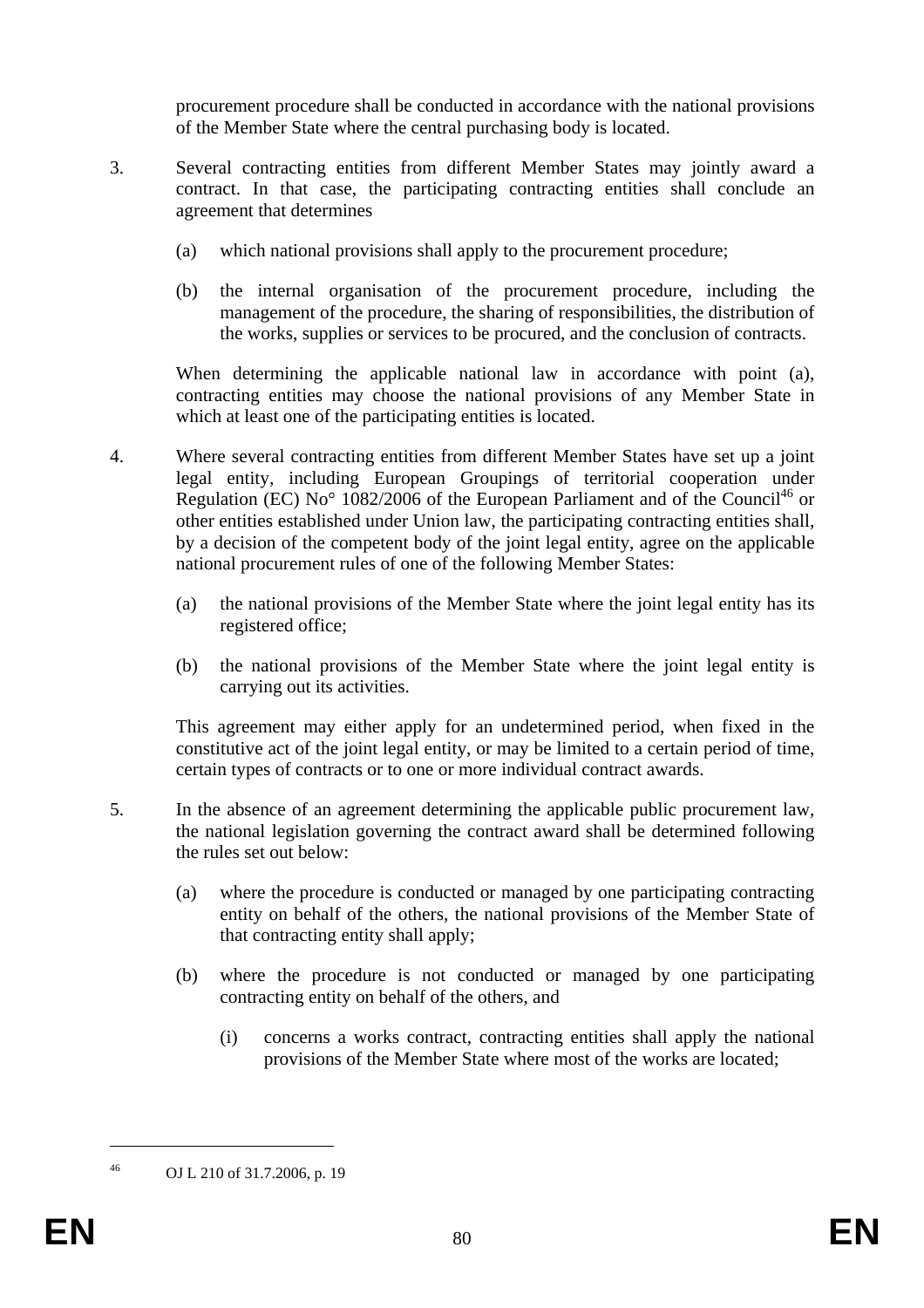procurement procedure shall be conducted in accordance with the national provisions of the Member State where the central purchasing body is located.

3. Several contracting entities from different Member States may jointly award a contract. In that case, the participating contracting entities shall conclude an agreement that determines

   (a) which national provisions shall apply to the procurement procedure;

   (b) the internal organisation of the procurement procedure, including the management of the procedure, the sharing of responsibilities, the distribution of the works, supplies or services to be procured, and the conclusion of contracts.

   When determining the applicable national law in accordance with point (a), contracting entities may choose the national provisions of any Member State in which at least one of the participating entities is located.

4. Where several contracting entities from different Member States have set up a joint legal entity, including European Groupings of territorial cooperation under Regulation (EC) No° 1082/2006 of the European Parliament and of the Council[46] or other entities established under Union law, the participating contracting entities shall, by a decision of the competent body of the joint legal entity, agree on the applicable national procurement rules of one of the following Member States:

   (a) the national provisions of the Member State where the joint legal entity has its registered office;

   (b) the national provisions of the Member State where the joint legal entity is carrying out its activities.

   This agreement may either apply for an undetermined period, when fixed in the constitutive act of the joint legal entity, or may be limited to a certain period of time, certain types of contracts or to one or more individual contract awards.

5. In the absence of an agreement determining the applicable public procurement law, the national legislation governing the contract award shall be determined following the rules set out below:

   (a) where the procedure is conducted or managed by one participating contracting entity on behalf of the others, the national provisions of the Member State of that contracting entity shall apply;

   (b) where the procedure is not conducted or managed by one participating contracting entity on behalf of the others, and

      (i) concerns a works contract, contracting entities shall apply the national provisions of the Member State where most of the works are located;

---

[46] OJ L 210 of 31.7.2006, p. 19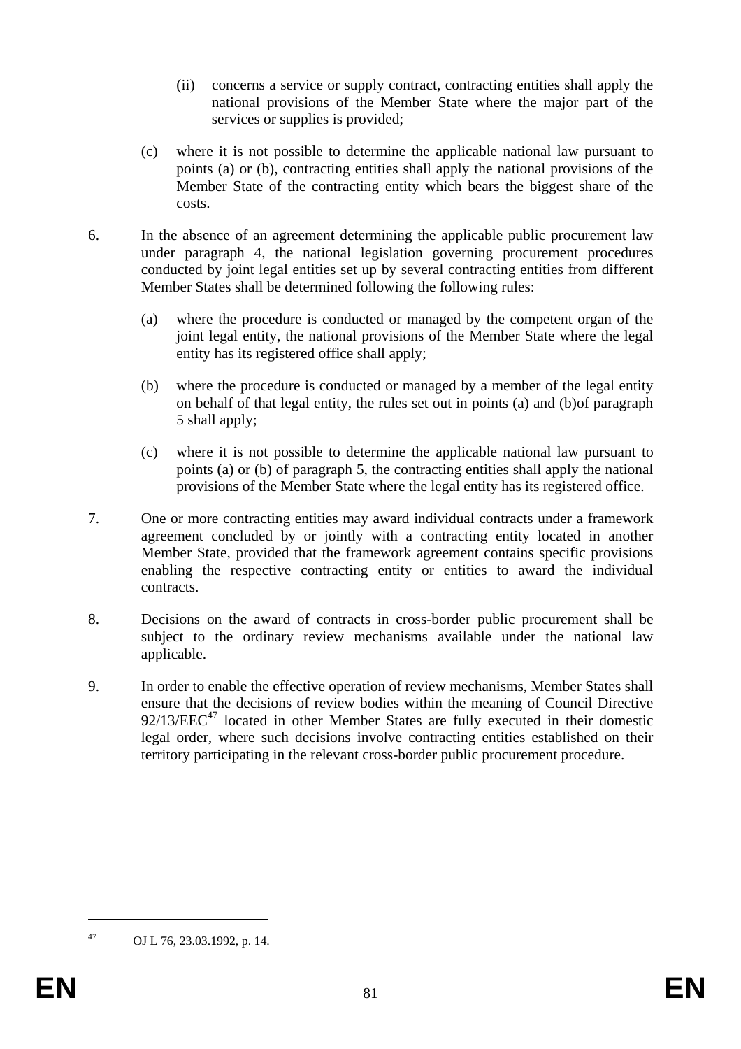(ii) concerns a service or supply contract, contracting entities shall apply the national provisions of the Member State where the major part of the services or supplies is provided;

(c) where it is not possible to determine the applicable national law pursuant to points (a) or (b), contracting entities shall apply the national provisions of the Member State of the contracting entity which bears the biggest share of the costs.

6. In the absence of an agreement determining the applicable public procurement law under paragraph 4, the national legislation governing procurement procedures conducted by joint legal entities set up by several contracting entities from different Member States shall be determined following the following rules:

(a) where the procedure is conducted or managed by the competent organ of the joint legal entity, the national provisions of the Member State where the legal entity has its registered office shall apply;

(b) where the procedure is conducted or managed by a member of the legal entity on behalf of that legal entity, the rules set out in points (a) and (b)of paragraph 5 shall apply;

(c) where it is not possible to determine the applicable national law pursuant to points (a) or (b) of paragraph 5, the contracting entities shall apply the national provisions of the Member State where the legal entity has its registered office.

7. One or more contracting entities may award individual contracts under a framework agreement concluded by or jointly with a contracting entity located in another Member State, provided that the framework agreement contains specific provisions enabling the respective contracting entity or entities to award the individual contracts.

8. Decisions on the award of contracts in cross-border public procurement shall be subject to the ordinary review mechanisms available under the national law applicable.

9. In order to enable the effective operation of review mechanisms, Member States shall ensure that the decisions of review bodies within the meaning of Council Directive 92/13/EEC[47] located in other Member States are fully executed in their domestic legal order, where such decisions involve contracting entities established on their territory participating in the relevant cross-border public procurement procedure.

---

[47] OJ L 76, 23.03.1992, p. 14.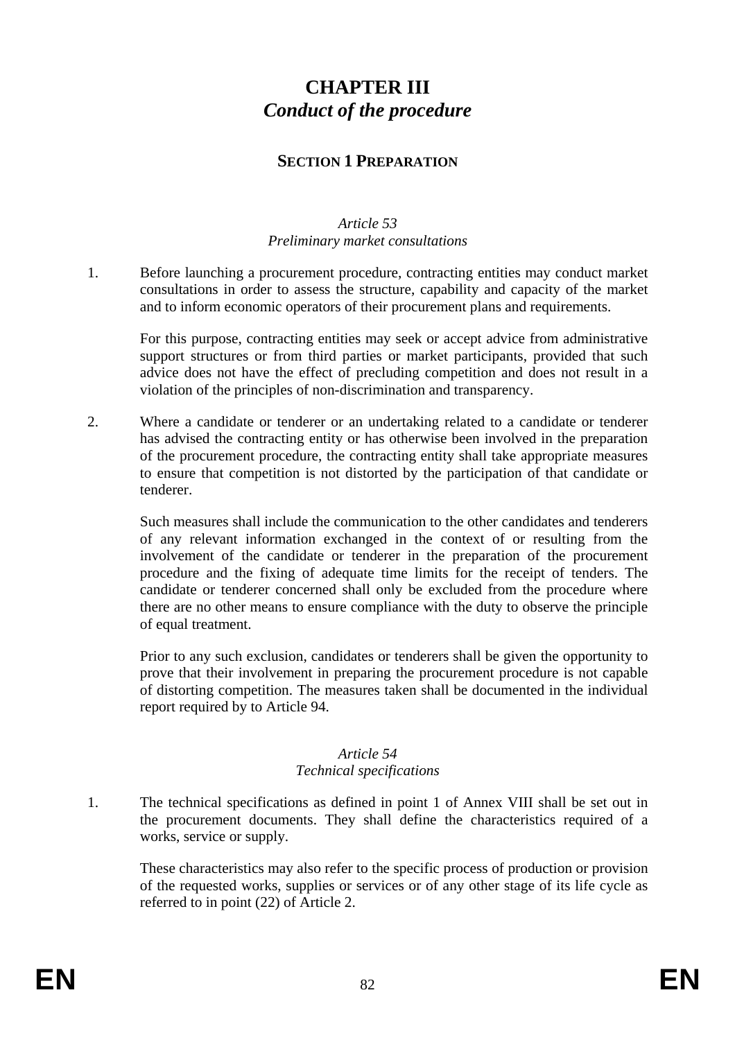# CHAPTER III
## *Conduct of the procedure*

### SECTION 1 PREPARATION

*Article 53*
*Preliminary market consultations*

1. Before launching a procurement procedure, contracting entities may conduct market consultations in order to assess the structure, capability and capacity of the market and to inform economic operators of their procurement plans and requirements.

   For this purpose, contracting entities may seek or accept advice from administrative support structures or from third parties or market participants, provided that such advice does not have the effect of precluding competition and does not result in a violation of the principles of non-discrimination and transparency.

2. Where a candidate or tenderer or an undertaking related to a candidate or tenderer has advised the contracting entity or has otherwise been involved in the preparation of the procurement procedure, the contracting entity shall take appropriate measures to ensure that competition is not distorted by the participation of that candidate or tenderer.

   Such measures shall include the communication to the other candidates and tenderers of any relevant information exchanged in the context of or resulting from the involvement of the candidate or tenderer in the preparation of the procurement procedure and the fixing of adequate time limits for the receipt of tenders. The candidate or tenderer concerned shall only be excluded from the procedure where there are no other means to ensure compliance with the duty to observe the principle of equal treatment.

   Prior to any such exclusion, candidates or tenderers shall be given the opportunity to prove that their involvement in preparing the procurement procedure is not capable of distorting competition. The measures taken shall be documented in the individual report required by to Article 94.

*Article 54*
*Technical specifications*

1. The technical specifications as defined in point 1 of Annex VIII shall be set out in the procurement documents. They shall define the characteristics required of a works, service or supply.

   These characteristics may also refer to the specific process of production or provision of the requested works, supplies or services or of any other stage of its life cycle as referred to in point (22) of Article 2.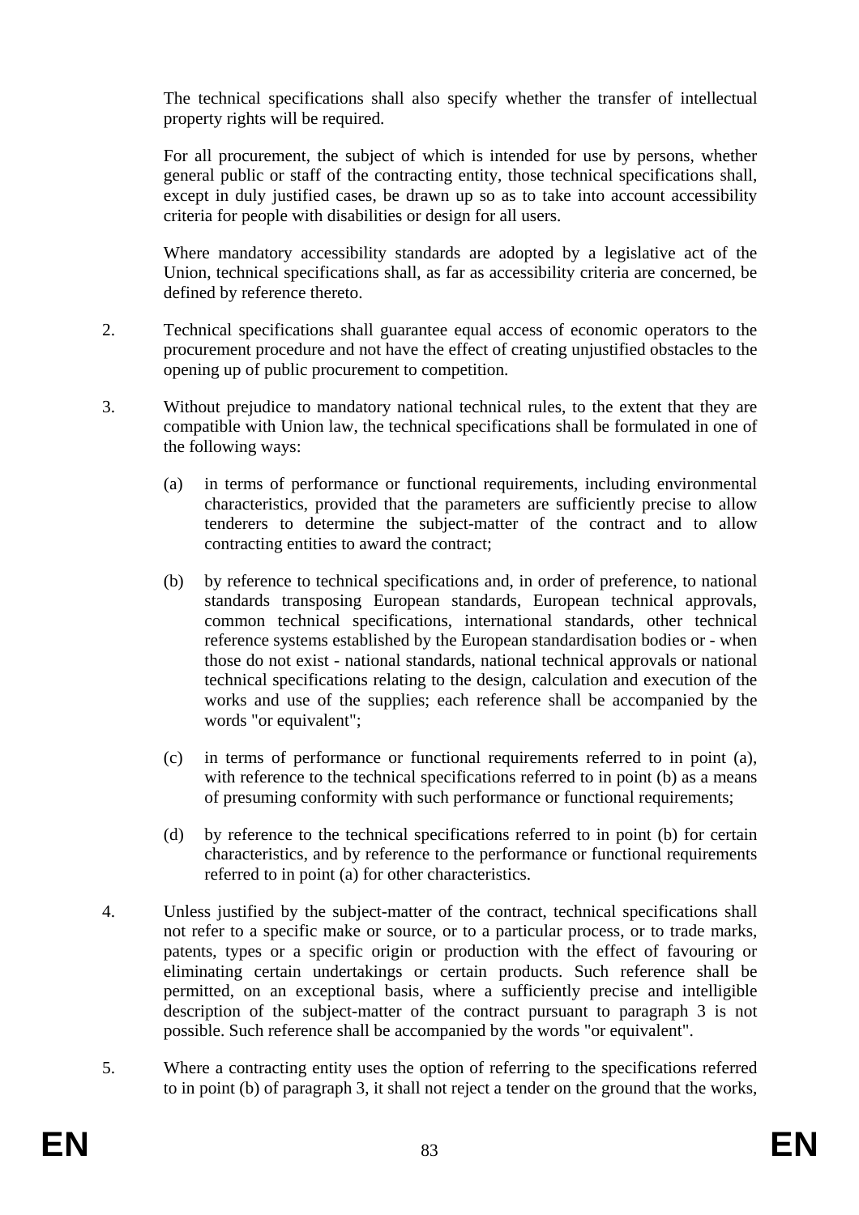The technical specifications shall also specify whether the transfer of intellectual property rights will be required.

For all procurement, the subject of which is intended for use by persons, whether general public or staff of the contracting entity, those technical specifications shall, except in duly justified cases, be drawn up so as to take into account accessibility criteria for people with disabilities or design for all users.

Where mandatory accessibility standards are adopted by a legislative act of the Union, technical specifications shall, as far as accessibility criteria are concerned, be defined by reference thereto.

2. Technical specifications shall guarantee equal access of economic operators to the procurement procedure and not have the effect of creating unjustified obstacles to the opening up of public procurement to competition.

3. Without prejudice to mandatory national technical rules, to the extent that they are compatible with Union law, the technical specifications shall be formulated in one of the following ways:

   (a) in terms of performance or functional requirements, including environmental characteristics, provided that the parameters are sufficiently precise to allow tenderers to determine the subject-matter of the contract and to allow contracting entities to award the contract;

   (b) by reference to technical specifications and, in order of preference, to national standards transposing European standards, European technical approvals, common technical specifications, international standards, other technical reference systems established by the European standardisation bodies or - when those do not exist - national standards, national technical approvals or national technical specifications relating to the design, calculation and execution of the works and use of the supplies; each reference shall be accompanied by the words "or equivalent";

   (c) in terms of performance or functional requirements referred to in point (a), with reference to the technical specifications referred to in point (b) as a means of presuming conformity with such performance or functional requirements;

   (d) by reference to the technical specifications referred to in point (b) for certain characteristics, and by reference to the performance or functional requirements referred to in point (a) for other characteristics.

4. Unless justified by the subject-matter of the contract, technical specifications shall not refer to a specific make or source, or to a particular process, or to trade marks, patents, types or a specific origin or production with the effect of favouring or eliminating certain undertakings or certain products. Such reference shall be permitted, on an exceptional basis, where a sufficiently precise and intelligible description of the subject-matter of the contract pursuant to paragraph 3 is not possible. Such reference shall be accompanied by the words "or equivalent".

5. Where a contracting entity uses the option of referring to the specifications referred to in point (b) of paragraph 3, it shall not reject a tender on the ground that the works,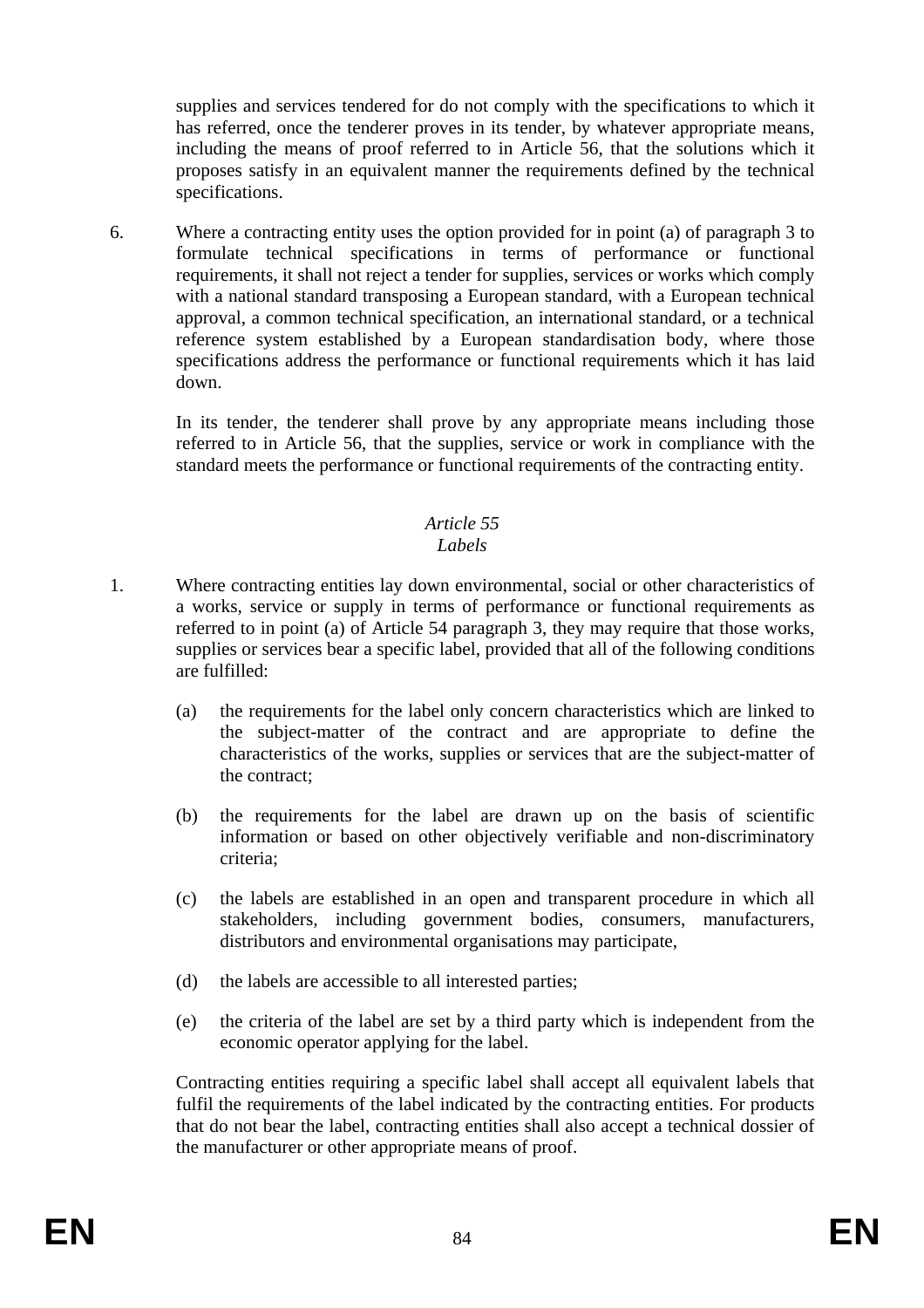supplies and services tendered for do not comply with the specifications to which it has referred, once the tenderer proves in its tender, by whatever appropriate means, including the means of proof referred to in Article 56, that the solutions which it proposes satisfy in an equivalent manner the requirements defined by the technical specifications.

6. Where a contracting entity uses the option provided for in point (a) of paragraph 3 to formulate technical specifications in terms of performance or functional requirements, it shall not reject a tender for supplies, services or works which comply with a national standard transposing a European standard, with a European technical approval, a common technical specification, an international standard, or a technical reference system established by a European standardisation body, where those specifications address the performance or functional requirements which it has laid down.

   In its tender, the tenderer shall prove by any appropriate means including those referred to in Article 56, that the supplies, service or work in compliance with the standard meets the performance or functional requirements of the contracting entity.

*Article 55*
*Labels*

1. Where contracting entities lay down environmental, social or other characteristics of a works, service or supply in terms of performance or functional requirements as referred to in point (a) of Article 54 paragraph 3, they may require that those works, supplies or services bear a specific label, provided that all of the following conditions are fulfilled:

   (a) the requirements for the label only concern characteristics which are linked to the subject-matter of the contract and are appropriate to define the characteristics of the works, supplies or services that are the subject-matter of the contract;

   (b) the requirements for the label are drawn up on the basis of scientific information or based on other objectively verifiable and non-discriminatory criteria;

   (c) the labels are established in an open and transparent procedure in which all stakeholders, including government bodies, consumers, manufacturers, distributors and environmental organisations may participate,

   (d) the labels are accessible to all interested parties;

   (e) the criteria of the label are set by a third party which is independent from the economic operator applying for the label.

   Contracting entities requiring a specific label shall accept all equivalent labels that fulfil the requirements of the label indicated by the contracting entities. For products that do not bear the label, contracting entities shall also accept a technical dossier of the manufacturer or other appropriate means of proof.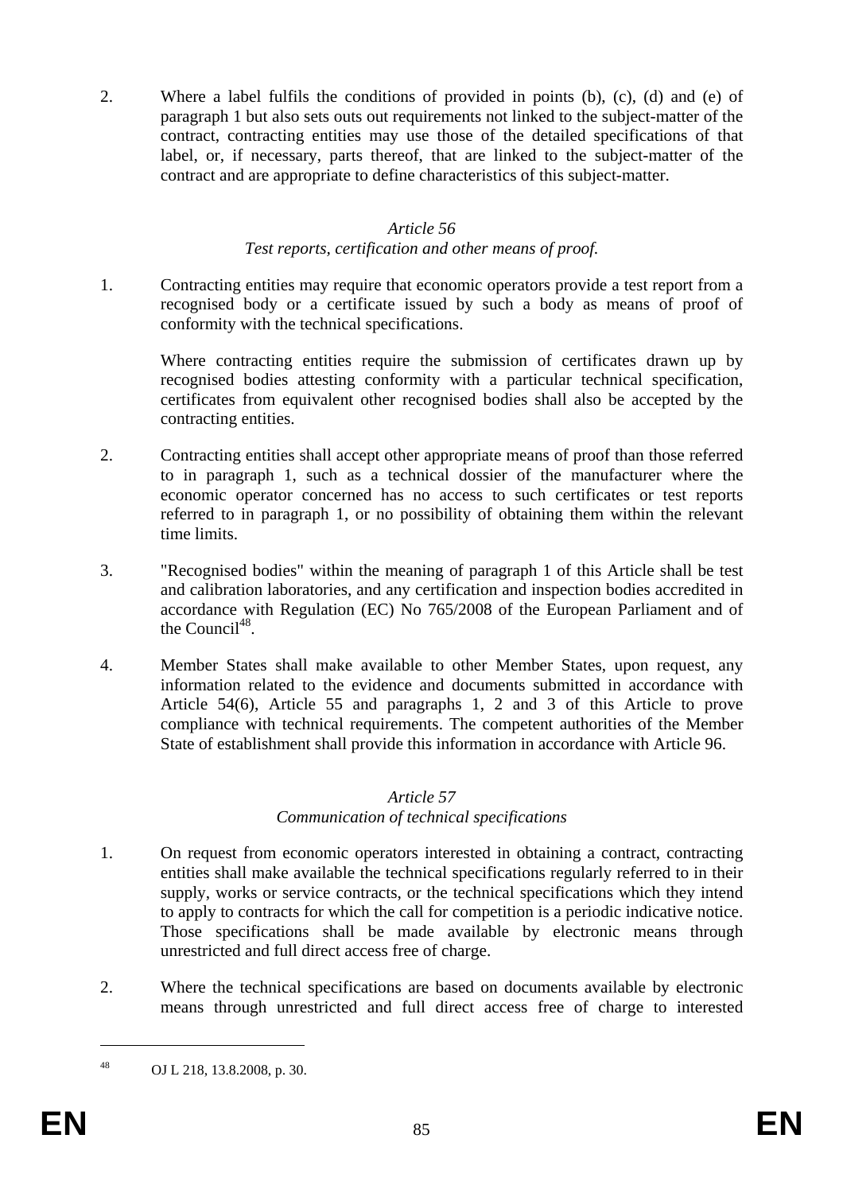2. Where a label fulfils the conditions of provided in points (b), (c), (d) and (e) of paragraph 1 but also sets outs out requirements not linked to the subject-matter of the contract, contracting entities may use those of the detailed specifications of that label, or, if necessary, parts thereof, that are linked to the subject-matter of the contract and are appropriate to define characteristics of this subject-matter.

*Article 56*

*Test reports, certification and other means of proof.*

1. Contracting entities may require that economic operators provide a test report from a recognised body or a certificate issued by such a body as means of proof of conformity with the technical specifications.

   Where contracting entities require the submission of certificates drawn up by recognised bodies attesting conformity with a particular technical specification, certificates from equivalent other recognised bodies shall also be accepted by the contracting entities.

2. Contracting entities shall accept other appropriate means of proof than those referred to in paragraph 1, such as a technical dossier of the manufacturer where the economic operator concerned has no access to such certificates or test reports referred to in paragraph 1, or no possibility of obtaining them within the relevant time limits.

3. "Recognised bodies" within the meaning of paragraph 1 of this Article shall be test and calibration laboratories, and any certification and inspection bodies accredited in accordance with Regulation (EC) No 765/2008 of the European Parliament and of the Council[48].

4. Member States shall make available to other Member States, upon request, any information related to the evidence and documents submitted in accordance with Article 54(6), Article 55 and paragraphs 1, 2 and 3 of this Article to prove compliance with technical requirements. The competent authorities of the Member State of establishment shall provide this information in accordance with Article 96.

*Article 57*

*Communication of technical specifications*

1. On request from economic operators interested in obtaining a contract, contracting entities shall make available the technical specifications regularly referred to in their supply, works or service contracts, or the technical specifications which they intend to apply to contracts for which the call for competition is a periodic indicative notice. Those specifications shall be made available by electronic means through unrestricted and full direct access free of charge.

2. Where the technical specifications are based on documents available by electronic means through unrestricted and full direct access free of charge to interested

---

[48] OJ L 218, 13.8.2008, p. 30.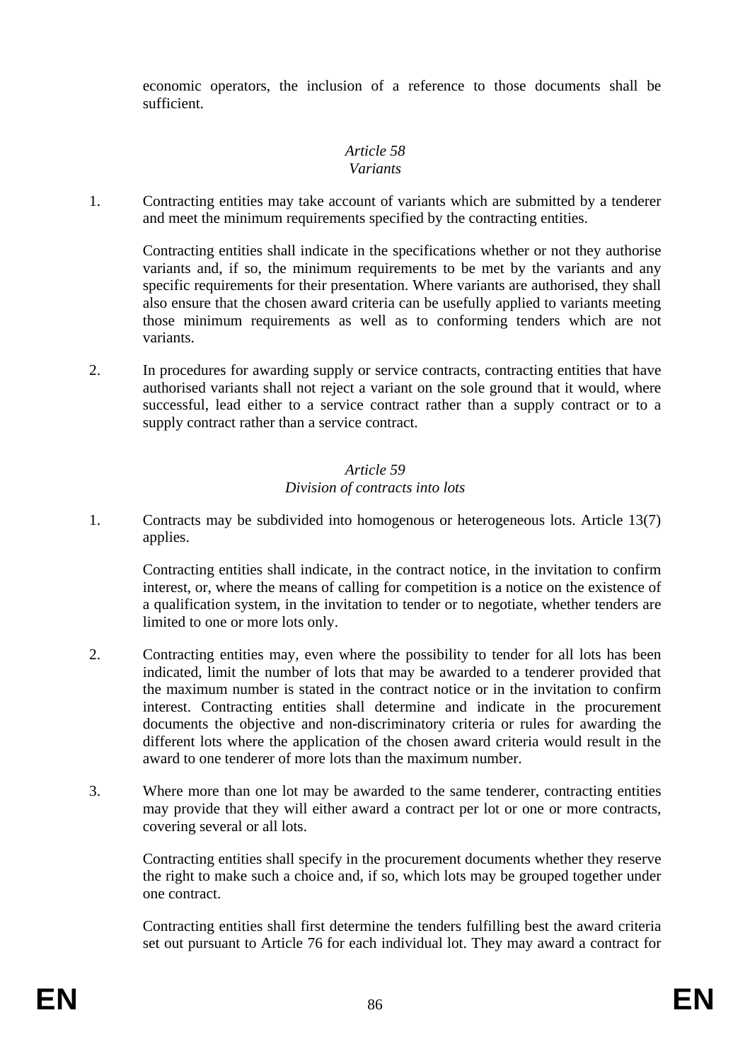economic operators, the inclusion of a reference to those documents shall be sufficient.

*Article 58*
*Variants*

1. Contracting entities may take account of variants which are submitted by a tenderer and meet the minimum requirements specified by the contracting entities.

   Contracting entities shall indicate in the specifications whether or not they authorise variants and, if so, the minimum requirements to be met by the variants and any specific requirements for their presentation. Where variants are authorised, they shall also ensure that the chosen award criteria can be usefully applied to variants meeting those minimum requirements as well as to conforming tenders which are not variants.

2. In procedures for awarding supply or service contracts, contracting entities that have authorised variants shall not reject a variant on the sole ground that it would, where successful, lead either to a service contract rather than a supply contract or to a supply contract rather than a service contract.

*Article 59*
*Division of contracts into lots*

1. Contracts may be subdivided into homogenous or heterogeneous lots. Article 13(7) applies.

   Contracting entities shall indicate, in the contract notice, in the invitation to confirm interest, or, where the means of calling for competition is a notice on the existence of a qualification system, in the invitation to tender or to negotiate, whether tenders are limited to one or more lots only.

2. Contracting entities may, even where the possibility to tender for all lots has been indicated, limit the number of lots that may be awarded to a tenderer provided that the maximum number is stated in the contract notice or in the invitation to confirm interest. Contracting entities shall determine and indicate in the procurement documents the objective and non-discriminatory criteria or rules for awarding the different lots where the application of the chosen award criteria would result in the award to one tenderer of more lots than the maximum number.

3. Where more than one lot may be awarded to the same tenderer, contracting entities may provide that they will either award a contract per lot or one or more contracts, covering several or all lots.

   Contracting entities shall specify in the procurement documents whether they reserve the right to make such a choice and, if so, which lots may be grouped together under one contract.

   Contracting entities shall first determine the tenders fulfilling best the award criteria set out pursuant to Article 76 for each individual lot. They may award a contract for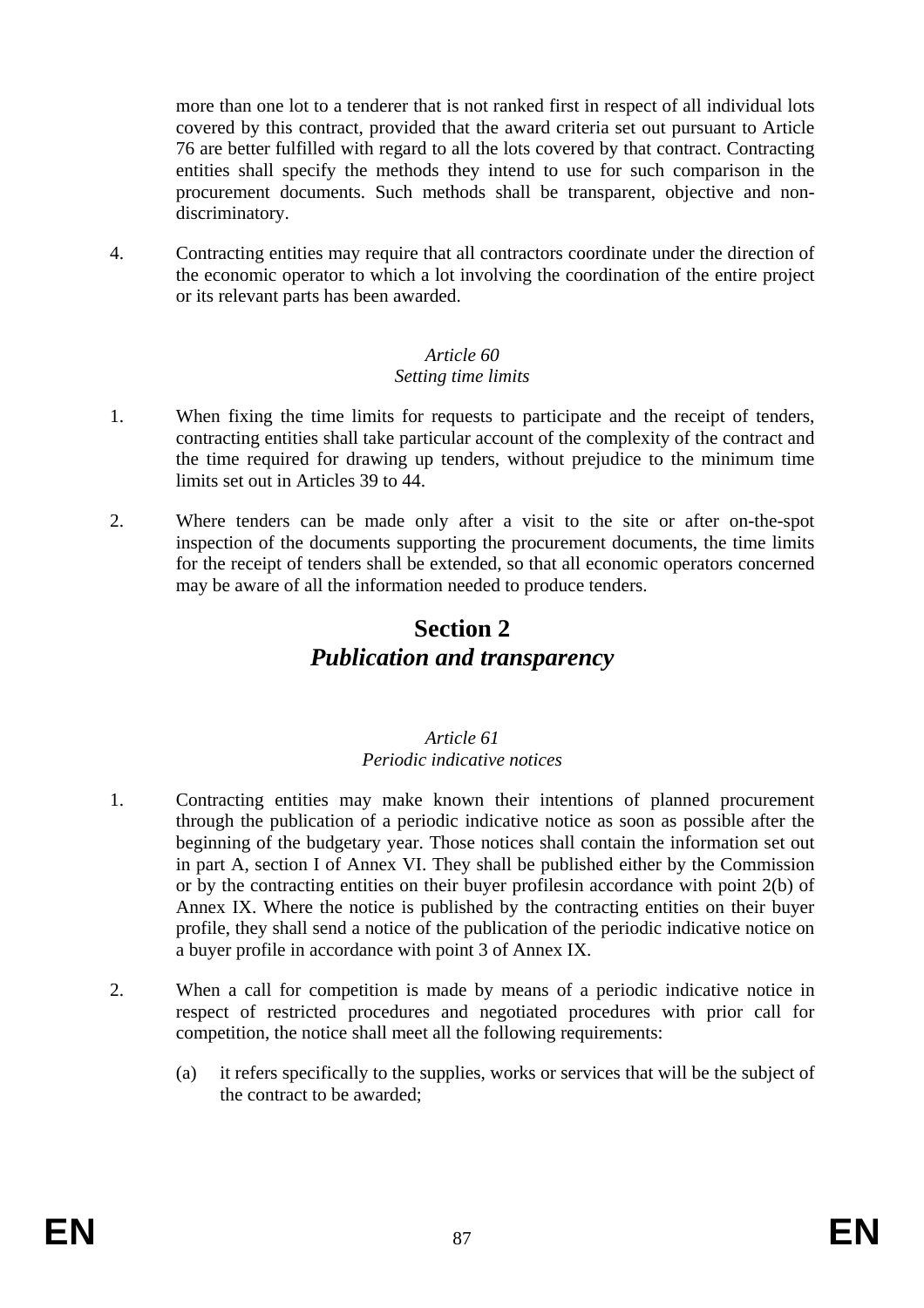more than one lot to a tenderer that is not ranked first in respect of all individual lots covered by this contract, provided that the award criteria set out pursuant to Article 76 are better fulfilled with regard to all the lots covered by that contract. Contracting entities shall specify the methods they intend to use for such comparison in the procurement documents. Such methods shall be transparent, objective and non-discriminatory.

4. Contracting entities may require that all contractors coordinate under the direction of the economic operator to which a lot involving the coordination of the entire project or its relevant parts has been awarded.

*Article 60*
*Setting time limits*

1. When fixing the time limits for requests to participate and the receipt of tenders, contracting entities shall take particular account of the complexity of the contract and the time required for drawing up tenders, without prejudice to the minimum time limits set out in Articles 39 to 44.

2. Where tenders can be made only after a visit to the site or after on-the-spot inspection of the documents supporting the procurement documents, the time limits for the receipt of tenders shall be extended, so that all economic operators concerned may be aware of all the information needed to produce tenders.

## Section 2
## *Publication and transparency*

*Article 61*
*Periodic indicative notices*

1. Contracting entities may make known their intentions of planned procurement through the publication of a periodic indicative notice as soon as possible after the beginning of the budgetary year. Those notices shall contain the information set out in part A, section I of Annex VI. They shall be published either by the Commission or by the contracting entities on their buyer profilesin accordance with point 2(b) of Annex IX. Where the notice is published by the contracting entities on their buyer profile, they shall send a notice of the publication of the periodic indicative notice on a buyer profile in accordance with point 3 of Annex IX.

2. When a call for competition is made by means of a periodic indicative notice in respect of restricted procedures and negotiated procedures with prior call for competition, the notice shall meet all the following requirements:

   (a) it refers specifically to the supplies, works or services that will be the subject of the contract to be awarded;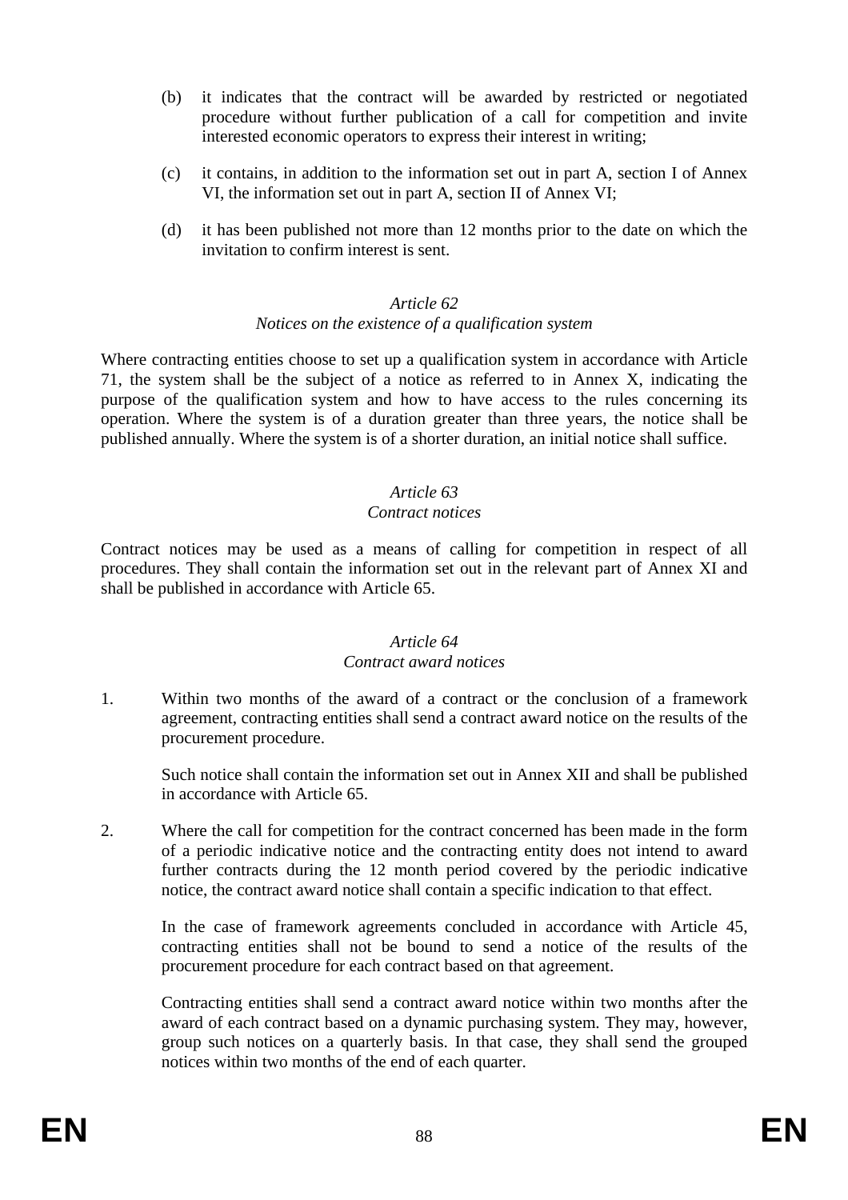(b) it indicates that the contract will be awarded by restricted or negotiated procedure without further publication of a call for competition and invite interested economic operators to express their interest in writing;

(c) it contains, in addition to the information set out in part A, section I of Annex VI, the information set out in part A, section II of Annex VI;

(d) it has been published not more than 12 months prior to the date on which the invitation to confirm interest is sent.

*Article 62*
*Notices on the existence of a qualification system*

Where contracting entities choose to set up a qualification system in accordance with Article 71, the system shall be the subject of a notice as referred to in Annex X, indicating the purpose of the qualification system and how to have access to the rules concerning its operation. Where the system is of a duration greater than three years, the notice shall be published annually. Where the system is of a shorter duration, an initial notice shall suffice.

*Article 63*
*Contract notices*

Contract notices may be used as a means of calling for competition in respect of all procedures. They shall contain the information set out in the relevant part of Annex XI and shall be published in accordance with Article 65.

*Article 64*
*Contract award notices*

1. Within two months of the award of a contract or the conclusion of a framework agreement, contracting entities shall send a contract award notice on the results of the procurement procedure.

   Such notice shall contain the information set out in Annex XII and shall be published in accordance with Article 65.

2. Where the call for competition for the contract concerned has been made in the form of a periodic indicative notice and the contracting entity does not intend to award further contracts during the 12 month period covered by the periodic indicative notice, the contract award notice shall contain a specific indication to that effect.

   In the case of framework agreements concluded in accordance with Article 45, contracting entities shall not be bound to send a notice of the results of the procurement procedure for each contract based on that agreement.

   Contracting entities shall send a contract award notice within two months after the award of each contract based on a dynamic purchasing system. They may, however, group such notices on a quarterly basis. In that case, they shall send the grouped notices within two months of the end of each quarter.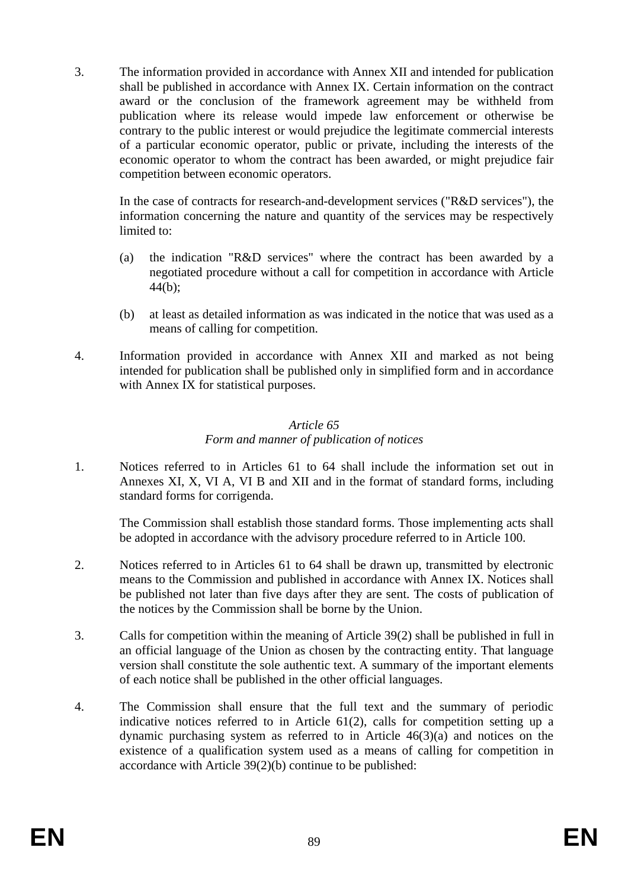3. The information provided in accordance with Annex XII and intended for publication shall be published in accordance with Annex IX. Certain information on the contract award or the conclusion of the framework agreement may be withheld from publication where its release would impede law enforcement or otherwise be contrary to the public interest or would prejudice the legitimate commercial interests of a particular economic operator, public or private, including the interests of the economic operator to whom the contract has been awarded, or might prejudice fair competition between economic operators.

   In the case of contracts for research-and-development services ("R&D services"), the information concerning the nature and quantity of the services may be respectively limited to:

   (a) the indication "R&D services" where the contract has been awarded by a negotiated procedure without a call for competition in accordance with Article 44(b);

   (b) at least as detailed information as was indicated in the notice that was used as a means of calling for competition.

4. Information provided in accordance with Annex XII and marked as not being intended for publication shall be published only in simplified form and in accordance with Annex IX for statistical purposes.

*Article 65*
*Form and manner of publication of notices*

1. Notices referred to in Articles 61 to 64 shall include the information set out in Annexes XI, X, VI A, VI B and XII and in the format of standard forms, including standard forms for corrigenda.

   The Commission shall establish those standard forms. Those implementing acts shall be adopted in accordance with the advisory procedure referred to in Article 100.

2. Notices referred to in Articles 61 to 64 shall be drawn up, transmitted by electronic means to the Commission and published in accordance with Annex IX. Notices shall be published not later than five days after they are sent. The costs of publication of the notices by the Commission shall be borne by the Union.

3. Calls for competition within the meaning of Article 39(2) shall be published in full in an official language of the Union as chosen by the contracting entity. That language version shall constitute the sole authentic text. A summary of the important elements of each notice shall be published in the other official languages.

4. The Commission shall ensure that the full text and the summary of periodic indicative notices referred to in Article 61(2), calls for competition setting up a dynamic purchasing system as referred to in Article 46(3)(a) and notices on the existence of a qualification system used as a means of calling for competition in accordance with Article 39(2)(b) continue to be published: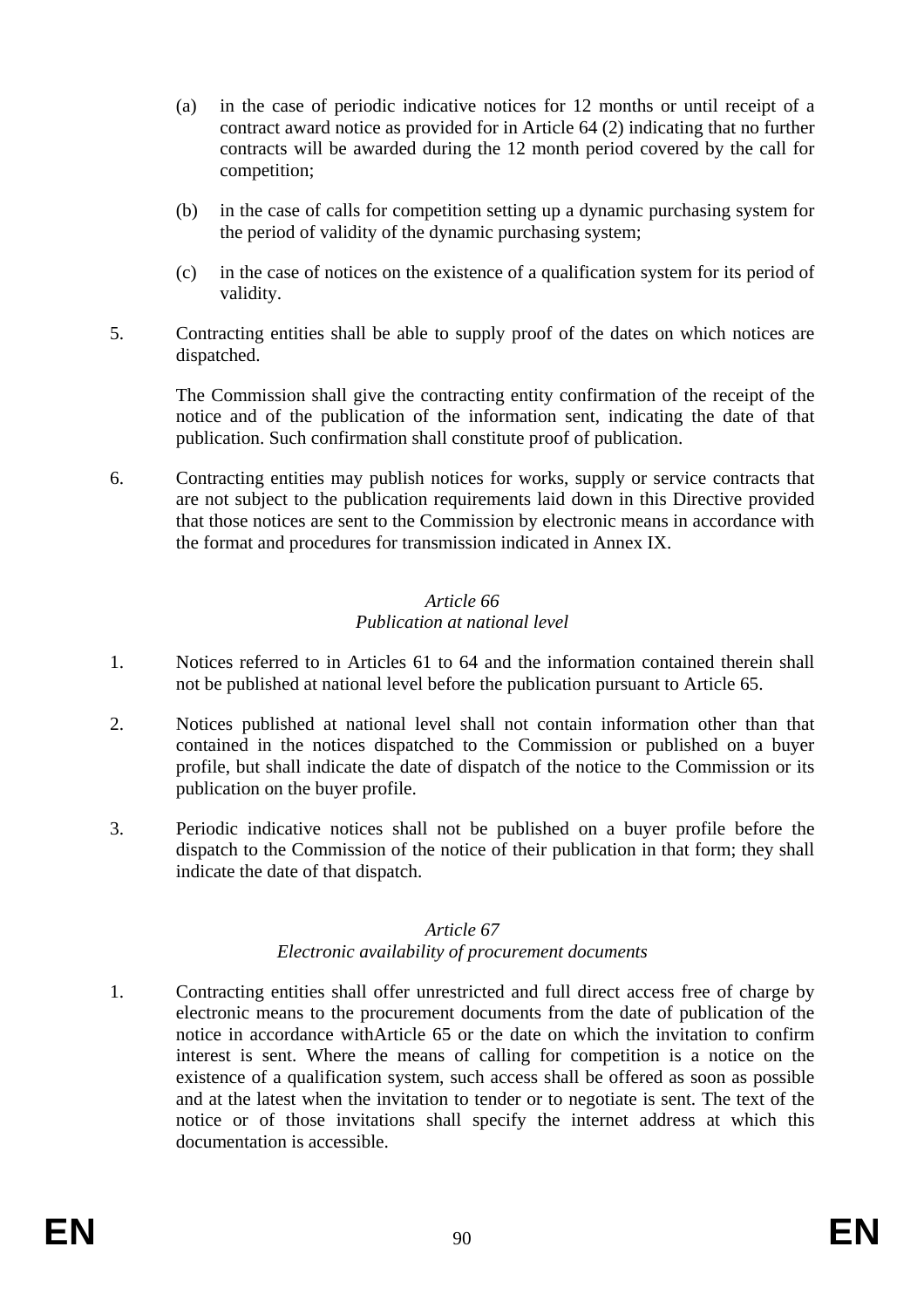(a) in the case of periodic indicative notices for 12 months or until receipt of a contract award notice as provided for in Article 64 (2) indicating that no further contracts will be awarded during the 12 month period covered by the call for competition;

(b) in the case of calls for competition setting up a dynamic purchasing system for the period of validity of the dynamic purchasing system;

(c) in the case of notices on the existence of a qualification system for its period of validity.

5. Contracting entities shall be able to supply proof of the dates on which notices are dispatched.

The Commission shall give the contracting entity confirmation of the receipt of the notice and of the publication of the information sent, indicating the date of that publication. Such confirmation shall constitute proof of publication.

6. Contracting entities may publish notices for works, supply or service contracts that are not subject to the publication requirements laid down in this Directive provided that those notices are sent to the Commission by electronic means in accordance with the format and procedures for transmission indicated in Annex IX.

*Article 66*
*Publication at national level*

1. Notices referred to in Articles 61 to 64 and the information contained therein shall not be published at national level before the publication pursuant to Article 65.

2. Notices published at national level shall not contain information other than that contained in the notices dispatched to the Commission or published on a buyer profile, but shall indicate the date of dispatch of the notice to the Commission or its publication on the buyer profile.

3. Periodic indicative notices shall not be published on a buyer profile before the dispatch to the Commission of the notice of their publication in that form; they shall indicate the date of that dispatch.

*Article 67*
*Electronic availability of procurement documents*

1. Contracting entities shall offer unrestricted and full direct access free of charge by electronic means to the procurement documents from the date of publication of the notice in accordance withArticle 65 or the date on which the invitation to confirm interest is sent. Where the means of calling for competition is a notice on the existence of a qualification system, such access shall be offered as soon as possible and at the latest when the invitation to tender or to negotiate is sent. The text of the notice or of those invitations shall specify the internet address at which this documentation is accessible.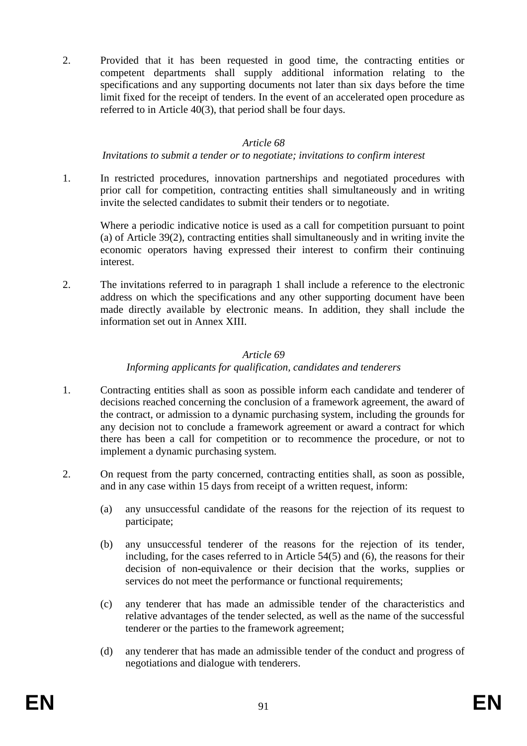2. Provided that it has been requested in good time, the contracting entities or competent departments shall supply additional information relating to the specifications and any supporting documents not later than six days before the time limit fixed for the receipt of tenders. In the event of an accelerated open procedure as referred to in Article 40(3), that period shall be four days.

*Article 68*

*Invitations to submit a tender or to negotiate; invitations to confirm interest*

1. In restricted procedures, innovation partnerships and negotiated procedures with prior call for competition, contracting entities shall simultaneously and in writing invite the selected candidates to submit their tenders or to negotiate.

   Where a periodic indicative notice is used as a call for competition pursuant to point (a) of Article 39(2), contracting entities shall simultaneously and in writing invite the economic operators having expressed their interest to confirm their continuing interest.

2. The invitations referred to in paragraph 1 shall include a reference to the electronic address on which the specifications and any other supporting document have been made directly available by electronic means. In addition, they shall include the information set out in Annex XIII.

*Article 69*

*Informing applicants for qualification, candidates and tenderers*

1. Contracting entities shall as soon as possible inform each candidate and tenderer of decisions reached concerning the conclusion of a framework agreement, the award of the contract, or admission to a dynamic purchasing system, including the grounds for any decision not to conclude a framework agreement or award a contract for which there has been a call for competition or to recommence the procedure, or not to implement a dynamic purchasing system.

2. On request from the party concerned, contracting entities shall, as soon as possible, and in any case within 15 days from receipt of a written request, inform:

   (a) any unsuccessful candidate of the reasons for the rejection of its request to participate;

   (b) any unsuccessful tenderer of the reasons for the rejection of its tender, including, for the cases referred to in Article 54(5) and (6), the reasons for their decision of non-equivalence or their decision that the works, supplies or services do not meet the performance or functional requirements;

   (c) any tenderer that has made an admissible tender of the characteristics and relative advantages of the tender selected, as well as the name of the successful tenderer or the parties to the framework agreement;

   (d) any tenderer that has made an admissible tender of the conduct and progress of negotiations and dialogue with tenderers.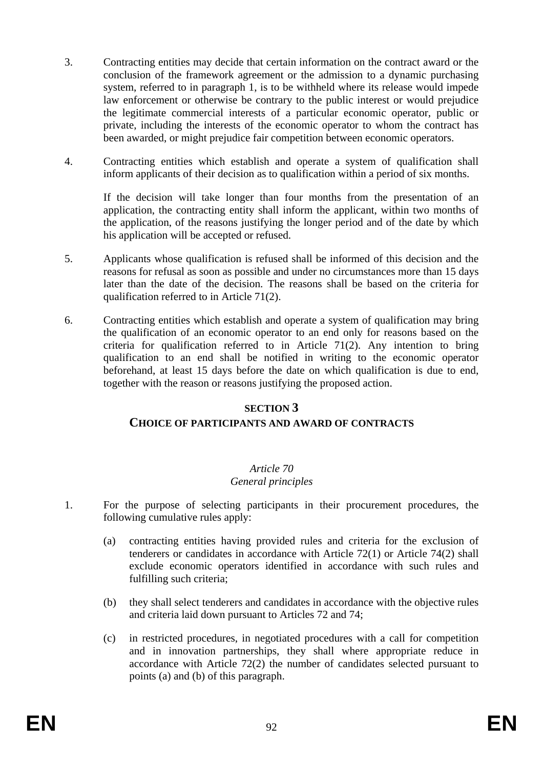3. Contracting entities may decide that certain information on the contract award or the conclusion of the framework agreement or the admission to a dynamic purchasing system, referred to in paragraph 1, is to be withheld where its release would impede law enforcement or otherwise be contrary to the public interest or would prejudice the legitimate commercial interests of a particular economic operator, public or private, including the interests of the economic operator to whom the contract has been awarded, or might prejudice fair competition between economic operators.

4. Contracting entities which establish and operate a system of qualification shall inform applicants of their decision as to qualification within a period of six months.

   If the decision will take longer than four months from the presentation of an application, the contracting entity shall inform the applicant, within two months of the application, of the reasons justifying the longer period and of the date by which his application will be accepted or refused.

5. Applicants whose qualification is refused shall be informed of this decision and the reasons for refusal as soon as possible and under no circumstances more than 15 days later than the date of the decision. The reasons shall be based on the criteria for qualification referred to in Article 71(2).

6. Contracting entities which establish and operate a system of qualification may bring the qualification of an economic operator to an end only for reasons based on the criteria for qualification referred to in Article 71(2). Any intention to bring qualification to an end shall be notified in writing to the economic operator beforehand, at least 15 days before the date on which qualification is due to end, together with the reason or reasons justifying the proposed action.

## SECTION 3
## CHOICE OF PARTICIPANTS AND AWARD OF CONTRACTS

### *Article 70*
### *General principles*

1. For the purpose of selecting participants in their procurement procedures, the following cumulative rules apply:

   (a) contracting entities having provided rules and criteria for the exclusion of tenderers or candidates in accordance with Article 72(1) or Article 74(2) shall exclude economic operators identified in accordance with such rules and fulfilling such criteria;

   (b) they shall select tenderers and candidates in accordance with the objective rules and criteria laid down pursuant to Articles 72 and 74;

   (c) in restricted procedures, in negotiated procedures with a call for competition and in innovation partnerships, they shall where appropriate reduce in accordance with Article 72(2) the number of candidates selected pursuant to points (a) and (b) of this paragraph.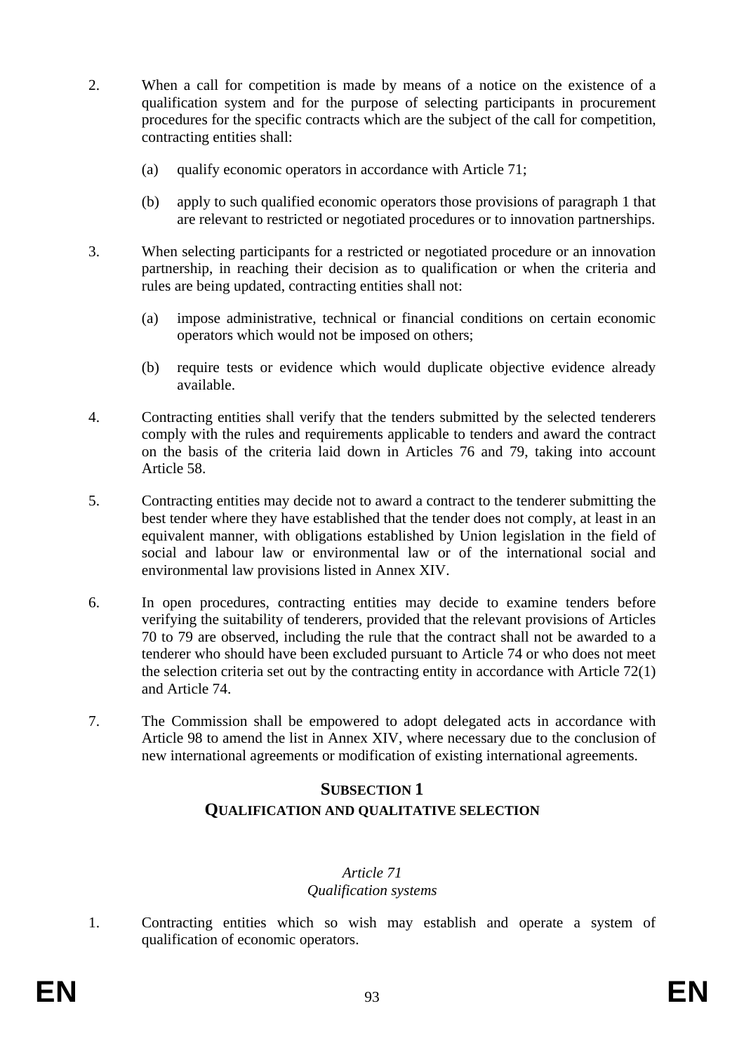2. When a call for competition is made by means of a notice on the existence of a qualification system and for the purpose of selecting participants in procurement procedures for the specific contracts which are the subject of the call for competition, contracting entities shall:

   (a) qualify economic operators in accordance with Article 71;

   (b) apply to such qualified economic operators those provisions of paragraph 1 that are relevant to restricted or negotiated procedures or to innovation partnerships.

3. When selecting participants for a restricted or negotiated procedure or an innovation partnership, in reaching their decision as to qualification or when the criteria and rules are being updated, contracting entities shall not:

   (a) impose administrative, technical or financial conditions on certain economic operators which would not be imposed on others;

   (b) require tests or evidence which would duplicate objective evidence already available.

4. Contracting entities shall verify that the tenders submitted by the selected tenderers comply with the rules and requirements applicable to tenders and award the contract on the basis of the criteria laid down in Articles 76 and 79, taking into account Article 58.

5. Contracting entities may decide not to award a contract to the tenderer submitting the best tender where they have established that the tender does not comply, at least in an equivalent manner, with obligations established by Union legislation in the field of social and labour law or environmental law or of the international social and environmental law provisions listed in Annex XIV.

6. In open procedures, contracting entities may decide to examine tenders before verifying the suitability of tenderers, provided that the relevant provisions of Articles 70 to 79 are observed, including the rule that the contract shall not be awarded to a tenderer who should have been excluded pursuant to Article 74 or who does not meet the selection criteria set out by the contracting entity in accordance with Article 72(1) and Article 74.

7. The Commission shall be empowered to adopt delegated acts in accordance with Article 98 to amend the list in Annex XIV, where necessary due to the conclusion of new international agreements or modification of existing international agreements.

## SUBSECTION 1
## QUALIFICATION AND QUALITATIVE SELECTION

### *Article 71*
### *Qualification systems*

1. Contracting entities which so wish may establish and operate a system of qualification of economic operators.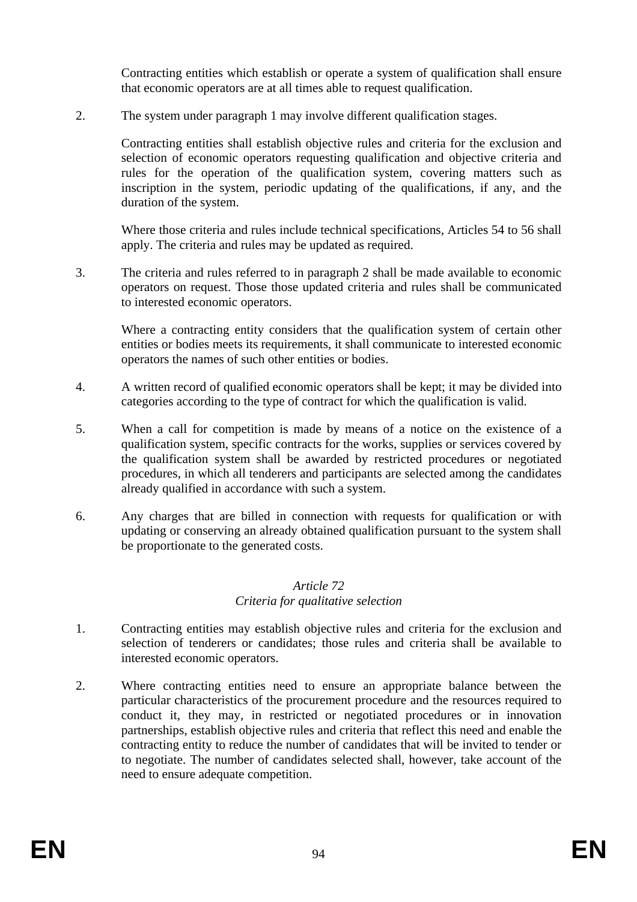Contracting entities which establish or operate a system of qualification shall ensure that economic operators are at all times able to request qualification.

2. The system under paragraph 1 may involve different qualification stages.

   Contracting entities shall establish objective rules and criteria for the exclusion and selection of economic operators requesting qualification and objective criteria and rules for the operation of the qualification system, covering matters such as inscription in the system, periodic updating of the qualifications, if any, and the duration of the system.

   Where those criteria and rules include technical specifications, Articles 54 to 56 shall apply. The criteria and rules may be updated as required.

3. The criteria and rules referred to in paragraph 2 shall be made available to economic operators on request. Those those updated criteria and rules shall be communicated to interested economic operators.

   Where a contracting entity considers that the qualification system of certain other entities or bodies meets its requirements, it shall communicate to interested economic operators the names of such other entities or bodies.

4. A written record of qualified economic operators shall be kept; it may be divided into categories according to the type of contract for which the qualification is valid.

5. When a call for competition is made by means of a notice on the existence of a qualification system, specific contracts for the works, supplies or services covered by the qualification system shall be awarded by restricted procedures or negotiated procedures, in which all tenderers and participants are selected among the candidates already qualified in accordance with such a system.

6. Any charges that are billed in connection with requests for qualification or with updating or conserving an already obtained qualification pursuant to the system shall be proportionate to the generated costs.

### *Article 72*
### *Criteria for qualitative selection*

1. Contracting entities may establish objective rules and criteria for the exclusion and selection of tenderers or candidates; those rules and criteria shall be available to interested economic operators.

2. Where contracting entities need to ensure an appropriate balance between the particular characteristics of the procurement procedure and the resources required to conduct it, they may, in restricted or negotiated procedures or in innovation partnerships, establish objective rules and criteria that reflect this need and enable the contracting entity to reduce the number of candidates that will be invited to tender or to negotiate. The number of candidates selected shall, however, take account of the need to ensure adequate competition.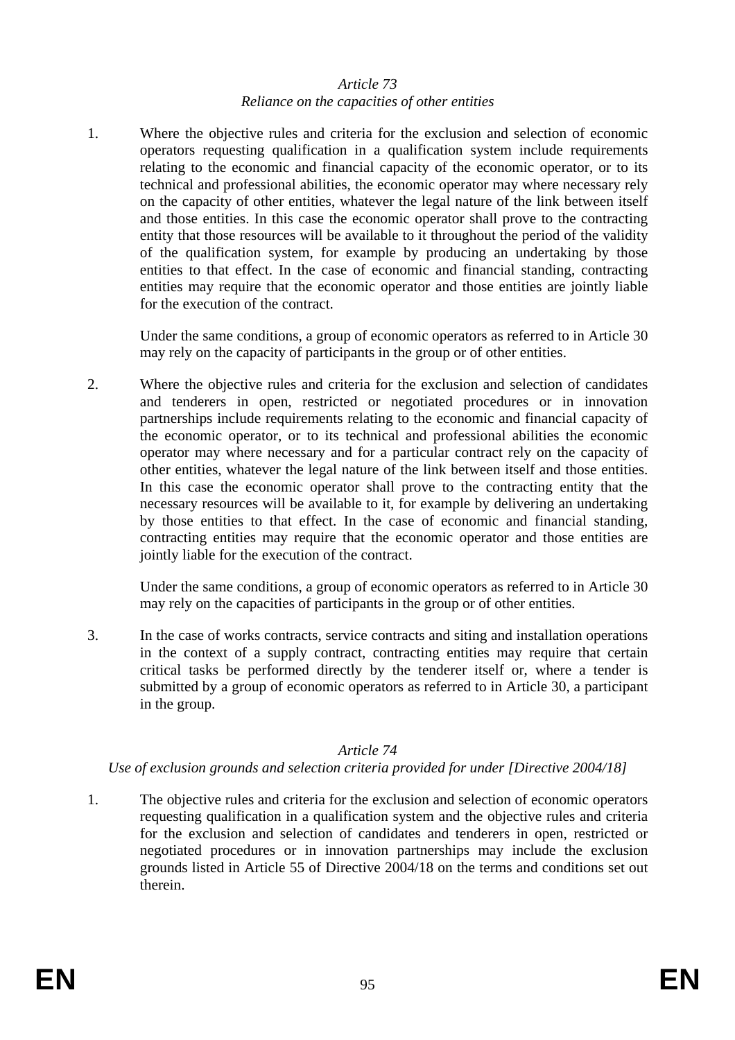*Article 73*
*Reliance on the capacities of other entities*

1. Where the objective rules and criteria for the exclusion and selection of economic operators requesting qualification in a qualification system include requirements relating to the economic and financial capacity of the economic operator, or to its technical and professional abilities, the economic operator may where necessary rely on the capacity of other entities, whatever the legal nature of the link between itself and those entities. In this case the economic operator shall prove to the contracting entity that those resources will be available to it throughout the period of the validity of the qualification system, for example by producing an undertaking by those entities to that effect. In the case of economic and financial standing, contracting entities may require that the economic operator and those entities are jointly liable for the execution of the contract.

   Under the same conditions, a group of economic operators as referred to in Article 30 may rely on the capacity of participants in the group or of other entities.

2. Where the objective rules and criteria for the exclusion and selection of candidates and tenderers in open, restricted or negotiated procedures or in innovation partnerships include requirements relating to the economic and financial capacity of the economic operator, or to its technical and professional abilities the economic operator may where necessary and for a particular contract rely on the capacity of other entities, whatever the legal nature of the link between itself and those entities. In this case the economic operator shall prove to the contracting entity that the necessary resources will be available to it, for example by delivering an undertaking by those entities to that effect. In the case of economic and financial standing, contracting entities may require that the economic operator and those entities are jointly liable for the execution of the contract.

   Under the same conditions, a group of economic operators as referred to in Article 30 may rely on the capacities of participants in the group or of other entities.

3. In the case of works contracts, service contracts and siting and installation operations in the context of a supply contract, contracting entities may require that certain critical tasks be performed directly by the tenderer itself or, where a tender is submitted by a group of economic operators as referred to in Article 30, a participant in the group.

*Article 74*
*Use of exclusion grounds and selection criteria provided for under [Directive 2004/18]*

1. The objective rules and criteria for the exclusion and selection of economic operators requesting qualification in a qualification system and the objective rules and criteria for the exclusion and selection of candidates and tenderers in open, restricted or negotiated procedures or in innovation partnerships may include the exclusion grounds listed in Article 55 of Directive 2004/18 on the terms and conditions set out therein.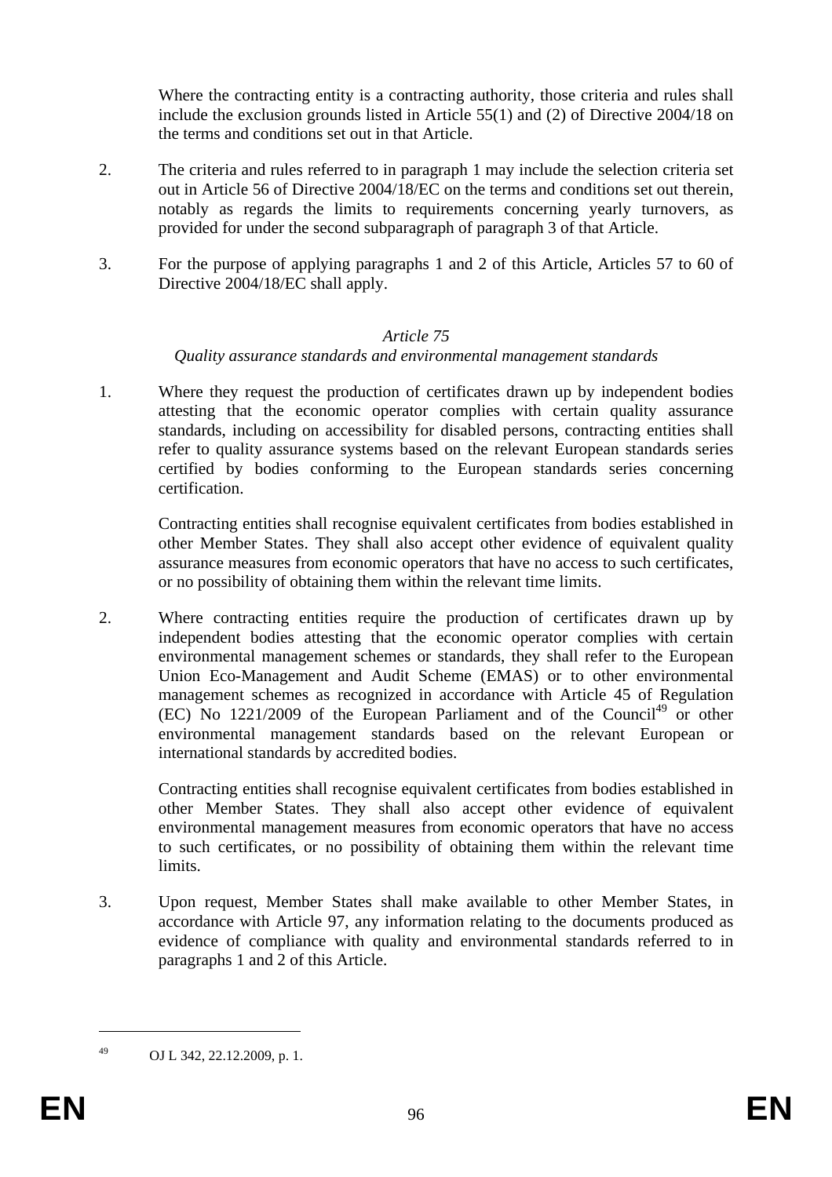Where the contracting entity is a contracting authority, those criteria and rules shall include the exclusion grounds listed in Article 55(1) and (2) of Directive 2004/18 on the terms and conditions set out in that Article.

2. The criteria and rules referred to in paragraph 1 may include the selection criteria set out in Article 56 of Directive 2004/18/EC on the terms and conditions set out therein, notably as regards the limits to requirements concerning yearly turnovers, as provided for under the second subparagraph of paragraph 3 of that Article.

3. For the purpose of applying paragraphs 1 and 2 of this Article, Articles 57 to 60 of Directive 2004/18/EC shall apply.

*Article 75*

*Quality assurance standards and environmental management standards*

1. Where they request the production of certificates drawn up by independent bodies attesting that the economic operator complies with certain quality assurance standards, including on accessibility for disabled persons, contracting entities shall refer to quality assurance systems based on the relevant European standards series certified by bodies conforming to the European standards series concerning certification.

   Contracting entities shall recognise equivalent certificates from bodies established in other Member States. They shall also accept other evidence of equivalent quality assurance measures from economic operators that have no access to such certificates, or no possibility of obtaining them within the relevant time limits.

2. Where contracting entities require the production of certificates drawn up by independent bodies attesting that the economic operator complies with certain environmental management schemes or standards, they shall refer to the European Union Eco-Management and Audit Scheme (EMAS) or to other environmental management schemes as recognized in accordance with Article 45 of Regulation (EC) No 1221/2009 of the European Parliament and of the Council[49] or other environmental management standards based on the relevant European or international standards by accredited bodies.

   Contracting entities shall recognise equivalent certificates from bodies established in other Member States. They shall also accept other evidence of equivalent environmental management measures from economic operators that have no access to such certificates, or no possibility of obtaining them within the relevant time limits.

3. Upon request, Member States shall make available to other Member States, in accordance with Article 97, any information relating to the documents produced as evidence of compliance with quality and environmental standards referred to in paragraphs 1 and 2 of this Article.

---

[49] OJ L 342, 22.12.2009, p. 1.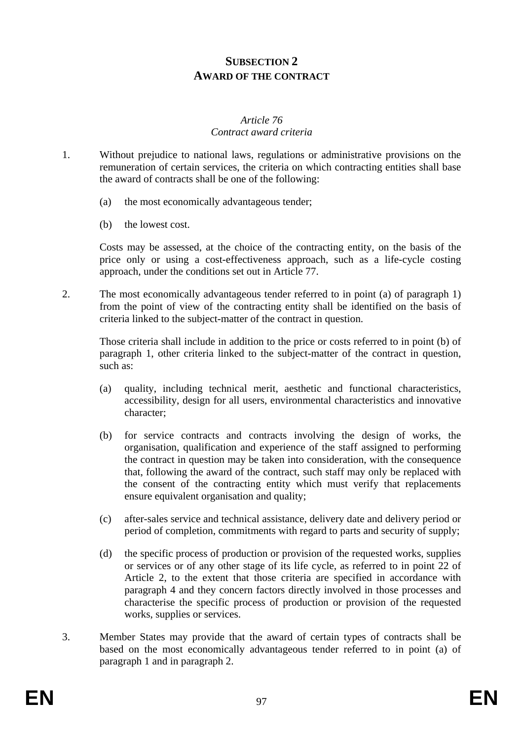## SUBSECTION 2
## AWARD OF THE CONTRACT

### *Article 76*
### *Contract award criteria*

1. Without prejudice to national laws, regulations or administrative provisions on the remuneration of certain services, the criteria on which contracting entities shall base the award of contracts shall be one of the following:

   (a) the most economically advantageous tender;

   (b) the lowest cost.

   Costs may be assessed, at the choice of the contracting entity, on the basis of the price only or using a cost-effectiveness approach, such as a life-cycle costing approach, under the conditions set out in Article 77.

2. The most economically advantageous tender referred to in point (a) of paragraph 1) from the point of view of the contracting entity shall be identified on the basis of criteria linked to the subject-matter of the contract in question.

   Those criteria shall include in addition to the price or costs referred to in point (b) of paragraph 1, other criteria linked to the subject-matter of the contract in question, such as:

   (a) quality, including technical merit, aesthetic and functional characteristics, accessibility, design for all users, environmental characteristics and innovative character;

   (b) for service contracts and contracts involving the design of works, the organisation, qualification and experience of the staff assigned to performing the contract in question may be taken into consideration, with the consequence that, following the award of the contract, such staff may only be replaced with the consent of the contracting entity which must verify that replacements ensure equivalent organisation and quality;

   (c) after-sales service and technical assistance, delivery date and delivery period or period of completion, commitments with regard to parts and security of supply;

   (d) the specific process of production or provision of the requested works, supplies or services or of any other stage of its life cycle, as referred to in point 22 of Article 2, to the extent that those criteria are specified in accordance with paragraph 4 and they concern factors directly involved in those processes and characterise the specific process of production or provision of the requested works, supplies or services.

3. Member States may provide that the award of certain types of contracts shall be based on the most economically advantageous tender referred to in point (a) of paragraph 1 and in paragraph 2.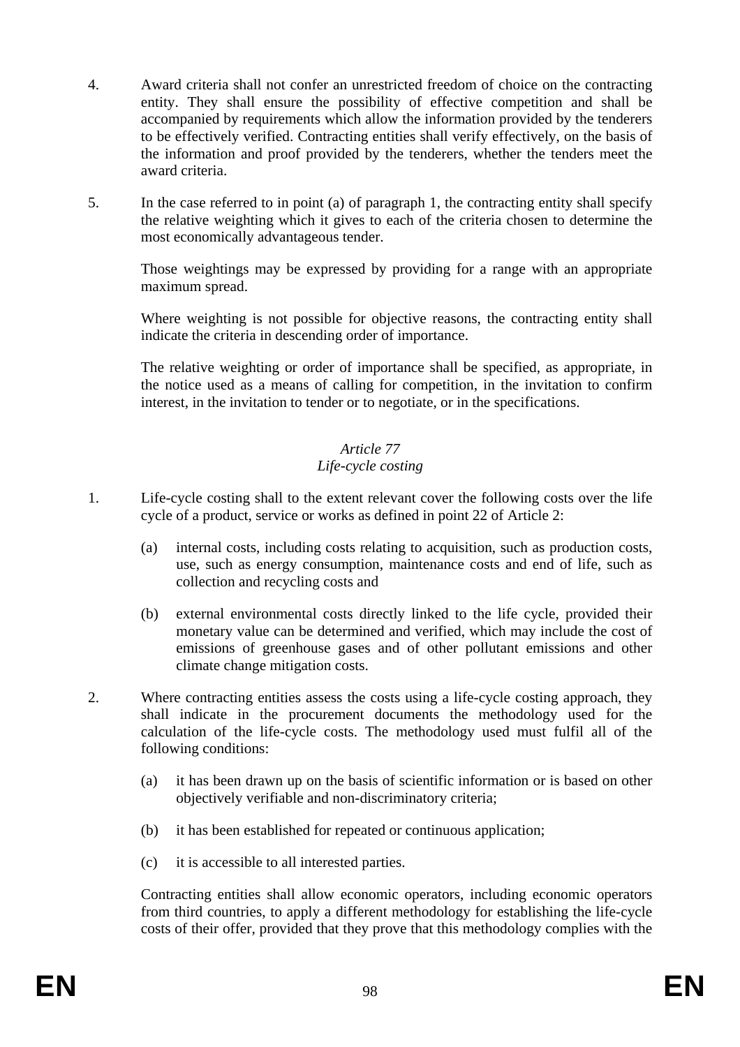4. Award criteria shall not confer an unrestricted freedom of choice on the contracting entity. They shall ensure the possibility of effective competition and shall be accompanied by requirements which allow the information provided by the tenderers to be effectively verified. Contracting entities shall verify effectively, on the basis of the information and proof provided by the tenderers, whether the tenders meet the award criteria.

5. In the case referred to in point (a) of paragraph 1, the contracting entity shall specify the relative weighting which it gives to each of the criteria chosen to determine the most economically advantageous tender.

   Those weightings may be expressed by providing for a range with an appropriate maximum spread.

   Where weighting is not possible for objective reasons, the contracting entity shall indicate the criteria in descending order of importance.

   The relative weighting or order of importance shall be specified, as appropriate, in the notice used as a means of calling for competition, in the invitation to confirm interest, in the invitation to tender or to negotiate, or in the specifications.

*Article 77*
*Life-cycle costing*

1. Life-cycle costing shall to the extent relevant cover the following costs over the life cycle of a product, service or works as defined in point 22 of Article 2:

   (a) internal costs, including costs relating to acquisition, such as production costs, use, such as energy consumption, maintenance costs and end of life, such as collection and recycling costs and

   (b) external environmental costs directly linked to the life cycle, provided their monetary value can be determined and verified, which may include the cost of emissions of greenhouse gases and of other pollutant emissions and other climate change mitigation costs.

2. Where contracting entities assess the costs using a life-cycle costing approach, they shall indicate in the procurement documents the methodology used for the calculation of the life-cycle costs. The methodology used must fulfil all of the following conditions:

   (a) it has been drawn up on the basis of scientific information or is based on other objectively verifiable and non-discriminatory criteria;

   (b) it has been established for repeated or continuous application;

   (c) it is accessible to all interested parties.

   Contracting entities shall allow economic operators, including economic operators from third countries, to apply a different methodology for establishing the life-cycle costs of their offer, provided that they prove that this methodology complies with the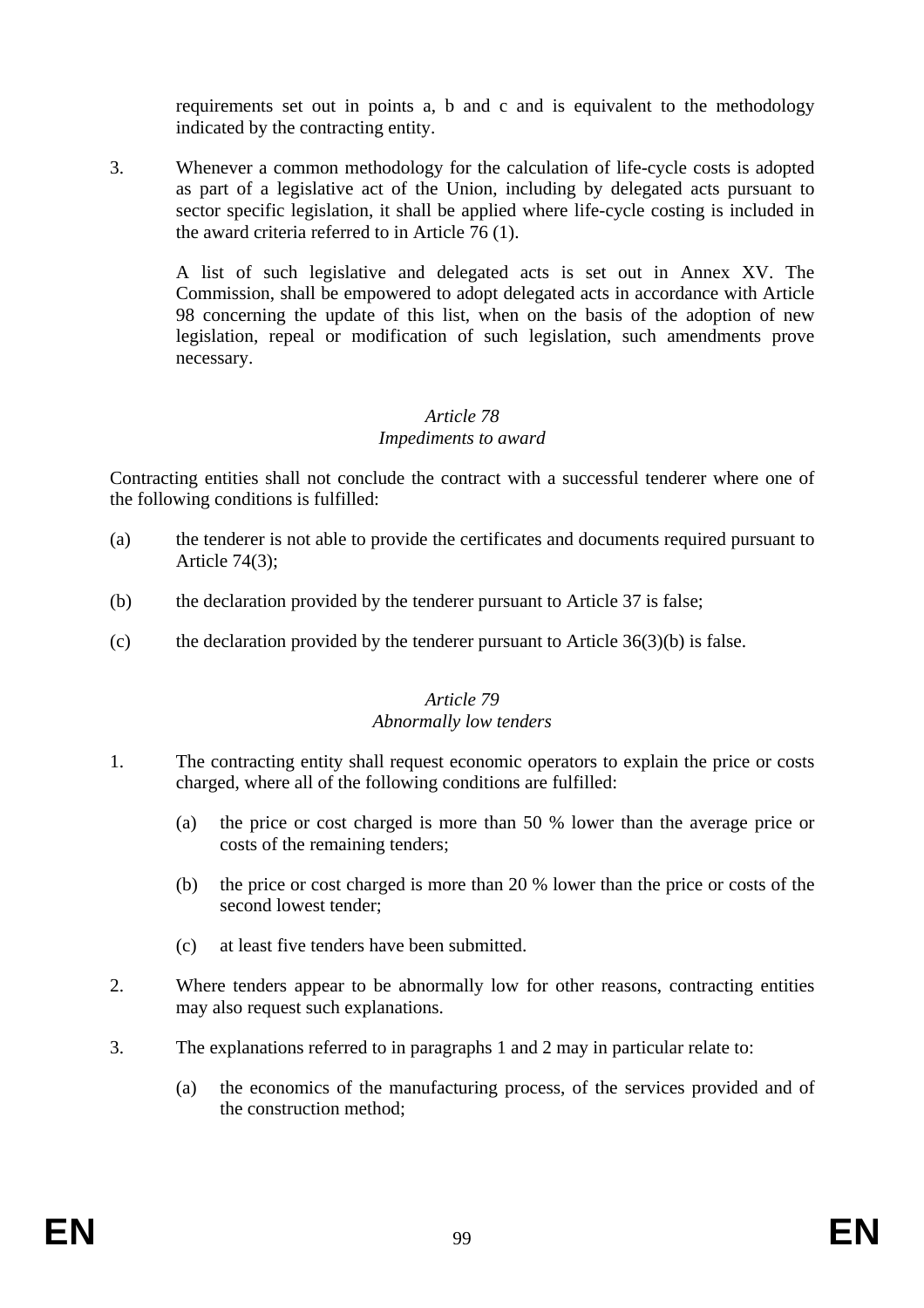requirements set out in points a, b and c and is equivalent to the methodology indicated by the contracting entity.

3. Whenever a common methodology for the calculation of life-cycle costs is adopted as part of a legislative act of the Union, including by delegated acts pursuant to sector specific legislation, it shall be applied where life-cycle costing is included in the award criteria referred to in Article 76 (1).

   A list of such legislative and delegated acts is set out in Annex XV. The Commission, shall be empowered to adopt delegated acts in accordance with Article 98 concerning the update of this list, when on the basis of the adoption of new legislation, repeal or modification of such legislation, such amendments prove necessary.

### *Article 78*
### *Impediments to award*

Contracting entities shall not conclude the contract with a successful tenderer where one of the following conditions is fulfilled:

(a) the tenderer is not able to provide the certificates and documents required pursuant to Article 74(3);

(b) the declaration provided by the tenderer pursuant to Article 37 is false;

(c) the declaration provided by the tenderer pursuant to Article 36(3)(b) is false.

### *Article 79*
### *Abnormally low tenders*

1. The contracting entity shall request economic operators to explain the price or costs charged, where all of the following conditions are fulfilled:

   (a) the price or cost charged is more than 50 % lower than the average price or costs of the remaining tenders;

   (b) the price or cost charged is more than 20 % lower than the price or costs of the second lowest tender;

   (c) at least five tenders have been submitted.

2. Where tenders appear to be abnormally low for other reasons, contracting entities may also request such explanations.

3. The explanations referred to in paragraphs 1 and 2 may in particular relate to:

   (a) the economics of the manufacturing process, of the services provided and of the construction method;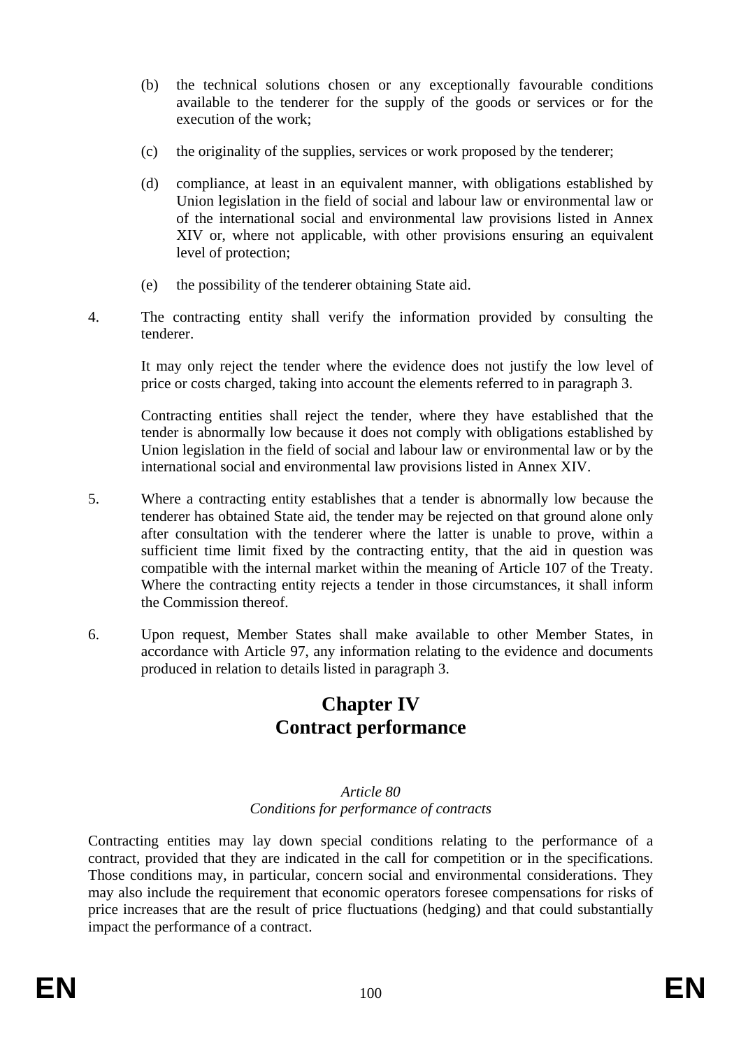(b) the technical solutions chosen or any exceptionally favourable conditions available to the tenderer for the supply of the goods or services or for the execution of the work;

(c) the originality of the supplies, services or work proposed by the tenderer;

(d) compliance, at least in an equivalent manner, with obligations established by Union legislation in the field of social and labour law or environmental law or of the international social and environmental law provisions listed in Annex XIV or, where not applicable, with other provisions ensuring an equivalent level of protection;

(e) the possibility of the tenderer obtaining State aid.

4. The contracting entity shall verify the information provided by consulting the tenderer.

   It may only reject the tender where the evidence does not justify the low level of price or costs charged, taking into account the elements referred to in paragraph 3.

   Contracting entities shall reject the tender, where they have established that the tender is abnormally low because it does not comply with obligations established by Union legislation in the field of social and labour law or environmental law or by the international social and environmental law provisions listed in Annex XIV.

5. Where a contracting entity establishes that a tender is abnormally low because the tenderer has obtained State aid, the tender may be rejected on that ground alone only after consultation with the tenderer where the latter is unable to prove, within a sufficient time limit fixed by the contracting entity, that the aid in question was compatible with the internal market within the meaning of Article 107 of the Treaty. Where the contracting entity rejects a tender in those circumstances, it shall inform the Commission thereof.

6. Upon request, Member States shall make available to other Member States, in accordance with Article 97, any information relating to the evidence and documents produced in relation to details listed in paragraph 3.

# Chapter IV
# Contract performance

*Article 80*
*Conditions for performance of contracts*

Contracting entities may lay down special conditions relating to the performance of a contract, provided that they are indicated in the call for competition or in the specifications. Those conditions may, in particular, concern social and environmental considerations. They may also include the requirement that economic operators foresee compensations for risks of price increases that are the result of price fluctuations (hedging) and that could substantially impact the performance of a contract.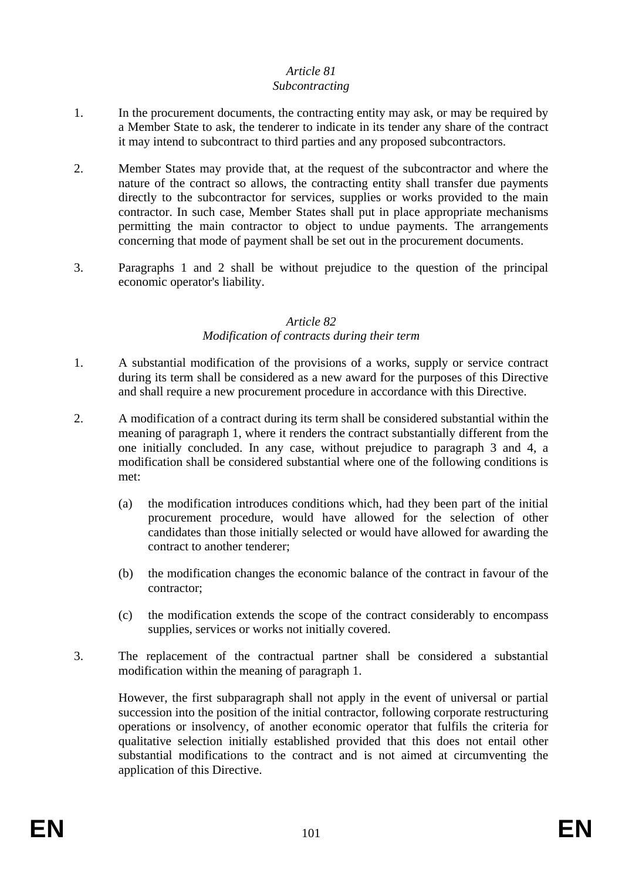*Article 81*
*Subcontracting*

1. In the procurement documents, the contracting entity may ask, or may be required by a Member State to ask, the tenderer to indicate in its tender any share of the contract it may intend to subcontract to third parties and any proposed subcontractors.

2. Member States may provide that, at the request of the subcontractor and where the nature of the contract so allows, the contracting entity shall transfer due payments directly to the subcontractor for services, supplies or works provided to the main contractor. In such case, Member States shall put in place appropriate mechanisms permitting the main contractor to object to undue payments. The arrangements concerning that mode of payment shall be set out in the procurement documents.

3. Paragraphs 1 and 2 shall be without prejudice to the question of the principal economic operator's liability.

*Article 82*
*Modification of contracts during their term*

1. A substantial modification of the provisions of a works, supply or service contract during its term shall be considered as a new award for the purposes of this Directive and shall require a new procurement procedure in accordance with this Directive.

2. A modification of a contract during its term shall be considered substantial within the meaning of paragraph 1, where it renders the contract substantially different from the one initially concluded. In any case, without prejudice to paragraph 3 and 4, a modification shall be considered substantial where one of the following conditions is met:

   (a) the modification introduces conditions which, had they been part of the initial procurement procedure, would have allowed for the selection of other candidates than those initially selected or would have allowed for awarding the contract to another tenderer;

   (b) the modification changes the economic balance of the contract in favour of the contractor;

   (c) the modification extends the scope of the contract considerably to encompass supplies, services or works not initially covered.

3. The replacement of the contractual partner shall be considered a substantial modification within the meaning of paragraph 1.

   However, the first subparagraph shall not apply in the event of universal or partial succession into the position of the initial contractor, following corporate restructuring operations or insolvency, of another economic operator that fulfils the criteria for qualitative selection initially established provided that this does not entail other substantial modifications to the contract and is not aimed at circumventing the application of this Directive.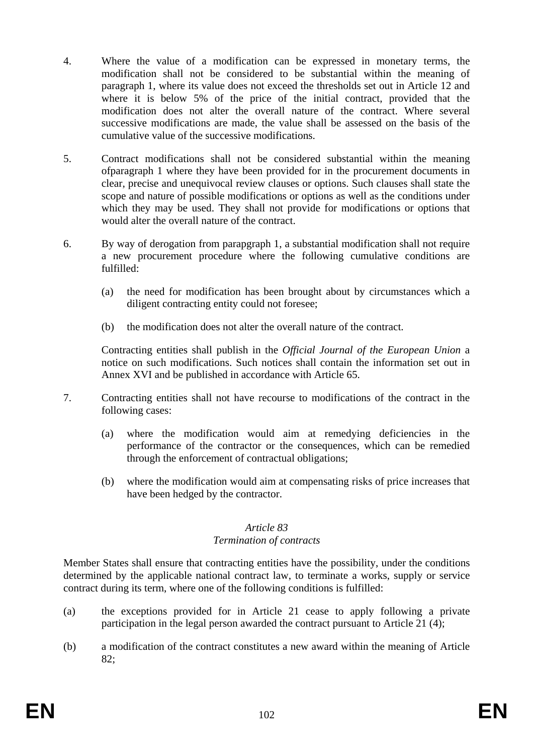4. Where the value of a modification can be expressed in monetary terms, the modification shall not be considered to be substantial within the meaning of paragraph 1, where its value does not exceed the thresholds set out in Article 12 and where it is below 5% of the price of the initial contract, provided that the modification does not alter the overall nature of the contract. Where several successive modifications are made, the value shall be assessed on the basis of the cumulative value of the successive modifications.

5. Contract modifications shall not be considered substantial within the meaning ofparagraph 1 where they have been provided for in the procurement documents in clear, precise and unequivocal review clauses or options. Such clauses shall state the scope and nature of possible modifications or options as well as the conditions under which they may be used. They shall not provide for modifications or options that would alter the overall nature of the contract.

6. By way of derogation from parapgraph 1, a substantial modification shall not require a new procurement procedure where the following cumulative conditions are fulfilled:

   (a) the need for modification has been brought about by circumstances which a diligent contracting entity could not foresee;

   (b) the modification does not alter the overall nature of the contract.

   Contracting entities shall publish in the *Official Journal of the European Union* a notice on such modifications. Such notices shall contain the information set out in Annex XVI and be published in accordance with Article 65.

7. Contracting entities shall not have recourse to modifications of the contract in the following cases:

   (a) where the modification would aim at remedying deficiencies in the performance of the contractor or the consequences, which can be remedied through the enforcement of contractual obligations;

   (b) where the modification would aim at compensating risks of price increases that have been hedged by the contractor.

*Article 83*
*Termination of contracts*

Member States shall ensure that contracting entities have the possibility, under the conditions determined by the applicable national contract law, to terminate a works, supply or service contract during its term, where one of the following conditions is fulfilled:

(a) the exceptions provided for in Article 21 cease to apply following a private participation in the legal person awarded the contract pursuant to Article 21 (4);

(b) a modification of the contract constitutes a new award within the meaning of Article 82;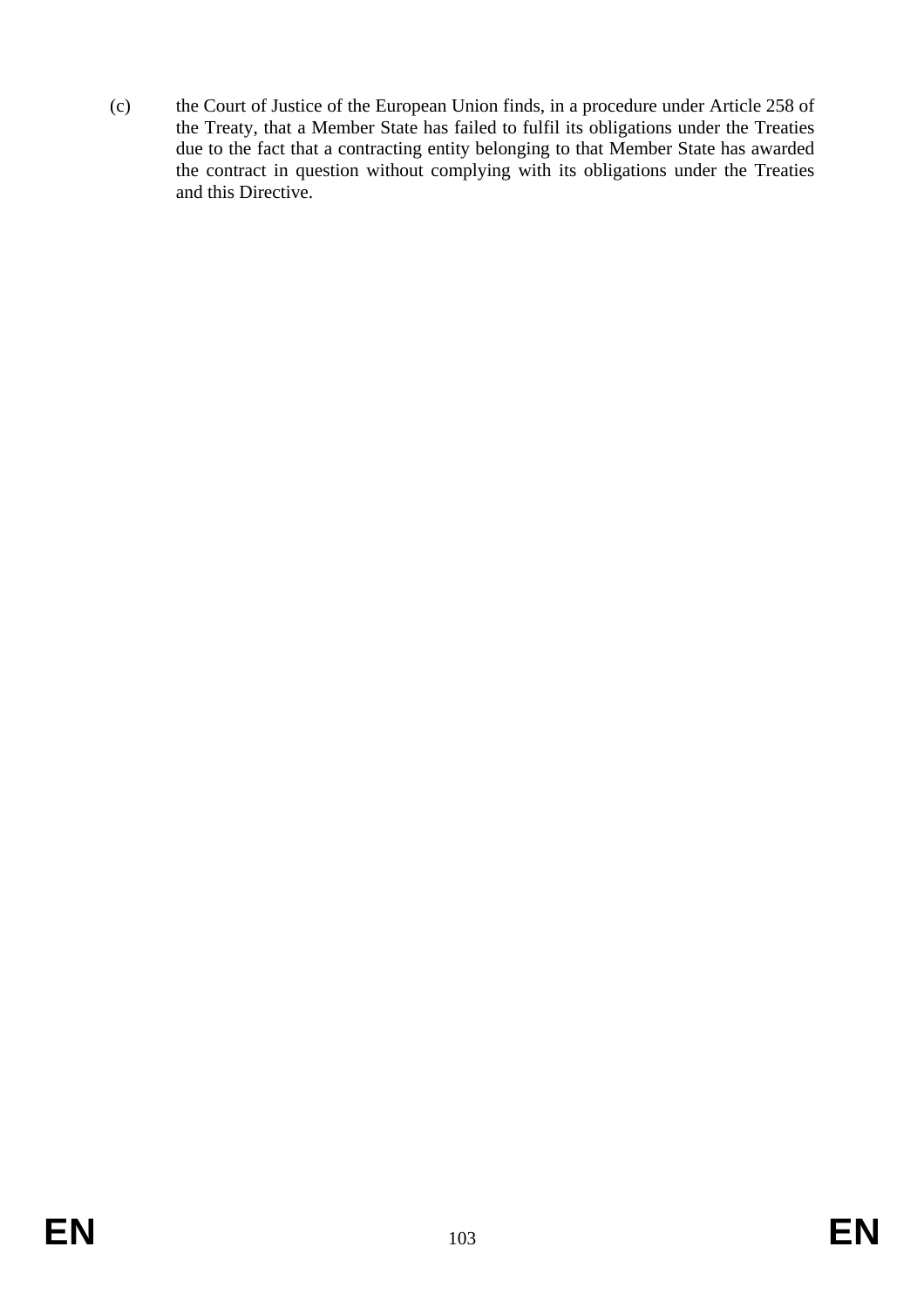(c) the Court of Justice of the European Union finds, in a procedure under Article 258 of the Treaty, that a Member State has failed to fulfil its obligations under the Treaties due to the fact that a contracting entity belonging to that Member State has awarded the contract in question without complying with its obligations under the Treaties and this Directive.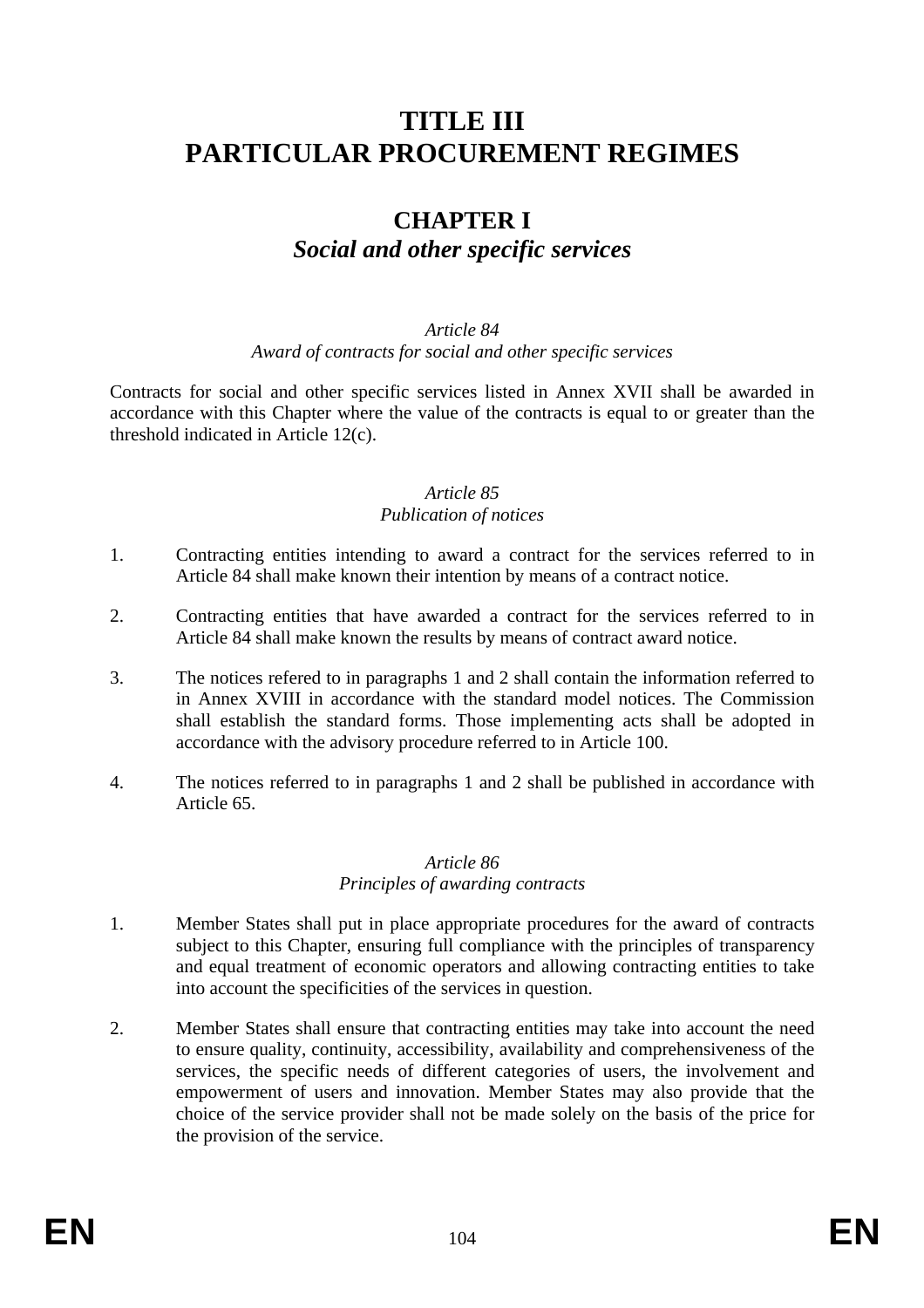# TITLE III
# PARTICULAR PROCUREMENT REGIMES

## CHAPTER I
## *Social and other specific services*

*Article 84*
*Award of contracts for social and other specific services*

Contracts for social and other specific services listed in Annex XVII shall be awarded in accordance with this Chapter where the value of the contracts is equal to or greater than the threshold indicated in Article 12(c).

*Article 85*
*Publication of notices*

1. Contracting entities intending to award a contract for the services referred to in Article 84 shall make known their intention by means of a contract notice.

2. Contracting entities that have awarded a contract for the services referred to in Article 84 shall make known the results by means of contract award notice.

3. The notices refered to in paragraphs 1 and 2 shall contain the information referred to in Annex XVIII in accordance with the standard model notices. The Commission shall establish the standard forms. Those implementing acts shall be adopted in accordance with the advisory procedure referred to in Article 100.

4. The notices referred to in paragraphs 1 and 2 shall be published in accordance with Article 65.

*Article 86*
*Principles of awarding contracts*

1. Member States shall put in place appropriate procedures for the award of contracts subject to this Chapter, ensuring full compliance with the principles of transparency and equal treatment of economic operators and allowing contracting entities to take into account the specificities of the services in question.

2. Member States shall ensure that contracting entities may take into account the need to ensure quality, continuity, accessibility, availability and comprehensiveness of the services, the specific needs of different categories of users, the involvement and empowerment of users and innovation. Member States may also provide that the choice of the service provider shall not be made solely on the basis of the price for the provision of the service.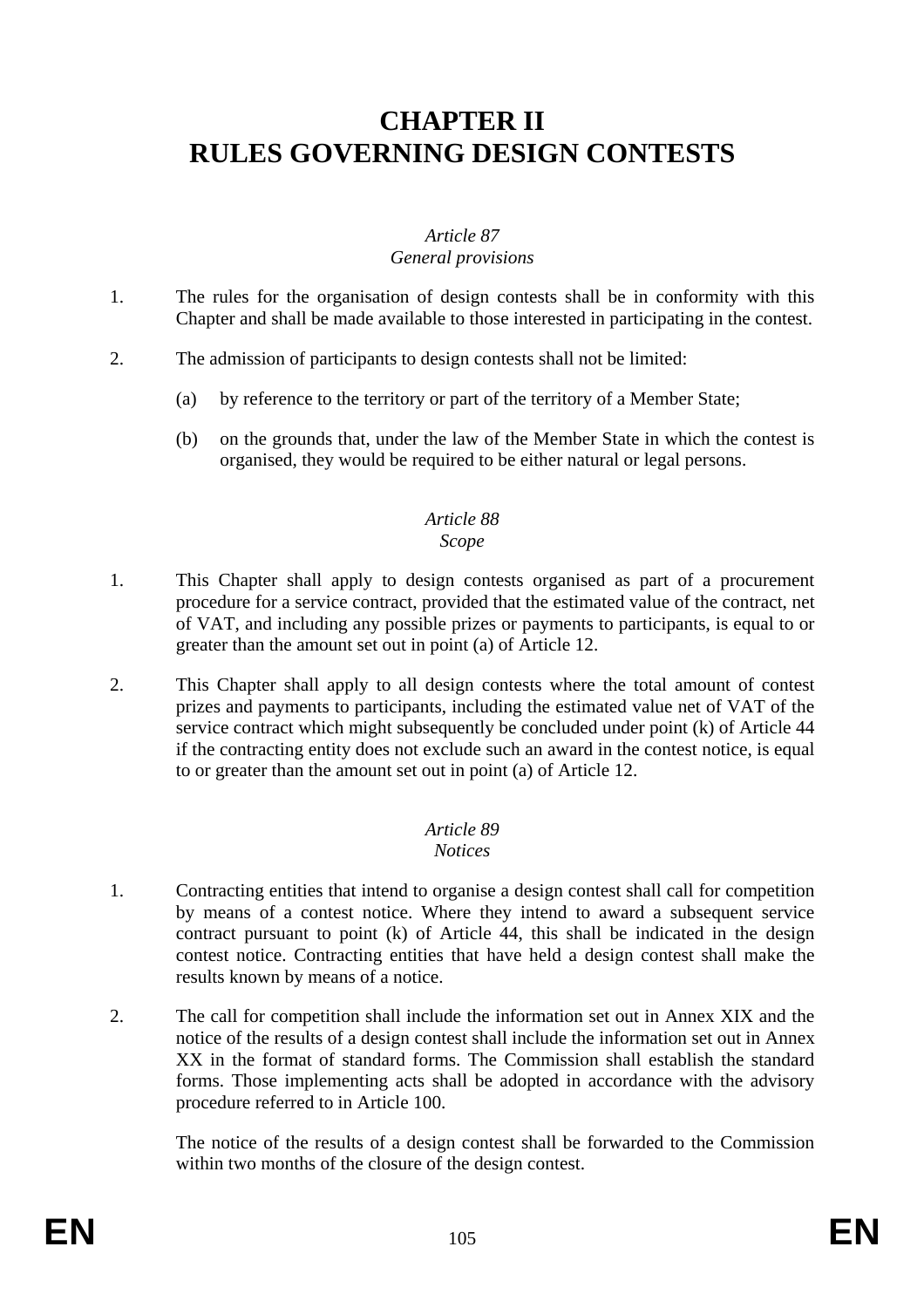# CHAPTER II
# RULES GOVERNING DESIGN CONTESTS

*Article 87*
*General provisions*

1. The rules for the organisation of design contests shall be in conformity with this Chapter and shall be made available to those interested in participating in the contest.

2. The admission of participants to design contests shall not be limited:

   (a) by reference to the territory or part of the territory of a Member State;

   (b) on the grounds that, under the law of the Member State in which the contest is organised, they would be required to be either natural or legal persons.

*Article 88*
*Scope*

1. This Chapter shall apply to design contests organised as part of a procurement procedure for a service contract, provided that the estimated value of the contract, net of VAT, and including any possible prizes or payments to participants, is equal to or greater than the amount set out in point (a) of Article 12.

2. This Chapter shall apply to all design contests where the total amount of contest prizes and payments to participants, including the estimated value net of VAT of the service contract which might subsequently be concluded under point (k) of Article 44 if the contracting entity does not exclude such an award in the contest notice, is equal to or greater than the amount set out in point (a) of Article 12.

*Article 89*
*Notices*

1. Contracting entities that intend to organise a design contest shall call for competition by means of a contest notice. Where they intend to award a subsequent service contract pursuant to point (k) of Article 44, this shall be indicated in the design contest notice. Contracting entities that have held a design contest shall make the results known by means of a notice.

2. The call for competition shall include the information set out in Annex XIX and the notice of the results of a design contest shall include the information set out in Annex XX in the format of standard forms. The Commission shall establish the standard forms. Those implementing acts shall be adopted in accordance with the advisory procedure referred to in Article 100.

   The notice of the results of a design contest shall be forwarded to the Commission within two months of the closure of the design contest.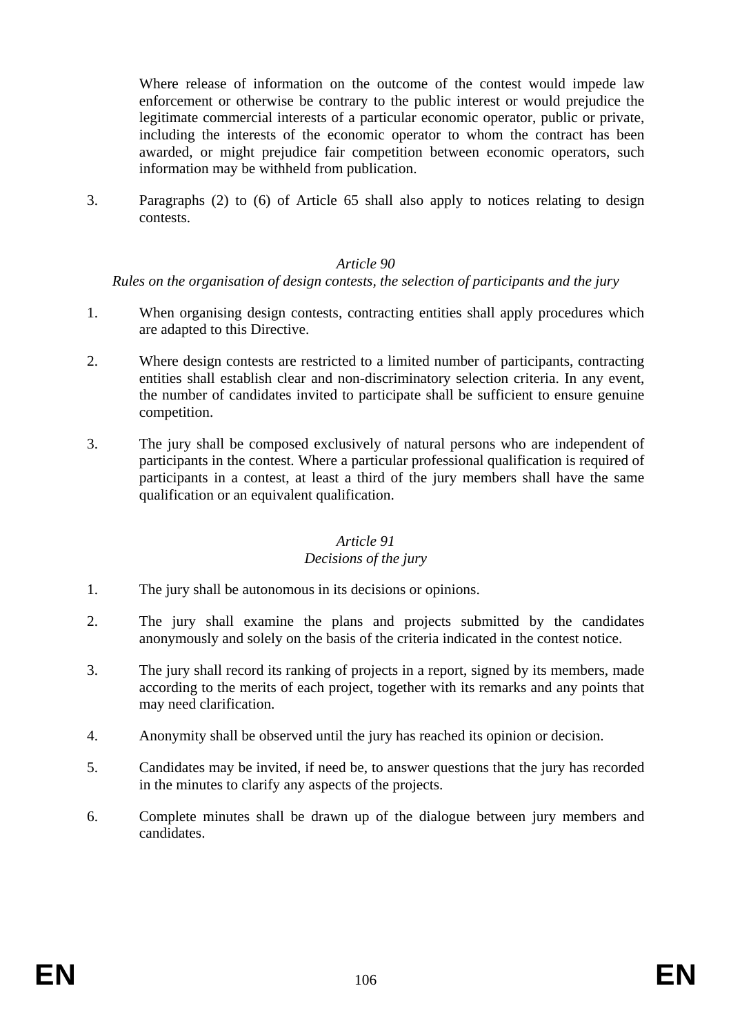Where release of information on the outcome of the contest would impede law enforcement or otherwise be contrary to the public interest or would prejudice the legitimate commercial interests of a particular economic operator, public or private, including the interests of the economic operator to whom the contract has been awarded, or might prejudice fair competition between economic operators, such information may be withheld from publication.

3. Paragraphs (2) to (6) of Article 65 shall also apply to notices relating to design contests.

*Article 90*

*Rules on the organisation of design contests, the selection of participants and the jury*

1. When organising design contests, contracting entities shall apply procedures which are adapted to this Directive.

2. Where design contests are restricted to a limited number of participants, contracting entities shall establish clear and non-discriminatory selection criteria. In any event, the number of candidates invited to participate shall be sufficient to ensure genuine competition.

3. The jury shall be composed exclusively of natural persons who are independent of participants in the contest. Where a particular professional qualification is required of participants in a contest, at least a third of the jury members shall have the same qualification or an equivalent qualification.

*Article 91*

*Decisions of the jury*

1. The jury shall be autonomous in its decisions or opinions.

2. The jury shall examine the plans and projects submitted by the candidates anonymously and solely on the basis of the criteria indicated in the contest notice.

3. The jury shall record its ranking of projects in a report, signed by its members, made according to the merits of each project, together with its remarks and any points that may need clarification.

4. Anonymity shall be observed until the jury has reached its opinion or decision.

5. Candidates may be invited, if need be, to answer questions that the jury has recorded in the minutes to clarify any aspects of the projects.

6. Complete minutes shall be drawn up of the dialogue between jury members and candidates.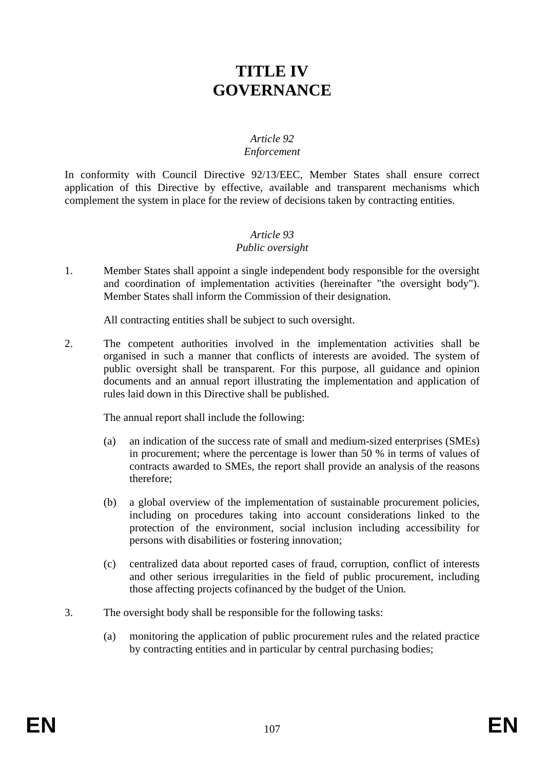# TITLE IV
# GOVERNANCE

*Article 92*
*Enforcement*

In conformity with Council Directive 92/13/EEC, Member States shall ensure correct application of this Directive by effective, available and transparent mechanisms which complement the system in place for the review of decisions taken by contracting entities.

*Article 93*
*Public oversight*

1. Member States shall appoint a single independent body responsible for the oversight and coordination of implementation activities (hereinafter "the oversight body"). Member States shall inform the Commission of their designation.

   All contracting entities shall be subject to such oversight.

2. The competent authorities involved in the implementation activities shall be organised in such a manner that conflicts of interests are avoided. The system of public oversight shall be transparent. For this purpose, all guidance and opinion documents and an annual report illustrating the implementation and application of rules laid down in this Directive shall be published.

   The annual report shall include the following:

   (a) an indication of the success rate of small and medium-sized enterprises (SMEs) in procurement; where the percentage is lower than 50 % in terms of values of contracts awarded to SMEs, the report shall provide an analysis of the reasons therefore;

   (b) a global overview of the implementation of sustainable procurement policies, including on procedures taking into account considerations linked to the protection of the environment, social inclusion including accessibility for persons with disabilities or fostering innovation;

   (c) centralized data about reported cases of fraud, corruption, conflict of interests and other serious irregularities in the field of public procurement, including those affecting projects cofinanced by the budget of the Union.

3. The oversight body shall be responsible for the following tasks:

   (a) monitoring the application of public procurement rules and the related practice by contracting entities and in particular by central purchasing bodies;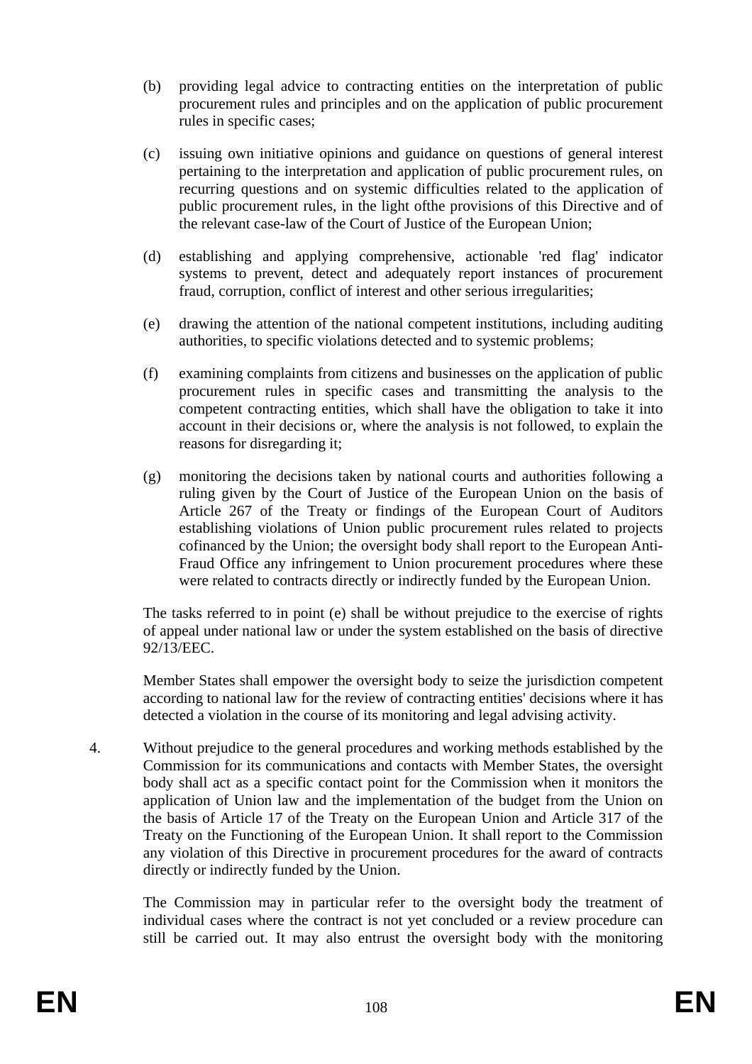(b) providing legal advice to contracting entities on the interpretation of public procurement rules and principles and on the application of public procurement rules in specific cases;

(c) issuing own initiative opinions and guidance on questions of general interest pertaining to the interpretation and application of public procurement rules, on recurring questions and on systemic difficulties related to the application of public procurement rules, in the light ofthe provisions of this Directive and of the relevant case-law of the Court of Justice of the European Union;

(d) establishing and applying comprehensive, actionable 'red flag' indicator systems to prevent, detect and adequately report instances of procurement fraud, corruption, conflict of interest and other serious irregularities;

(e) drawing the attention of the national competent institutions, including auditing authorities, to specific violations detected and to systemic problems;

(f) examining complaints from citizens and businesses on the application of public procurement rules in specific cases and transmitting the analysis to the competent contracting entities, which shall have the obligation to take it into account in their decisions or, where the analysis is not followed, to explain the reasons for disregarding it;

(g) monitoring the decisions taken by national courts and authorities following a ruling given by the Court of Justice of the European Union on the basis of Article 267 of the Treaty or findings of the European Court of Auditors establishing violations of Union public procurement rules related to projects cofinanced by the Union; the oversight body shall report to the European Anti-Fraud Office any infringement to Union procurement procedures where these were related to contracts directly or indirectly funded by the European Union.

The tasks referred to in point (e) shall be without prejudice to the exercise of rights of appeal under national law or under the system established on the basis of directive 92/13/EEC.

Member States shall empower the oversight body to seize the jurisdiction competent according to national law for the review of contracting entities' decisions where it has detected a violation in the course of its monitoring and legal advising activity.

4. Without prejudice to the general procedures and working methods established by the Commission for its communications and contacts with Member States, the oversight body shall act as a specific contact point for the Commission when it monitors the application of Union law and the implementation of the budget from the Union on the basis of Article 17 of the Treaty on the European Union and Article 317 of the Treaty on the Functioning of the European Union. It shall report to the Commission any violation of this Directive in procurement procedures for the award of contracts directly or indirectly funded by the Union.

The Commission may in particular refer to the oversight body the treatment of individual cases where the contract is not yet concluded or a review procedure can still be carried out. It may also entrust the oversight body with the monitoring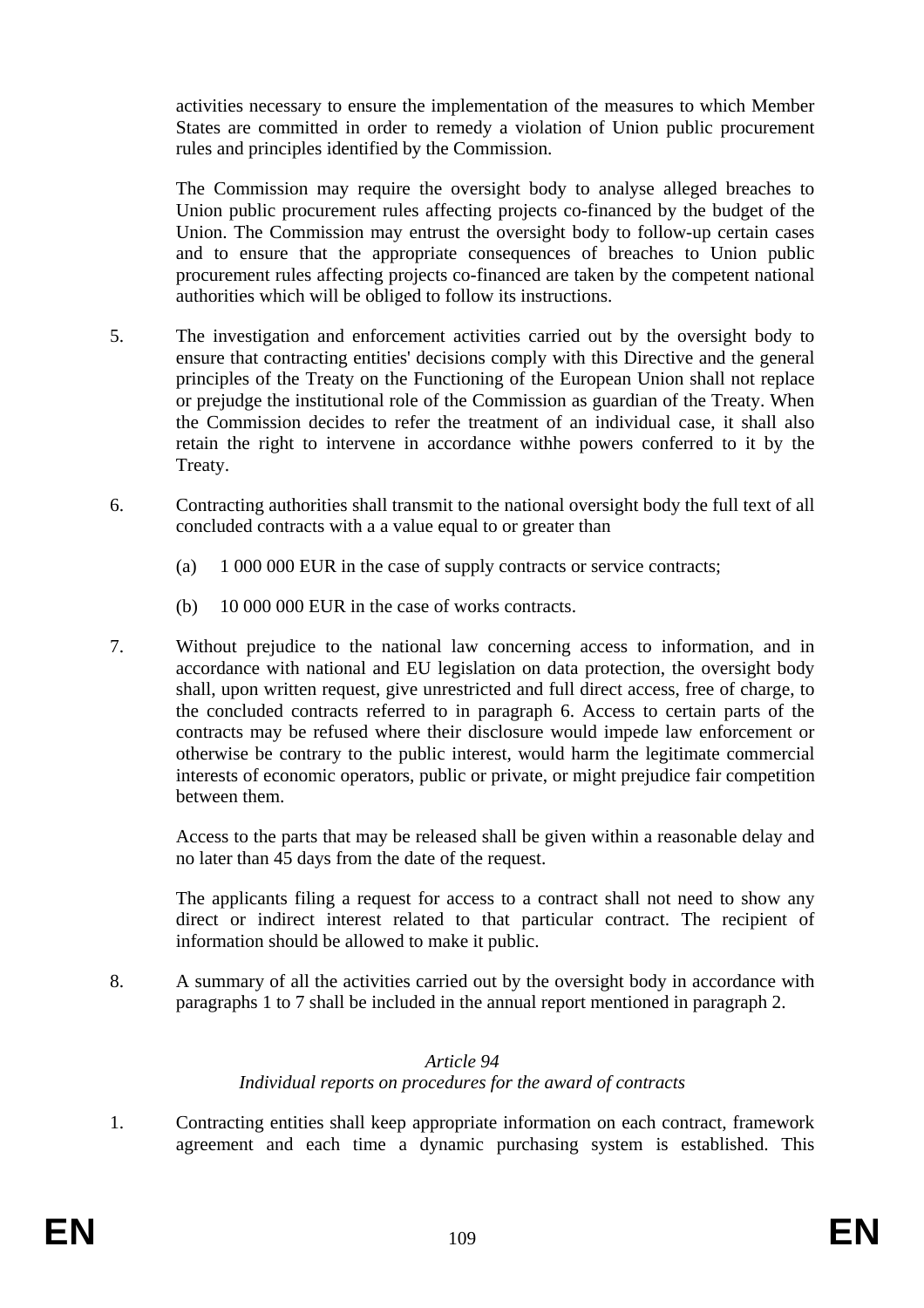activities necessary to ensure the implementation of the measures to which Member States are committed in order to remedy a violation of Union public procurement rules and principles identified by the Commission.

The Commission may require the oversight body to analyse alleged breaches to Union public procurement rules affecting projects co-financed by the budget of the Union. The Commission may entrust the oversight body to follow-up certain cases and to ensure that the appropriate consequences of breaches to Union public procurement rules affecting projects co-financed are taken by the competent national authorities which will be obliged to follow its instructions.

5. The investigation and enforcement activities carried out by the oversight body to ensure that contracting entities' decisions comply with this Directive and the general principles of the Treaty on the Functioning of the European Union shall not replace or prejudge the institutional role of the Commission as guardian of the Treaty. When the Commission decides to refer the treatment of an individual case, it shall also retain the right to intervene in accordance withhe powers conferred to it by the Treaty.

6. Contracting authorities shall transmit to the national oversight body the full text of all concluded contracts with a a value equal to or greater than

   (a) 1 000 000 EUR in the case of supply contracts or service contracts;

   (b) 10 000 000 EUR in the case of works contracts.

7. Without prejudice to the national law concerning access to information, and in accordance with national and EU legislation on data protection, the oversight body shall, upon written request, give unrestricted and full direct access, free of charge, to the concluded contracts referred to in paragraph 6. Access to certain parts of the contracts may be refused where their disclosure would impede law enforcement or otherwise be contrary to the public interest, would harm the legitimate commercial interests of economic operators, public or private, or might prejudice fair competition between them.

   Access to the parts that may be released shall be given within a reasonable delay and no later than 45 days from the date of the request.

   The applicants filing a request for access to a contract shall not need to show any direct or indirect interest related to that particular contract. The recipient of information should be allowed to make it public.

8. A summary of all the activities carried out by the oversight body in accordance with paragraphs 1 to 7 shall be included in the annual report mentioned in paragraph 2.

*Article 94*
*Individual reports on procedures for the award of contracts*

1. Contracting entities shall keep appropriate information on each contract, framework agreement and each time a dynamic purchasing system is established. This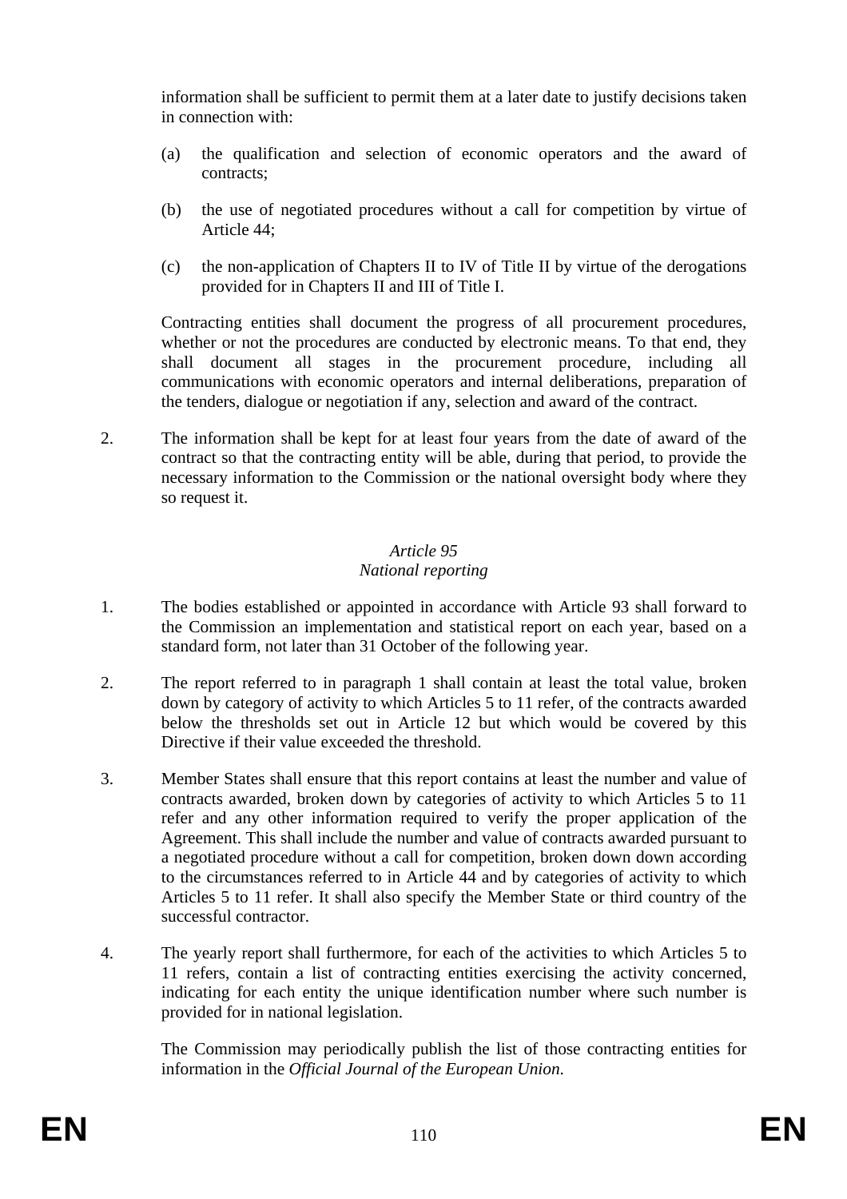information shall be sufficient to permit them at a later date to justify decisions taken in connection with:

(a) the qualification and selection of economic operators and the award of contracts;

(b) the use of negotiated procedures without a call for competition by virtue of Article 44;

(c) the non-application of Chapters II to IV of Title II by virtue of the derogations provided for in Chapters II and III of Title I.

Contracting entities shall document the progress of all procurement procedures, whether or not the procedures are conducted by electronic means. To that end, they shall document all stages in the procurement procedure, including all communications with economic operators and internal deliberations, preparation of the tenders, dialogue or negotiation if any, selection and award of the contract.

2. The information shall be kept for at least four years from the date of award of the contract so that the contracting entity will be able, during that period, to provide the necessary information to the Commission or the national oversight body where they so request it.

*Article 95*
*National reporting*

1. The bodies established or appointed in accordance with Article 93 shall forward to the Commission an implementation and statistical report on each year, based on a standard form, not later than 31 October of the following year.

2. The report referred to in paragraph 1 shall contain at least the total value, broken down by category of activity to which Articles 5 to 11 refer, of the contracts awarded below the thresholds set out in Article 12 but which would be covered by this Directive if their value exceeded the threshold.

3. Member States shall ensure that this report contains at least the number and value of contracts awarded, broken down by categories of activity to which Articles 5 to 11 refer and any other information required to verify the proper application of the Agreement. This shall include the number and value of contracts awarded pursuant to a negotiated procedure without a call for competition, broken down according to the circumstances referred to in Article 44 and by categories of activity to which Articles 5 to 11 refer. It shall also specify the Member State or third country of the successful contractor.

4. The yearly report shall furthermore, for each of the activities to which Articles 5 to 11 refers, contain a list of contracting entities exercising the activity concerned, indicating for each entity the unique identification number where such number is provided for in national legislation.

The Commission may periodically publish the list of those contracting entities for information in the *Official Journal of the European Union.*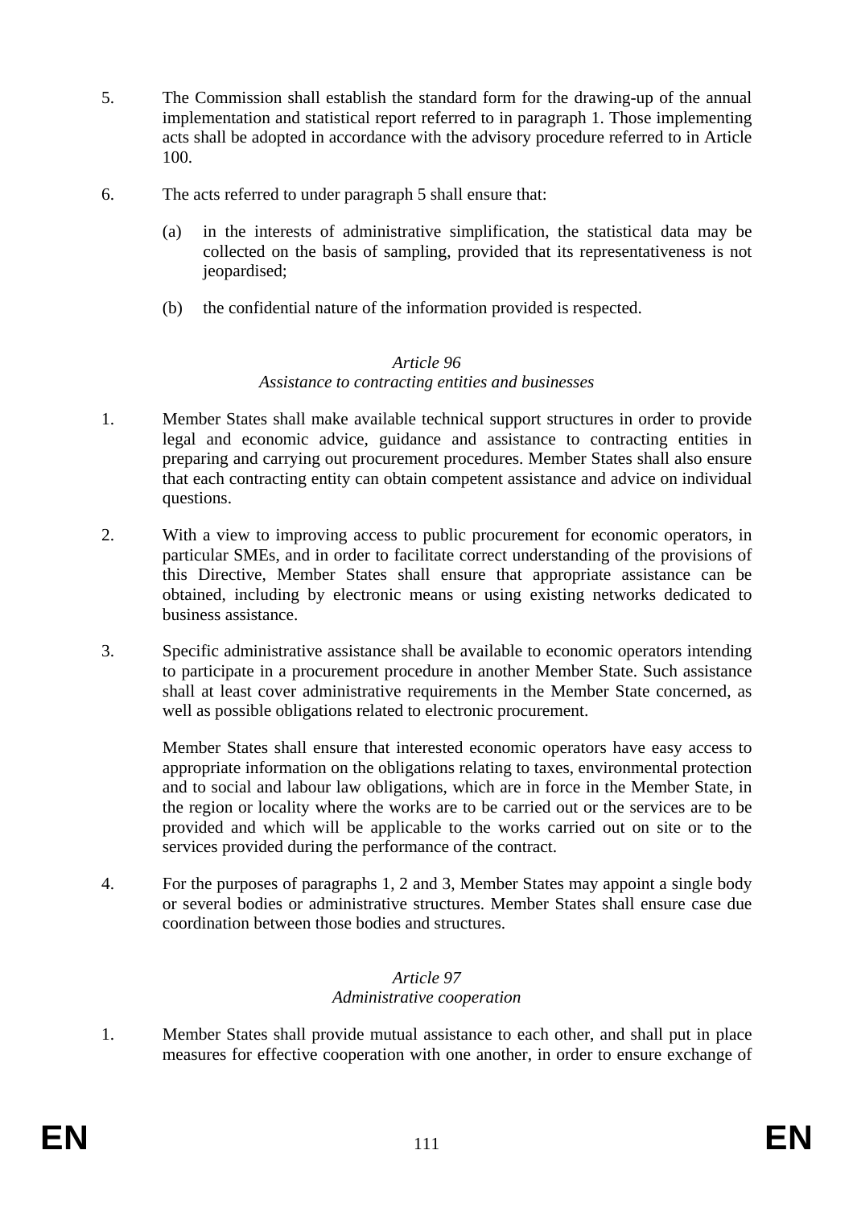5. The Commission shall establish the standard form for the drawing-up of the annual implementation and statistical report referred to in paragraph 1. Those implementing acts shall be adopted in accordance with the advisory procedure referred to in Article 100.

6. The acts referred to under paragraph 5 shall ensure that:

   (a) in the interests of administrative simplification, the statistical data may be collected on the basis of sampling, provided that its representativeness is not jeopardised;

   (b) the confidential nature of the information provided is respected.

*Article 96*
*Assistance to contracting entities and businesses*

1. Member States shall make available technical support structures in order to provide legal and economic advice, guidance and assistance to contracting entities in preparing and carrying out procurement procedures. Member States shall also ensure that each contracting entity can obtain competent assistance and advice on individual questions.

2. With a view to improving access to public procurement for economic operators, in particular SMEs, and in order to facilitate correct understanding of the provisions of this Directive, Member States shall ensure that appropriate assistance can be obtained, including by electronic means or using existing networks dedicated to business assistance.

3. Specific administrative assistance shall be available to economic operators intending to participate in a procurement procedure in another Member State. Such assistance shall at least cover administrative requirements in the Member State concerned, as well as possible obligations related to electronic procurement.

   Member States shall ensure that interested economic operators have easy access to appropriate information on the obligations relating to taxes, environmental protection and to social and labour law obligations, which are in force in the Member State, in the region or locality where the works are to be carried out or the services are to be provided and which will be applicable to the works carried out on site or to the services provided during the performance of the contract.

4. For the purposes of paragraphs 1, 2 and 3, Member States may appoint a single body or several bodies or administrative structures. Member States shall ensure case due coordination between those bodies and structures.

*Article 97*
*Administrative cooperation*

1. Member States shall provide mutual assistance to each other, and shall put in place measures for effective cooperation with one another, in order to ensure exchange of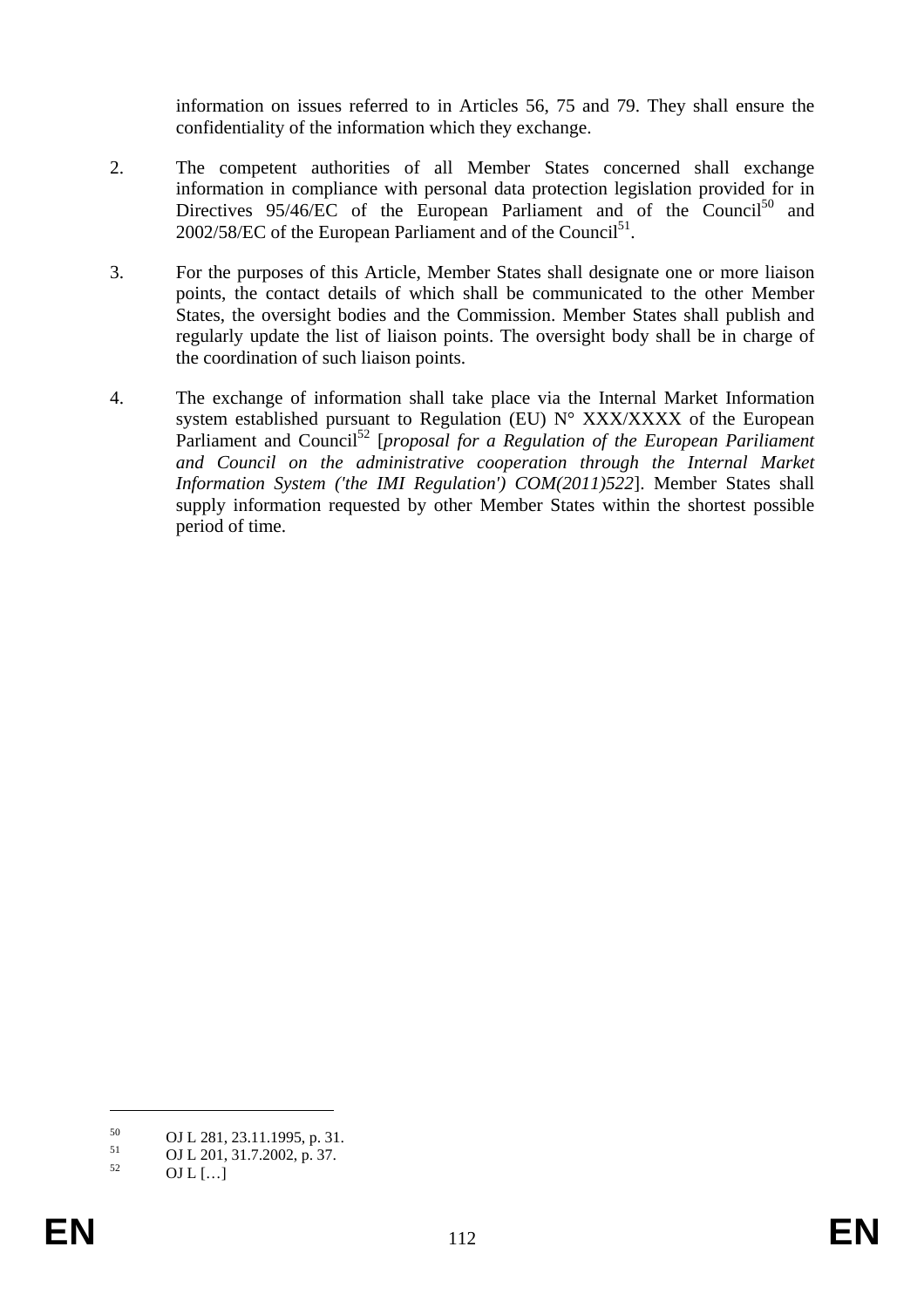information on issues referred to in Articles 56, 75 and 79. They shall ensure the confidentiality of the information which they exchange.

2. The competent authorities of all Member States concerned shall exchange information in compliance with personal data protection legislation provided for in Directives 95/46/EC of the European Parliament and of the Council[50] and 2002/58/EC of the European Parliament and of the Council[51].

3. For the purposes of this Article, Member States shall designate one or more liaison points, the contact details of which shall be communicated to the other Member States, the oversight bodies and the Commission. Member States shall publish and regularly update the list of liaison points. The oversight body shall be in charge of the coordination of such liaison points.

4. The exchange of information shall take place via the Internal Market Information system established pursuant to Regulation (EU) N° XXX/XXXX of the European Parliament and Council[52] [*proposal for a Regulation of the European Pariliament and Council on the administrative cooperation through the Internal Market Information System ('the IMI Regulation') COM(2011)522*]. Member States shall supply information requested by other Member States within the shortest possible period of time.

---

[50] OJ L 281, 23.11.1995, p. 31.

[51] OJ L 201, 31.7.2002, p. 37.

[52] OJ L […]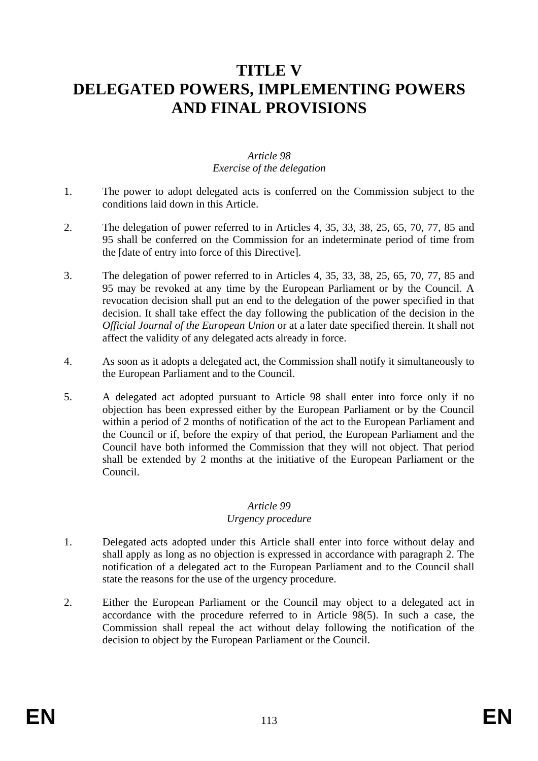# TITLE V
# DELEGATED POWERS, IMPLEMENTING POWERS AND FINAL PROVISIONS

*Article 98*
*Exercise of the delegation*

1. The power to adopt delegated acts is conferred on the Commission subject to the conditions laid down in this Article.

2. The delegation of power referred to in Articles 4, 35, 33, 38, 25, 65, 70, 77, 85 and 95 shall be conferred on the Commission for an indeterminate period of time from the [date of entry into force of this Directive].

3. The delegation of power referred to in Articles 4, 35, 33, 38, 25, 65, 70, 77, 85 and 95 may be revoked at any time by the European Parliament or by the Council. A revocation decision shall put an end to the delegation of the power specified in that decision. It shall take effect the day following the publication of the decision in the *Official Journal of the European Union* or at a later date specified therein. It shall not affect the validity of any delegated acts already in force.

4. As soon as it adopts a delegated act, the Commission shall notify it simultaneously to the European Parliament and to the Council.

5. A delegated act adopted pursuant to Article 98 shall enter into force only if no objection has been expressed either by the European Parliament or by the Council within a period of 2 months of notification of the act to the European Parliament and the Council or if, before the expiry of that period, the European Parliament and the Council have both informed the Commission that they will not object. That period shall be extended by 2 months at the initiative of the European Parliament or the Council.

*Article 99*
*Urgency procedure*

1. Delegated acts adopted under this Article shall enter into force without delay and shall apply as long as no objection is expressed in accordance with paragraph 2. The notification of a delegated act to the European Parliament and to the Council shall state the reasons for the use of the urgency procedure.

2. Either the European Parliament or the Council may object to a delegated act in accordance with the procedure referred to in Article 98(5). In such a case, the Commission shall repeal the act without delay following the notification of the decision to object by the European Parliament or the Council.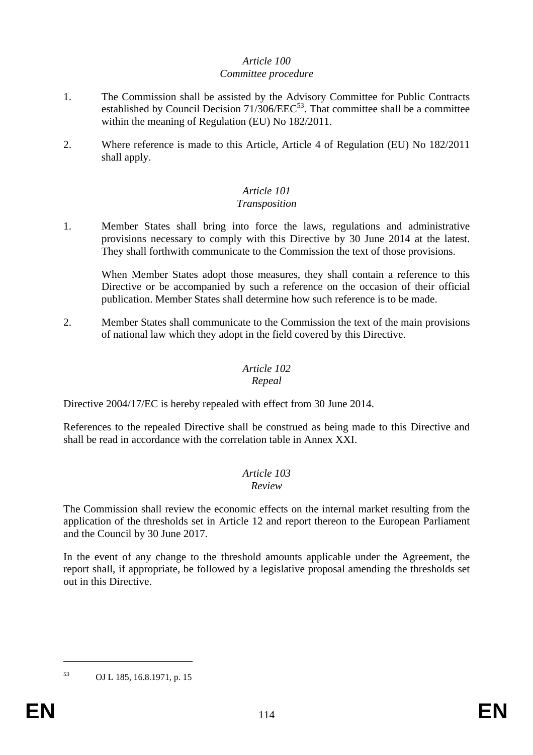*Article 100*
*Committee procedure*

1. The Commission shall be assisted by the Advisory Committee for Public Contracts established by Council Decision 71/306/EEC[53]. That committee shall be a committee within the meaning of Regulation (EU) No 182/2011.

2. Where reference is made to this Article, Article 4 of Regulation (EU) No 182/2011 shall apply.

*Article 101*
*Transposition*

1. Member States shall bring into force the laws, regulations and administrative provisions necessary to comply with this Directive by 30 June 2014 at the latest. They shall forthwith communicate to the Commission the text of those provisions.

   When Member States adopt those measures, they shall contain a reference to this Directive or be accompanied by such a reference on the occasion of their official publication. Member States shall determine how such reference is to be made.

2. Member States shall communicate to the Commission the text of the main provisions of national law which they adopt in the field covered by this Directive.

*Article 102*
*Repeal*

Directive 2004/17/EC is hereby repealed with effect from 30 June 2014.

References to the repealed Directive shall be construed as being made to this Directive and shall be read in accordance with the correlation table in Annex XXI.

*Article 103*
*Review*

The Commission shall review the economic effects on the internal market resulting from the application of the thresholds set in Article 12 and report thereon to the European Parliament and the Council by 30 June 2017.

In the event of any change to the threshold amounts applicable under the Agreement, the report shall, if appropriate, be followed by a legislative proposal amending the thresholds set out in this Directive.

---

[53] OJ L 185, 16.8.1971, p. 15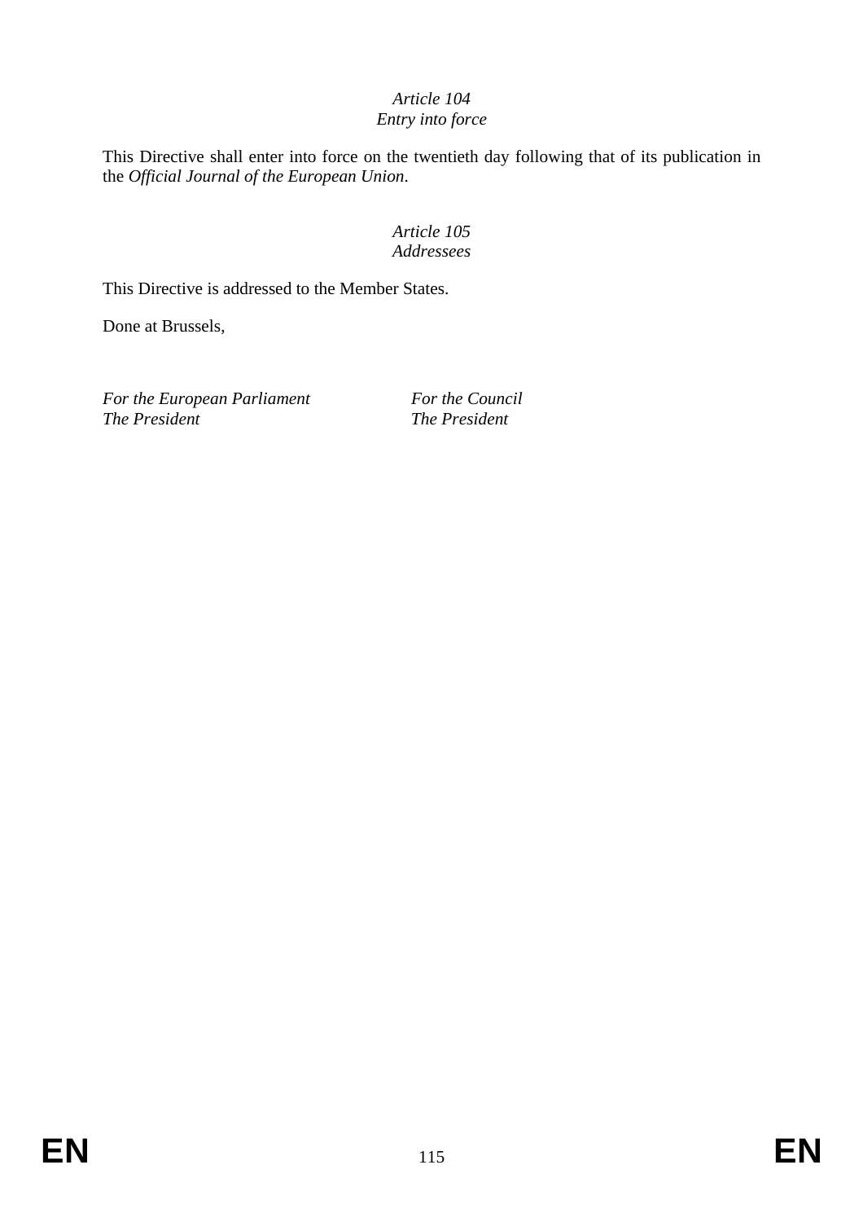*Article 104*
*Entry into force*

This Directive shall enter into force on the twentieth day following that of its publication in the *Official Journal of the European Union*.

*Article 105*
*Addressees*

This Directive is addressed to the Member States.

Done at Brussels,

| *For the European Parliament* | *For the Council* |
|---|---|
| *The President* | *The President* |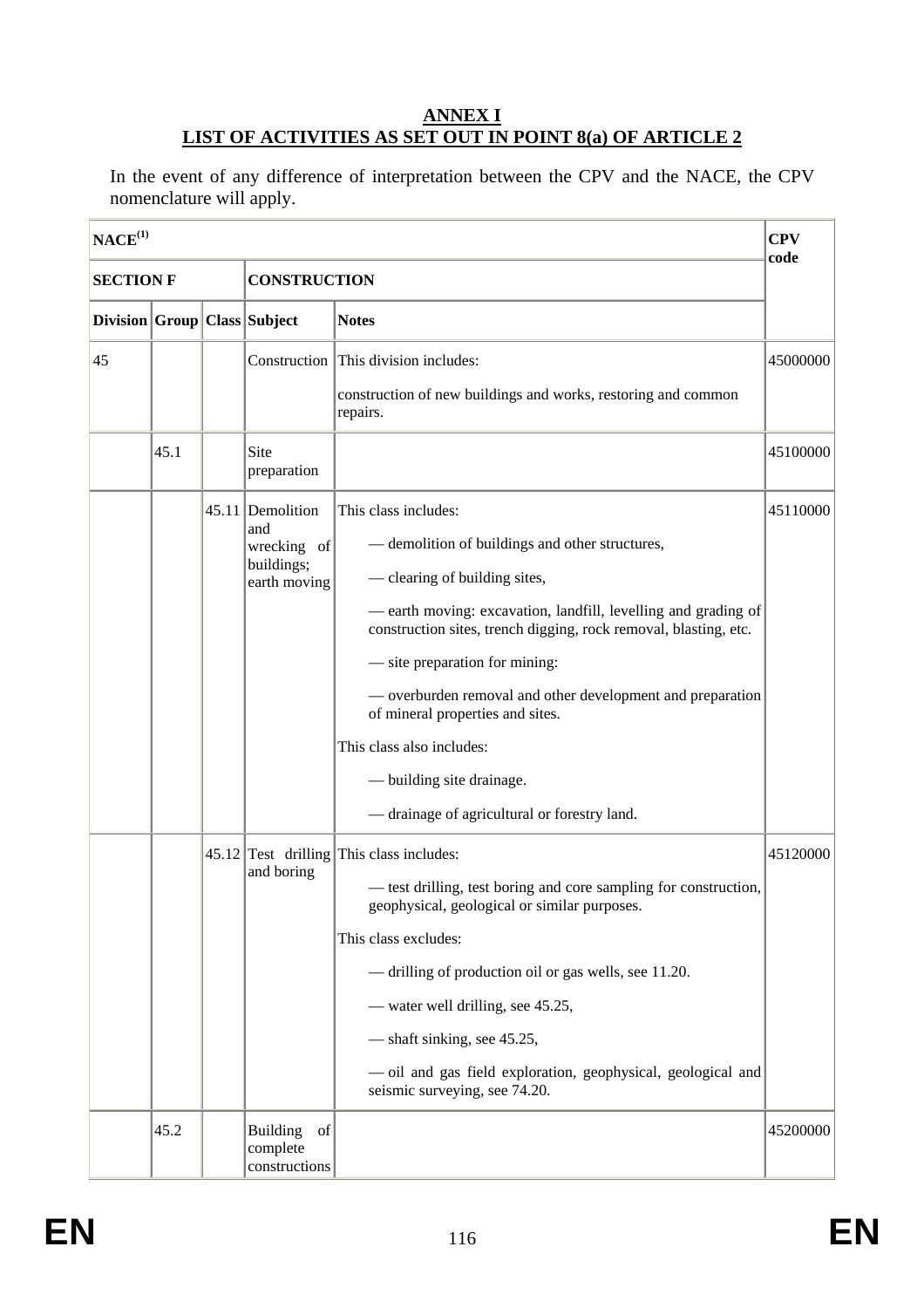**ANNEX I**
**LIST OF ACTIVITIES AS SET OUT IN POINT 8(a) OF ARTICLE 2**

In the event of any difference of interpretation between the CPV and the NACE, the CPV nomenclature will apply.

| NACE[(1)] | | | | | CPV code |
|---|---|---|---|---|---|
| **SECTION F** | | | **CONSTRUCTION** | | |
| **Division** | **Group** | **Class** | **Subject** | **Notes** | |
| 45 | | | Construction | This division includes:<br><br>construction of new buildings and works, restoring and common repairs. | 45000000 |
| | 45.1 | | Site preparation | | 45100000 |
| | | 45.11 | Demolition and wrecking of buildings; earth moving | This class includes:<br><br>— demolition of buildings and other structures,<br><br>— clearing of building sites,<br><br>— earth moving: excavation, landfill, levelling and grading of construction sites, trench digging, rock removal, blasting, etc.<br><br>— site preparation for mining:<br><br>— overburden removal and other development and preparation of mineral properties and sites.<br><br>This class also includes:<br><br>— building site drainage.<br><br>— drainage of agricultural or forestry land. | 45110000 |
| | | 45.12 | Test drilling and boring | This class includes:<br><br>— test drilling, test boring and core sampling for construction, geophysical, geological or similar purposes.<br><br>This class excludes:<br><br>— drilling of production oil or gas wells, see 11.20.<br><br>— water well drilling, see 45.25,<br><br>— shaft sinking, see 45.25,<br><br>— oil and gas field exploration, geophysical, geological and seismic surveying, see 74.20. | 45120000 |
| | 45.2 | | Building of complete constructions | | 45200000 |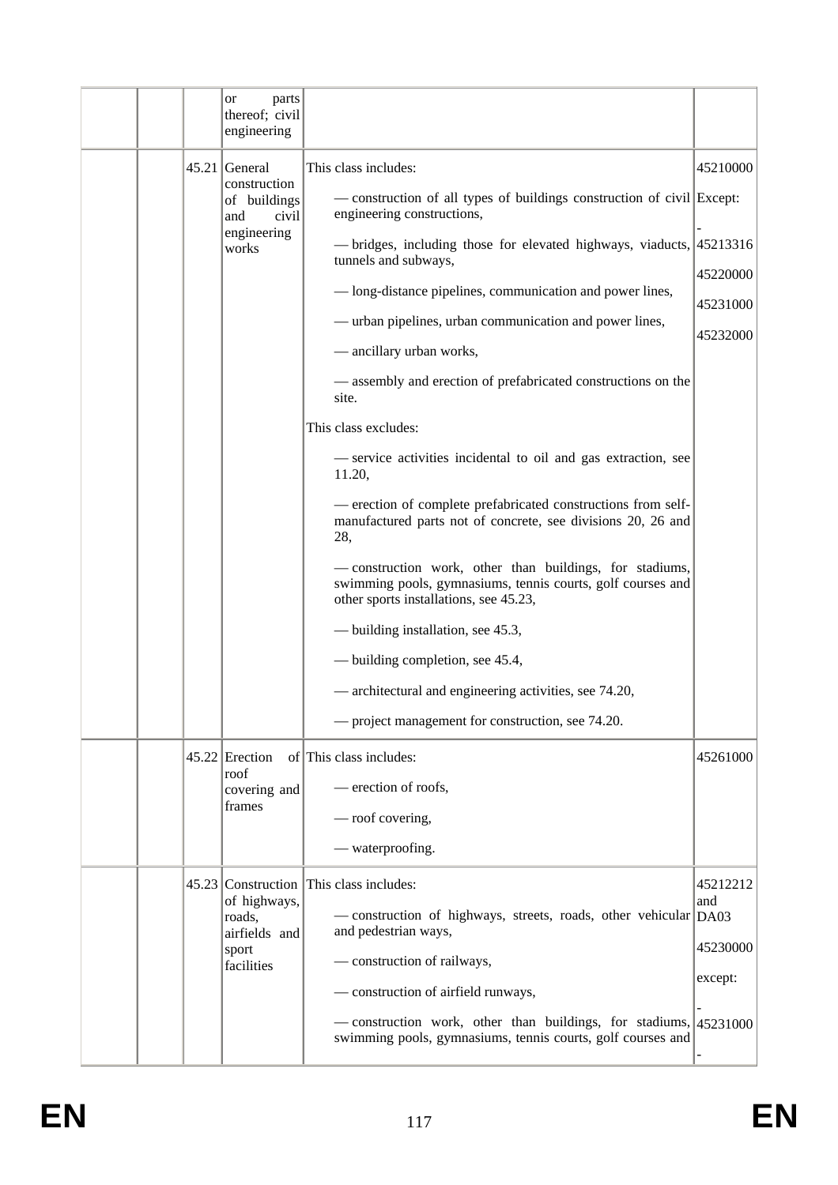|  |  |  | or parts thereof; civil engineering |  |  |
|---|---|---|---|---|---|
|  |  | 45.21 | General construction of buildings and civil engineering works | This class includes:<br><br>— construction of all types of buildings construction of civil engineering constructions,<br><br>— bridges, including those for elevated highways, viaducts, tunnels and subways,<br><br>— long-distance pipelines, communication and power lines,<br><br>— urban pipelines, urban communication and power lines,<br><br>— ancillary urban works,<br><br>— assembly and erection of prefabricated constructions on the site.<br><br>This class excludes:<br><br>— service activities incidental to oil and gas extraction, see 11.20,<br><br>— erection of complete prefabricated constructions from self-manufactured parts not of concrete, see divisions 20, 26 and 28,<br><br>— construction work, other than buildings, for stadiums, swimming pools, gymnasiums, tennis courts, golf courses and other sports installations, see 45.23,<br><br>— building installation, see 45.3,<br><br>— building completion, see 45.4,<br><br>— architectural and engineering activities, see 74.20,<br><br>— project management for construction, see 74.20. | 45210000<br><br>Except:<br><br>-<br>45213316<br><br>45220000<br><br>45231000<br><br>45232000 |
|  |  | 45.22 | Erection of roof covering and frames | This class includes:<br><br>— erection of roofs,<br><br>— roof covering,<br><br>— waterproofing. | 45261000 |
|  |  | 45.23 | Construction of highways, roads, airfields and sport facilities | This class includes:<br><br>— construction of highways, streets, roads, other vehicular and pedestrian ways,<br><br>— construction of railways,<br><br>— construction of airfield runways,<br><br>— construction work, other than buildings, for stadiums, swimming pools, gymnasiums, tennis courts, golf courses and | 45212212 and DA03<br><br>45230000<br><br>except:<br><br>-<br>45231000<br><br>- |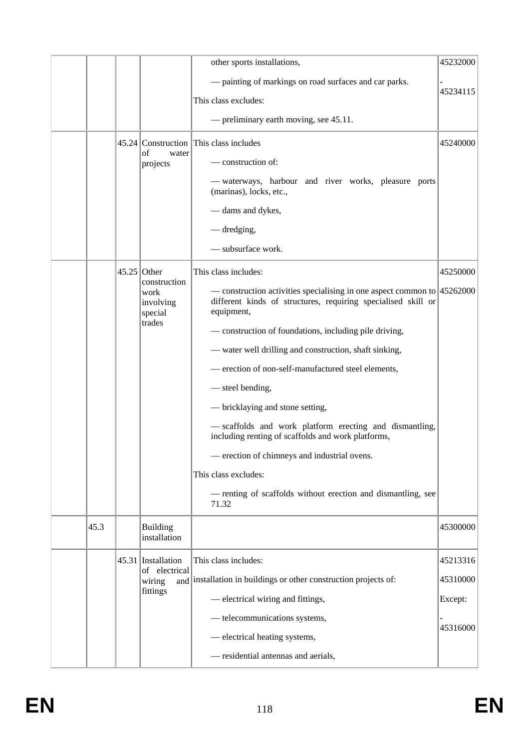| | | | | | |
|---|---|---|---|---|---|
| | | | | other sports installations,<br><br>— painting of markings on road surfaces and car parks.<br><br>This class excludes:<br><br>— preliminary earth moving, see 45.11. | 45232000<br><br>-<br>45234115 |
| | | 45.24 | Construction of water projects | This class includes<br><br>— construction of:<br><br>— waterways, harbour and river works, pleasure ports (marinas), locks, etc.,<br><br>— dams and dykes,<br><br>— dredging,<br><br>— subsurface work. | 45240000 |
| | | 45.25 | Other construction work involving special trades | This class includes:<br><br>— construction activities specialising in one aspect common to different kinds of structures, requiring specialised skill or equipment,<br><br>— construction of foundations, including pile driving,<br><br>— water well drilling and construction, shaft sinking,<br><br>— erection of non-self-manufactured steel elements,<br><br>— steel bending,<br><br>— bricklaying and stone setting,<br><br>— scaffolds and work platform erecting and dismantling, including renting of scaffolds and work platforms,<br><br>— erection of chimneys and industrial ovens.<br><br>This class excludes:<br><br>— renting of scaffolds without erection and dismantling, see 71.32 | 45250000<br><br>45262000 |
| | 45.3 | | Building installation | | 45300000 |
| | | 45.31 | Installation of electrical wiring and fittings | This class includes:<br><br>installation in buildings or other construction projects of:<br><br>— electrical wiring and fittings,<br><br>— telecommunications systems,<br><br>— electrical heating systems,<br><br>— residential antennas and aerials, | 45213316<br><br>45310000<br><br>Except:<br><br>-<br>45316000 |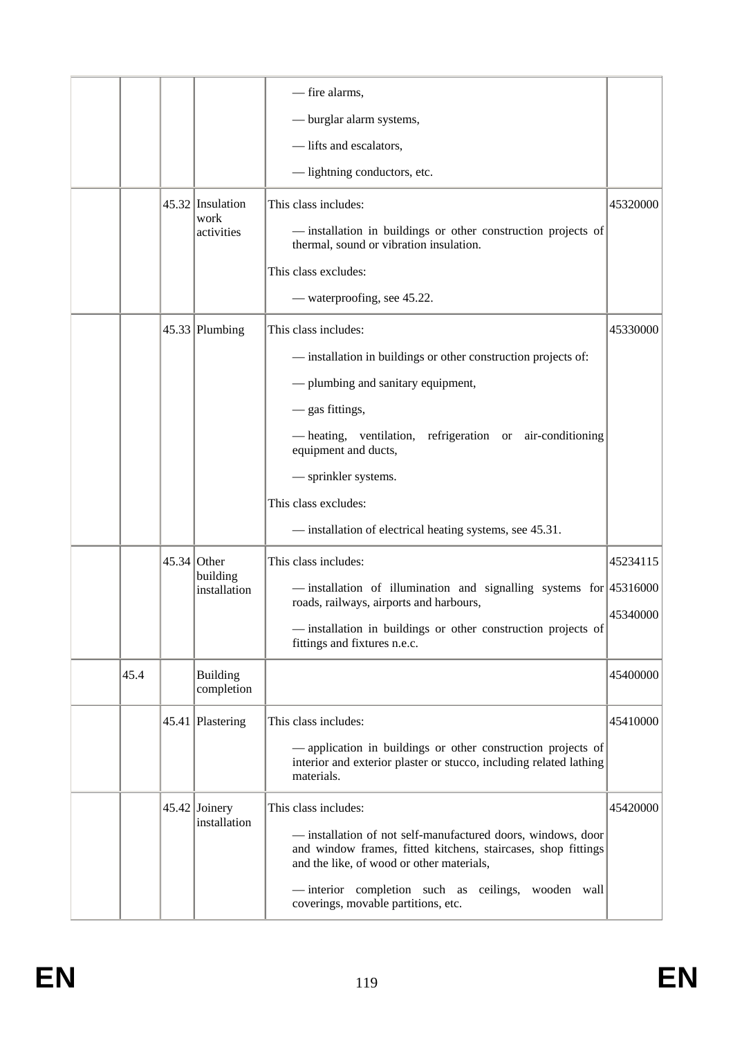| | | | | | |
|---|---|---|---|---|---|
| | | | | — fire alarms,<br><br>— burglar alarm systems,<br><br>— lifts and escalators,<br><br>— lightning conductors, etc. | |
| | | 45.32 | Insulation work activities | This class includes:<br><br>— installation in buildings or other construction projects of thermal, sound or vibration insulation.<br><br>This class excludes:<br><br>— waterproofing, see 45.22. | 45320000 |
| | | 45.33 | Plumbing | This class includes:<br><br>— installation in buildings or other construction projects of:<br><br>— plumbing and sanitary equipment,<br><br>— gas fittings,<br><br>— heating, ventilation, refrigeration or air-conditioning equipment and ducts,<br><br>— sprinkler systems.<br><br>This class excludes:<br><br>— installation of electrical heating systems, see 45.31. | 45330000 |
| | | 45.34 | Other building installation | This class includes:<br><br>— installation of illumination and signalling systems for roads, railways, airports and harbours,<br><br>— installation in buildings or other construction projects of fittings and fixtures n.e.c. | 45234115<br><br>45316000<br><br>45340000 |
| | 45.4 | | Building completion | | 45400000 |
| | | 45.41 | Plastering | This class includes:<br><br>— application in buildings or other construction projects of interior and exterior plaster or stucco, including related lathing materials. | 45410000 |
| | | 45.42 | Joinery installation | This class includes:<br><br>— installation of not self-manufactured doors, windows, door and window frames, fitted kitchens, staircases, shop fittings and the like, of wood or other materials,<br><br>— interior completion such as ceilings, wooden wall coverings, movable partitions, etc. | 45420000 |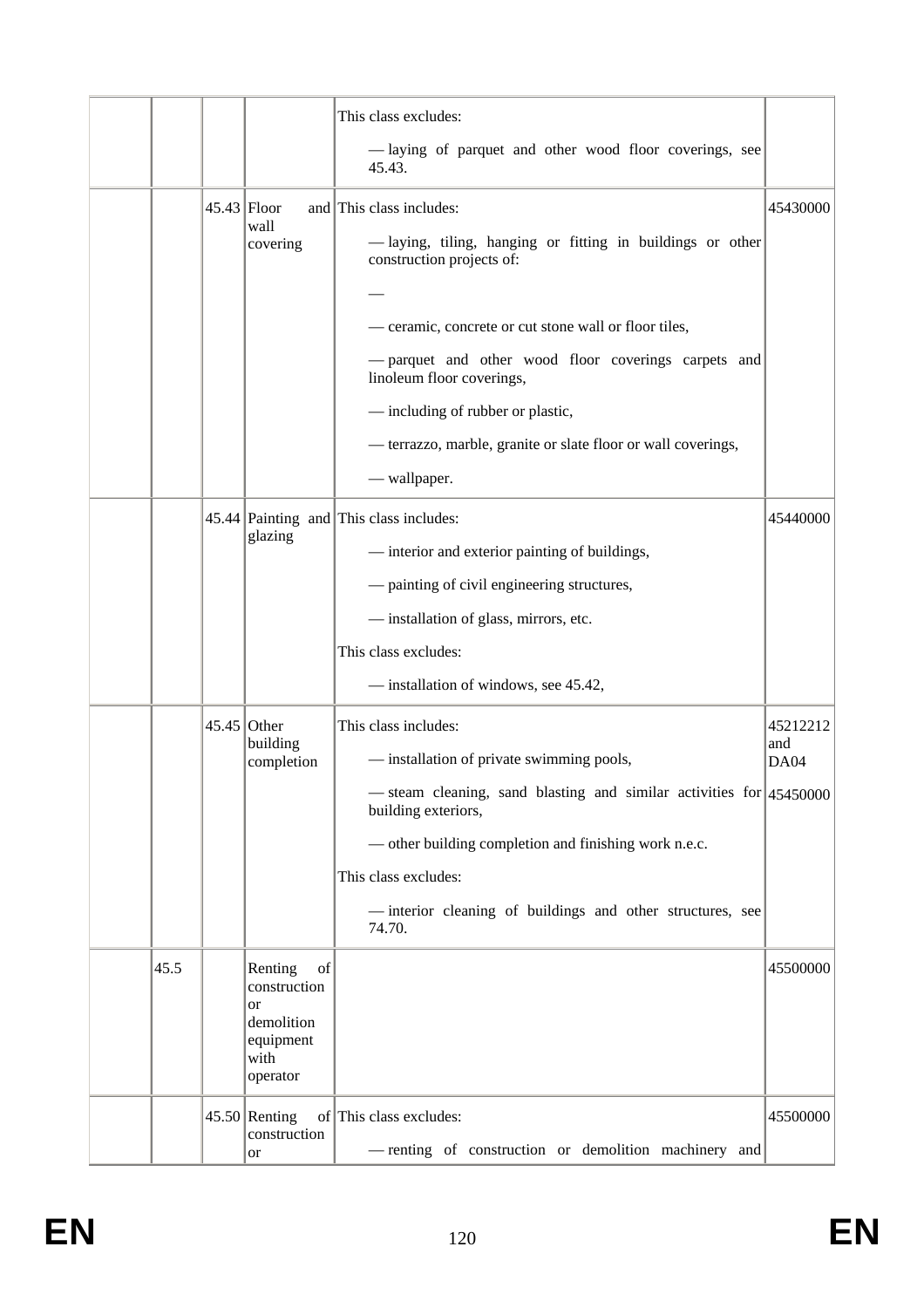|  |  |  |  |  |  |
|---|---|---|---|---|---|
|  |  |  |  | This class excludes:<br><br>— laying of parquet and other wood floor coverings, see 45.43. |  |
|  |  | 45.43 | Floor and wall covering | This class includes:<br><br>— laying, tiling, hanging or fitting in buildings or other construction projects of:<br><br>—<br><br>— ceramic, concrete or cut stone wall or floor tiles,<br><br>— parquet and other wood floor coverings carpets and linoleum floor coverings,<br><br>— including of rubber or plastic,<br><br>— terrazzo, marble, granite or slate floor or wall coverings,<br><br>— wallpaper. | 45430000 |
|  |  | 45.44 | Painting and glazing | This class includes:<br><br>— interior and exterior painting of buildings,<br><br>— painting of civil engineering structures,<br><br>— installation of glass, mirrors, etc.<br><br>This class excludes:<br><br>— installation of windows, see 45.42, | 45440000 |
|  |  | 45.45 | Other building completion | This class includes:<br><br>— installation of private swimming pools,<br><br>— steam cleaning, sand blasting and similar activities for building exteriors,<br><br>— other building completion and finishing work n.e.c.<br><br>This class excludes:<br><br>— interior cleaning of buildings and other structures, see 74.70. | 45212212 and DA04<br><br>45450000 |
|  | 45.5 |  | Renting of construction or demolition equipment with operator |  | 45500000 |
|  |  | 45.50 | Renting of construction or | This class excludes:<br><br>— renting of construction or demolition machinery and | 45500000 |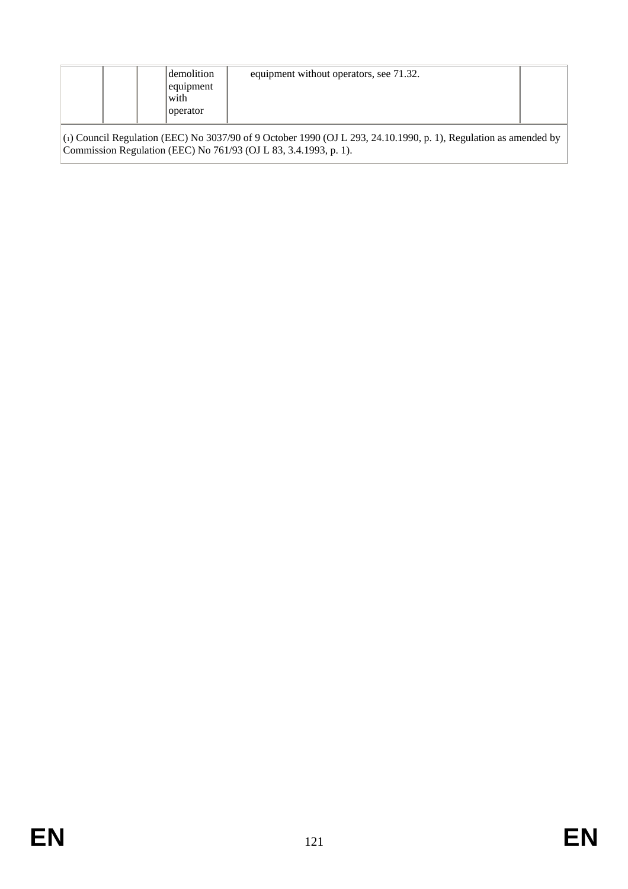| | | | | | |
|---|---|---|---|---|---|
| | | | demolition equipment with operator | equipment without operators, see 71.32. | |

(1) Council Regulation (EEC) No 3037/90 of 9 October 1990 (OJ L 293, 24.10.1990, p. 1), Regulation as amended by Commission Regulation (EEC) No 761/93 (OJ L 83, 3.4.1993, p. 1).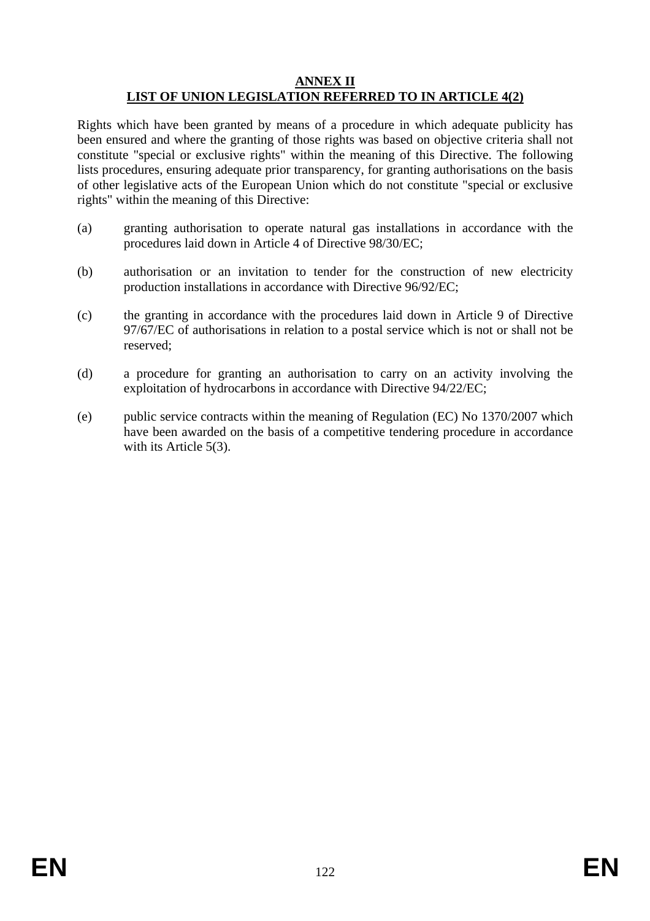# ANNEX II
## LIST OF UNION LEGISLATION REFERRED TO IN ARTICLE 4(2)

Rights which have been granted by means of a procedure in which adequate publicity has been ensured and where the granting of those rights was based on objective criteria shall not constitute "special or exclusive rights" within the meaning of this Directive. The following lists procedures, ensuring adequate prior transparency, for granting authorisations on the basis of other legislative acts of the European Union which do not constitute "special or exclusive rights" within the meaning of this Directive:

(a) granting authorisation to operate natural gas installations in accordance with the procedures laid down in Article 4 of Directive 98/30/EC;

(b) authorisation or an invitation to tender for the construction of new electricity production installations in accordance with Directive 96/92/EC;

(c) the granting in accordance with the procedures laid down in Article 9 of Directive 97/67/EC of authorisations in relation to a postal service which is not or shall not be reserved;

(d) a procedure for granting an authorisation to carry on an activity involving the exploitation of hydrocarbons in accordance with Directive 94/22/EC;

(e) public service contracts within the meaning of Regulation (EC) No 1370/2007 which have been awarded on the basis of a competitive tendering procedure in accordance with its Article 5(3).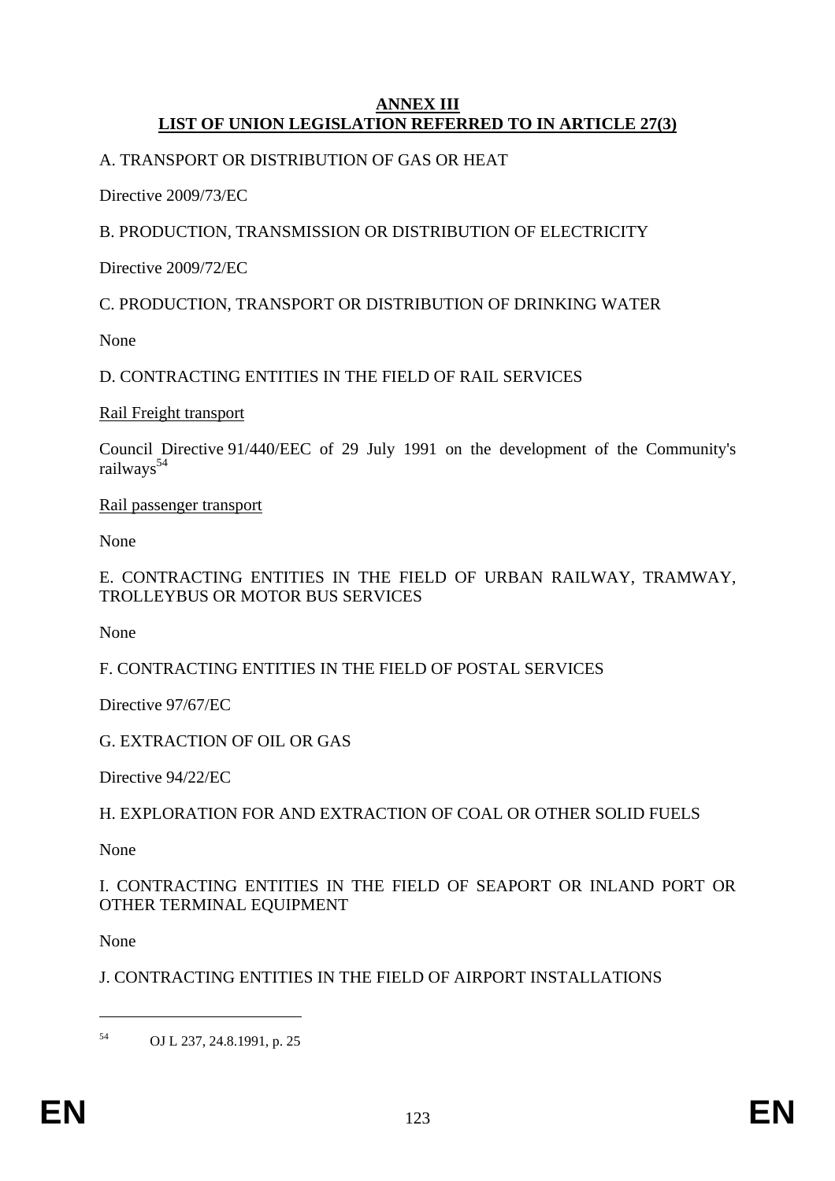## ANNEX III
## LIST OF UNION LEGISLATION REFERRED TO IN ARTICLE 27(3)

A. TRANSPORT OR DISTRIBUTION OF GAS OR HEAT

Directive 2009/73/EC

B. PRODUCTION, TRANSMISSION OR DISTRIBUTION OF ELECTRICITY

Directive 2009/72/EC

C. PRODUCTION, TRANSPORT OR DISTRIBUTION OF DRINKING WATER

None

D. CONTRACTING ENTITIES IN THE FIELD OF RAIL SERVICES

Rail Freight transport

Council Directive 91/440/EEC of 29 July 1991 on the development of the Community's railways[54]

Rail passenger transport

None

E. CONTRACTING ENTITIES IN THE FIELD OF URBAN RAILWAY, TRAMWAY, TROLLEYBUS OR MOTOR BUS SERVICES

None

F. CONTRACTING ENTITIES IN THE FIELD OF POSTAL SERVICES

Directive 97/67/EC

G. EXTRACTION OF OIL OR GAS

Directive 94/22/EC

H. EXPLORATION FOR AND EXTRACTION OF COAL OR OTHER SOLID FUELS

None

I. CONTRACTING ENTITIES IN THE FIELD OF SEAPORT OR INLAND PORT OR OTHER TERMINAL EQUIPMENT

None

J. CONTRACTING ENTITIES IN THE FIELD OF AIRPORT INSTALLATIONS

---

[54] OJ L 237, 24.8.1991, p. 25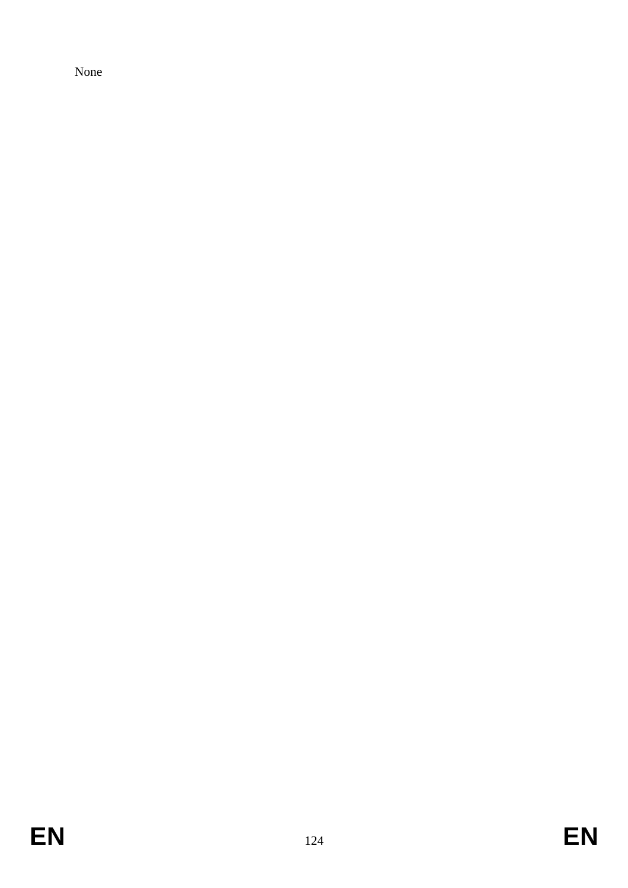None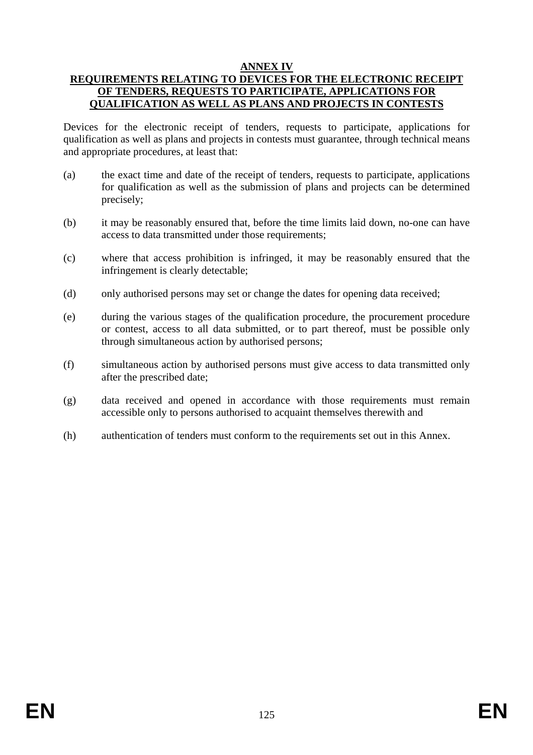**ANNEX IV**

**REQUIREMENTS RELATING TO DEVICES FOR THE ELECTRONIC RECEIPT OF TENDERS, REQUESTS TO PARTICIPATE, APPLICATIONS FOR QUALIFICATION AS WELL AS PLANS AND PROJECTS IN CONTESTS**

Devices for the electronic receipt of tenders, requests to participate, applications for qualification as well as plans and projects in contests must guarantee, through technical means and appropriate procedures, at least that:

(a) the exact time and date of the receipt of tenders, requests to participate, applications for qualification as well as the submission of plans and projects can be determined precisely;

(b) it may be reasonably ensured that, before the time limits laid down, no-one can have access to data transmitted under those requirements;

(c) where that access prohibition is infringed, it may be reasonably ensured that the infringement is clearly detectable;

(d) only authorised persons may set or change the dates for opening data received;

(e) during the various stages of the qualification procedure, the procurement procedure or contest, access to all data submitted, or to part thereof, must be possible only through simultaneous action by authorised persons;

(f) simultaneous action by authorised persons must give access to data transmitted only after the prescribed date;

(g) data received and opened in accordance with those requirements must remain accessible only to persons authorised to acquaint themselves therewith and

(h) authentication of tenders must conform to the requirements set out in this Annex.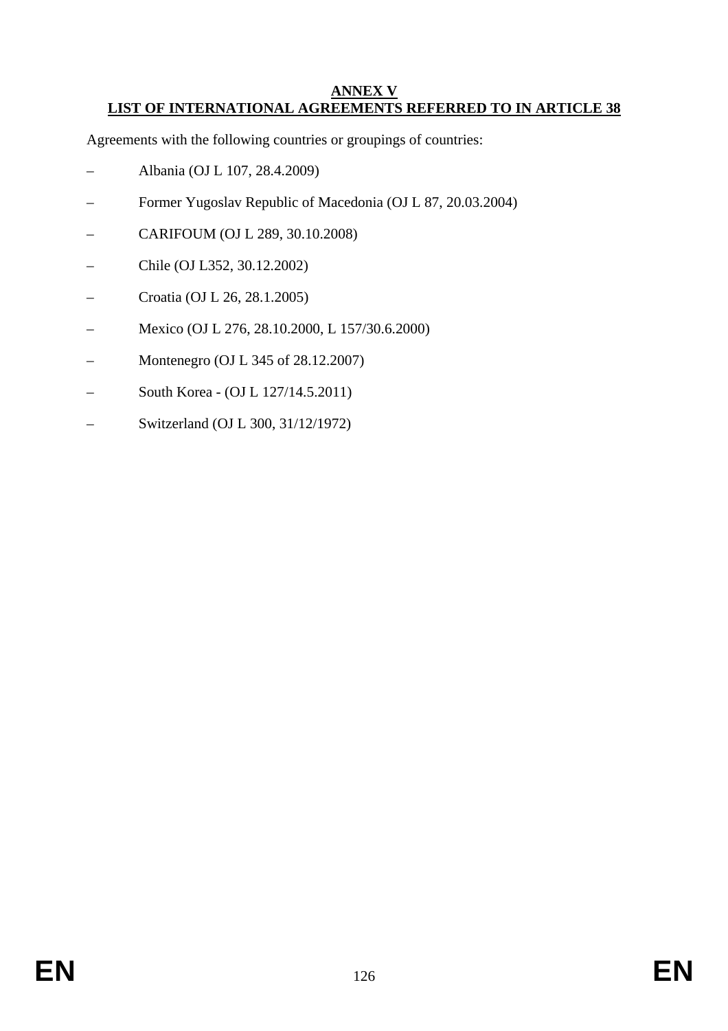# ANNEX V
## LIST OF INTERNATIONAL AGREEMENTS REFERRED TO IN ARTICLE 38

Agreements with the following countries or groupings of countries:

– Albania (OJ L 107, 28.4.2009)

– Former Yugoslav Republic of Macedonia (OJ L 87, 20.03.2004)

– CARIFOUM (OJ L 289, 30.10.2008)

– Chile (OJ L352, 30.12.2002)

– Croatia (OJ L 26, 28.1.2005)

– Mexico (OJ L 276, 28.10.2000, L 157/30.6.2000)

– Montenegro (OJ L 345 of 28.12.2007)

– South Korea - (OJ L 127/14.5.2011)

– Switzerland (OJ L 300, 31/12/1972)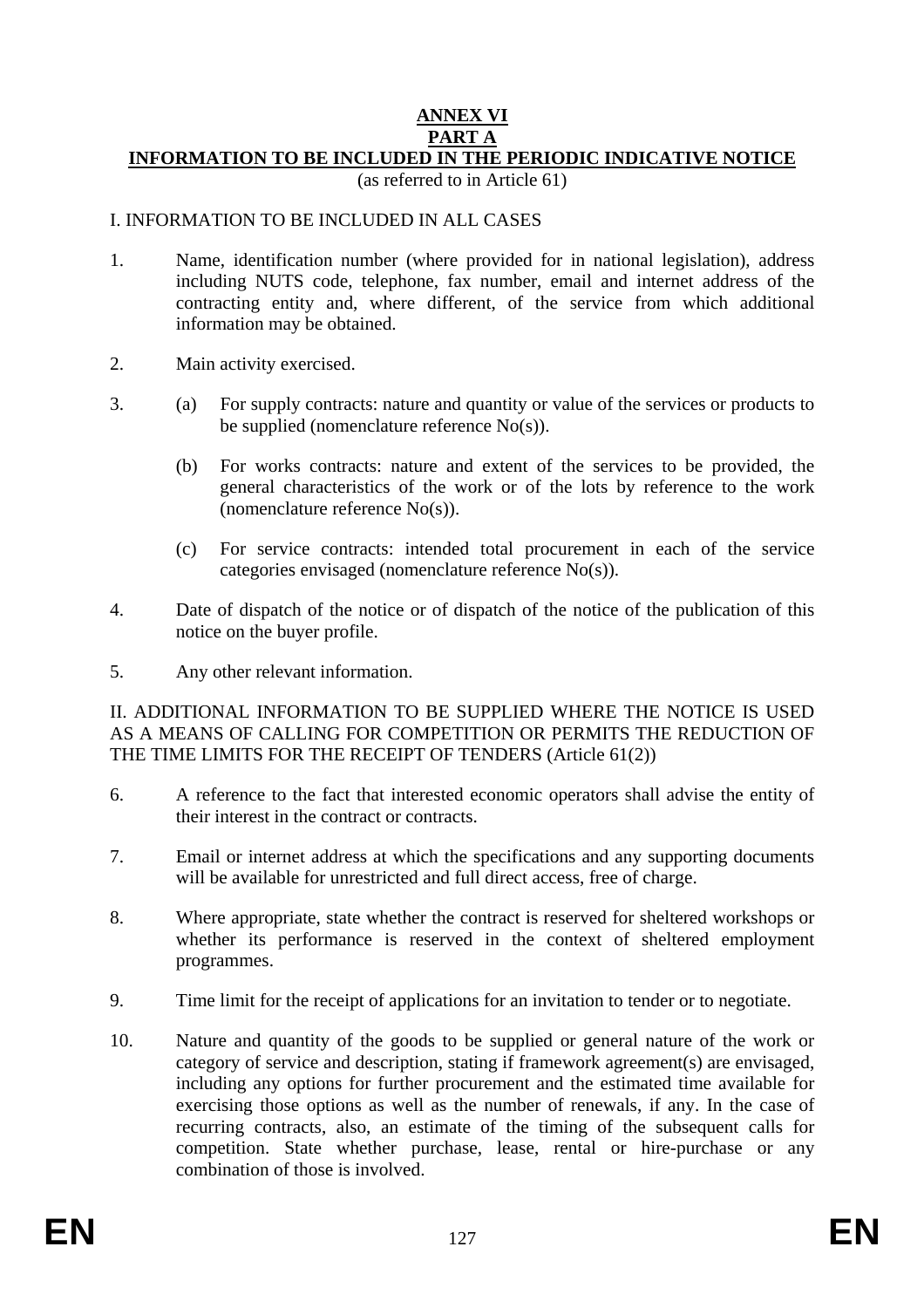# ANNEX VI

## PART A

## INFORMATION TO BE INCLUDED IN THE PERIODIC INDICATIVE NOTICE

(as referred to in Article 61)

I. INFORMATION TO BE INCLUDED IN ALL CASES

1. Name, identification number (where provided for in national legislation), address including NUTS code, telephone, fax number, email and internet address of the contracting entity and, where different, of the service from which additional information may be obtained.

2. Main activity exercised.

3. (a) For supply contracts: nature and quantity or value of the services or products to be supplied (nomenclature reference No(s)).

   (b) For works contracts: nature and extent of the services to be provided, the general characteristics of the work or of the lots by reference to the work (nomenclature reference No(s)).

   (c) For service contracts: intended total procurement in each of the service categories envisaged (nomenclature reference No(s)).

4. Date of dispatch of the notice or of dispatch of the notice of the publication of this notice on the buyer profile.

5. Any other relevant information.

II. ADDITIONAL INFORMATION TO BE SUPPLIED WHERE THE NOTICE IS USED AS A MEANS OF CALLING FOR COMPETITION OR PERMITS THE REDUCTION OF THE TIME LIMITS FOR THE RECEIPT OF TENDERS (Article 61(2))

6. A reference to the fact that interested economic operators shall advise the entity of their interest in the contract or contracts.

7. Email or internet address at which the specifications and any supporting documents will be available for unrestricted and full direct access, free of charge.

8. Where appropriate, state whether the contract is reserved for sheltered workshops or whether its performance is reserved in the context of sheltered employment programmes.

9. Time limit for the receipt of applications for an invitation to tender or to negotiate.

10. Nature and quantity of the goods to be supplied or general nature of the work or category of service and description, stating if framework agreement(s) are envisaged, including any options for further procurement and the estimated time available for exercising those options as well as the number of renewals, if any. In the case of recurring contracts, also, an estimate of the timing of the subsequent calls for competition. State whether purchase, lease, rental or hire-purchase or any combination of those is involved.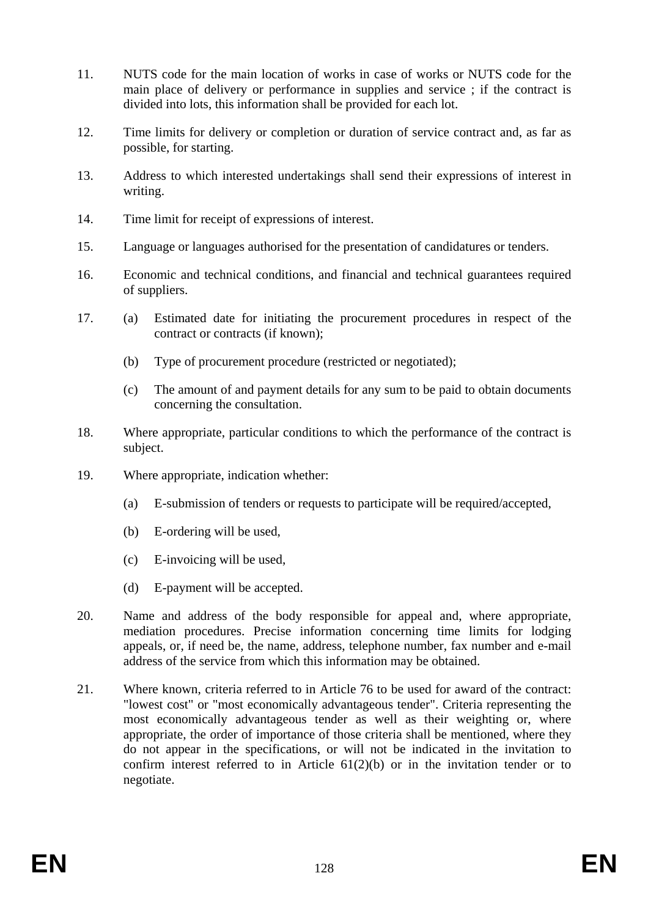11. NUTS code for the main location of works in case of works or NUTS code for the main place of delivery or performance in supplies and service ; if the contract is divided into lots, this information shall be provided for each lot.

12. Time limits for delivery or completion or duration of service contract and, as far as possible, for starting.

13. Address to which interested undertakings shall send their expressions of interest in writing.

14. Time limit for receipt of expressions of interest.

15. Language or languages authorised for the presentation of candidatures or tenders.

16. Economic and technical conditions, and financial and technical guarantees required of suppliers.

17. (a) Estimated date for initiating the procurement procedures in respect of the contract or contracts (if known);

    (b) Type of procurement procedure (restricted or negotiated);

    (c) The amount of and payment details for any sum to be paid to obtain documents concerning the consultation.

18. Where appropriate, particular conditions to which the performance of the contract is subject.

19. Where appropriate, indication whether:

    (a) E-submission of tenders or requests to participate will be required/accepted,

    (b) E-ordering will be used,

    (c) E-invoicing will be used,

    (d) E-payment will be accepted.

20. Name and address of the body responsible for appeal and, where appropriate, mediation procedures. Precise information concerning time limits for lodging appeals, or, if need be, the name, address, telephone number, fax number and e-mail address of the service from which this information may be obtained.

21. Where known, criteria referred to in Article 76 to be used for award of the contract: "lowest cost" or "most economically advantageous tender". Criteria representing the most economically advantageous tender as well as their weighting or, where appropriate, the order of importance of those criteria shall be mentioned, where they do not appear in the specifications, or will not be indicated in the invitation to confirm interest referred to in Article 61(2)(b) or in the invitation tender or to negotiate.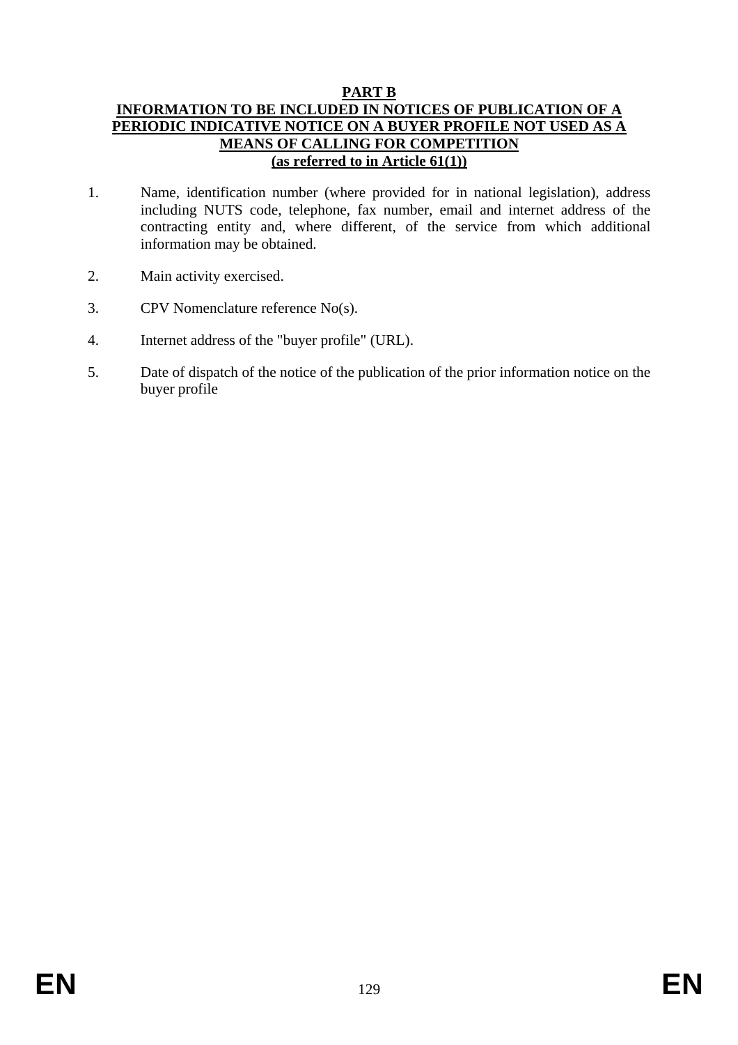## PART B

## INFORMATION TO BE INCLUDED IN NOTICES OF PUBLICATION OF A PERIODIC INDICATIVE NOTICE ON A BUYER PROFILE NOT USED AS A MEANS OF CALLING FOR COMPETITION

**(as referred to in Article 61(1))**

1. Name, identification number (where provided for in national legislation), address including NUTS code, telephone, fax number, email and internet address of the contracting entity and, where different, of the service from which additional information may be obtained.

2. Main activity exercised.

3. CPV Nomenclature reference No(s).

4. Internet address of the "buyer profile" (URL).

5. Date of dispatch of the notice of the publication of the prior information notice on the buyer profile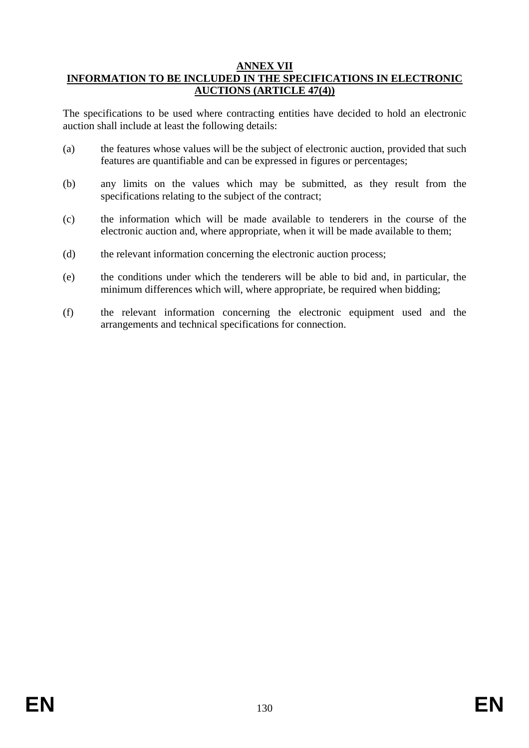# ANNEX VII
## INFORMATION TO BE INCLUDED IN THE SPECIFICATIONS IN ELECTRONIC AUCTIONS (ARTICLE 47(4))

The specifications to be used where contracting entities have decided to hold an electronic auction shall include at least the following details:

(a) the features whose values will be the subject of electronic auction, provided that such features are quantifiable and can be expressed in figures or percentages;

(b) any limits on the values which may be submitted, as they result from the specifications relating to the subject of the contract;

(c) the information which will be made available to tenderers in the course of the electronic auction and, where appropriate, when it will be made available to them;

(d) the relevant information concerning the electronic auction process;

(e) the conditions under which the tenderers will be able to bid and, in particular, the minimum differences which will, where appropriate, be required when bidding;

(f) the relevant information concerning the electronic equipment used and the arrangements and technical specifications for connection.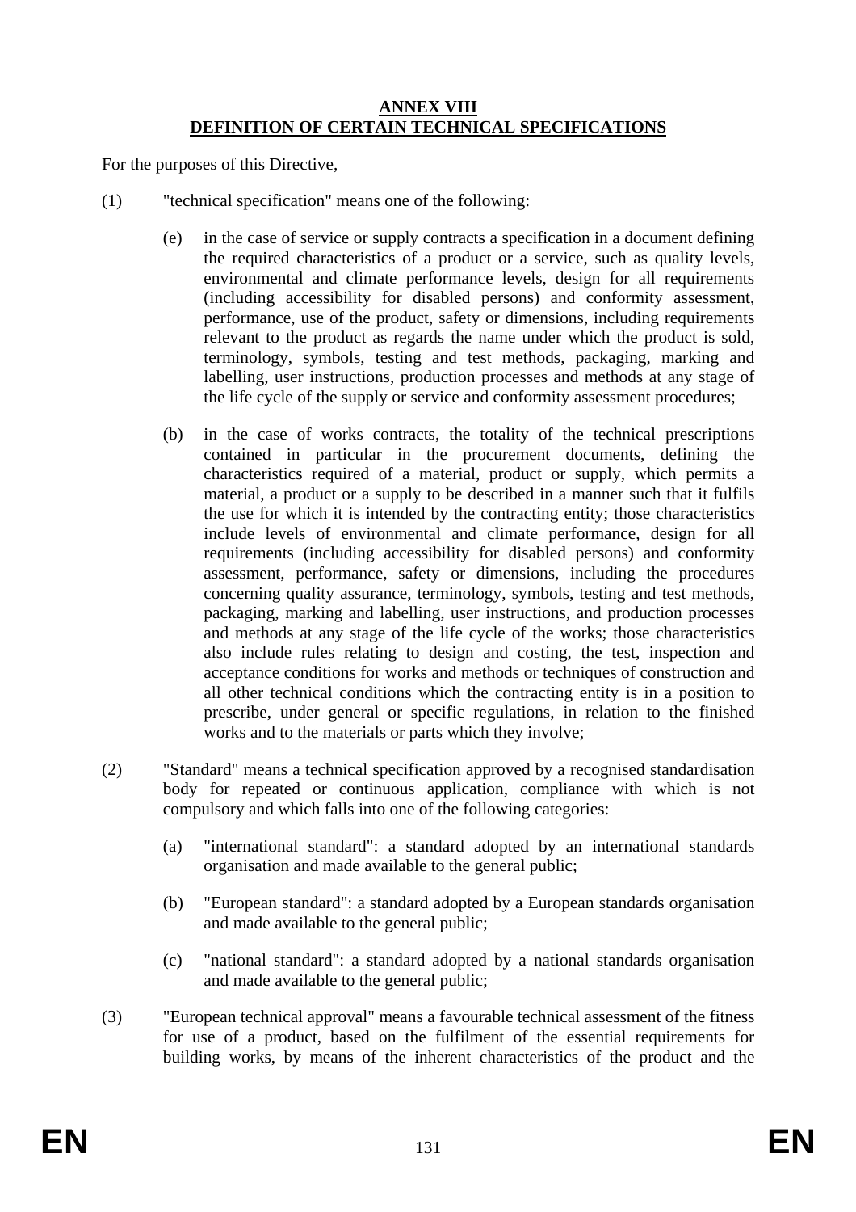**ANNEX VIII**
**DEFINITION OF CERTAIN TECHNICAL SPECIFICATIONS**

For the purposes of this Directive,

(1) "technical specification" means one of the following:

(e) in the case of service or supply contracts a specification in a document defining the required characteristics of a product or a service, such as quality levels, environmental and climate performance levels, design for all requirements (including accessibility for disabled persons) and conformity assessment, performance, use of the product, safety or dimensions, including requirements relevant to the product as regards the name under which the product is sold, terminology, symbols, testing and test methods, packaging, marking and labelling, user instructions, production processes and methods at any stage of the life cycle of the supply or service and conformity assessment procedures;

(b) in the case of works contracts, the totality of the technical prescriptions contained in particular in the procurement documents, defining the characteristics required of a material, product or supply, which permits a material, a product or a supply to be described in a manner such that it fulfils the use for which it is intended by the contracting entity; those characteristics include levels of environmental and climate performance, design for all requirements (including accessibility for disabled persons) and conformity assessment, performance, safety or dimensions, including the procedures concerning quality assurance, terminology, symbols, testing and test methods, packaging, marking and labelling, user instructions, and production processes and methods at any stage of the life cycle of the works; those characteristics also include rules relating to design and costing, the test, inspection and acceptance conditions for works and methods or techniques of construction and all other technical conditions which the contracting entity is in a position to prescribe, under general or specific regulations, in relation to the finished works and to the materials or parts which they involve;

(2) "Standard" means a technical specification approved by a recognised standardisation body for repeated or continuous application, compliance with which is not compulsory and which falls into one of the following categories:

(a) "international standard": a standard adopted by an international standards organisation and made available to the general public;

(b) "European standard": a standard adopted by a European standards organisation and made available to the general public;

(c) "national standard": a standard adopted by a national standards organisation and made available to the general public;

(3) "European technical approval" means a favourable technical assessment of the fitness for use of a product, based on the fulfilment of the essential requirements for building works, by means of the inherent characteristics of the product and the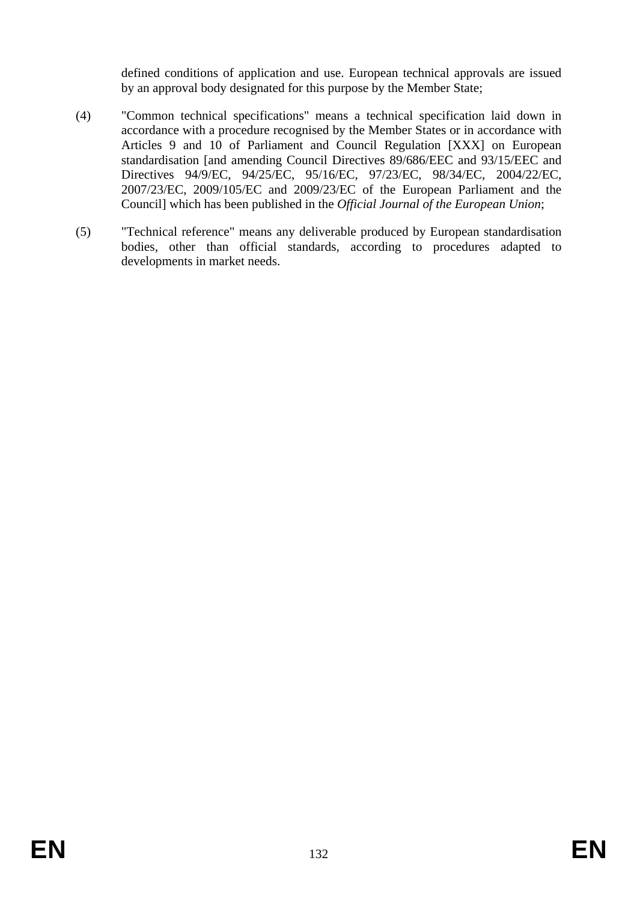defined conditions of application and use. European technical approvals are issued by an approval body designated for this purpose by the Member State;

(4) "Common technical specifications" means a technical specification laid down in accordance with a procedure recognised by the Member States or in accordance with Articles 9 and 10 of Parliament and Council Regulation [XXX] on European standardisation [and amending Council Directives 89/686/EEC and 93/15/EEC and Directives 94/9/EC, 94/25/EC, 95/16/EC, 97/23/EC, 98/34/EC, 2004/22/EC, 2007/23/EC, 2009/105/EC and 2009/23/EC of the European Parliament and the Council] which has been published in the *Official Journal of the European Union*;

(5) "Technical reference" means any deliverable produced by European standardisation bodies, other than official standards, according to procedures adapted to developments in market needs.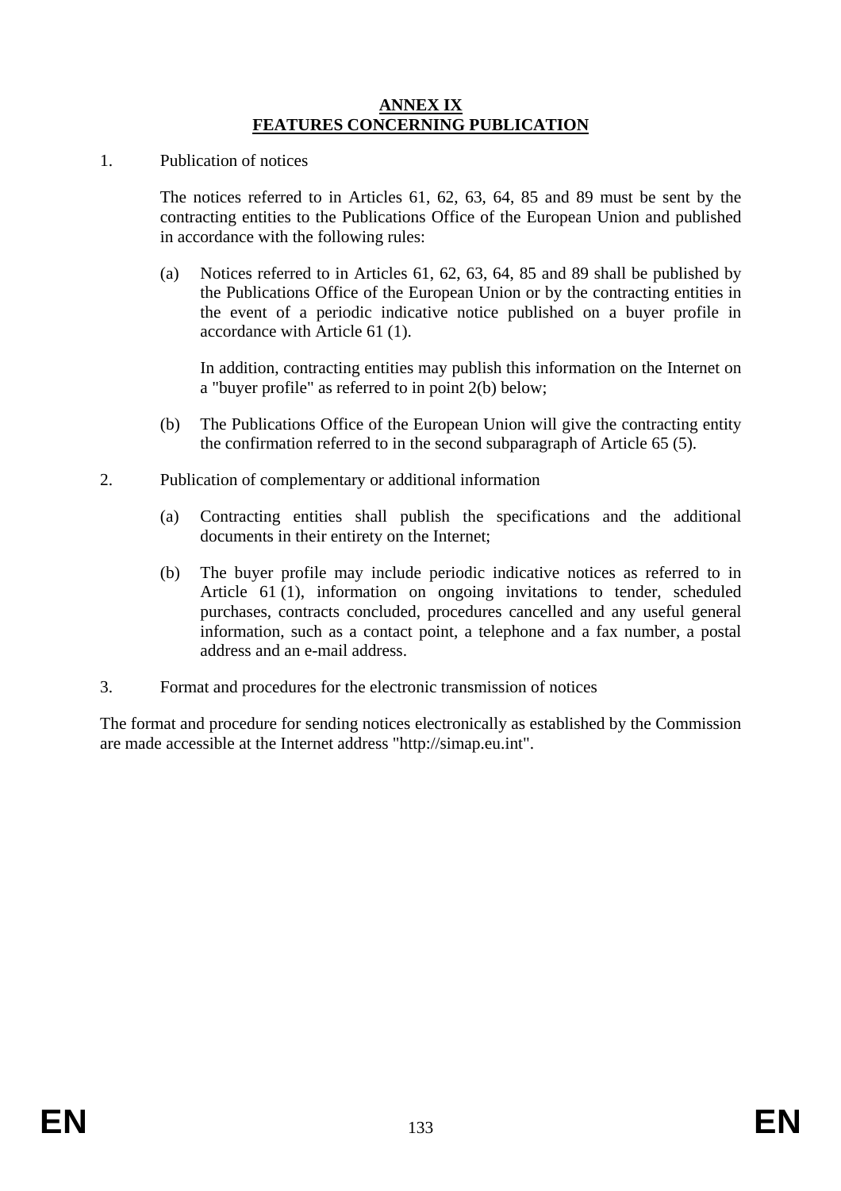# ANNEX IX
# FEATURES CONCERNING PUBLICATION

1. Publication of notices

   The notices referred to in Articles 61, 62, 63, 64, 85 and 89 must be sent by the contracting entities to the Publications Office of the European Union and published in accordance with the following rules:

   (a) Notices referred to in Articles 61, 62, 63, 64, 85 and 89 shall be published by the Publications Office of the European Union or by the contracting entities in the event of a periodic indicative notice published on a buyer profile in accordance with Article 61 (1).

   In addition, contracting entities may publish this information on the Internet on a "buyer profile" as referred to in point 2(b) below;

   (b) The Publications Office of the European Union will give the contracting entity the confirmation referred to in the second subparagraph of Article 65 (5).

2. Publication of complementary or additional information

   (a) Contracting entities shall publish the specifications and the additional documents in their entirety on the Internet;

   (b) The buyer profile may include periodic indicative notices as referred to in Article 61 (1), information on ongoing invitations to tender, scheduled purchases, contracts concluded, procedures cancelled and any useful general information, such as a contact point, a telephone and a fax number, a postal address and an e-mail address.

3. Format and procedures for the electronic transmission of notices

The format and procedure for sending notices electronically as established by the Commission are made accessible at the Internet address "http://simap.eu.int".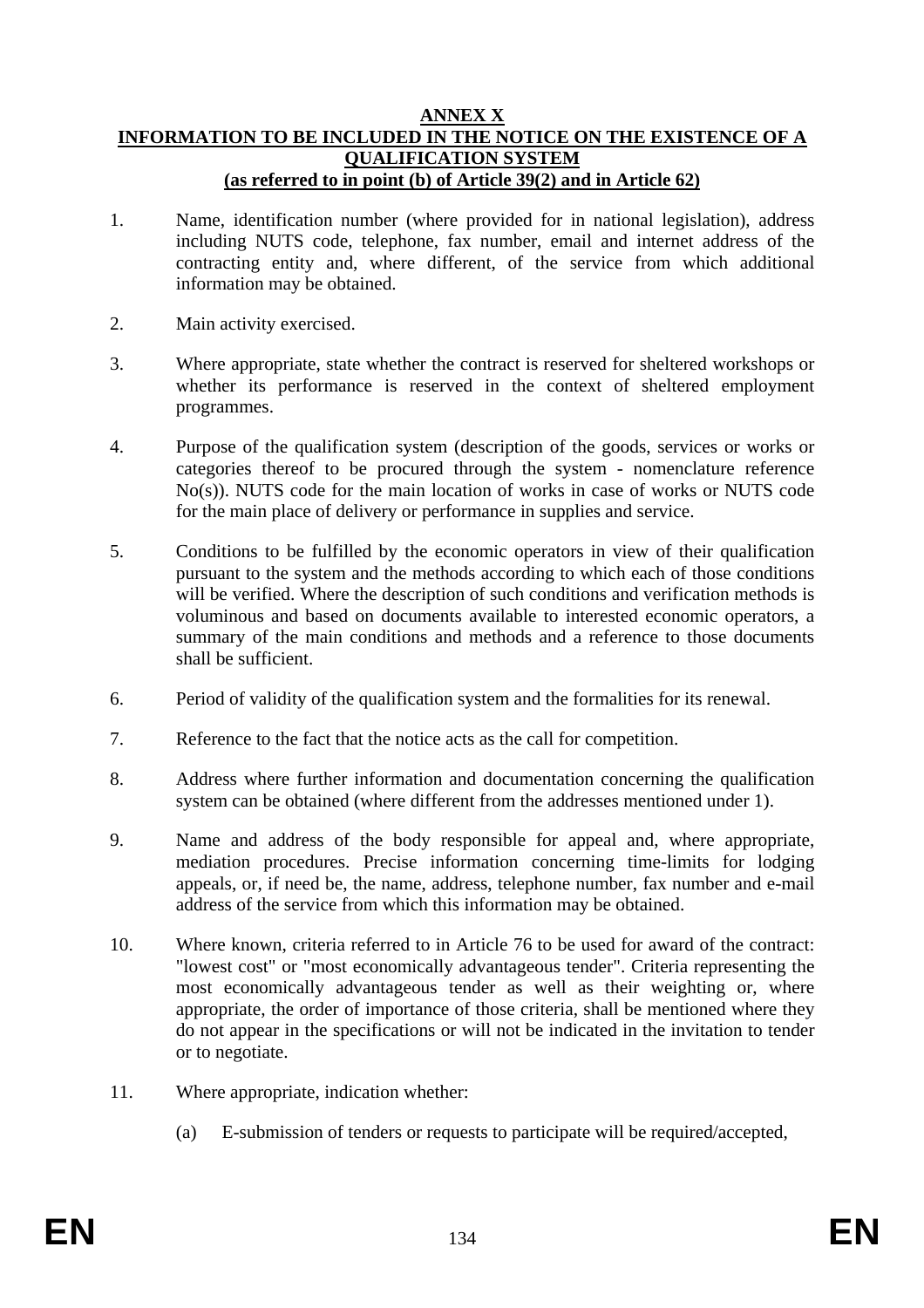**ANNEX X**
**INFORMATION TO BE INCLUDED IN THE NOTICE ON THE EXISTENCE OF A QUALIFICATION SYSTEM**
**(as referred to in point (b) of Article 39(2) and in Article 62)**

1. Name, identification number (where provided for in national legislation), address including NUTS code, telephone, fax number, email and internet address of the contracting entity and, where different, of the service from which additional information may be obtained.

2. Main activity exercised.

3. Where appropriate, state whether the contract is reserved for sheltered workshops or whether its performance is reserved in the context of sheltered employment programmes.

4. Purpose of the qualification system (description of the goods, services or works or categories thereof to be procured through the system - nomenclature reference No(s)). NUTS code for the main location of works in case of works or NUTS code for the main place of delivery or performance in supplies and service.

5. Conditions to be fulfilled by the economic operators in view of their qualification pursuant to the system and the methods according to which each of those conditions will be verified. Where the description of such conditions and verification methods is voluminous and based on documents available to interested economic operators, a summary of the main conditions and methods and a reference to those documents shall be sufficient.

6. Period of validity of the qualification system and the formalities for its renewal.

7. Reference to the fact that the notice acts as the call for competition.

8. Address where further information and documentation concerning the qualification system can be obtained (where different from the addresses mentioned under 1).

9. Name and address of the body responsible for appeal and, where appropriate, mediation procedures. Precise information concerning time-limits for lodging appeals, or, if need be, the name, address, telephone number, fax number and e-mail address of the service from which this information may be obtained.

10. Where known, criteria referred to in Article 76 to be used for award of the contract: "lowest cost" or "most economically advantageous tender". Criteria representing the most economically advantageous tender as well as their weighting or, where appropriate, the order of importance of those criteria, shall be mentioned where they do not appear in the specifications or will not be indicated in the invitation to tender or to negotiate.

11. Where appropriate, indication whether:

    (a) E-submission of tenders or requests to participate will be required/accepted,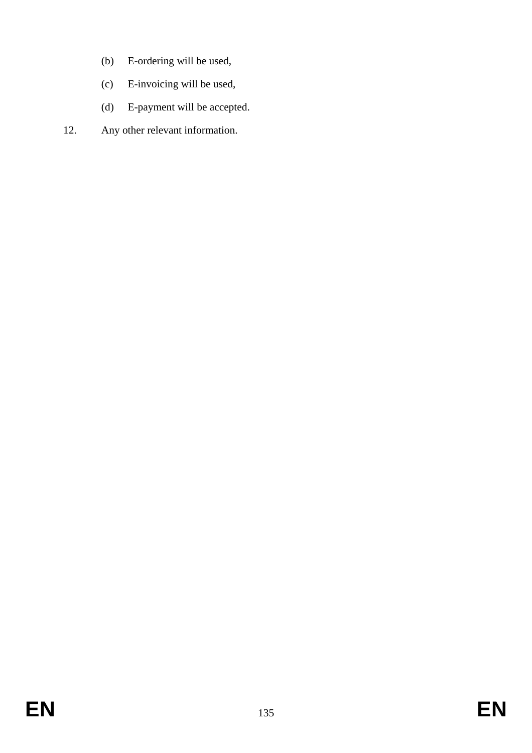(b) E-ordering will be used,

(c) E-invoicing will be used,

(d) E-payment will be accepted.

12. Any other relevant information.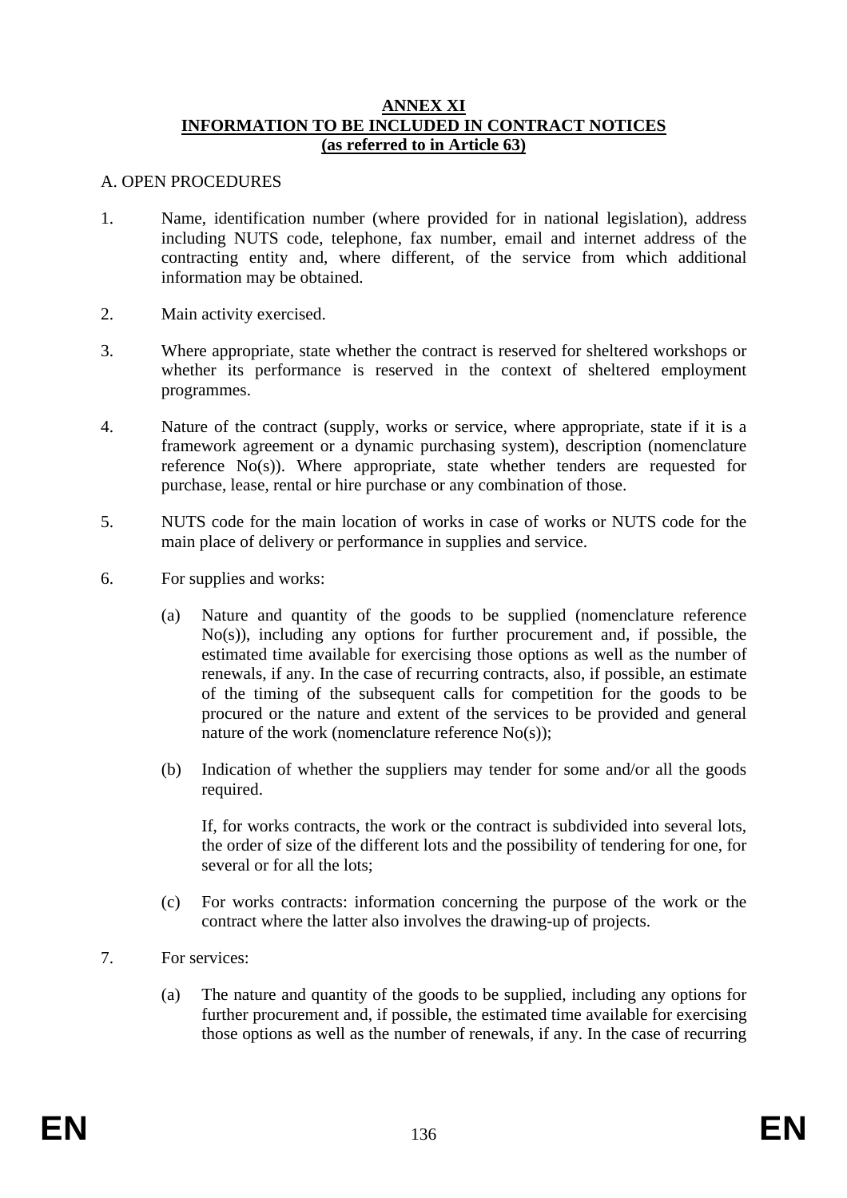**ANNEX XI**
**INFORMATION TO BE INCLUDED IN CONTRACT NOTICES**
**(as referred to in Article 63)**

A. OPEN PROCEDURES

1. Name, identification number (where provided for in national legislation), address including NUTS code, telephone, fax number, email and internet address of the contracting entity and, where different, of the service from which additional information may be obtained.

2. Main activity exercised.

3. Where appropriate, state whether the contract is reserved for sheltered workshops or whether its performance is reserved in the context of sheltered employment programmes.

4. Nature of the contract (supply, works or service, where appropriate, state if it is a framework agreement or a dynamic purchasing system), description (nomenclature reference No(s)). Where appropriate, state whether tenders are requested for purchase, lease, rental or hire purchase or any combination of those.

5. NUTS code for the main location of works in case of works or NUTS code for the main place of delivery or performance in supplies and service.

6. For supplies and works:

   (a) Nature and quantity of the goods to be supplied (nomenclature reference No(s)), including any options for further procurement and, if possible, the estimated time available for exercising those options as well as the number of renewals, if any. In the case of recurring contracts, also, if possible, an estimate of the timing of the subsequent calls for competition for the goods to be procured or the nature and extent of the services to be provided and general nature of the work (nomenclature reference No(s));

   (b) Indication of whether the suppliers may tender for some and/or all the goods required.

   If, for works contracts, the work or the contract is subdivided into several lots, the order of size of the different lots and the possibility of tendering for one, for several or for all the lots;

   (c) For works contracts: information concerning the purpose of the work or the contract where the latter also involves the drawing-up of projects.

7. For services:

   (a) The nature and quantity of the goods to be supplied, including any options for further procurement and, if possible, the estimated time available for exercising those options as well as the number of renewals, if any. In the case of recurring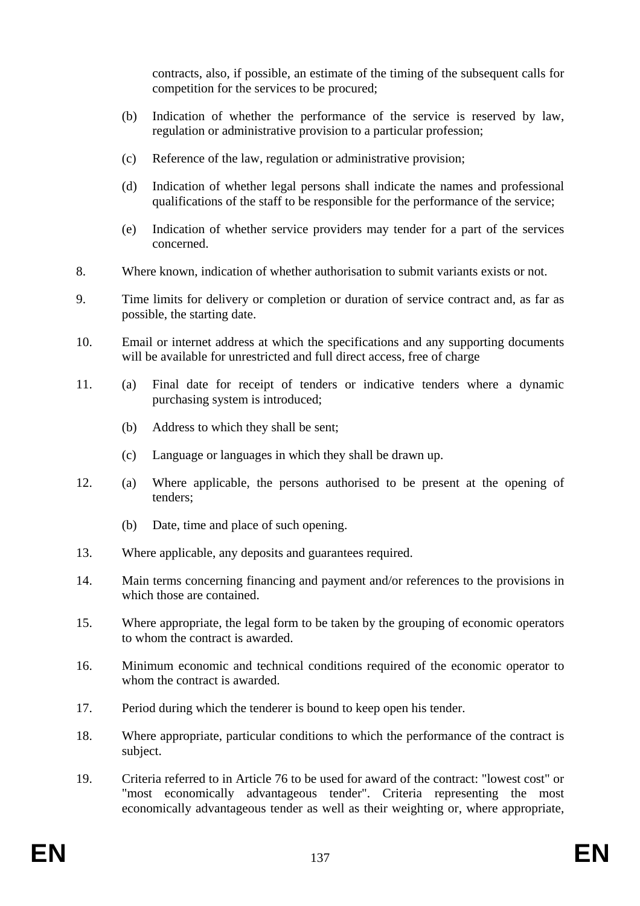contracts, also, if possible, an estimate of the timing of the subsequent calls for competition for the services to be procured;

(b) Indication of whether the performance of the service is reserved by law, regulation or administrative provision to a particular profession;

(c) Reference of the law, regulation or administrative provision;

(d) Indication of whether legal persons shall indicate the names and professional qualifications of the staff to be responsible for the performance of the service;

(e) Indication of whether service providers may tender for a part of the services concerned.

8. Where known, indication of whether authorisation to submit variants exists or not.

9. Time limits for delivery or completion or duration of service contract and, as far as possible, the starting date.

10. Email or internet address at which the specifications and any supporting documents will be available for unrestricted and full direct access, free of charge

11. (a) Final date for receipt of tenders or indicative tenders where a dynamic purchasing system is introduced;

    (b) Address to which they shall be sent;

    (c) Language or languages in which they shall be drawn up.

12. (a) Where applicable, the persons authorised to be present at the opening of tenders;

    (b) Date, time and place of such opening.

13. Where applicable, any deposits and guarantees required.

14. Main terms concerning financing and payment and/or references to the provisions in which those are contained.

15. Where appropriate, the legal form to be taken by the grouping of economic operators to whom the contract is awarded.

16. Minimum economic and technical conditions required of the economic operator to whom the contract is awarded.

17. Period during which the tenderer is bound to keep open his tender.

18. Where appropriate, particular conditions to which the performance of the contract is subject.

19. Criteria referred to in Article 76 to be used for award of the contract: "lowest cost" or "most economically advantageous tender". Criteria representing the most economically advantageous tender as well as their weighting or, where appropriate,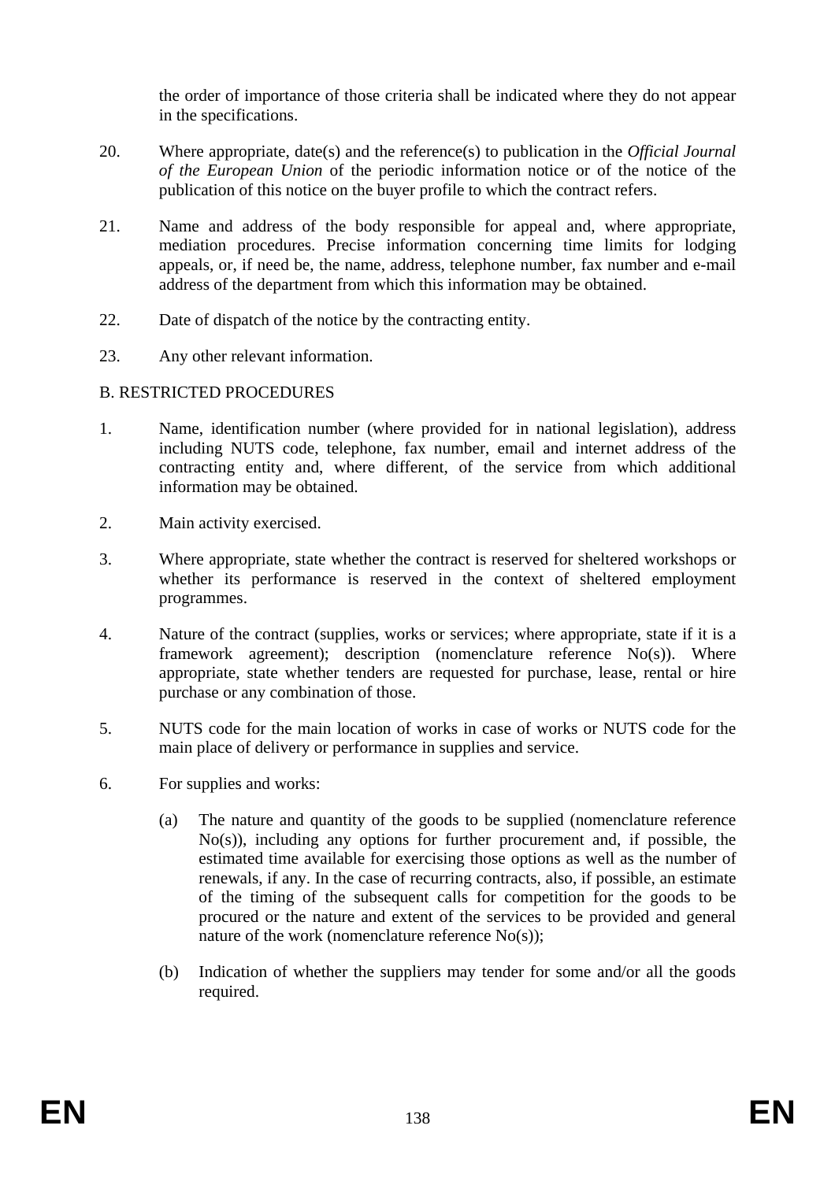the order of importance of those criteria shall be indicated where they do not appear in the specifications.

20. Where appropriate, date(s) and the reference(s) to publication in the *Official Journal of the European Union* of the periodic information notice or of the notice of the publication of this notice on the buyer profile to which the contract refers.

21. Name and address of the body responsible for appeal and, where appropriate, mediation procedures. Precise information concerning time limits for lodging appeals, or, if need be, the name, address, telephone number, fax number and e-mail address of the department from which this information may be obtained.

22. Date of dispatch of the notice by the contracting entity.

23. Any other relevant information.

B. RESTRICTED PROCEDURES

1. Name, identification number (where provided for in national legislation), address including NUTS code, telephone, fax number, email and internet address of the contracting entity and, where different, of the service from which additional information may be obtained.

2. Main activity exercised.

3. Where appropriate, state whether the contract is reserved for sheltered workshops or whether its performance is reserved in the context of sheltered employment programmes.

4. Nature of the contract (supplies, works or services; where appropriate, state if it is a framework agreement); description (nomenclature reference No(s)). Where appropriate, state whether tenders are requested for purchase, lease, rental or hire purchase or any combination of those.

5. NUTS code for the main location of works in case of works or NUTS code for the main place of delivery or performance in supplies and service.

6. For supplies and works:

   (a) The nature and quantity of the goods to be supplied (nomenclature reference No(s)), including any options for further procurement and, if possible, the estimated time available for exercising those options as well as the number of renewals, if any. In the case of recurring contracts, also, if possible, an estimate of the timing of the subsequent calls for competition for the goods to be procured or the nature and extent of the services to be provided and general nature of the work (nomenclature reference No(s));

   (b) Indication of whether the suppliers may tender for some and/or all the goods required.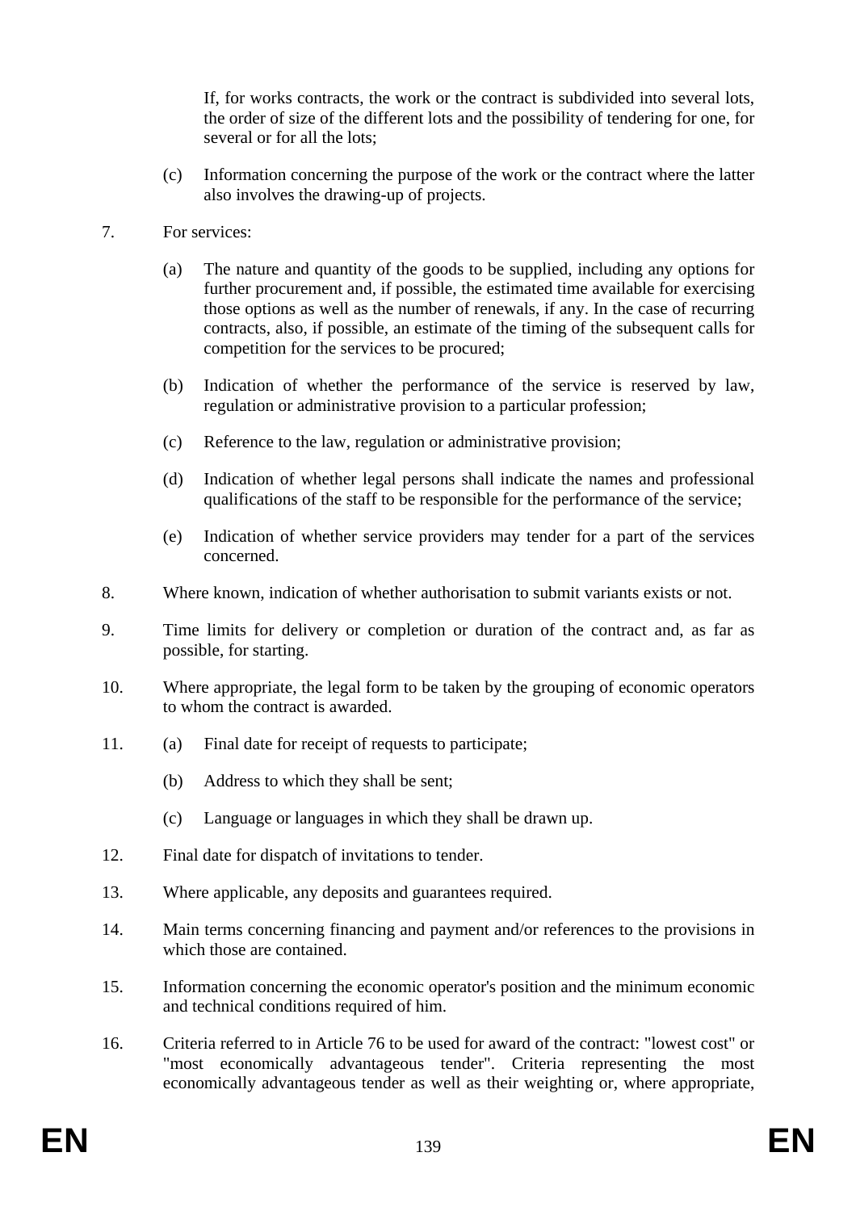If, for works contracts, the work or the contract is subdivided into several lots, the order of size of the different lots and the possibility of tendering for one, for several or for all the lots;

(c) Information concerning the purpose of the work or the contract where the latter also involves the drawing-up of projects.

7. For services:

(a) The nature and quantity of the goods to be supplied, including any options for further procurement and, if possible, the estimated time available for exercising those options as well as the number of renewals, if any. In the case of recurring contracts, also, if possible, an estimate of the timing of the subsequent calls for competition for the services to be procured;

(b) Indication of whether the performance of the service is reserved by law, regulation or administrative provision to a particular profession;

(c) Reference to the law, regulation or administrative provision;

(d) Indication of whether legal persons shall indicate the names and professional qualifications of the staff to be responsible for the performance of the service;

(e) Indication of whether service providers may tender for a part of the services concerned.

8. Where known, indication of whether authorisation to submit variants exists or not.

9. Time limits for delivery or completion or duration of the contract and, as far as possible, for starting.

10. Where appropriate, the legal form to be taken by the grouping of economic operators to whom the contract is awarded.

11. (a) Final date for receipt of requests to participate;

(b) Address to which they shall be sent;

(c) Language or languages in which they shall be drawn up.

12. Final date for dispatch of invitations to tender.

13. Where applicable, any deposits and guarantees required.

14. Main terms concerning financing and payment and/or references to the provisions in which those are contained.

15. Information concerning the economic operator's position and the minimum economic and technical conditions required of him.

16. Criteria referred to in Article 76 to be used for award of the contract: "lowest cost" or "most economically advantageous tender". Criteria representing the most economically advantageous tender as well as their weighting or, where appropriate,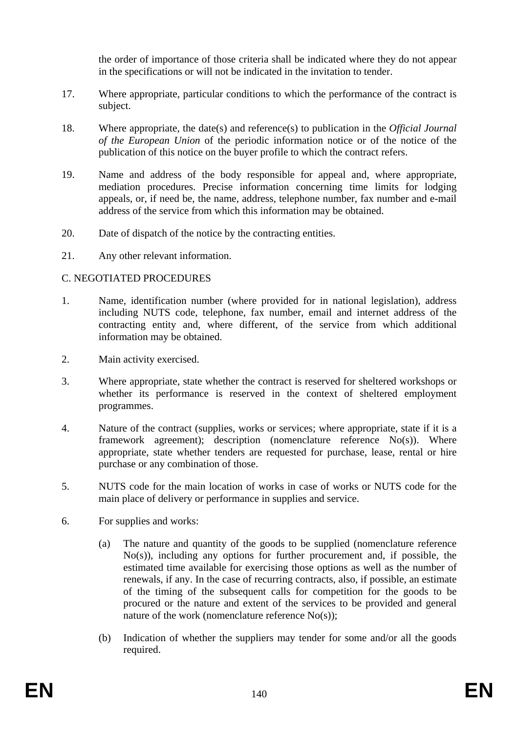the order of importance of those criteria shall be indicated where they do not appear in the specifications or will not be indicated in the invitation to tender.

17. Where appropriate, particular conditions to which the performance of the contract is subject.

18. Where appropriate, the date(s) and reference(s) to publication in the *Official Journal of the European Union* of the periodic information notice or of the notice of the publication of this notice on the buyer profile to which the contract refers.

19. Name and address of the body responsible for appeal and, where appropriate, mediation procedures. Precise information concerning time limits for lodging appeals, or, if need be, the name, address, telephone number, fax number and e-mail address of the service from which this information may be obtained.

20. Date of dispatch of the notice by the contracting entities.

21. Any other relevant information.

C. NEGOTIATED PROCEDURES

1. Name, identification number (where provided for in national legislation), address including NUTS code, telephone, fax number, email and internet address of the contracting entity and, where different, of the service from which additional information may be obtained.

2. Main activity exercised.

3. Where appropriate, state whether the contract is reserved for sheltered workshops or whether its performance is reserved in the context of sheltered employment programmes.

4. Nature of the contract (supplies, works or services; where appropriate, state if it is a framework agreement); description (nomenclature reference No(s)). Where appropriate, state whether tenders are requested for purchase, lease, rental or hire purchase or any combination of those.

5. NUTS code for the main location of works in case of works or NUTS code for the main place of delivery or performance in supplies and service.

6. For supplies and works:

   (a) The nature and quantity of the goods to be supplied (nomenclature reference No(s)), including any options for further procurement and, if possible, the estimated time available for exercising those options as well as the number of renewals, if any. In the case of recurring contracts, also, if possible, an estimate of the timing of the subsequent calls for competition for the goods to be procured or the nature and extent of the services to be provided and general nature of the work (nomenclature reference No(s));

   (b) Indication of whether the suppliers may tender for some and/or all the goods required.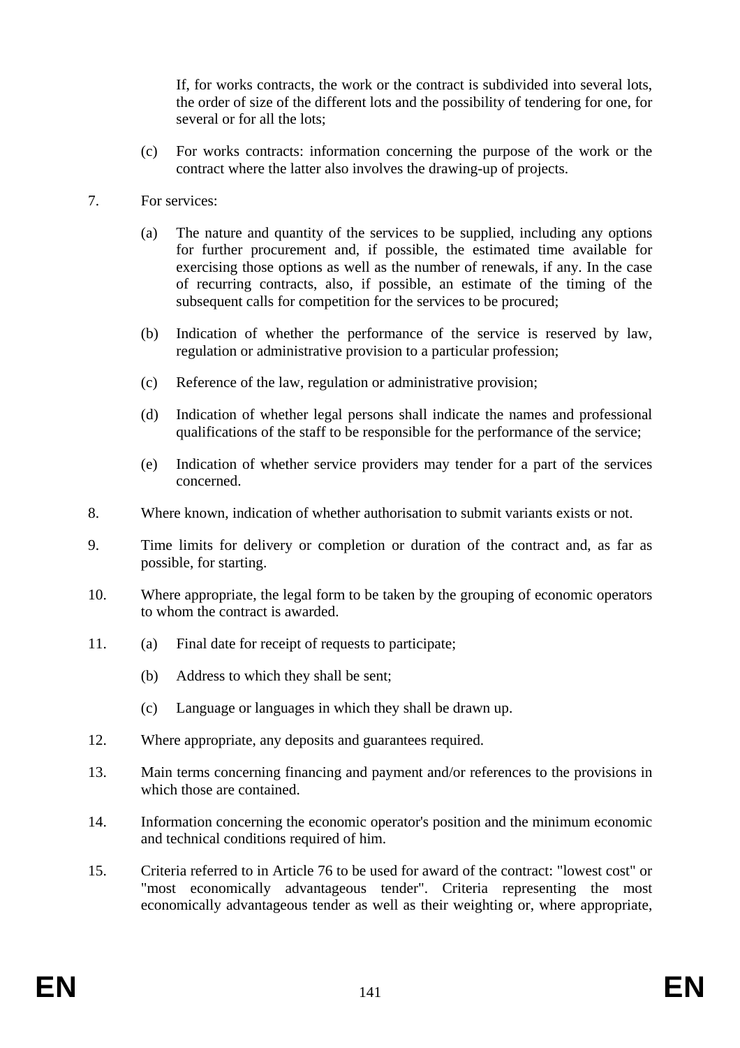If, for works contracts, the work or the contract is subdivided into several lots, the order of size of the different lots and the possibility of tendering for one, for several or for all the lots;

(c) For works contracts: information concerning the purpose of the work or the contract where the latter also involves the drawing-up of projects.

7. For services:

(a) The nature and quantity of the services to be supplied, including any options for further procurement and, if possible, the estimated time available for exercising those options as well as the number of renewals, if any. In the case of recurring contracts, also, if possible, an estimate of the timing of the subsequent calls for competition for the services to be procured;

(b) Indication of whether the performance of the service is reserved by law, regulation or administrative provision to a particular profession;

(c) Reference of the law, regulation or administrative provision;

(d) Indication of whether legal persons shall indicate the names and professional qualifications of the staff to be responsible for the performance of the service;

(e) Indication of whether service providers may tender for a part of the services concerned.

8. Where known, indication of whether authorisation to submit variants exists or not.

9. Time limits for delivery or completion or duration of the contract and, as far as possible, for starting.

10. Where appropriate, the legal form to be taken by the grouping of economic operators to whom the contract is awarded.

11. (a) Final date for receipt of requests to participate;

(b) Address to which they shall be sent;

(c) Language or languages in which they shall be drawn up.

12. Where appropriate, any deposits and guarantees required.

13. Main terms concerning financing and payment and/or references to the provisions in which those are contained.

14. Information concerning the economic operator's position and the minimum economic and technical conditions required of him.

15. Criteria referred to in Article 76 to be used for award of the contract: "lowest cost" or "most economically advantageous tender". Criteria representing the most economically advantageous tender as well as their weighting or, where appropriate,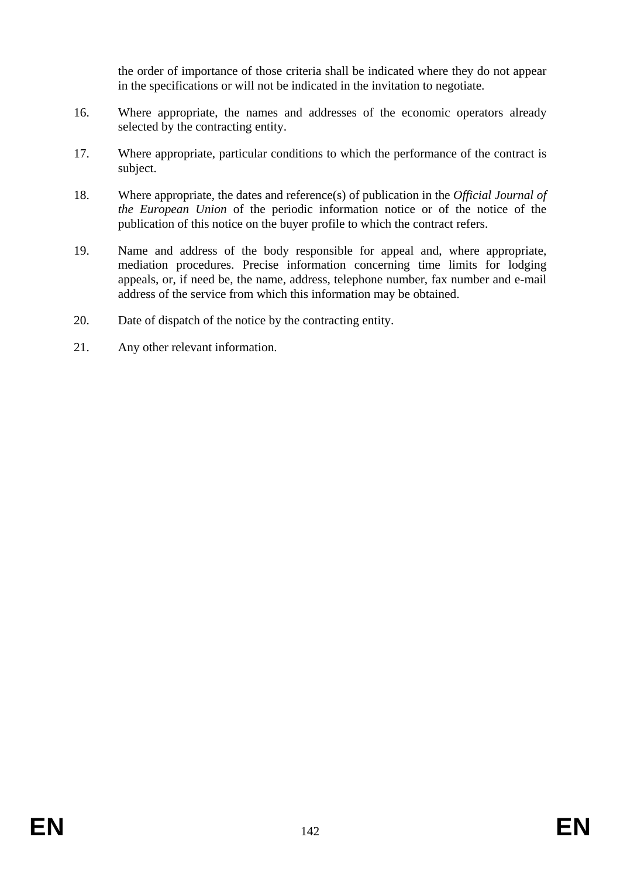the order of importance of those criteria shall be indicated where they do not appear in the specifications or will not be indicated in the invitation to negotiate.

16. Where appropriate, the names and addresses of the economic operators already selected by the contracting entity.

17. Where appropriate, particular conditions to which the performance of the contract is subject.

18. Where appropriate, the dates and reference(s) of publication in the *Official Journal of the European Union* of the periodic information notice or of the notice of the publication of this notice on the buyer profile to which the contract refers.

19. Name and address of the body responsible for appeal and, where appropriate, mediation procedures. Precise information concerning time limits for lodging appeals, or, if need be, the name, address, telephone number, fax number and e-mail address of the service from which this information may be obtained.

20. Date of dispatch of the notice by the contracting entity.

21. Any other relevant information.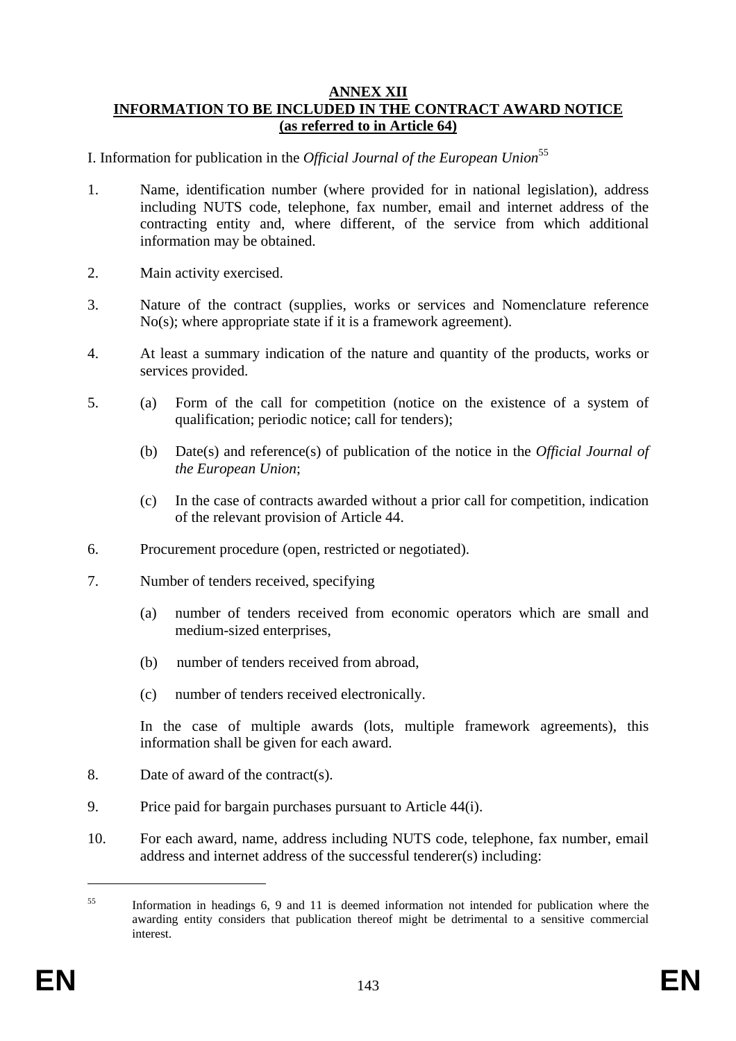# ANNEX XII
## INFORMATION TO BE INCLUDED IN THE CONTRACT AWARD NOTICE
## (as referred to in Article 64)

I. Information for publication in the *Official Journal of the European Union*[55]

1. Name, identification number (where provided for in national legislation), address including NUTS code, telephone, fax number, email and internet address of the contracting entity and, where different, of the service from which additional information may be obtained.

2. Main activity exercised.

3. Nature of the contract (supplies, works or services and Nomenclature reference No(s); where appropriate state if it is a framework agreement).

4. At least a summary indication of the nature and quantity of the products, works or services provided.

5. (a) Form of the call for competition (notice on the existence of a system of qualification; periodic notice; call for tenders);

   (b) Date(s) and reference(s) of publication of the notice in the *Official Journal of the European Union*;

   (c) In the case of contracts awarded without a prior call for competition, indication of the relevant provision of Article 44.

6. Procurement procedure (open, restricted or negotiated).

7. Number of tenders received, specifying

   (a) number of tenders received from economic operators which are small and medium-sized enterprises,

   (b) number of tenders received from abroad,

   (c) number of tenders received electronically.

   In the case of multiple awards (lots, multiple framework agreements), this information shall be given for each award.

8. Date of award of the contract(s).

9. Price paid for bargain purchases pursuant to Article 44(i).

10. For each award, name, address including NUTS code, telephone, fax number, email address and internet address of the successful tenderer(s) including:

---

[55] Information in headings 6, 9 and 11 is deemed information not intended for publication where the awarding entity considers that publication thereof might be detrimental to a sensitive commercial interest.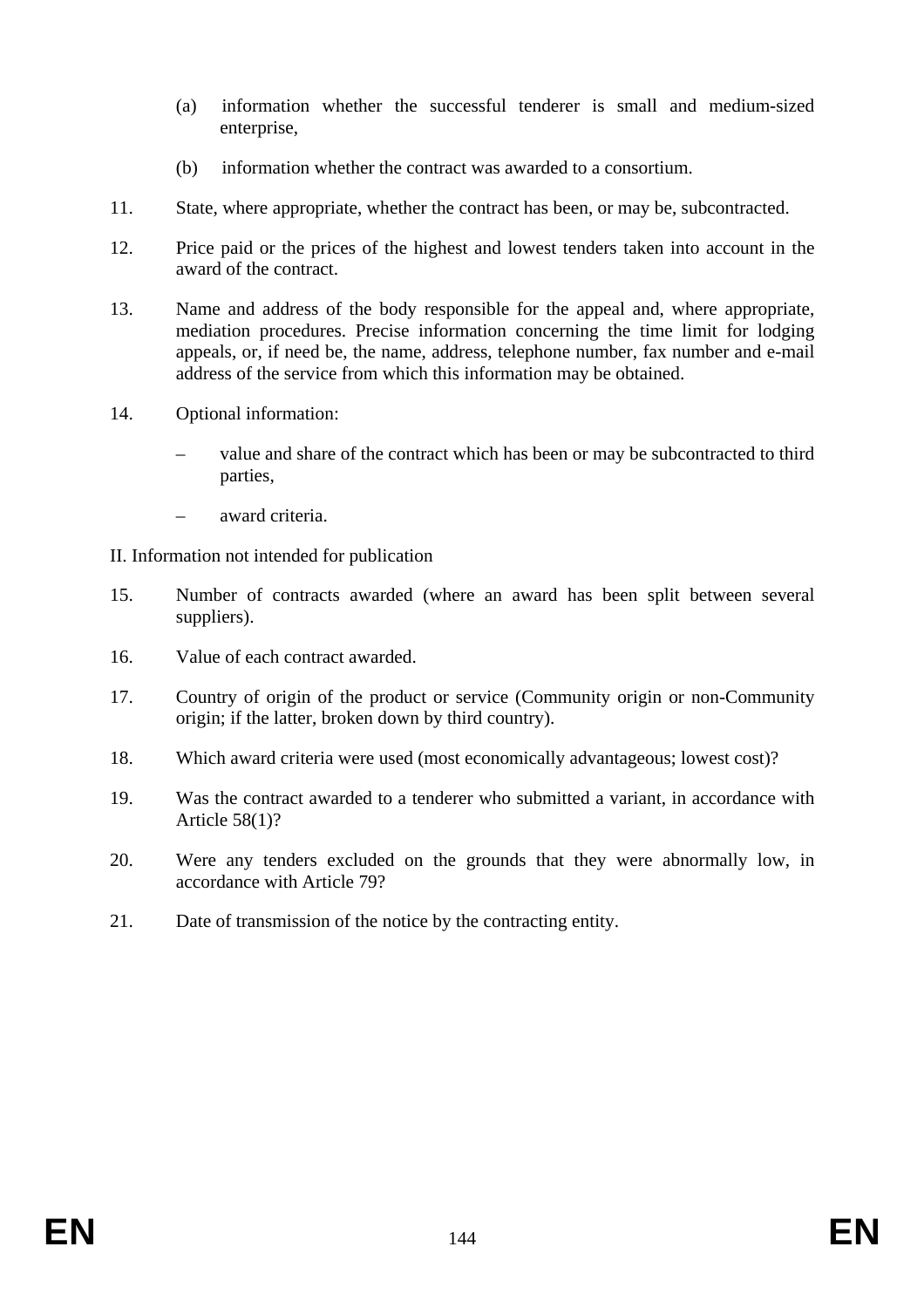(a) information whether the successful tenderer is small and medium-sized enterprise,

(b) information whether the contract was awarded to a consortium.

11. State, where appropriate, whether the contract has been, or may be, subcontracted.

12. Price paid or the prices of the highest and lowest tenders taken into account in the award of the contract.

13. Name and address of the body responsible for the appeal and, where appropriate, mediation procedures. Precise information concerning the time limit for lodging appeals, or, if need be, the name, address, telephone number, fax number and e-mail address of the service from which this information may be obtained.

14. Optional information:

   – value and share of the contract which has been or may be subcontracted to third parties,

   – award criteria.

II. Information not intended for publication

15. Number of contracts awarded (where an award has been split between several suppliers).

16. Value of each contract awarded.

17. Country of origin of the product or service (Community origin or non-Community origin; if the latter, broken down by third country).

18. Which award criteria were used (most economically advantageous; lowest cost)?

19. Was the contract awarded to a tenderer who submitted a variant, in accordance with Article 58(1)?

20. Were any tenders excluded on the grounds that they were abnormally low, in accordance with Article 79?

21. Date of transmission of the notice by the contracting entity.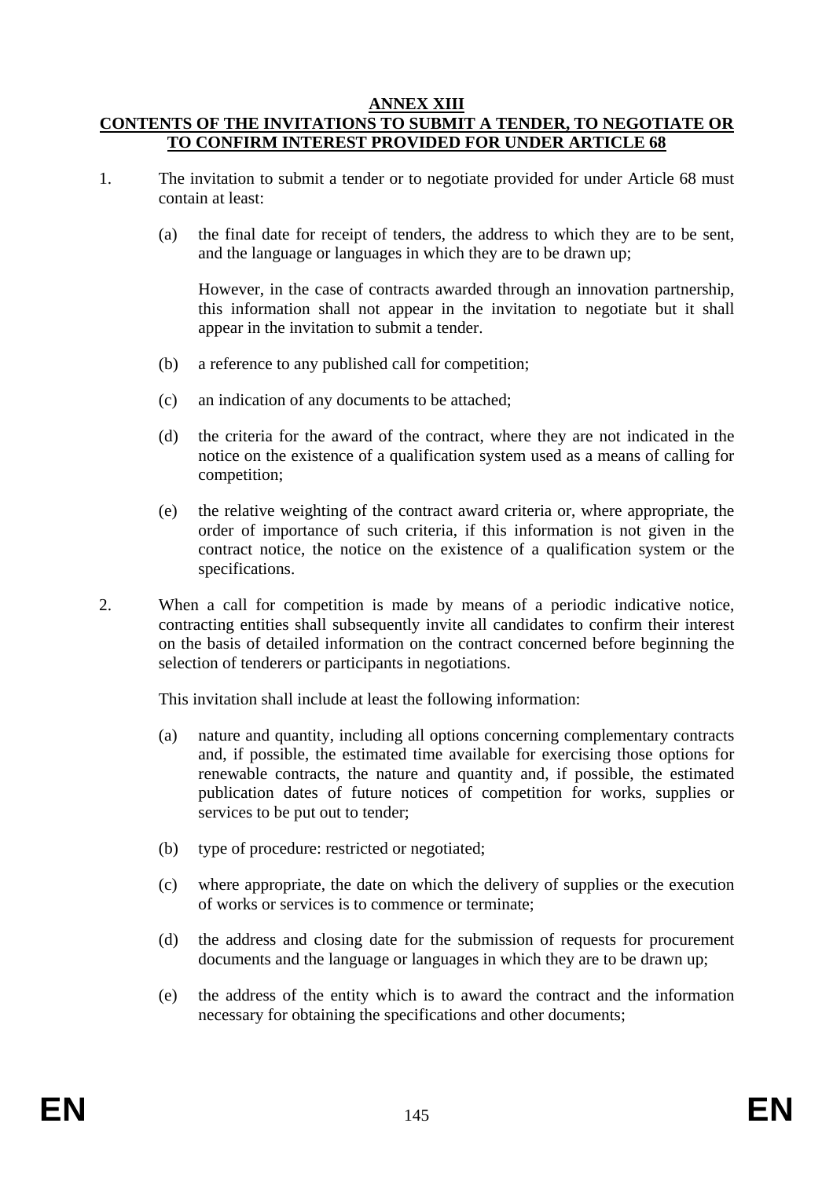## ANNEX XIII

## CONTENTS OF THE INVITATIONS TO SUBMIT A TENDER, TO NEGOTIATE OR TO CONFIRM INTEREST PROVIDED FOR UNDER ARTICLE 68

1. The invitation to submit a tender or to negotiate provided for under Article 68 must contain at least:

   (a) the final date for receipt of tenders, the address to which they are to be sent, and the language or languages in which they are to be drawn up;

   However, in the case of contracts awarded through an innovation partnership, this information shall not appear in the invitation to negotiate but it shall appear in the invitation to submit a tender.

   (b) a reference to any published call for competition;

   (c) an indication of any documents to be attached;

   (d) the criteria for the award of the contract, where they are not indicated in the notice on the existence of a qualification system used as a means of calling for competition;

   (e) the relative weighting of the contract award criteria or, where appropriate, the order of importance of such criteria, if this information is not given in the contract notice, the notice on the existence of a qualification system or the specifications.

2. When a call for competition is made by means of a periodic indicative notice, contracting entities shall subsequently invite all candidates to confirm their interest on the basis of detailed information on the contract concerned before beginning the selection of tenderers or participants in negotiations.

   This invitation shall include at least the following information:

   (a) nature and quantity, including all options concerning complementary contracts and, if possible, the estimated time available for exercising those options for renewable contracts, the nature and quantity and, if possible, the estimated publication dates of future notices of competition for works, supplies or services to be put out to tender;

   (b) type of procedure: restricted or negotiated;

   (c) where appropriate, the date on which the delivery of supplies or the execution of works or services is to commence or terminate;

   (d) the address and closing date for the submission of requests for procurement documents and the language or languages in which they are to be drawn up;

   (e) the address of the entity which is to award the contract and the information necessary for obtaining the specifications and other documents;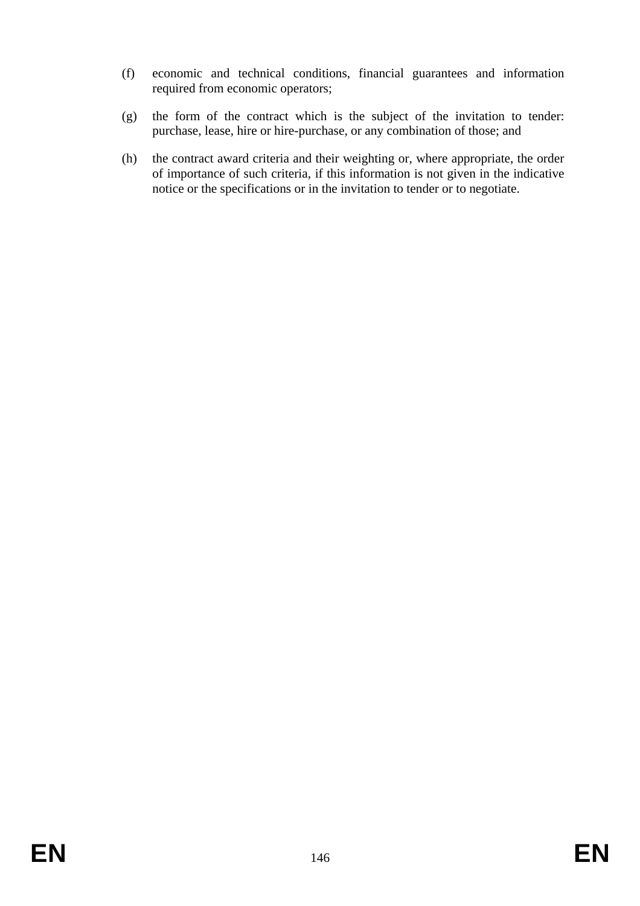(f) economic and technical conditions, financial guarantees and information required from economic operators;

(g) the form of the contract which is the subject of the invitation to tender: purchase, lease, hire or hire-purchase, or any combination of those; and

(h) the contract award criteria and their weighting or, where appropriate, the order of importance of such criteria, if this information is not given in the indicative notice or the specifications or in the invitation to tender or to negotiate.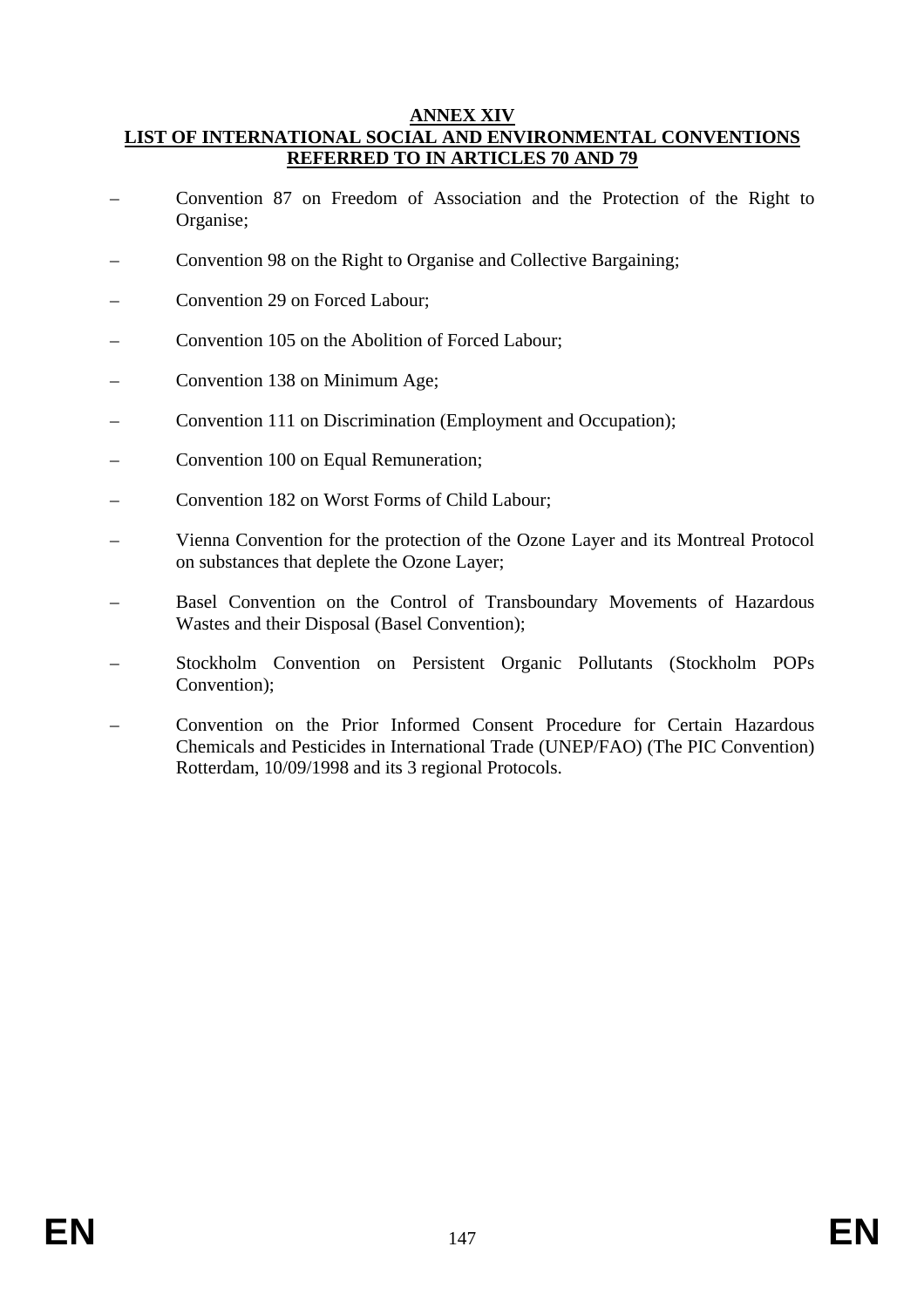## ANNEX XIV
## LIST OF INTERNATIONAL SOCIAL AND ENVIRONMENTAL CONVENTIONS REFERRED TO IN ARTICLES 70 AND 79

- Convention 87 on Freedom of Association and the Protection of the Right to Organise;
- Convention 98 on the Right to Organise and Collective Bargaining;
- Convention 29 on Forced Labour;
- Convention 105 on the Abolition of Forced Labour;
- Convention 138 on Minimum Age;
- Convention 111 on Discrimination (Employment and Occupation);
- Convention 100 on Equal Remuneration;
- Convention 182 on Worst Forms of Child Labour;
- Vienna Convention for the protection of the Ozone Layer and its Montreal Protocol on substances that deplete the Ozone Layer;
- Basel Convention on the Control of Transboundary Movements of Hazardous Wastes and their Disposal (Basel Convention);
- Stockholm Convention on Persistent Organic Pollutants (Stockholm POPs Convention);
- Convention on the Prior Informed Consent Procedure for Certain Hazardous Chemicals and Pesticides in International Trade (UNEP/FAO) (The PIC Convention) Rotterdam, 10/09/1998 and its 3 regional Protocols.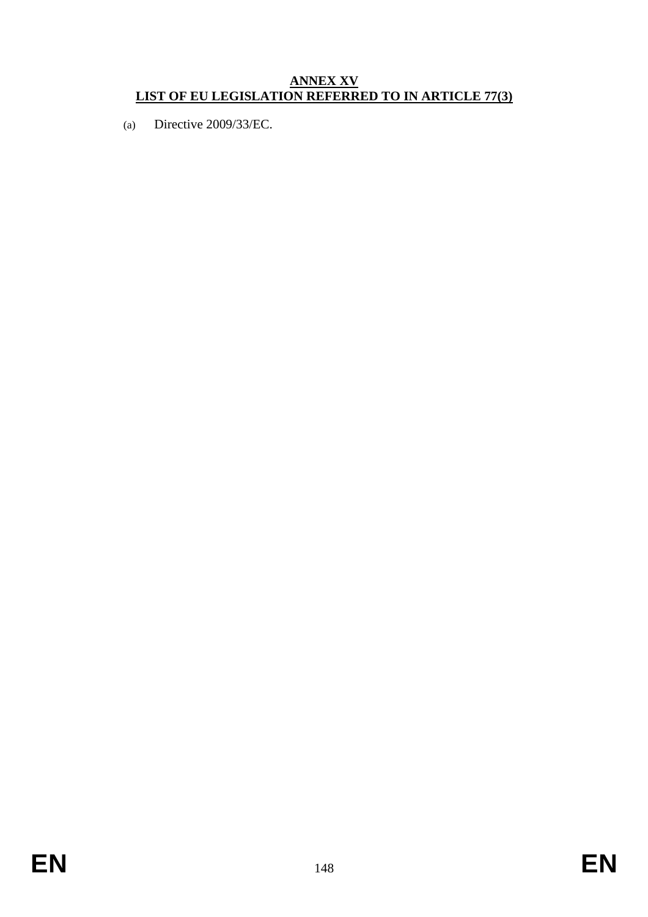## ANNEX XV
## LIST OF EU LEGISLATION REFERRED TO IN ARTICLE 77(3)

(a) Directive 2009/33/EC.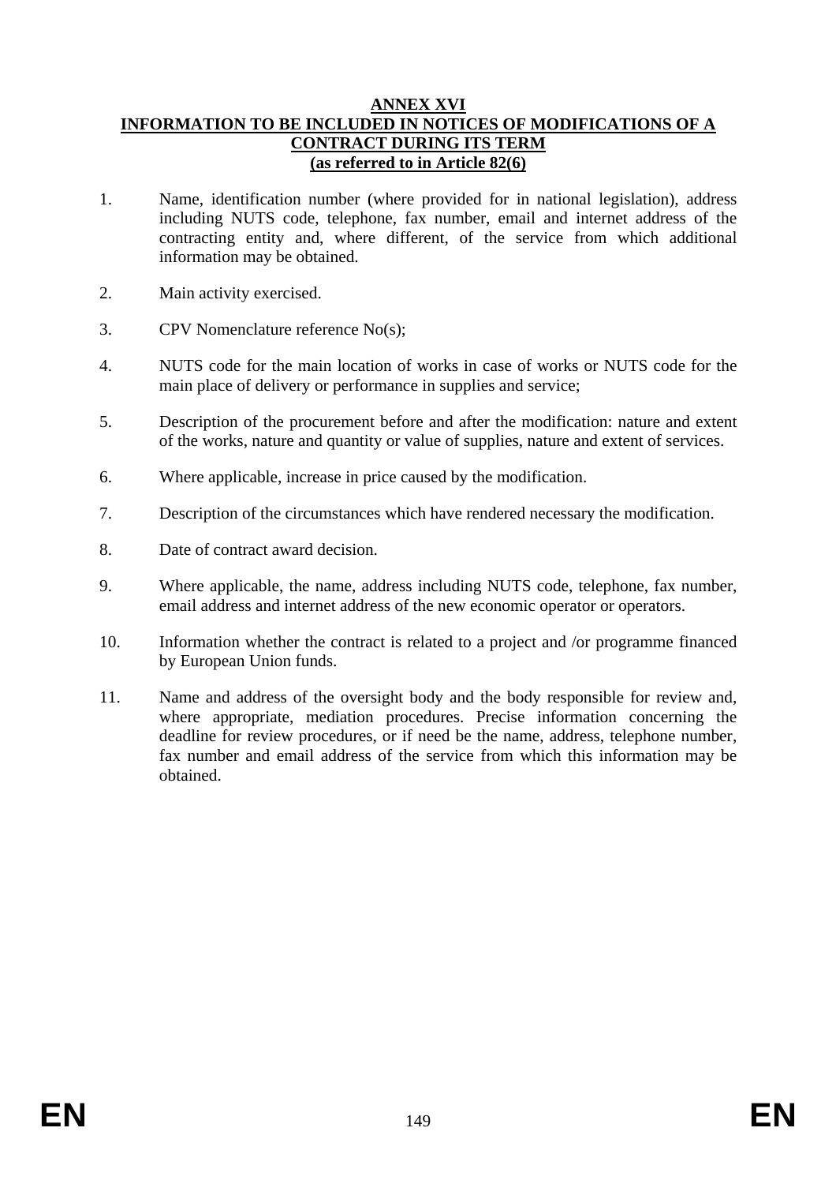## ANNEX XVI
## INFORMATION TO BE INCLUDED IN NOTICES OF MODIFICATIONS OF A CONTRACT DURING ITS TERM
## (as referred to in Article 82(6)

1. Name, identification number (where provided for in national legislation), address including NUTS code, telephone, fax number, email and internet address of the contracting entity and, where different, of the service from which additional information may be obtained.

2. Main activity exercised.

3. CPV Nomenclature reference No(s);

4. NUTS code for the main location of works in case of works or NUTS code for the main place of delivery or performance in supplies and service;

5. Description of the procurement before and after the modification: nature and extent of the works, nature and quantity or value of supplies, nature and extent of services.

6. Where applicable, increase in price caused by the modification.

7. Description of the circumstances which have rendered necessary the modification.

8. Date of contract award decision.

9. Where applicable, the name, address including NUTS code, telephone, fax number, email address and internet address of the new economic operator or operators.

10. Information whether the contract is related to a project and /or programme financed by European Union funds.

11. Name and address of the oversight body and the body responsible for review and, where appropriate, mediation procedures. Precise information concerning the deadline for review procedures, or if need be the name, address, telephone number, fax number and email address of the service from which this information may be obtained.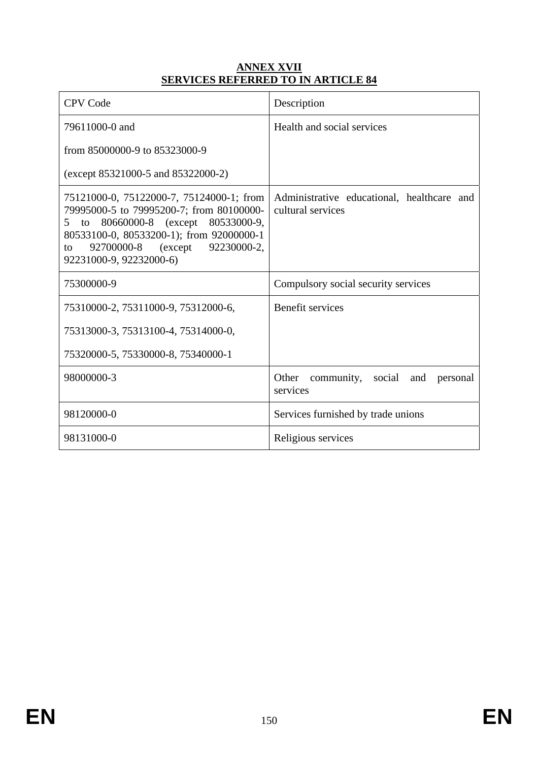## ANNEX XVII
## SERVICES REFERRED TO IN ARTICLE 84

| CPV Code | Description |
|---|---|
| 79611000-0 and<br>from 85000000-9 to 85323000-9<br>(except 85321000-5 and 85322000-2) | Health and social services |
| 75121000-0, 75122000-7, 75124000-1; from 79995000-5 to 79995200-7; from 80100000-5 to 80660000-8 (except 80533000-9, 80533100-0, 80533200-1); from 92000000-1 to 92700000-8 (except 92230000-2, 92231000-9, 92232000-6) | Administrative educational, healthcare and cultural services |
| 75300000-9 | Compulsory social security services |
| 75310000-2, 75311000-9, 75312000-6,<br>75313000-3, 75313100-4, 75314000-0,<br>75320000-5, 75330000-8, 75340000-1 | Benefit services |
| 98000000-3 | Other community, social and personal services |
| 98120000-0 | Services furnished by trade unions |
| 98131000-0 | Religious services |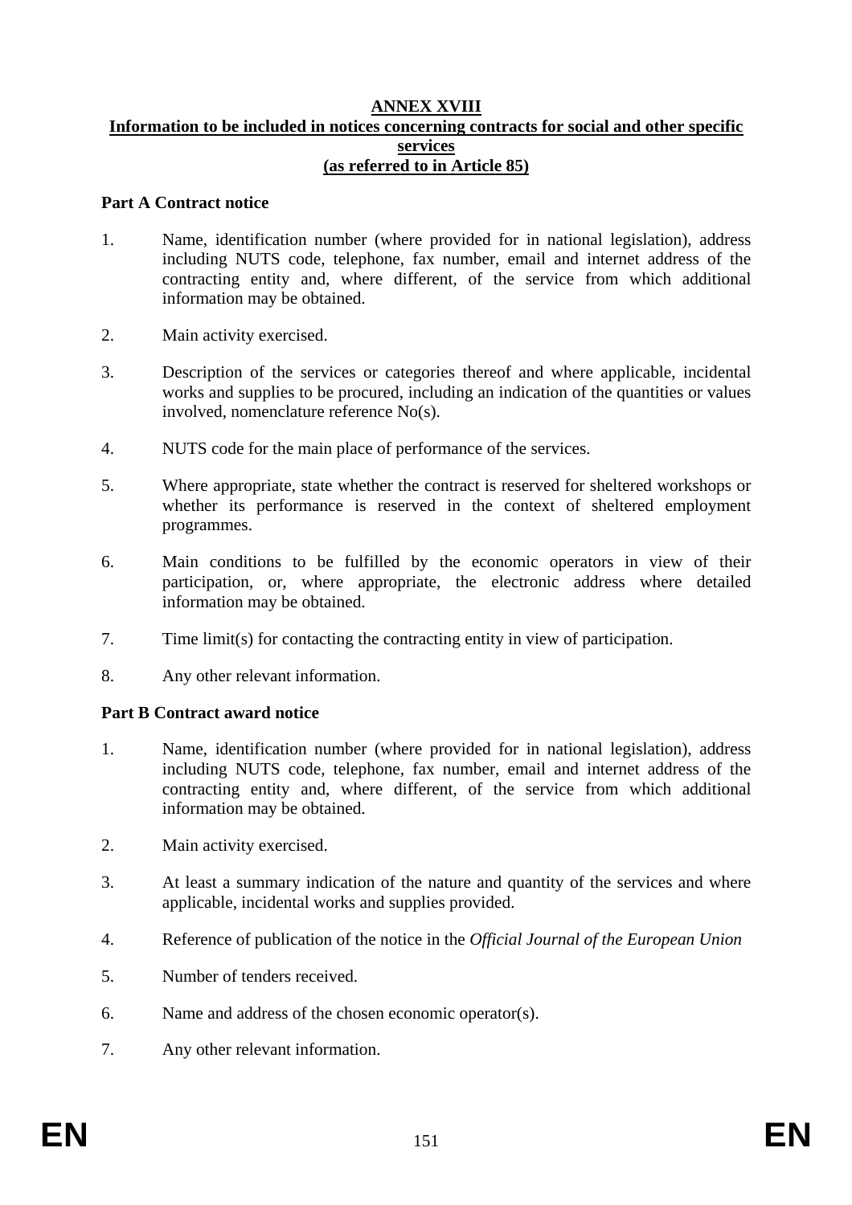# ANNEX XVIII

## Information to be included in notices concerning contracts for social and other specific services (as referred to in Article 85)

**Part A Contract notice**

1. Name, identification number (where provided for in national legislation), address including NUTS code, telephone, fax number, email and internet address of the contracting entity and, where different, of the service from which additional information may be obtained.
2. Main activity exercised.
3. Description of the services or categories thereof and where applicable, incidental works and supplies to be procured, including an indication of the quantities or values involved, nomenclature reference No(s).
4. NUTS code for the main place of performance of the services.
5. Where appropriate, state whether the contract is reserved for sheltered workshops or whether its performance is reserved in the context of sheltered employment programmes.
6. Main conditions to be fulfilled by the economic operators in view of their participation, or, where appropriate, the electronic address where detailed information may be obtained.
7. Time limit(s) for contacting the contracting entity in view of participation.
8. Any other relevant information.

**Part B Contract award notice**

1. Name, identification number (where provided for in national legislation), address including NUTS code, telephone, fax number, email and internet address of the contracting entity and, where different, of the service from which additional information may be obtained.
2. Main activity exercised.
3. At least a summary indication of the nature and quantity of the services and where applicable, incidental works and supplies provided.
4. Reference of publication of the notice in the *Official Journal of the European Union*
5. Number of tenders received.
6. Name and address of the chosen economic operator(s).
7. Any other relevant information.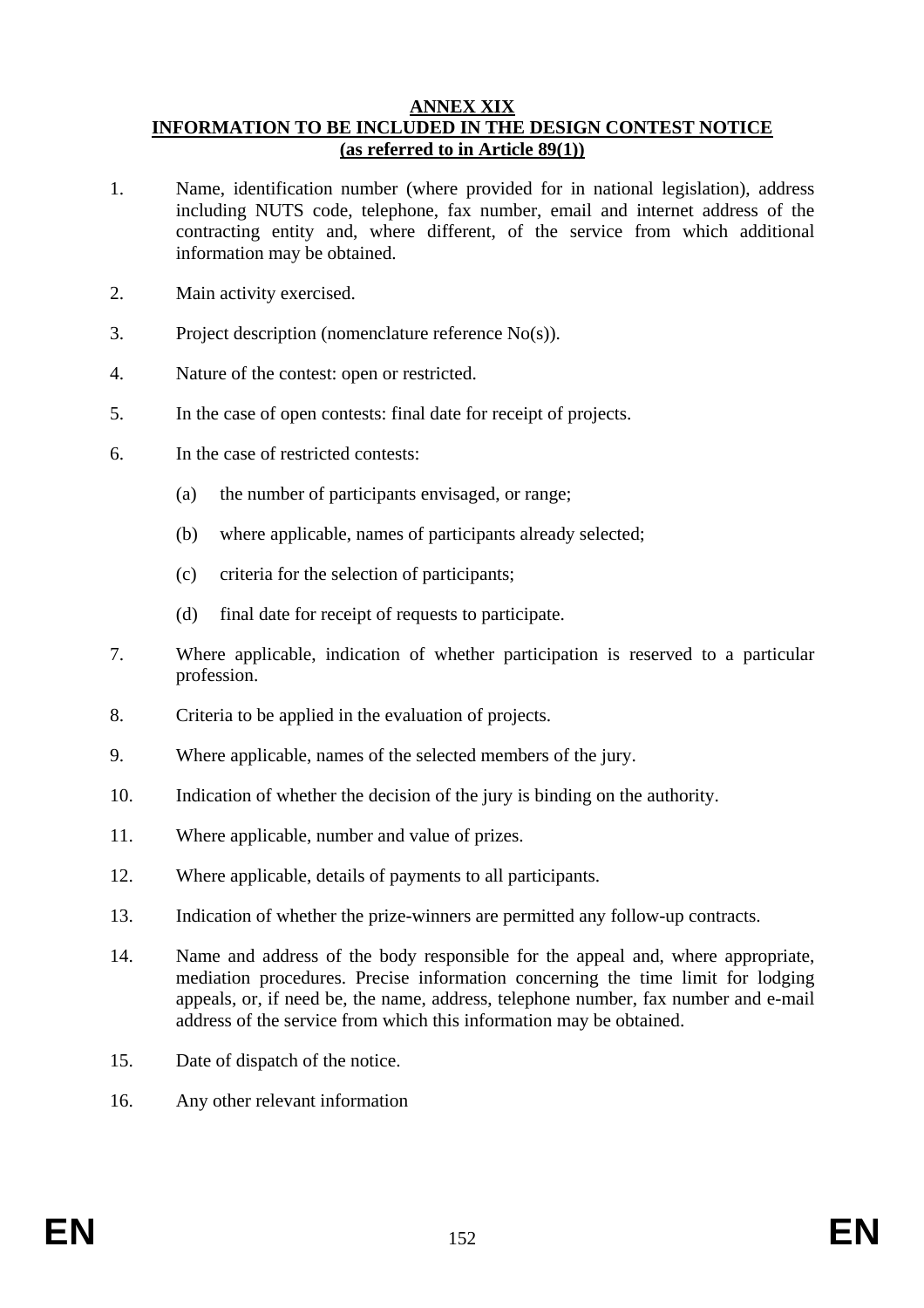**ANNEX XIX**
**INFORMATION TO BE INCLUDED IN THE DESIGN CONTEST NOTICE**
**(as referred to in Article 89(1))**

1. Name, identification number (where provided for in national legislation), address including NUTS code, telephone, fax number, email and internet address of the contracting entity and, where different, of the service from which additional information may be obtained.

2. Main activity exercised.

3. Project description (nomenclature reference No(s)).

4. Nature of the contest: open or restricted.

5. In the case of open contests: final date for receipt of projects.

6. In the case of restricted contests:

   (a) the number of participants envisaged, or range;

   (b) where applicable, names of participants already selected;

   (c) criteria for the selection of participants;

   (d) final date for receipt of requests to participate.

7. Where applicable, indication of whether participation is reserved to a particular profession.

8. Criteria to be applied in the evaluation of projects.

9. Where applicable, names of the selected members of the jury.

10. Indication of whether the decision of the jury is binding on the authority.

11. Where applicable, number and value of prizes.

12. Where applicable, details of payments to all participants.

13. Indication of whether the prize-winners are permitted any follow-up contracts.

14. Name and address of the body responsible for the appeal and, where appropriate, mediation procedures. Precise information concerning the time limit for lodging appeals, or, if need be, the name, address, telephone number, fax number and e-mail address of the service from which this information may be obtained.

15. Date of dispatch of the notice.

16. Any other relevant information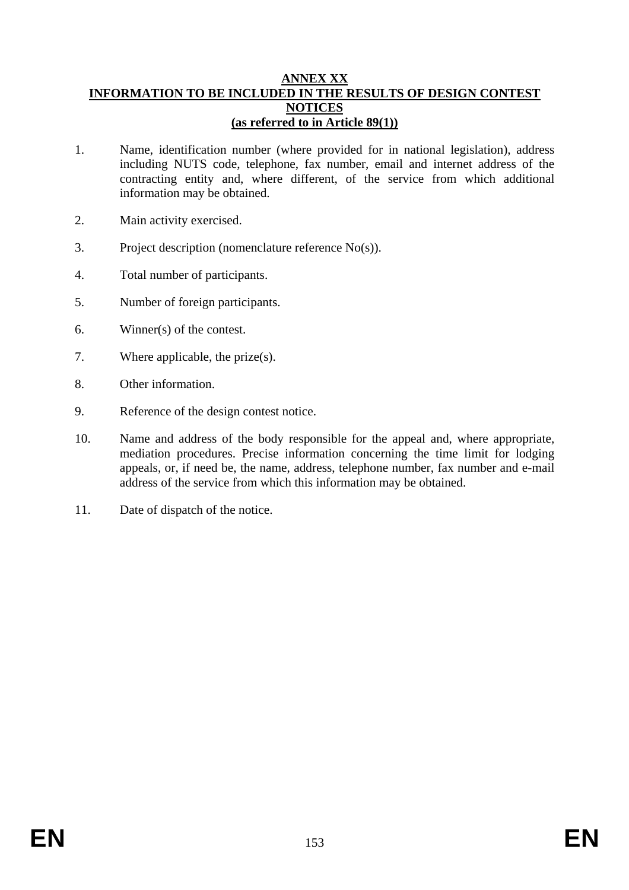# ANNEX XX

## INFORMATION TO BE INCLUDED IN THE RESULTS OF DESIGN CONTEST NOTICES

### (as referred to in Article 89(1))

1. Name, identification number (where provided for in national legislation), address including NUTS code, telephone, fax number, email and internet address of the contracting entity and, where different, of the service from which additional information may be obtained.

2. Main activity exercised.

3. Project description (nomenclature reference No(s)).

4. Total number of participants.

5. Number of foreign participants.

6. Winner(s) of the contest.

7. Where applicable, the prize(s).

8. Other information.

9. Reference of the design contest notice.

10. Name and address of the body responsible for the appeal and, where appropriate, mediation procedures. Precise information concerning the time limit for lodging appeals, or, if need be, the name, address, telephone number, fax number and e-mail address of the service from which this information may be obtained.

11. Date of dispatch of the notice.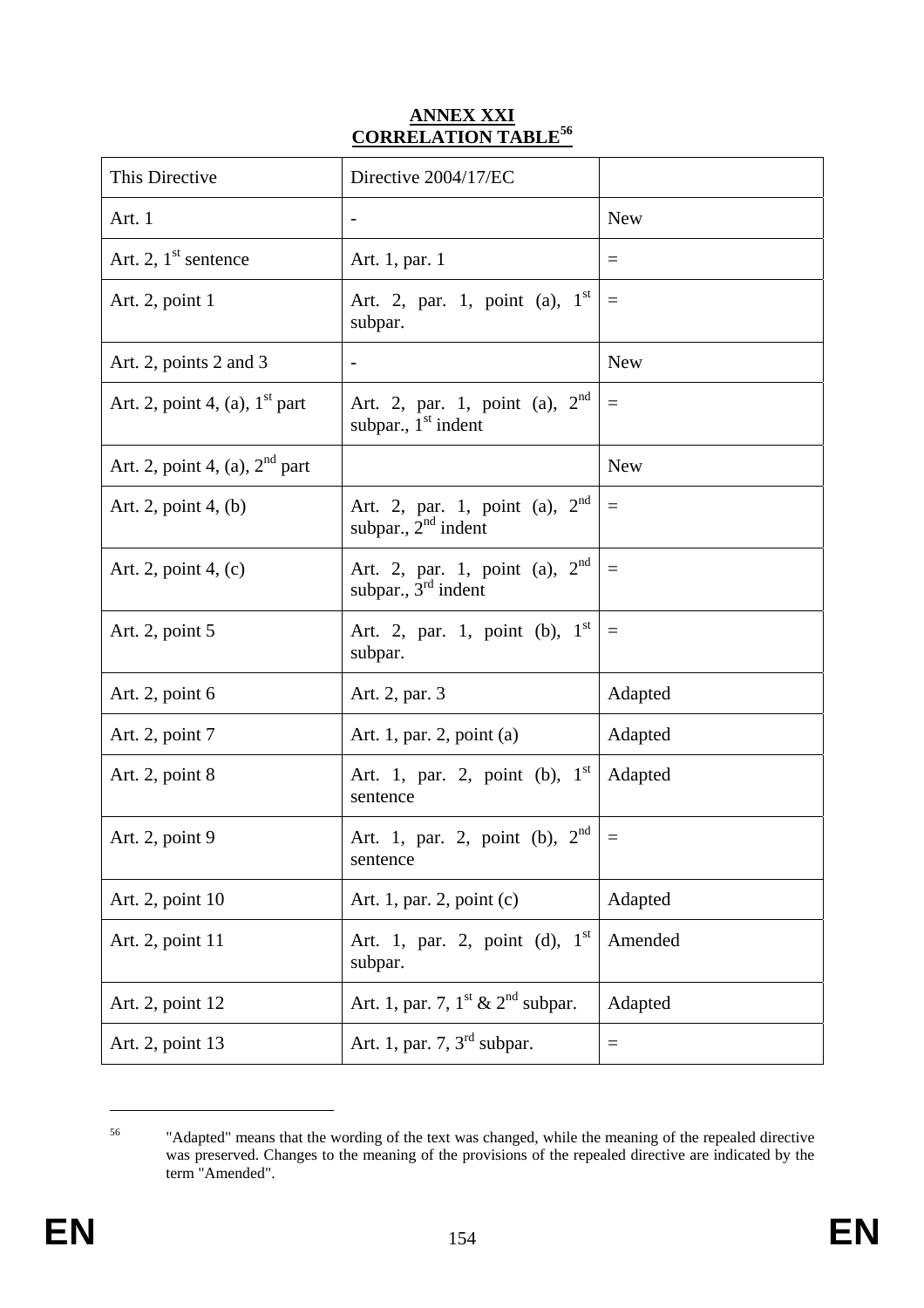**ANNEX XXI**

**CORRELATION TABLE[56]**

| This Directive | Directive 2004/17/EC | |
|---|---|---|
| Art. 1 | - | New |
| Art. 2, 1st sentence | Art. 1, par. 1 | = |
| Art. 2, point 1 | Art. 2, par. 1, point (a), 1st subpar. | = |
| Art. 2, points 2 and 3 | - | New |
| Art. 2, point 4, (a), 1st part | Art. 2, par. 1, point (a), 2nd subpar., 1st indent | = |
| Art. 2, point 4, (a), 2nd part | | New |
| Art. 2, point 4, (b) | Art. 2, par. 1, point (a), 2nd subpar., 2nd indent | = |
| Art. 2, point 4, (c) | Art. 2, par. 1, point (a), 2nd subpar., 3rd indent | = |
| Art. 2, point 5 | Art. 2, par. 1, point (b), 1st subpar. | = |
| Art. 2, point 6 | Art. 2, par. 3 | Adapted |
| Art. 2, point 7 | Art. 1, par. 2, point (a) | Adapted |
| Art. 2, point 8 | Art. 1, par. 2, point (b), 1st sentence | Adapted |
| Art. 2, point 9 | Art. 1, par. 2, point (b), 2nd sentence | = |
| Art. 2, point 10 | Art. 1, par. 2, point (c) | Adapted |
| Art. 2, point 11 | Art. 1, par. 2, point (d), 1st subpar. | Amended |
| Art. 2, point 12 | Art. 1, par. 7, 1st & 2nd subpar. | Adapted |
| Art. 2, point 13 | Art. 1, par. 7, 3rd subpar. | = |

[56] "Adapted" means that the wording of the text was changed, while the meaning of the repealed directive was preserved. Changes to the meaning of the provisions of the repealed directive are indicated by the term "Amended".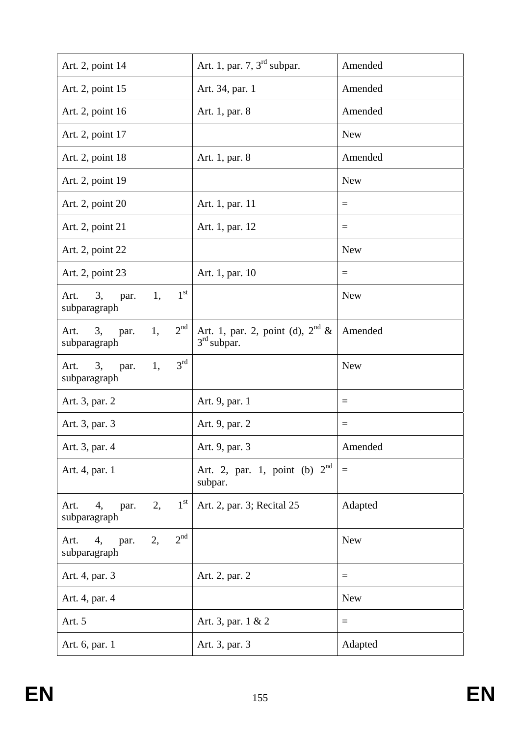| Art. 2, point 14 | Art. 1, par. 7, 3rd subpar. | Amended |
|---|---|---|
| Art. 2, point 15 | Art. 34, par. 1 | Amended |
| Art. 2, point 16 | Art. 1, par. 8 | Amended |
| Art. 2, point 17 | | New |
| Art. 2, point 18 | Art. 1, par. 8 | Amended |
| Art. 2, point 19 | | New |
| Art. 2, point 20 | Art. 1, par. 11 | = |
| Art. 2, point 21 | Art. 1, par. 12 | = |
| Art. 2, point 22 | | New |
| Art. 2, point 23 | Art. 1, par. 10 | = |
| Art. 3, par. 1, 1st subparagraph | | New |
| Art. 3, par. 1, 2nd subparagraph | Art. 1, par. 2, point (d), 2nd & 3rd subpar. | Amended |
| Art. 3, par. 1, 3rd subparagraph | | New |
| Art. 3, par. 2 | Art. 9, par. 1 | = |
| Art. 3, par. 3 | Art. 9, par. 2 | = |
| Art. 3, par. 4 | Art. 9, par. 3 | Amended |
| Art. 4, par. 1 | Art. 2, par. 1, point (b) 2nd subpar. | = |
| Art. 4, par. 2, 1st subparagraph | Art. 2, par. 3; Recital 25 | Adapted |
| Art. 4, par. 2, 2nd subparagraph | | New |
| Art. 4, par. 3 | Art. 2, par. 2 | = |
| Art. 4, par. 4 | | New |
| Art. 5 | Art. 3, par. 1 & 2 | = |
| Art. 6, par. 1 | Art. 3, par. 3 | Adapted |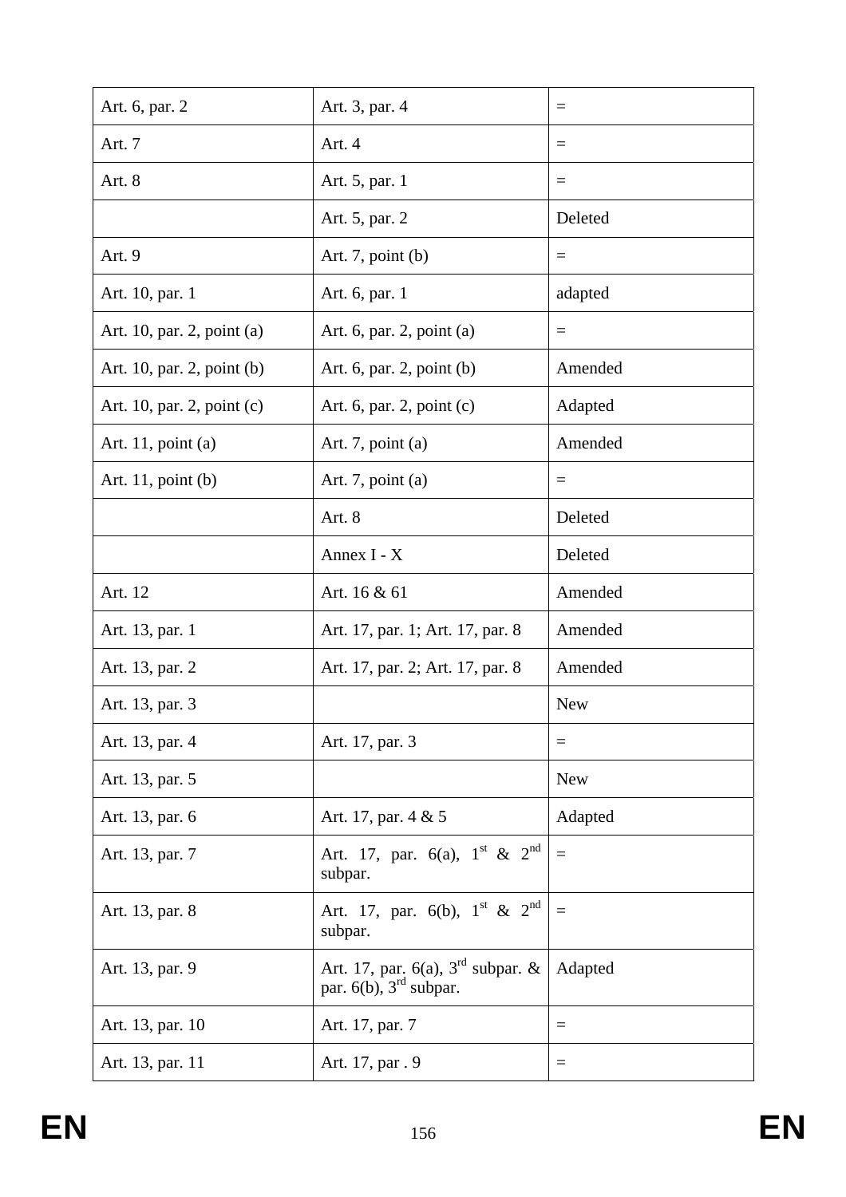| Art. 6, par. 2 | Art. 3, par. 4 | = |
|---|---|---|
| Art. 7 | Art. 4 | = |
| Art. 8 | Art. 5, par. 1 | = |
| | Art. 5, par. 2 | Deleted |
| Art. 9 | Art. 7, point (b) | = |
| Art. 10, par. 1 | Art. 6, par. 1 | adapted |
| Art. 10, par. 2, point (a) | Art. 6, par. 2, point (a) | = |
| Art. 10, par. 2, point (b) | Art. 6, par. 2, point (b) | Amended |
| Art. 10, par. 2, point (c) | Art. 6, par. 2, point (c) | Adapted |
| Art. 11, point (a) | Art. 7, point (a) | Amended |
| Art. 11, point (b) | Art. 7, point (a) | = |
| | Art. 8 | Deleted |
| | Annex I - X | Deleted |
| Art. 12 | Art. 16 & 61 | Amended |
| Art. 13, par. 1 | Art. 17, par. 1; Art. 17, par. 8 | Amended |
| Art. 13, par. 2 | Art. 17, par. 2; Art. 17, par. 8 | Amended |
| Art. 13, par. 3 | | New |
| Art. 13, par. 4 | Art. 17, par. 3 | = |
| Art. 13, par. 5 | | New |
| Art. 13, par. 6 | Art. 17, par. 4 & 5 | Adapted |
| Art. 13, par. 7 | Art. 17, par. 6(a), 1st & 2nd subpar. | = |
| Art. 13, par. 8 | Art. 17, par. 6(b), 1st & 2nd subpar. | = |
| Art. 13, par. 9 | Art. 17, par. 6(a), 3rd subpar. & par. 6(b), 3rd subpar. | Adapted |
| Art. 13, par. 10 | Art. 17, par. 7 | = |
| Art. 13, par. 11 | Art. 17, par . 9 | = |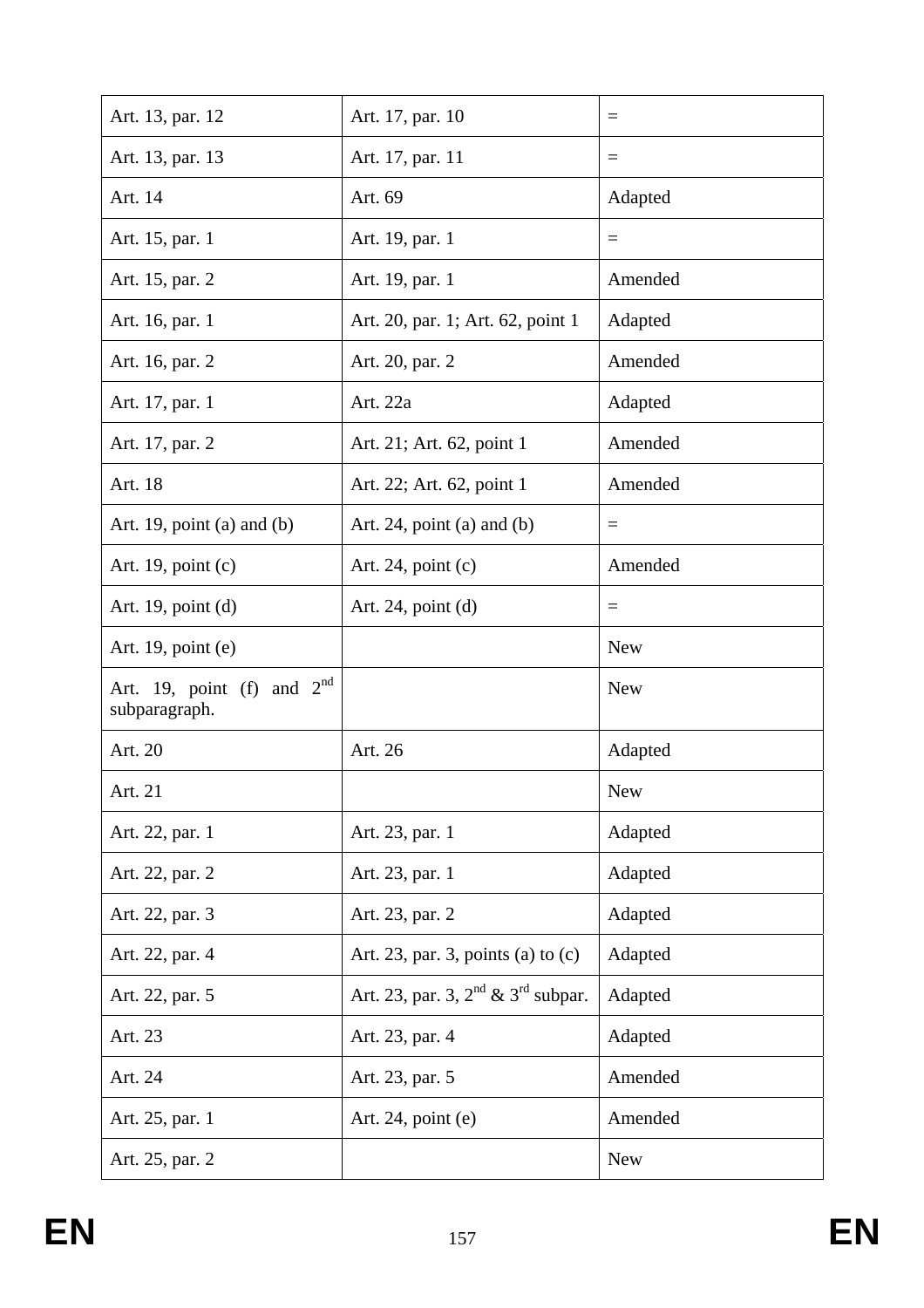| Art. 13, par. 12 | Art. 17, par. 10 | = |
|---|---|---|
| Art. 13, par. 13 | Art. 17, par. 11 | = |
| Art. 14 | Art. 69 | Adapted |
| Art. 15, par. 1 | Art. 19, par. 1 | = |
| Art. 15, par. 2 | Art. 19, par. 1 | Amended |
| Art. 16, par. 1 | Art. 20, par. 1; Art. 62, point 1 | Adapted |
| Art. 16, par. 2 | Art. 20, par. 2 | Amended |
| Art. 17, par. 1 | Art. 22a | Adapted |
| Art. 17, par. 2 | Art. 21; Art. 62, point 1 | Amended |
| Art. 18 | Art. 22; Art. 62, point 1 | Amended |
| Art. 19, point (a) and (b) | Art. 24, point (a) and (b) | = |
| Art. 19, point (c) | Art. 24, point (c) | Amended |
| Art. 19, point (d) | Art. 24, point (d) | = |
| Art. 19, point (e) | | New |
| Art. 19, point (f) and 2nd subparagraph. | | New |
| Art. 20 | Art. 26 | Adapted |
| Art. 21 | | New |
| Art. 22, par. 1 | Art. 23, par. 1 | Adapted |
| Art. 22, par. 2 | Art. 23, par. 1 | Adapted |
| Art. 22, par. 3 | Art. 23, par. 2 | Adapted |
| Art. 22, par. 4 | Art. 23, par. 3, points (a) to (c) | Adapted |
| Art. 22, par. 5 | Art. 23, par. 3, 2nd & 3rd subpar. | Adapted |
| Art. 23 | Art. 23, par. 4 | Adapted |
| Art. 24 | Art. 23, par. 5 | Amended |
| Art. 25, par. 1 | Art. 24, point (e) | Amended |
| Art. 25, par. 2 | | New |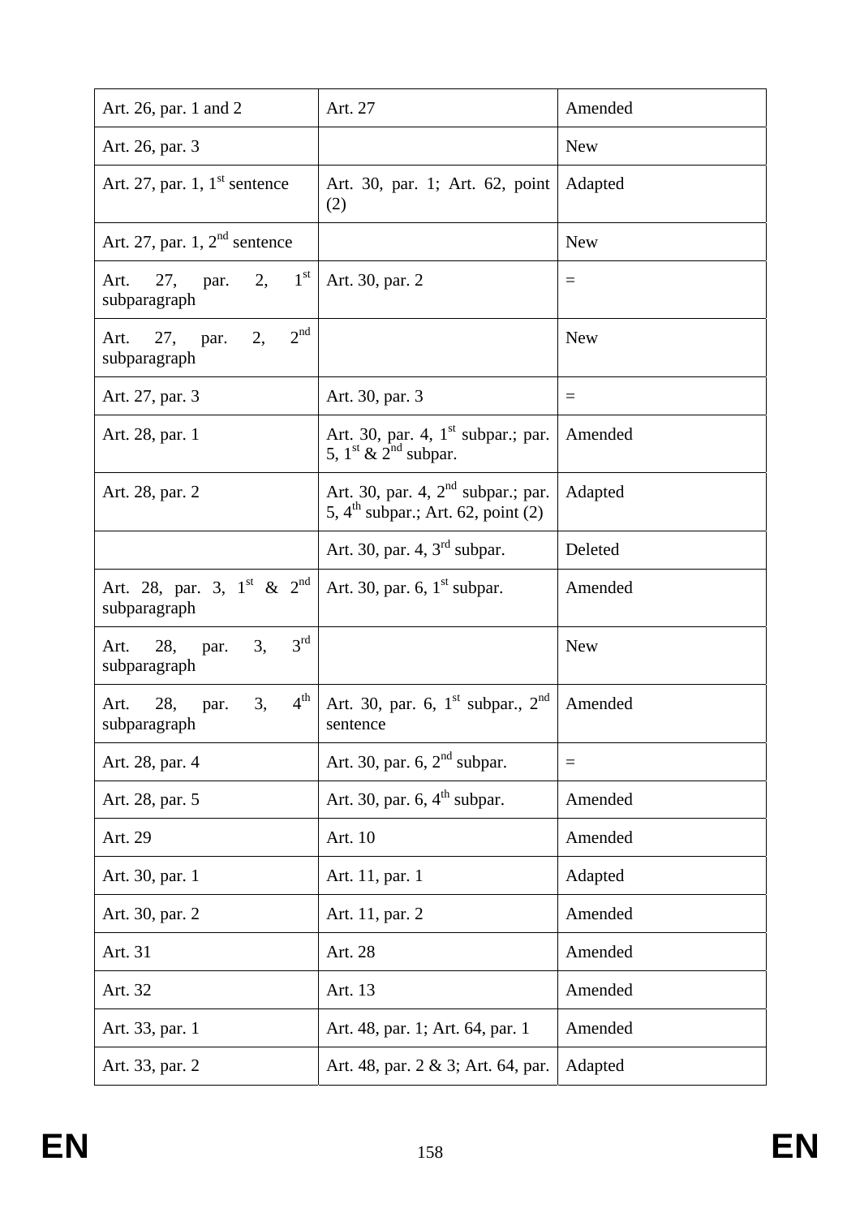| Art. 26, par. 1 and 2 | Art. 27 | Amended |
|---|---|---|
| Art. 26, par. 3 | | New |
| Art. 27, par. 1, 1st sentence | Art. 30, par. 1; Art. 62, point (2) | Adapted |
| Art. 27, par. 1, 2nd sentence | | New |
| Art. 27, par. 2, 1st subparagraph | Art. 30, par. 2 | = |
| Art. 27, par. 2, 2nd subparagraph | | New |
| Art. 27, par. 3 | Art. 30, par. 3 | = |
| Art. 28, par. 1 | Art. 30, par. 4, 1st subpar.; par. 5, 1st & 2nd subpar. | Amended |
| Art. 28, par. 2 | Art. 30, par. 4, 2nd subpar.; par. 5, 4th subpar.; Art. 62, point (2) | Adapted |
| | Art. 30, par. 4, 3rd subpar. | Deleted |
| Art. 28, par. 3, 1st & 2nd subparagraph | Art. 30, par. 6, 1st subpar. | Amended |
| Art. 28, par. 3, 3rd subparagraph | | New |
| Art. 28, par. 3, 4th subparagraph | Art. 30, par. 6, 1st subpar., 2nd sentence | Amended |
| Art. 28, par. 4 | Art. 30, par. 6, 2nd subpar. | = |
| Art. 28, par. 5 | Art. 30, par. 6, 4th subpar. | Amended |
| Art. 29 | Art. 10 | Amended |
| Art. 30, par. 1 | Art. 11, par. 1 | Adapted |
| Art. 30, par. 2 | Art. 11, par. 2 | Amended |
| Art. 31 | Art. 28 | Amended |
| Art. 32 | Art. 13 | Amended |
| Art. 33, par. 1 | Art. 48, par. 1; Art. 64, par. 1 | Amended |
| Art. 33, par. 2 | Art. 48, par. 2 & 3; Art. 64, par. | Adapted |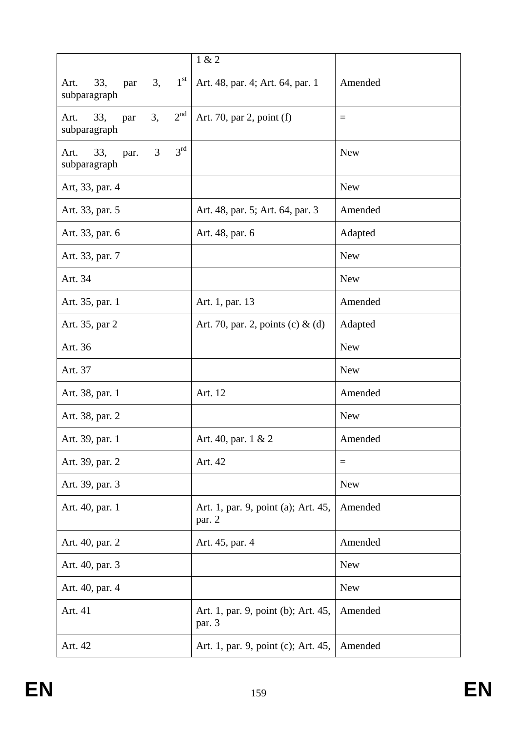| | 1 & 2 | |
|---|---|---|
| Art. 33, par 3, 1st subparagraph | Art. 48, par. 4; Art. 64, par. 1 | Amended |
| Art. 33, par 3, 2nd subparagraph | Art. 70, par 2, point (f) | = |
| Art. 33, par. 3 3rd subparagraph | | New |
| Art, 33, par. 4 | | New |
| Art. 33, par. 5 | Art. 48, par. 5; Art. 64, par. 3 | Amended |
| Art. 33, par. 6 | Art. 48, par. 6 | Adapted |
| Art. 33, par. 7 | | New |
| Art. 34 | | New |
| Art. 35, par. 1 | Art. 1, par. 13 | Amended |
| Art. 35, par 2 | Art. 70, par. 2, points (c) & (d) | Adapted |
| Art. 36 | | New |
| Art. 37 | | New |
| Art. 38, par. 1 | Art. 12 | Amended |
| Art. 38, par. 2 | | New |
| Art. 39, par. 1 | Art. 40, par. 1 & 2 | Amended |
| Art. 39, par. 2 | Art. 42 | = |
| Art. 39, par. 3 | | New |
| Art. 40, par. 1 | Art. 1, par. 9, point (a); Art. 45, par. 2 | Amended |
| Art. 40, par. 2 | Art. 45, par. 4 | Amended |
| Art. 40, par. 3 | | New |
| Art. 40, par. 4 | | New |
| Art. 41 | Art. 1, par. 9, point (b); Art. 45, par. 3 | Amended |
| Art. 42 | Art. 1, par. 9, point (c); Art. 45, | Amended |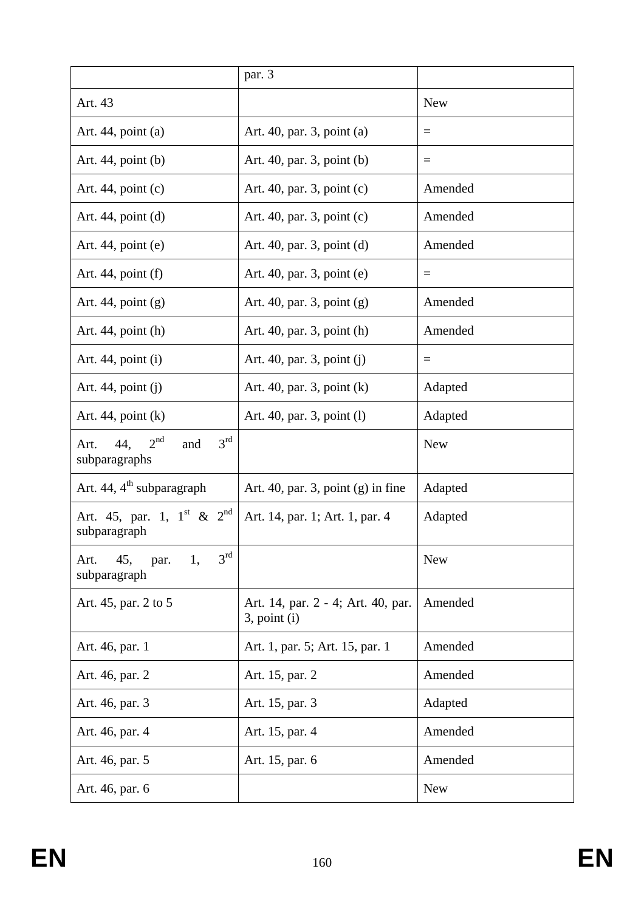| | par. 3 | |
|---|---|---|
| Art. 43 | | New |
| Art. 44, point (a) | Art. 40, par. 3, point (a) | = |
| Art. 44, point (b) | Art. 40, par. 3, point (b) | = |
| Art. 44, point (c) | Art. 40, par. 3, point (c) | Amended |
| Art. 44, point (d) | Art. 40, par. 3, point (c) | Amended |
| Art. 44, point (e) | Art. 40, par. 3, point (d) | Amended |
| Art. 44, point (f) | Art. 40, par. 3, point (e) | = |
| Art. 44, point (g) | Art. 40, par. 3, point (g) | Amended |
| Art. 44, point (h) | Art. 40, par. 3, point (h) | Amended |
| Art. 44, point (i) | Art. 40, par. 3, point (j) | = |
| Art. 44, point (j) | Art. 40, par. 3, point (k) | Adapted |
| Art. 44, point (k) | Art. 40, par. 3, point (l) | Adapted |
| Art. 44, 2nd and 3rd subparagraphs | | New |
| Art. 44, 4th subparagraph | Art. 40, par. 3, point (g) in fine | Adapted |
| Art. 45, par. 1, 1st & 2nd subparagraph | Art. 14, par. 1; Art. 1, par. 4 | Adapted |
| Art. 45, par. 1, 3rd subparagraph | | New |
| Art. 45, par. 2 to 5 | Art. 14, par. 2 - 4; Art. 40, par. 3, point (i) | Amended |
| Art. 46, par. 1 | Art. 1, par. 5; Art. 15, par. 1 | Amended |
| Art. 46, par. 2 | Art. 15, par. 2 | Amended |
| Art. 46, par. 3 | Art. 15, par. 3 | Adapted |
| Art. 46, par. 4 | Art. 15, par. 4 | Amended |
| Art. 46, par. 5 | Art. 15, par. 6 | Amended |
| Art. 46, par. 6 | | New |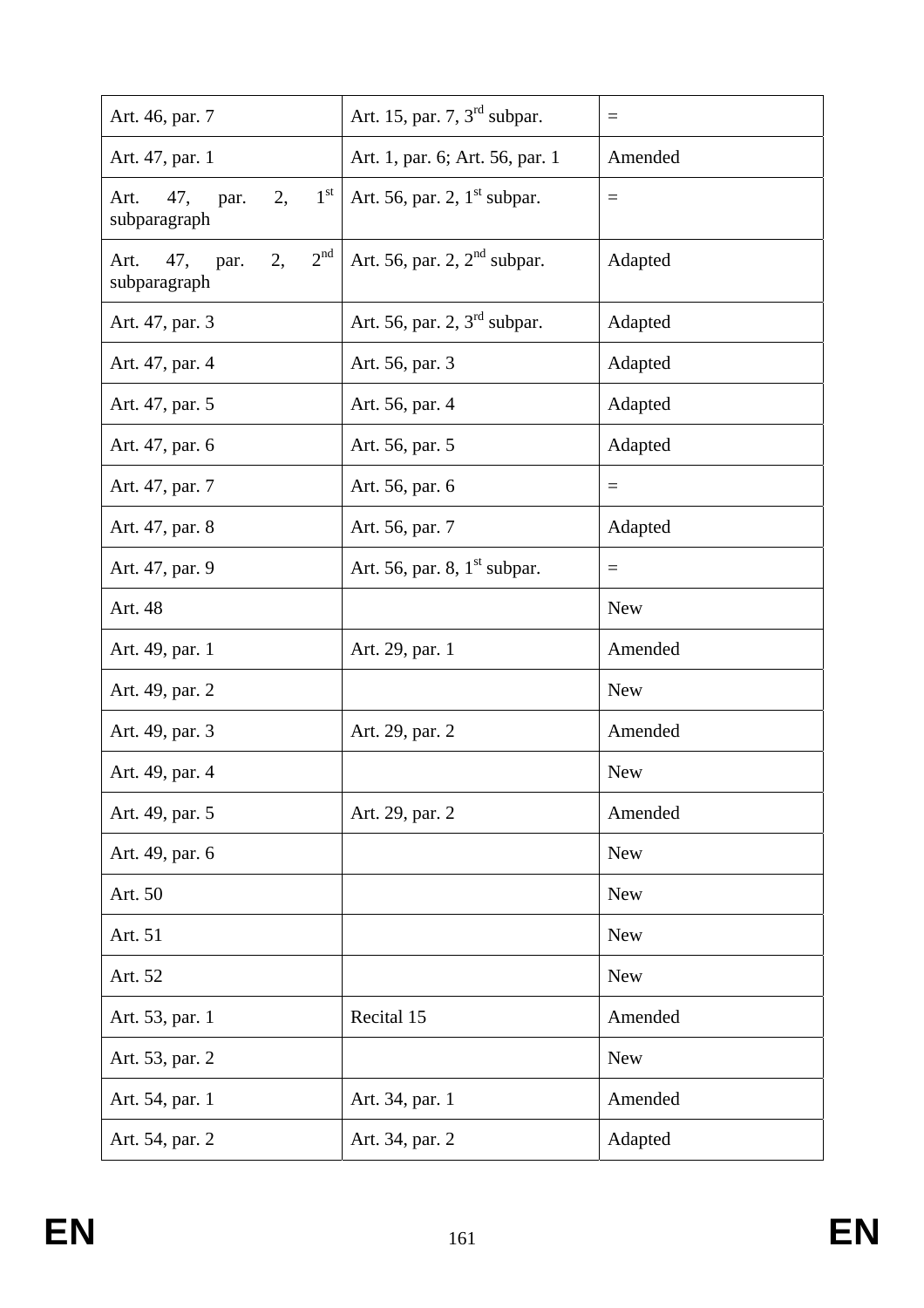| Art. 46, par. 7 | Art. 15, par. 7, 3rd subpar. | = |
|---|---|---|
| Art. 47, par. 1 | Art. 1, par. 6; Art. 56, par. 1 | Amended |
| Art. 47, par. 2, 1st subparagraph | Art. 56, par. 2, 1st subpar. | = |
| Art. 47, par. 2, 2nd subparagraph | Art. 56, par. 2, 2nd subpar. | Adapted |
| Art. 47, par. 3 | Art. 56, par. 2, 3rd subpar. | Adapted |
| Art. 47, par. 4 | Art. 56, par. 3 | Adapted |
| Art. 47, par. 5 | Art. 56, par. 4 | Adapted |
| Art. 47, par. 6 | Art. 56, par. 5 | Adapted |
| Art. 47, par. 7 | Art. 56, par. 6 | = |
| Art. 47, par. 8 | Art. 56, par. 7 | Adapted |
| Art. 47, par. 9 | Art. 56, par. 8, 1st subpar. | = |
| Art. 48 | | New |
| Art. 49, par. 1 | Art. 29, par. 1 | Amended |
| Art. 49, par. 2 | | New |
| Art. 49, par. 3 | Art. 29, par. 2 | Amended |
| Art. 49, par. 4 | | New |
| Art. 49, par. 5 | Art. 29, par. 2 | Amended |
| Art. 49, par. 6 | | New |
| Art. 50 | | New |
| Art. 51 | | New |
| Art. 52 | | New |
| Art. 53, par. 1 | Recital 15 | Amended |
| Art. 53, par. 2 | | New |
| Art. 54, par. 1 | Art. 34, par. 1 | Amended |
| Art. 54, par. 2 | Art. 34, par. 2 | Adapted |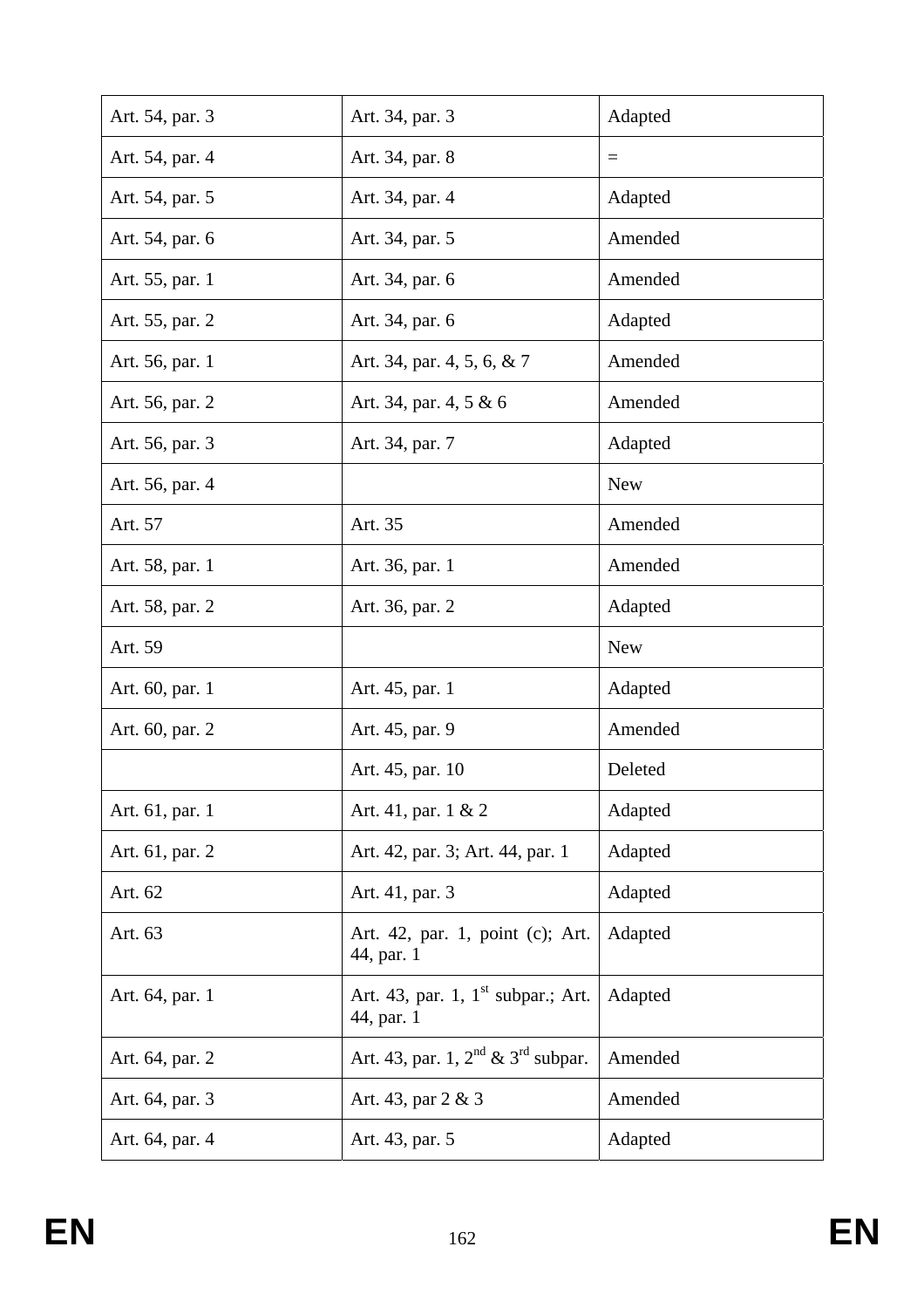| Art. 54, par. 3 | Art. 34, par. 3 | Adapted |
|---|---|---|
| Art. 54, par. 4 | Art. 34, par. 8 | = |
| Art. 54, par. 5 | Art. 34, par. 4 | Adapted |
| Art. 54, par. 6 | Art. 34, par. 5 | Amended |
| Art. 55, par. 1 | Art. 34, par. 6 | Amended |
| Art. 55, par. 2 | Art. 34, par. 6 | Adapted |
| Art. 56, par. 1 | Art. 34, par. 4, 5, 6, & 7 | Amended |
| Art. 56, par. 2 | Art. 34, par. 4, 5 & 6 | Amended |
| Art. 56, par. 3 | Art. 34, par. 7 | Adapted |
| Art. 56, par. 4 | | New |
| Art. 57 | Art. 35 | Amended |
| Art. 58, par. 1 | Art. 36, par. 1 | Amended |
| Art. 58, par. 2 | Art. 36, par. 2 | Adapted |
| Art. 59 | | New |
| Art. 60, par. 1 | Art. 45, par. 1 | Adapted |
| Art. 60, par. 2 | Art. 45, par. 9 | Amended |
| | Art. 45, par. 10 | Deleted |
| Art. 61, par. 1 | Art. 41, par. 1 & 2 | Adapted |
| Art. 61, par. 2 | Art. 42, par. 3; Art. 44, par. 1 | Adapted |
| Art. 62 | Art. 41, par. 3 | Adapted |
| Art. 63 | Art. 42, par. 1, point (c); Art. 44, par. 1 | Adapted |
| Art. 64, par. 1 | Art. 43, par. 1, 1st subpar.; Art. 44, par. 1 | Adapted |
| Art. 64, par. 2 | Art. 43, par. 1, 2nd & 3rd subpar. | Amended |
| Art. 64, par. 3 | Art. 43, par 2 & 3 | Amended |
| Art. 64, par. 4 | Art. 43, par. 5 | Adapted |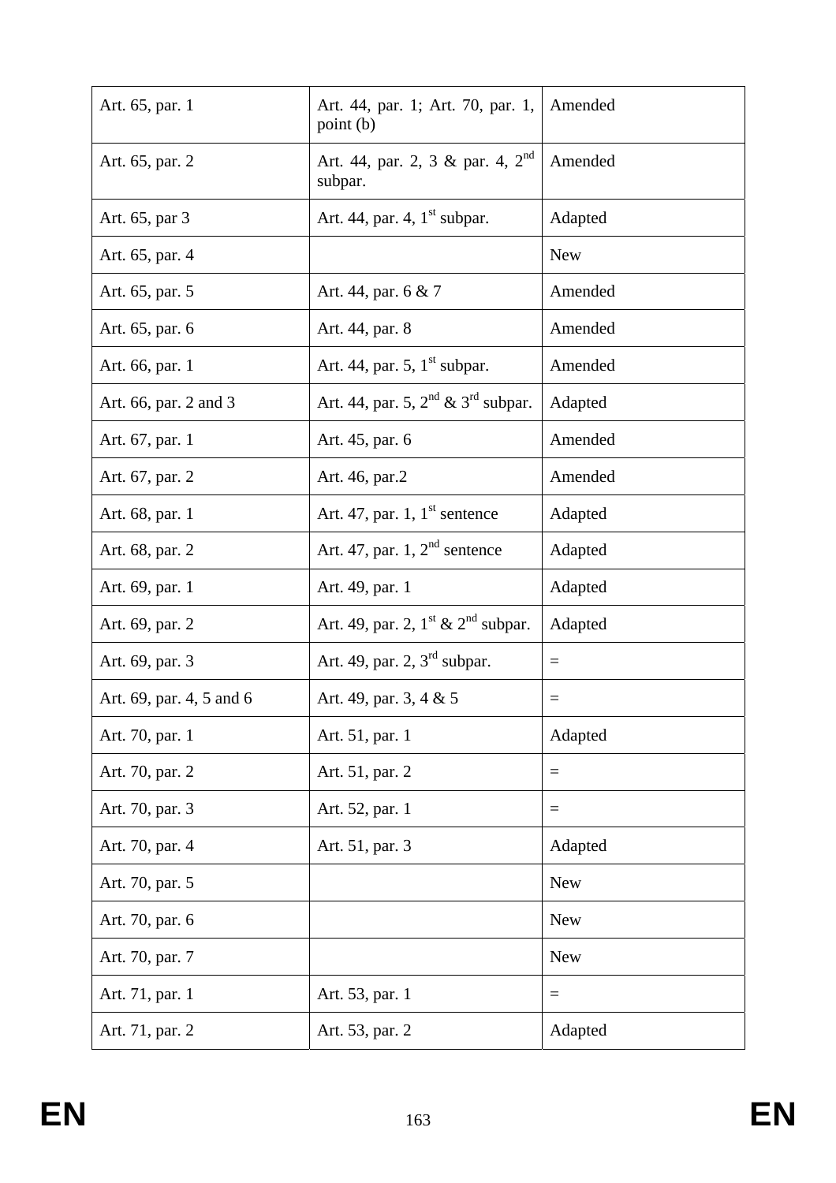| Art. 65, par. 1 | Art. 44, par. 1; Art. 70, par. 1, point (b) | Amended |
|---|---|---|
| Art. 65, par. 2 | Art. 44, par. 2, 3 & par. 4, 2[nd] subpar. | Amended |
| Art. 65, par 3 | Art. 44, par. 4, 1[st] subpar. | Adapted |
| Art. 65, par. 4 | | New |
| Art. 65, par. 5 | Art. 44, par. 6 & 7 | Amended |
| Art. 65, par. 6 | Art. 44, par. 8 | Amended |
| Art. 66, par. 1 | Art. 44, par. 5, 1[st] subpar. | Amended |
| Art. 66, par. 2 and 3 | Art. 44, par. 5, 2[nd] & 3[rd] subpar. | Adapted |
| Art. 67, par. 1 | Art. 45, par. 6 | Amended |
| Art. 67, par. 2 | Art. 46, par.2 | Amended |
| Art. 68, par. 1 | Art. 47, par. 1, 1[st] sentence | Adapted |
| Art. 68, par. 2 | Art. 47, par. 1, 2[nd] sentence | Adapted |
| Art. 69, par. 1 | Art. 49, par. 1 | Adapted |
| Art. 69, par. 2 | Art. 49, par. 2, 1[st] & 2[nd] subpar. | Adapted |
| Art. 69, par. 3 | Art. 49, par. 2, 3[rd] subpar. | = |
| Art. 69, par. 4, 5 and 6 | Art. 49, par. 3, 4 & 5 | = |
| Art. 70, par. 1 | Art. 51, par. 1 | Adapted |
| Art. 70, par. 2 | Art. 51, par. 2 | = |
| Art. 70, par. 3 | Art. 52, par. 1 | = |
| Art. 70, par. 4 | Art. 51, par. 3 | Adapted |
| Art. 70, par. 5 | | New |
| Art. 70, par. 6 | | New |
| Art. 70, par. 7 | | New |
| Art. 71, par. 1 | Art. 53, par. 1 | = |
| Art. 71, par. 2 | Art. 53, par. 2 | Adapted |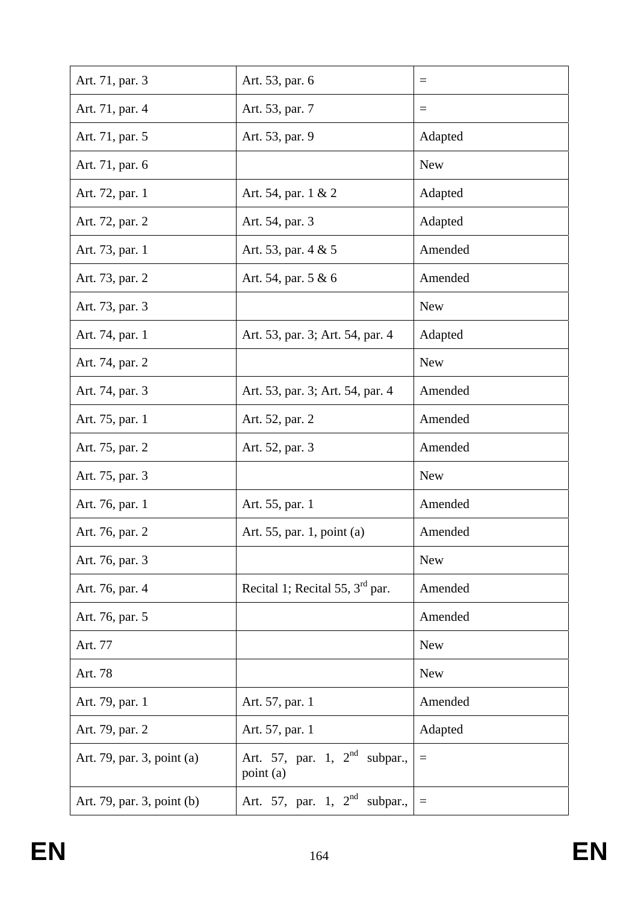| Art. 71, par. 3 | Art. 53, par. 6 | = |
|---|---|---|
| Art. 71, par. 4 | Art. 53, par. 7 | = |
| Art. 71, par. 5 | Art. 53, par. 9 | Adapted |
| Art. 71, par. 6 | | New |
| Art. 72, par. 1 | Art. 54, par. 1 & 2 | Adapted |
| Art. 72, par. 2 | Art. 54, par. 3 | Adapted |
| Art. 73, par. 1 | Art. 53, par. 4 & 5 | Amended |
| Art. 73, par. 2 | Art. 54, par. 5 & 6 | Amended |
| Art. 73, par. 3 | | New |
| Art. 74, par. 1 | Art. 53, par. 3; Art. 54, par. 4 | Adapted |
| Art. 74, par. 2 | | New |
| Art. 74, par. 3 | Art. 53, par. 3; Art. 54, par. 4 | Amended |
| Art. 75, par. 1 | Art. 52, par. 2 | Amended |
| Art. 75, par. 2 | Art. 52, par. 3 | Amended |
| Art. 75, par. 3 | | New |
| Art. 76, par. 1 | Art. 55, par. 1 | Amended |
| Art. 76, par. 2 | Art. 55, par. 1, point (a) | Amended |
| Art. 76, par. 3 | | New |
| Art. 76, par. 4 | Recital 1; Recital 55, 3rd par. | Amended |
| Art. 76, par. 5 | | Amended |
| Art. 77 | | New |
| Art. 78 | | New |
| Art. 79, par. 1 | Art. 57, par. 1 | Amended |
| Art. 79, par. 2 | Art. 57, par. 1 | Adapted |
| Art. 79, par. 3, point (a) | Art. 57, par. 1, 2nd subpar., point (a) | = |
| Art. 79, par. 3, point (b) | Art. 57, par. 1, 2nd subpar., | = |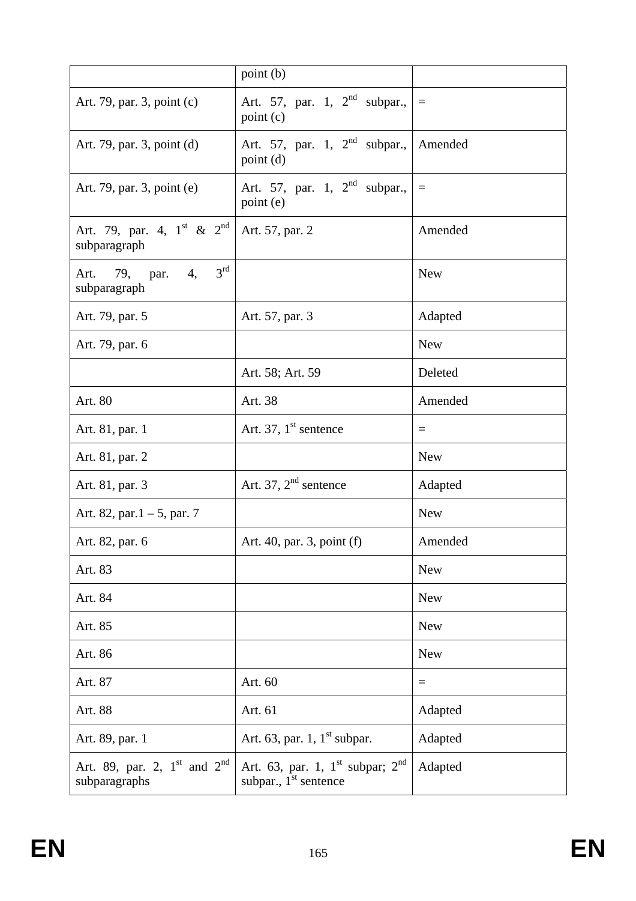| | point (b) | |
|---|---|---|
| Art. 79, par. 3, point (c) | Art. 57, par. 1, 2nd subpar., point (c) | = |
| Art. 79, par. 3, point (d) | Art. 57, par. 1, 2nd subpar., point (d) | Amended |
| Art. 79, par. 3, point (e) | Art. 57, par. 1, 2nd subpar., point (e) | = |
| Art. 79, par. 4, 1st & 2nd subparagraph | Art. 57, par. 2 | Amended |
| Art. 79, par. 4, 3rd subparagraph | | New |
| Art. 79, par. 5 | Art. 57, par. 3 | Adapted |
| Art. 79, par. 6 | | New |
| | Art. 58; Art. 59 | Deleted |
| Art. 80 | Art. 38 | Amended |
| Art. 81, par. 1 | Art. 37, 1st sentence | = |
| Art. 81, par. 2 | | New |
| Art. 81, par. 3 | Art. 37, 2nd sentence | Adapted |
| Art. 82, par.1 – 5, par. 7 | | New |
| Art. 82, par. 6 | Art. 40, par. 3, point (f) | Amended |
| Art. 83 | | New |
| Art. 84 | | New |
| Art. 85 | | New |
| Art. 86 | | New |
| Art. 87 | Art. 60 | = |
| Art. 88 | Art. 61 | Adapted |
| Art. 89, par. 1 | Art. 63, par. 1, 1st subpar. | Adapted |
| Art. 89, par. 2, 1st and 2nd subparagraphs | Art. 63, par. 1, 1st subpar; 2nd subpar., 1st sentence | Adapted |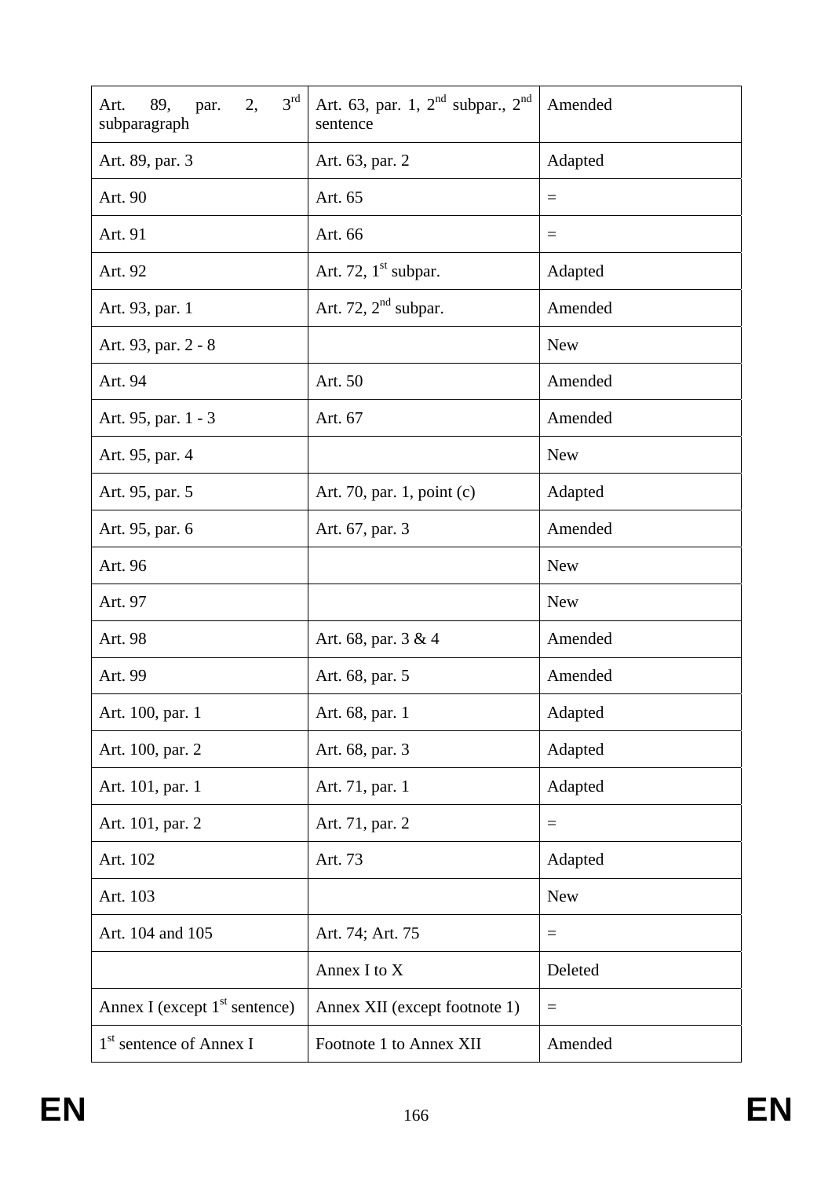| Art. 89, par. 2, 3rd subparagraph | Art. 63, par. 1, 2nd subpar., 2nd sentence | Amended |
|---|---|---|
| Art. 89, par. 3 | Art. 63, par. 2 | Adapted |
| Art. 90 | Art. 65 | = |
| Art. 91 | Art. 66 | = |
| Art. 92 | Art. 72, 1st subpar. | Adapted |
| Art. 93, par. 1 | Art. 72, 2nd subpar. | Amended |
| Art. 93, par. 2 - 8 | | New |
| Art. 94 | Art. 50 | Amended |
| Art. 95, par. 1 - 3 | Art. 67 | Amended |
| Art. 95, par. 4 | | New |
| Art. 95, par. 5 | Art. 70, par. 1, point (c) | Adapted |
| Art. 95, par. 6 | Art. 67, par. 3 | Amended |
| Art. 96 | | New |
| Art. 97 | | New |
| Art. 98 | Art. 68, par. 3 & 4 | Amended |
| Art. 99 | Art. 68, par. 5 | Amended |
| Art. 100, par. 1 | Art. 68, par. 1 | Adapted |
| Art. 100, par. 2 | Art. 68, par. 3 | Adapted |
| Art. 101, par. 1 | Art. 71, par. 1 | Adapted |
| Art. 101, par. 2 | Art. 71, par. 2 | = |
| Art. 102 | Art. 73 | Adapted |
| Art. 103 | | New |
| Art. 104 and 105 | Art. 74; Art. 75 | = |
| | Annex I to X | Deleted |
| Annex I (except 1st sentence) | Annex XII (except footnote 1) | = |
| 1st sentence of Annex I | Footnote 1 to Annex XII | Amended |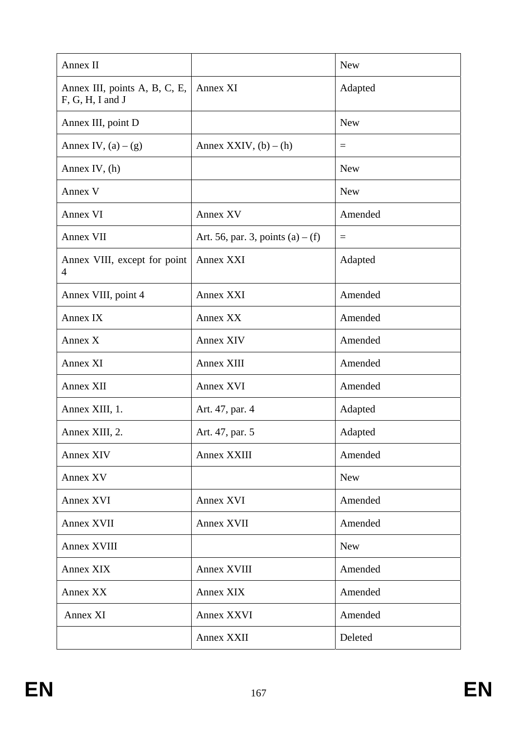| Annex II | | New |
|---|---|---|
| Annex III, points A, B, C, E, F, G, H, I and J | Annex XI | Adapted |
| Annex III, point D | | New |
| Annex IV, (a) – (g) | Annex XXIV, (b) – (h) | = |
| Annex IV, (h) | | New |
| Annex V | | New |
| Annex VI | Annex XV | Amended |
| Annex VII | Art. 56, par. 3, points (a) – (f) | = |
| Annex VIII, except for point 4 | Annex XXI | Adapted |
| Annex VIII, point 4 | Annex XXI | Amended |
| Annex IX | Annex XX | Amended |
| Annex X | Annex XIV | Amended |
| Annex XI | Annex XIII | Amended |
| Annex XII | Annex XVI | Amended |
| Annex XIII, 1. | Art. 47, par. 4 | Adapted |
| Annex XIII, 2. | Art. 47, par. 5 | Adapted |
| Annex XIV | Annex XXIII | Amended |
| Annex XV | | New |
| Annex XVI | Annex XVI | Amended |
| Annex XVII | Annex XVII | Amended |
| Annex XVIII | | New |
| Annex XIX | Annex XVIII | Amended |
| Annex XX | Annex XIX | Amended |
| Annex XI | Annex XXVI | Amended |
| | Annex XXII | Deleted |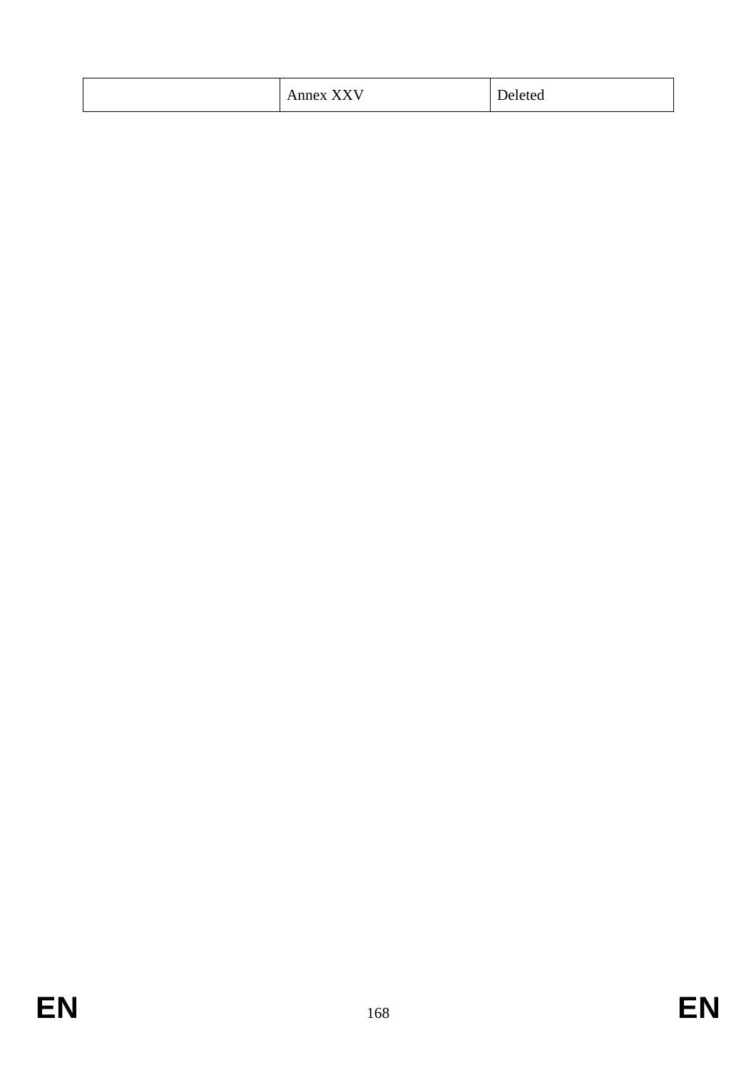| | | |
|---|---|---|
| | Annex XXV | Deleted |